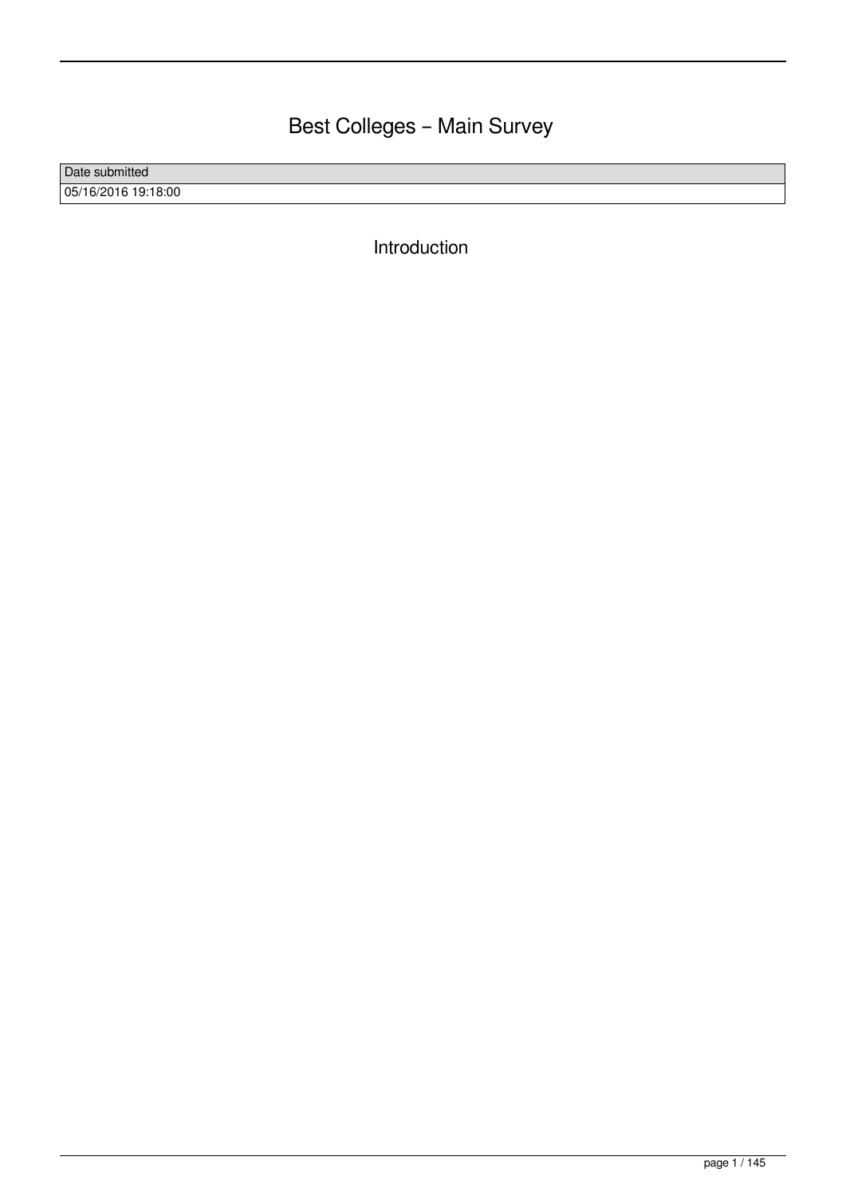# Best Colleges – Main Survey

| Date submitted |
| --- |
| 05/16/2016 19:18:00 |

## Introduction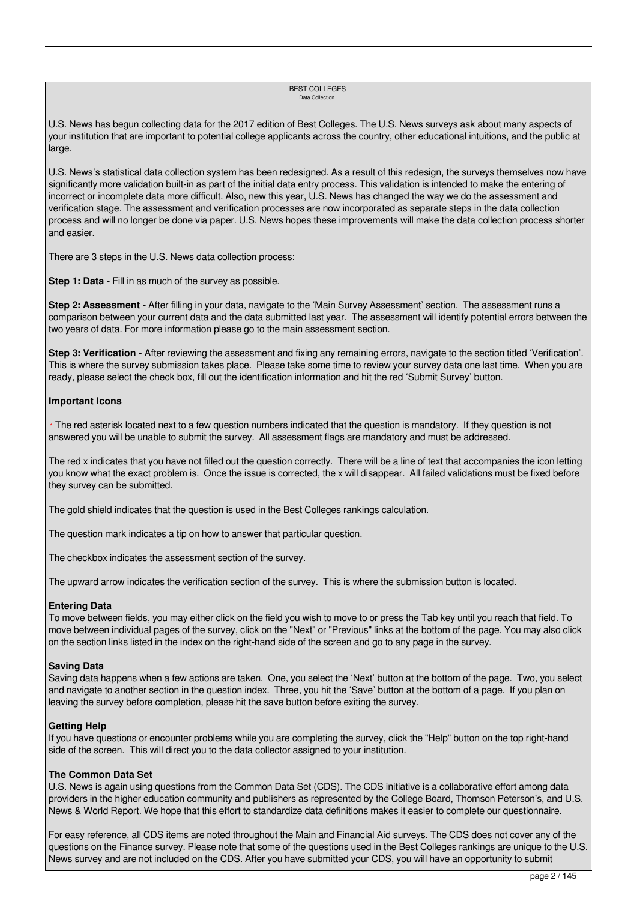BEST COLLEGES
Data Collection

U.S. News has begun collecting data for the 2017 edition of Best Colleges. The U.S. News surveys ask about many aspects of your institution that are important to potential college applicants across the country, other educational intuitions, and the public at large.

U.S. News's statistical data collection system has been redesigned. As a result of this redesign, the surveys themselves now have significantly more validation built-in as part of the initial data entry process. This validation is intended to make the entering of incorrect or incomplete data more difficult. Also, new this year, U.S. News has changed the way we do the assessment and verification stage. The assessment and verification processes are now incorporated as separate steps in the data collection process and will no longer be done via paper. U.S. News hopes these improvements will make the data collection process shorter and easier.

There are 3 steps in the U.S. News data collection process:

**Step 1: Data -** Fill in as much of the survey as possible.

**Step 2: Assessment -** After filling in your data, navigate to the 'Main Survey Assessment' section. The assessment runs a comparison between your current data and the data submitted last year. The assessment will identify potential errors between the two years of data. For more information please go to the main assessment section.

**Step 3: Verification -** After reviewing the assessment and fixing any remaining errors, navigate to the section titled 'Verification'. This is where the survey submission takes place. Please take some time to review your survey data one last time. When you are ready, please select the check box, fill out the identification information and hit the red 'Submit Survey' button.

**Important Icons**

* The red asterisk located next to a few question numbers indicated that the question is mandatory. If they question is not answered you will be unable to submit the survey. All assessment flags are mandatory and must be addressed.

The red x indicates that you have not filled out the question correctly. There will be a line of text that accompanies the icon letting you know what the exact problem is. Once the issue is corrected, the x will disappear. All failed validations must be fixed before they survey can be submitted.

The gold shield indicates that the question is used in the Best Colleges rankings calculation.

The question mark indicates a tip on how to answer that particular question.

The checkbox indicates the assessment section of the survey.

The upward arrow indicates the verification section of the survey. This is where the submission button is located.

**Entering Data**
To move between fields, you may either click on the field you wish to move to or press the Tab key until you reach that field. To move between individual pages of the survey, click on the "Next" or "Previous" links at the bottom of the page. You may also click on the section links listed in the index on the right-hand side of the screen and go to any page in the survey.

**Saving Data**
Saving data happens when a few actions are taken. One, you select the 'Next' button at the bottom of the page. Two, you select and navigate to another section in the question index. Three, you hit the 'Save' button at the bottom of a page. If you plan on leaving the survey before completion, please hit the save button before exiting the survey.

**Getting Help**
If you have questions or encounter problems while you are completing the survey, click the "Help" button on the top right-hand side of the screen. This will direct you to the data collector assigned to your institution.

**The Common Data Set**
U.S. News is again using questions from the Common Data Set (CDS). The CDS initiative is a collaborative effort among data providers in the higher education community and publishers as represented by the College Board, Thomson Peterson's, and U.S. News & World Report. We hope that this effort to standardize data definitions makes it easier to complete our questionnaire.

For easy reference, all CDS items are noted throughout the Main and Financial Aid surveys. The CDS does not cover any of the questions on the Finance survey. Please note that some of the questions used in the Best Colleges rankings are unique to the U.S. News survey and are not included on the CDS. After you have submitted your CDS, you will have an opportunity to submit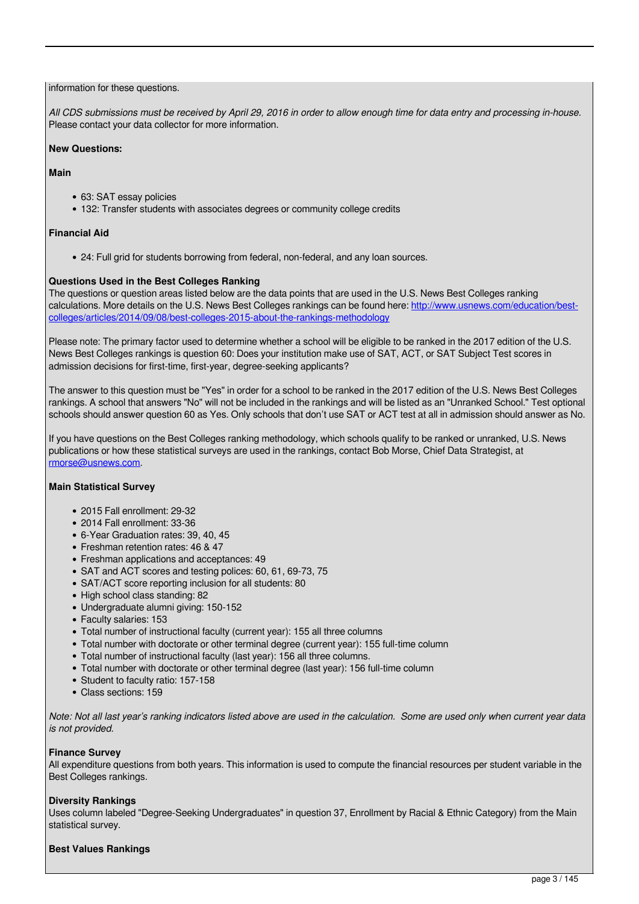information for these questions.

*All CDS submissions must be received by April 29, 2016 in order to allow enough time for data entry and processing in-house.* Please contact your data collector for more information.

**New Questions:**

**Main**

- 63: SAT essay policies
- 132: Transfer students with associates degrees or community college credits

**Financial Aid**

- 24: Full grid for students borrowing from federal, non-federal, and any loan sources.

**Questions Used in the Best Colleges Ranking**

The questions or question areas listed below are the data points that are used in the U.S. News Best Colleges ranking calculations. More details on the U.S. News Best Colleges rankings can be found here: [http://www.usnews.com/education/best-colleges/articles/2014/09/08/best-colleges-2015-about-the-rankings-methodology](http://www.usnews.com/education/best-colleges/articles/2014/09/08/best-colleges-2015-about-the-rankings-methodology)

Please note: The primary factor used to determine whether a school will be eligible to be ranked in the 2017 edition of the U.S. News Best Colleges rankings is question 60: Does your institution make use of SAT, ACT, or SAT Subject Test scores in admission decisions for first-time, first-year, degree-seeking applicants?

The answer to this question must be "Yes" in order for a school to be ranked in the 2017 edition of the U.S. News Best Colleges rankings. A school that answers "No" will not be included in the rankings and will be listed as an "Unranked School." Test optional schools should answer question 60 as Yes. Only schools that don't use SAT or ACT test at all in admission should answer as No.

If you have questions on the Best Colleges ranking methodology, which schools qualify to be ranked or unranked, U.S. News publications or how these statistical surveys are used in the rankings, contact Bob Morse, Chief Data Strategist, at [rmorse@usnews.com](mailto:rmorse@usnews.com).

**Main Statistical Survey**

- 2015 Fall enrollment: 29-32
- 2014 Fall enrollment: 33-36
- 6-Year Graduation rates: 39, 40, 45
- Freshman retention rates: 46 & 47
- Freshman applications and acceptances: 49
- SAT and ACT scores and testing polices: 60, 61, 69-73, 75
- SAT/ACT score reporting inclusion for all students: 80
- High school class standing: 82
- Undergraduate alumni giving: 150-152
- Faculty salaries: 153
- Total number of instructional faculty (current year): 155 all three columns
- Total number with doctorate or other terminal degree (current year): 155 full-time column
- Total number of instructional faculty (last year): 156 all three columns.
- Total number with doctorate or other terminal degree (last year): 156 full-time column
- Student to faculty ratio: 157-158
- Class sections: 159

*Note: Not all last year's ranking indicators listed above are used in the calculation. Some are used only when current year data is not provided.*

**Finance Survey**

All expenditure questions from both years. This information is used to compute the financial resources per student variable in the Best Colleges rankings.

**Diversity Rankings**

Uses column labeled "Degree-Seeking Undergraduates" in question 37, Enrollment by Racial & Ethnic Category) from the Main statistical survey.

**Best Values Rankings**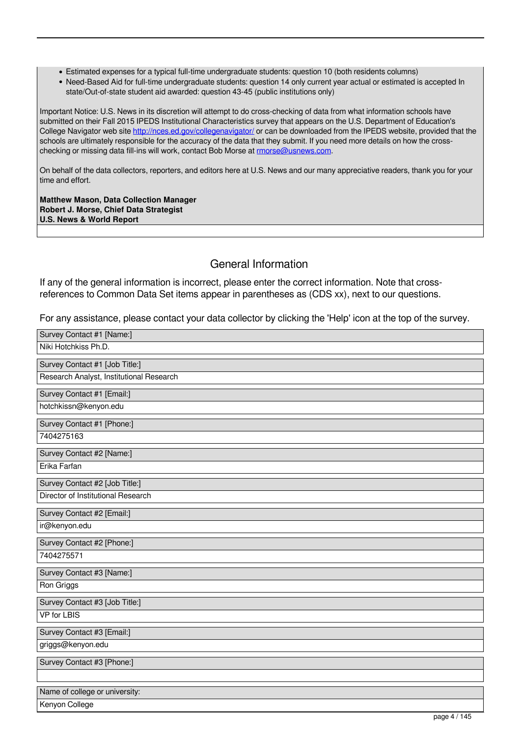- Estimated expenses for a typical full-time undergraduate students: question 10 (both residents columns)
- Need-Based Aid for full-time undergraduate students: question 14 only current year actual or estimated is accepted In state/Out-of-state student aid awarded: question 43-45 (public institutions only)

Important Notice: U.S. News in its discretion will attempt to do cross-checking of data from what information schools have submitted on their Fall 2015 IPEDS Institutional Characteristics survey that appears on the U.S. Department of Education's College Navigator web site http://nces.ed.gov/collegenavigator/ or can be downloaded from the IPEDS website, provided that the schools are ultimately responsible for the accuracy of the data that they submit. If you need more details on how the cross-checking or missing data fill-ins will work, contact Bob Morse at rmorse@usnews.com.

On behalf of the data collectors, reporters, and editors here at U.S. News and our many appreciative readers, thank you for your time and effort.

**Matthew Mason, Data Collection Manager**
**Robert J. Morse, Chief Data Strategist**
**U.S. News & World Report**

## General Information

If any of the general information is incorrect, please enter the correct information. Note that cross-references to Common Data Set items appear in parentheses as (CDS xx), next to our questions.

For any assistance, please contact your data collector by clicking the 'Help' icon at the top of the survey.

| Survey Contact #1 [Name:] |
|---|
| Niki Hotchkiss Ph.D. |

| Survey Contact #1 [Job Title:] |
|---|
| Research Analyst, Institutional Research |

| Survey Contact #1 [Email:] |
|---|
| hotchkissn@kenyon.edu |

| Survey Contact #1 [Phone:] |
|---|
| 7404275163 |

| Survey Contact #2 [Name:] |
|---|
| Erika Farfan |

| Survey Contact #2 [Job Title:] |
|---|
| Director of Institutional Research |

| Survey Contact #2 [Email:] |
|---|
| ir@kenyon.edu |

| Survey Contact #2 [Phone:] |
|---|
| 7404275571 |

| Survey Contact #3 [Name:] |
|---|
| Ron Griggs |

| Survey Contact #3 [Job Title:] |
|---|
| VP for LBIS |

| Survey Contact #3 [Email:] |
|---|
| griggs@kenyon.edu |

| Survey Contact #3 [Phone:] |
|---|
| |

| Name of college or university: |
|---|
| Kenyon College |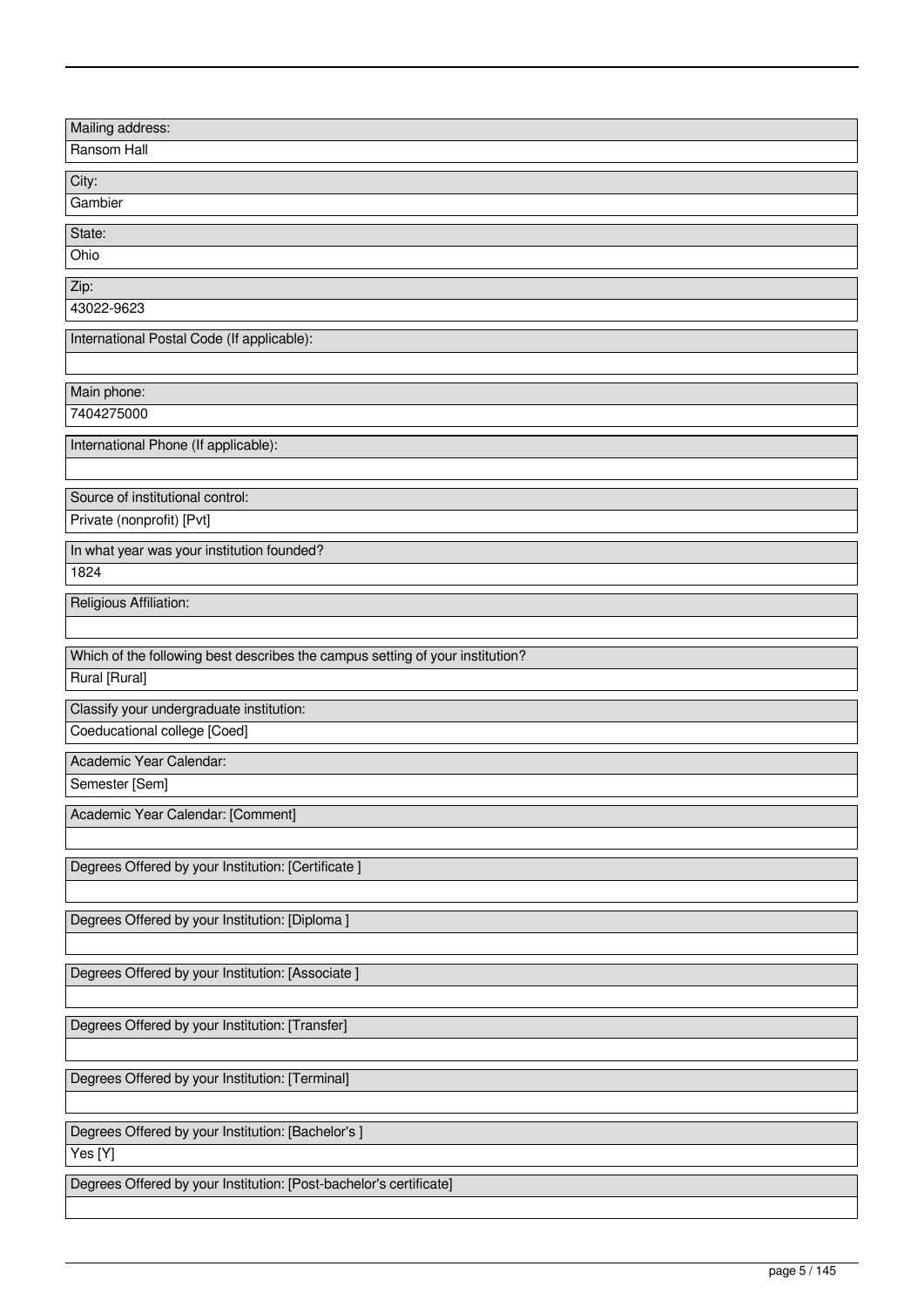| Mailing address: |
| --- |
| Ransom Hall |

| City: |
| --- |
| Gambier |

| State: |
| --- |
| Ohio |

| Zip: |
| --- |
| 43022-9623 |

| International Postal Code (If applicable): |
| --- |
| |

| Main phone: |
| --- |
| 7404275000 |

| International Phone (If applicable): |
| --- |
| |

| Source of institutional control: |
| --- |
| Private (nonprofit) [Pvt] |

| In what year was your institution founded? |
| --- |
| 1824 |

| Religious Affiliation: |
| --- |
| |

| Which of the following best describes the campus setting of your institution? |
| --- |
| Rural [Rural] |

| Classify your undergraduate institution: |
| --- |
| Coeducational college [Coed] |

| Academic Year Calendar: |
| --- |
| Semester [Sem] |

| Academic Year Calendar: [Comment] |
| --- |
| |

| Degrees Offered by your Institution: [Certificate ] |
| --- |
| |

| Degrees Offered by your Institution: [Diploma ] |
| --- |
| |

| Degrees Offered by your Institution: [Associate ] |
| --- |
| |

| Degrees Offered by your Institution: [Transfer] |
| --- |
| |

| Degrees Offered by your Institution: [Terminal] |
| --- |
| |

| Degrees Offered by your Institution: [Bachelor's ] |
| --- |
| Yes [Y] |

| Degrees Offered by your Institution: [Post-bachelor's certificate] |
| --- |
| |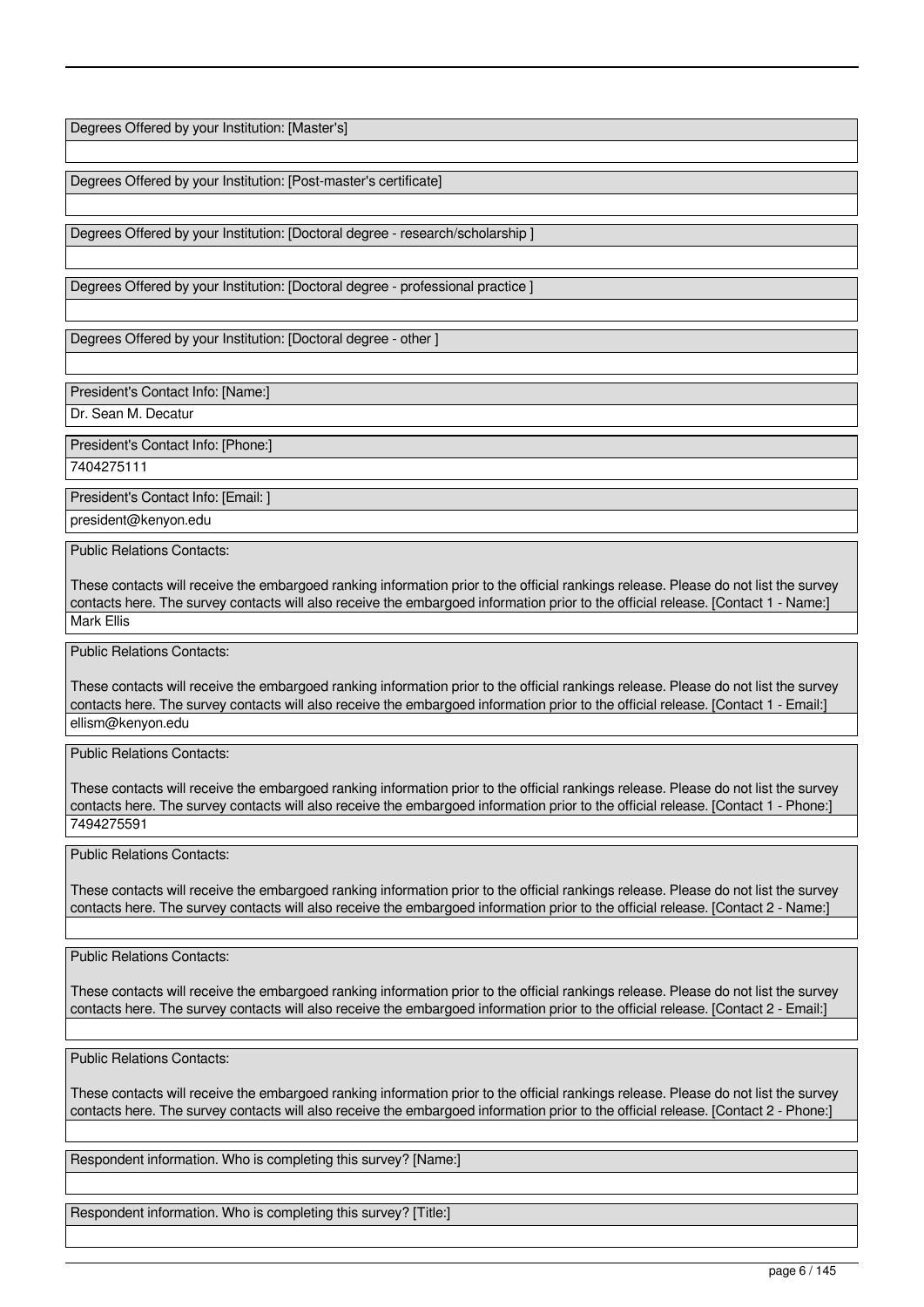Degrees Offered by your Institution: [Master's]

Degrees Offered by your Institution: [Post-master's certificate]

Degrees Offered by your Institution: [Doctoral degree - research/scholarship ]

Degrees Offered by your Institution: [Doctoral degree - professional practice ]

Degrees Offered by your Institution: [Doctoral degree - other ]

President's Contact Info: [Name:]

Dr. Sean M. Decatur

President's Contact Info: [Phone:]

7404275111

President's Contact Info: [Email: ]

president@kenyon.edu

Public Relations Contacts:

These contacts will receive the embargoed ranking information prior to the official rankings release. Please do not list the survey contacts here. The survey contacts will also receive the embargoed information prior to the official release. [Contact 1 - Name:]

Mark Ellis

Public Relations Contacts:

These contacts will receive the embargoed ranking information prior to the official rankings release. Please do not list the survey contacts here. The survey contacts will also receive the embargoed information prior to the official release. [Contact 1 - Email:]

ellism@kenyon.edu

Public Relations Contacts:

These contacts will receive the embargoed ranking information prior to the official rankings release. Please do not list the survey contacts here. The survey contacts will also receive the embargoed information prior to the official release. [Contact 1 - Phone:]

7494275591

Public Relations Contacts:

These contacts will receive the embargoed ranking information prior to the official rankings release. Please do not list the survey contacts here. The survey contacts will also receive the embargoed information prior to the official release. [Contact 2 - Name:]

Public Relations Contacts:

These contacts will receive the embargoed ranking information prior to the official rankings release. Please do not list the survey contacts here. The survey contacts will also receive the embargoed information prior to the official release. [Contact 2 - Email:]

Public Relations Contacts:

These contacts will receive the embargoed ranking information prior to the official rankings release. Please do not list the survey contacts here. The survey contacts will also receive the embargoed information prior to the official release. [Contact 2 - Phone:]

Respondent information. Who is completing this survey? [Name:]

Respondent information. Who is completing this survey? [Title:]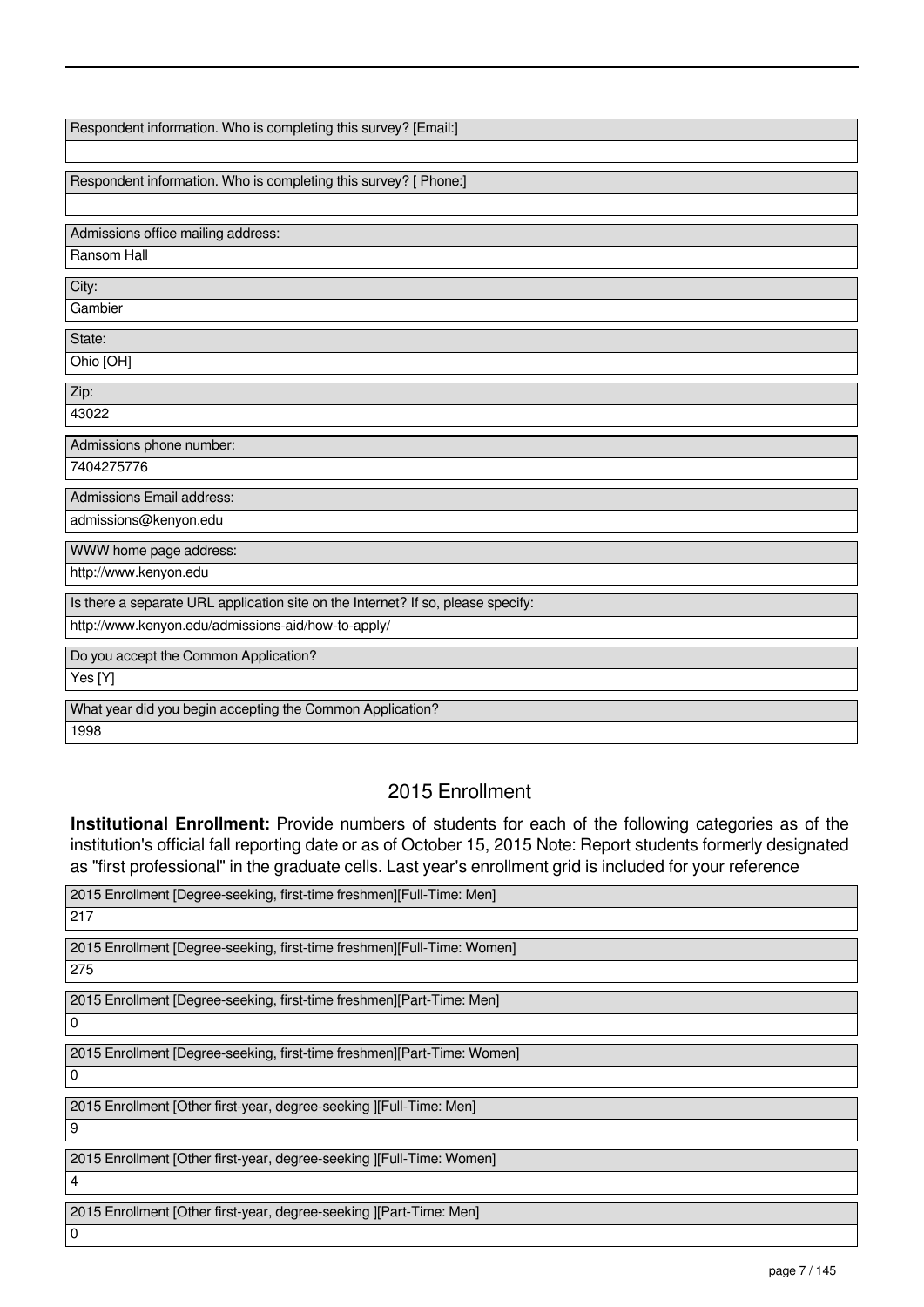| Respondent information. Who is completing this survey? [Email:] |
| --- |
| |

| Respondent information. Who is completing this survey? [ Phone:] |
| --- |
| |

| Admissions office mailing address: |
| --- |
| Ransom Hall |

| City: |
| --- |
| Gambier |

| State: |
| --- |
| Ohio [OH] |

| Zip: |
| --- |
| 43022 |

| Admissions phone number: |
| --- |
| 7404275776 |

| Admissions Email address: |
| --- |
| admissions@kenyon.edu |

| WWW home page address: |
| --- |
| http://www.kenyon.edu |

| Is there a separate URL application site on the Internet? If so, please specify: |
| --- |
| http://www.kenyon.edu/admissions-aid/how-to-apply/ |

| Do you accept the Common Application? |
| --- |
| Yes [Y] |

| What year did you begin accepting the Common Application? |
| --- |
| 1998 |

## 2015 Enrollment

**Institutional Enrollment:** Provide numbers of students for each of the following categories as of the institution's official fall reporting date or as of October 15, 2015 Note: Report students formerly designated as "first professional" in the graduate cells. Last year's enrollment grid is included for your reference

| 2015 Enrollment [Degree-seeking, first-time freshmen][Full-Time: Men] |
| --- |
| 217 |

| 2015 Enrollment [Degree-seeking, first-time freshmen][Full-Time: Women] |
| --- |
| 275 |

| 2015 Enrollment [Degree-seeking, first-time freshmen][Part-Time: Men] |
| --- |
| 0 |

| 2015 Enrollment [Degree-seeking, first-time freshmen][Part-Time: Women] |
| --- |
| 0 |

| 2015 Enrollment [Other first-year, degree-seeking ][Full-Time: Men] |
| --- |
| 9 |

| 2015 Enrollment [Other first-year, degree-seeking ][Full-Time: Women] |
| --- |
| 4 |

| 2015 Enrollment [Other first-year, degree-seeking ][Part-Time: Men] |
| --- |
| 0 |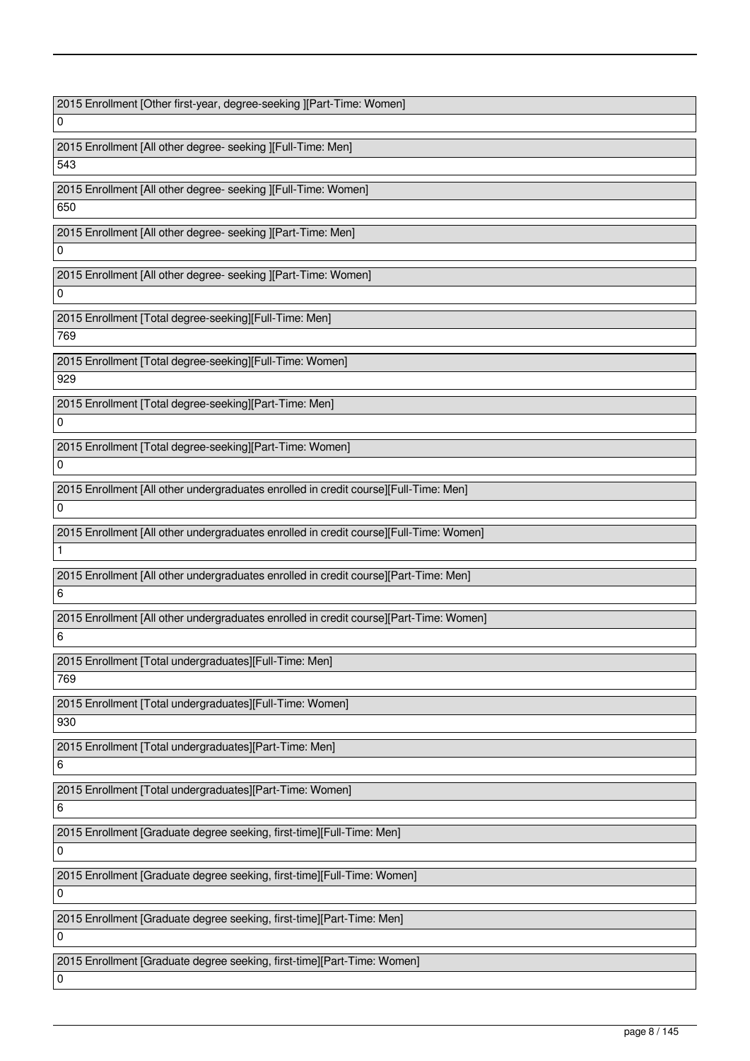2015 Enrollment [Other first-year, degree-seeking ][Part-Time: Women]

0

2015 Enrollment [All other degree- seeking ][Full-Time: Men]

543

2015 Enrollment [All other degree- seeking ][Full-Time: Women]

650

2015 Enrollment [All other degree- seeking ][Part-Time: Men]

0

2015 Enrollment [All other degree- seeking ][Part-Time: Women]

0

2015 Enrollment [Total degree-seeking][Full-Time: Men]

769

2015 Enrollment [Total degree-seeking][Full-Time: Women]

929

2015 Enrollment [Total degree-seeking][Part-Time: Men]

0

2015 Enrollment [Total degree-seeking][Part-Time: Women]

0

2015 Enrollment [All other undergraduates enrolled in credit course][Full-Time: Men]

0

2015 Enrollment [All other undergraduates enrolled in credit course][Full-Time: Women]

1

2015 Enrollment [All other undergraduates enrolled in credit course][Part-Time: Men]

6

2015 Enrollment [All other undergraduates enrolled in credit course][Part-Time: Women]

6

2015 Enrollment [Total undergraduates][Full-Time: Men]

769

2015 Enrollment [Total undergraduates][Full-Time: Women]

930

2015 Enrollment [Total undergraduates][Part-Time: Men]

6

2015 Enrollment [Total undergraduates][Part-Time: Women]

6

2015 Enrollment [Graduate degree seeking, first-time][Full-Time: Men]

0

2015 Enrollment [Graduate degree seeking, first-time][Full-Time: Women]

0

2015 Enrollment [Graduate degree seeking, first-time][Part-Time: Men]

0

2015 Enrollment [Graduate degree seeking, first-time][Part-Time: Women]

0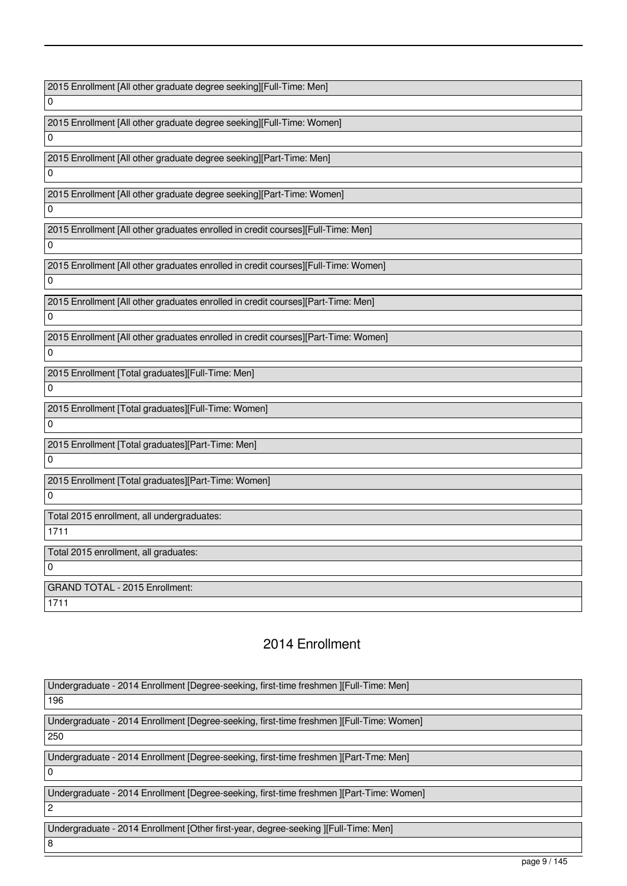2015 Enrollment [All other graduate degree seeking][Full-Time: Men]

0

2015 Enrollment [All other graduate degree seeking][Full-Time: Women]

0

2015 Enrollment [All other graduate degree seeking][Part-Time: Men]

0

2015 Enrollment [All other graduate degree seeking][Part-Time: Women]

0

2015 Enrollment [All other graduates enrolled in credit courses][Full-Time: Men]

0

2015 Enrollment [All other graduates enrolled in credit courses][Full-Time: Women]

0

2015 Enrollment [All other graduates enrolled in credit courses][Part-Time: Men]

0

2015 Enrollment [All other graduates enrolled in credit courses][Part-Time: Women]

0

2015 Enrollment [Total graduates][Full-Time: Men]

0

2015 Enrollment [Total graduates][Full-Time: Women]

0

2015 Enrollment [Total graduates][Part-Time: Men]

0

2015 Enrollment [Total graduates][Part-Time: Women]

0

Total 2015 enrollment, all undergraduates:

1711

Total 2015 enrollment, all graduates:

0

GRAND TOTAL - 2015 Enrollment:

1711

## 2014 Enrollment

Undergraduate - 2014 Enrollment [Degree-seeking, first-time freshmen ][Full-Time: Men]

196

Undergraduate - 2014 Enrollment [Degree-seeking, first-time freshmen ][Full-Time: Women]

250

Undergraduate - 2014 Enrollment [Degree-seeking, first-time freshmen ][Part-Tme: Men]

0

Undergraduate - 2014 Enrollment [Degree-seeking, first-time freshmen ][Part-Time: Women]

2

Undergraduate - 2014 Enrollment [Other first-year, degree-seeking ][Full-Time: Men]

8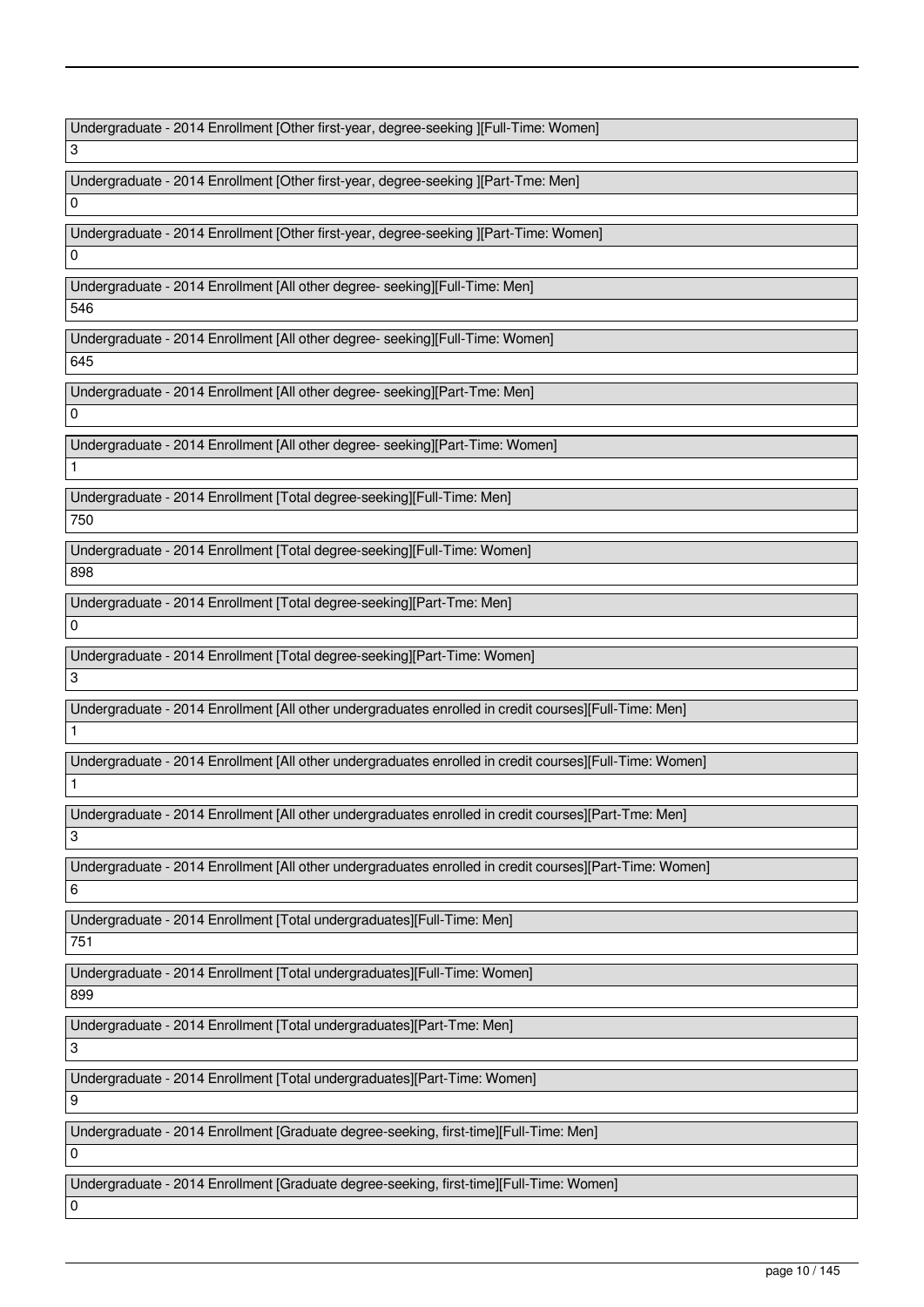| Undergraduate - 2014 Enrollment [Other first-year, degree-seeking ][Full-Time: Women] |
| --- |
| 3 |

| Undergraduate - 2014 Enrollment [Other first-year, degree-seeking ][Part-Tme: Men] |
| --- |
| 0 |

| Undergraduate - 2014 Enrollment [Other first-year, degree-seeking ][Part-Time: Women] |
| --- |
| 0 |

| Undergraduate - 2014 Enrollment [All other degree- seeking][Full-Time: Men] |
| --- |
| 546 |

| Undergraduate - 2014 Enrollment [All other degree- seeking][Full-Time: Women] |
| --- |
| 645 |

| Undergraduate - 2014 Enrollment [All other degree- seeking][Part-Tme: Men] |
| --- |
| 0 |

| Undergraduate - 2014 Enrollment [All other degree- seeking][Part-Time: Women] |
| --- |
| 1 |

| Undergraduate - 2014 Enrollment [Total degree-seeking][Full-Time: Men] |
| --- |
| 750 |

| Undergraduate - 2014 Enrollment [Total degree-seeking][Full-Time: Women] |
| --- |
| 898 |

| Undergraduate - 2014 Enrollment [Total degree-seeking][Part-Tme: Men] |
| --- |
| 0 |

| Undergraduate - 2014 Enrollment [Total degree-seeking][Part-Time: Women] |
| --- |
| 3 |

| Undergraduate - 2014 Enrollment [All other undergraduates enrolled in credit courses][Full-Time: Men] |
| --- |
| 1 |

| Undergraduate - 2014 Enrollment [All other undergraduates enrolled in credit courses][Full-Time: Women] |
| --- |
| 1 |

| Undergraduate - 2014 Enrollment [All other undergraduates enrolled in credit courses][Part-Tme: Men] |
| --- |
| 3 |

| Undergraduate - 2014 Enrollment [All other undergraduates enrolled in credit courses][Part-Time: Women] |
| --- |
| 6 |

| Undergraduate - 2014 Enrollment [Total undergraduates][Full-Time: Men] |
| --- |
| 751 |

| Undergraduate - 2014 Enrollment [Total undergraduates][Full-Time: Women] |
| --- |
| 899 |

| Undergraduate - 2014 Enrollment [Total undergraduates][Part-Tme: Men] |
| --- |
| 3 |

| Undergraduate - 2014 Enrollment [Total undergraduates][Part-Time: Women] |
| --- |
| 9 |

| Undergraduate - 2014 Enrollment [Graduate degree-seeking, first-time][Full-Time: Men] |
| --- |
| 0 |

| Undergraduate - 2014 Enrollment [Graduate degree-seeking, first-time][Full-Time: Women] |
| --- |
| 0 |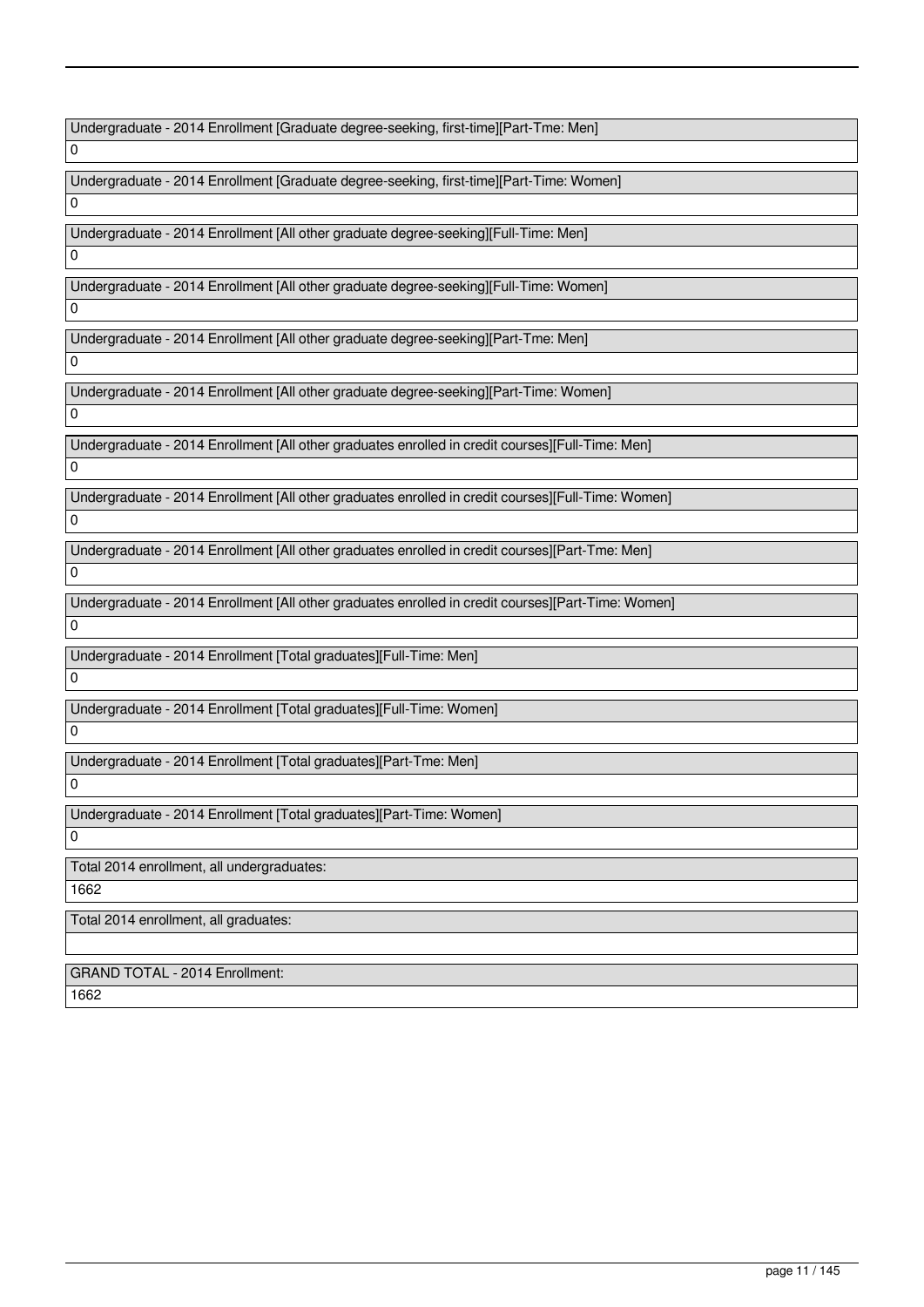| Undergraduate - 2014 Enrollment [Graduate degree-seeking, first-time][Part-Tme: Men] |
| --- |
| 0 |

| Undergraduate - 2014 Enrollment [Graduate degree-seeking, first-time][Part-Time: Women] |
| --- |
| 0 |

| Undergraduate - 2014 Enrollment [All other graduate degree-seeking][Full-Time: Men] |
| --- |
| 0 |

| Undergraduate - 2014 Enrollment [All other graduate degree-seeking][Full-Time: Women] |
| --- |
| 0 |

| Undergraduate - 2014 Enrollment [All other graduate degree-seeking][Part-Tme: Men] |
| --- |
| 0 |

| Undergraduate - 2014 Enrollment [All other graduate degree-seeking][Part-Time: Women] |
| --- |
| 0 |

| Undergraduate - 2014 Enrollment [All other graduates enrolled in credit courses][Full-Time: Men] |
| --- |
| 0 |

| Undergraduate - 2014 Enrollment [All other graduates enrolled in credit courses][Full-Time: Women] |
| --- |
| 0 |

| Undergraduate - 2014 Enrollment [All other graduates enrolled in credit courses][Part-Tme: Men] |
| --- |
| 0 |

| Undergraduate - 2014 Enrollment [All other graduates enrolled in credit courses][Part-Time: Women] |
| --- |
| 0 |

| Undergraduate - 2014 Enrollment [Total graduates][Full-Time: Men] |
| --- |
| 0 |

| Undergraduate - 2014 Enrollment [Total graduates][Full-Time: Women] |
| --- |
| 0 |

| Undergraduate - 2014 Enrollment [Total graduates][Part-Tme: Men] |
| --- |
| 0 |

| Undergraduate - 2014 Enrollment [Total graduates][Part-Time: Women] |
| --- |
| 0 |

| Total 2014 enrollment, all undergraduates: |
| --- |
| 1662 |

| Total 2014 enrollment, all graduates: |
| --- |
| |

| GRAND TOTAL - 2014 Enrollment: |
| --- |
| 1662 |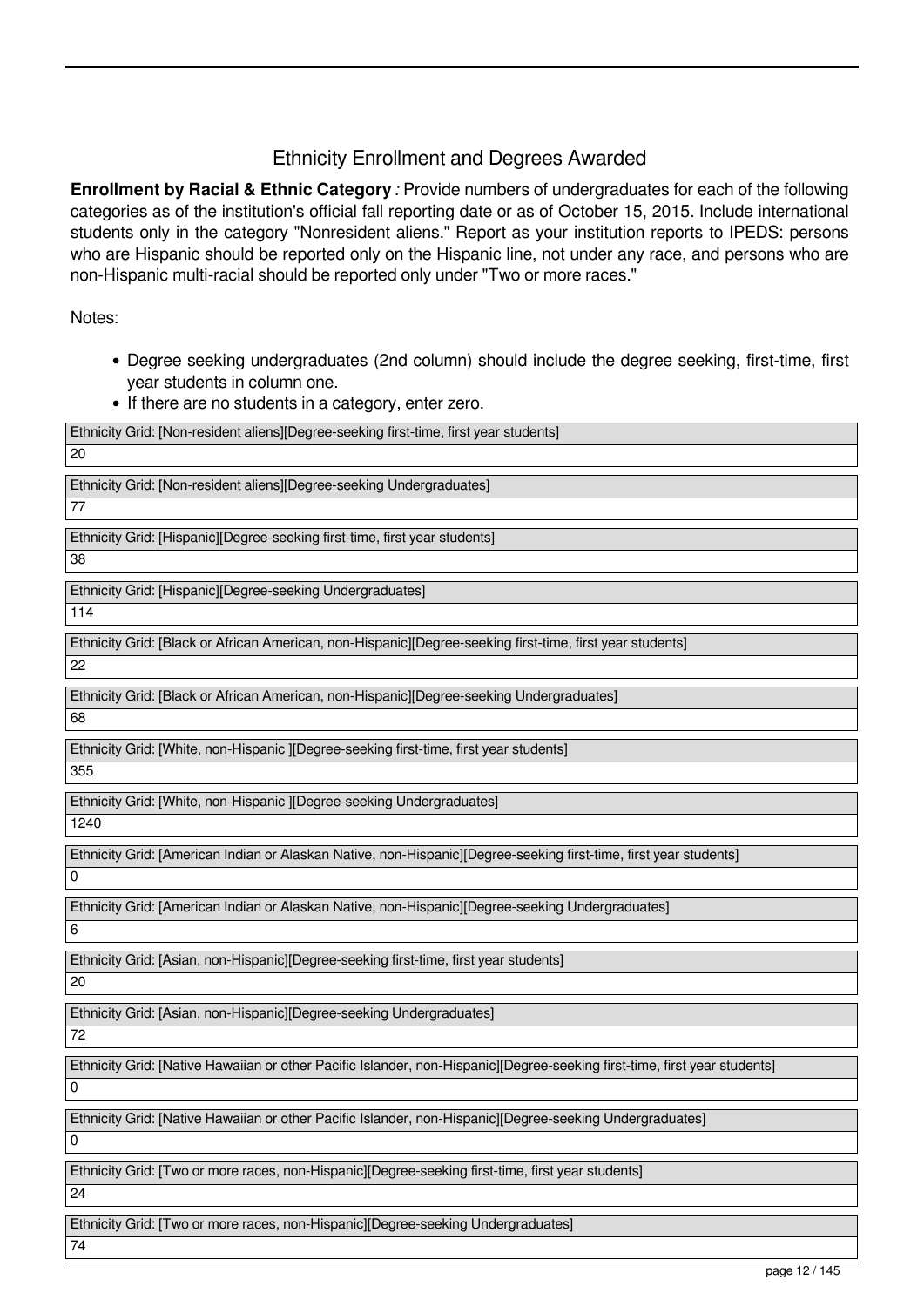# Ethnicity Enrollment and Degrees Awarded

**Enrollment by Racial & Ethnic Category** *:* Provide numbers of undergraduates for each of the following categories as of the institution's official fall reporting date or as of October 15, 2015. Include international students only in the category "Nonresident aliens." Report as your institution reports to IPEDS: persons who are Hispanic should be reported only on the Hispanic line, not under any race, and persons who are non-Hispanic multi-racial should be reported only under "Two or more races."

Notes:

- Degree seeking undergraduates (2nd column) should include the degree seeking, first-time, first year students in column one.
- If there are no students in a category, enter zero.

| Ethnicity Grid: [Non-resident aliens][Degree-seeking first-time, first year students] |
|---|
| 20 |

| Ethnicity Grid: [Non-resident aliens][Degree-seeking Undergraduates] |
|---|
| 77 |

| Ethnicity Grid: [Hispanic][Degree-seeking first-time, first year students] |
|---|
| 38 |

| Ethnicity Grid: [Hispanic][Degree-seeking Undergraduates] |
|---|
| 114 |

| Ethnicity Grid: [Black or African American, non-Hispanic][Degree-seeking first-time, first year students] |
|---|
| 22 |

| Ethnicity Grid: [Black or African American, non-Hispanic][Degree-seeking Undergraduates] |
|---|
| 68 |

| Ethnicity Grid: [White, non-Hispanic ][Degree-seeking first-time, first year students] |
|---|
| 355 |

| Ethnicity Grid: [White, non-Hispanic ][Degree-seeking Undergraduates] |
|---|
| 1240 |

| Ethnicity Grid: [American Indian or Alaskan Native, non-Hispanic][Degree-seeking first-time, first year students] |
|---|
| 0 |

| Ethnicity Grid: [American Indian or Alaskan Native, non-Hispanic][Degree-seeking Undergraduates] |
|---|
| 6 |

| Ethnicity Grid: [Asian, non-Hispanic][Degree-seeking first-time, first year students] |
|---|
| 20 |

| Ethnicity Grid: [Asian, non-Hispanic][Degree-seeking Undergraduates] |
|---|
| 72 |

| Ethnicity Grid: [Native Hawaiian or other Pacific Islander, non-Hispanic][Degree-seeking first-time, first year students] |
|---|
| 0 |

| Ethnicity Grid: [Native Hawaiian or other Pacific Islander, non-Hispanic][Degree-seeking Undergraduates] |
|---|
| 0 |

| Ethnicity Grid: [Two or more races, non-Hispanic][Degree-seeking first-time, first year students] |
|---|
| 24 |

| Ethnicity Grid: [Two or more races, non-Hispanic][Degree-seeking Undergraduates] |
|---|
| 74 |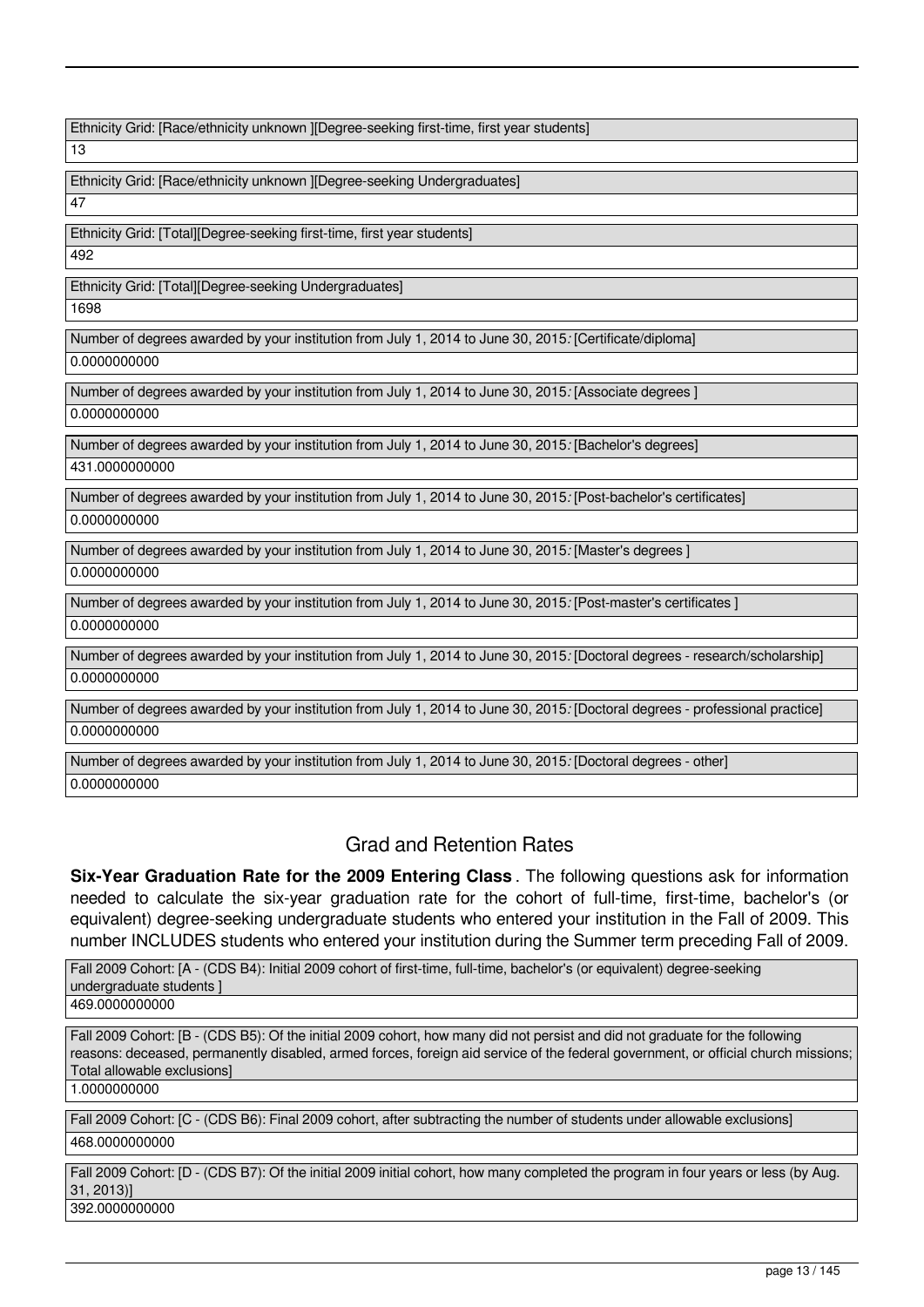| Ethnicity Grid: [Race/ethnicity unknown ][Degree-seeking first-time, first year students] |
| --- |
| 13 |

| Ethnicity Grid: [Race/ethnicity unknown ][Degree-seeking Undergraduates] |
| --- |
| 47 |

| Ethnicity Grid: [Total][Degree-seeking first-time, first year students] |
| --- |
| 492 |

| Ethnicity Grid: [Total][Degree-seeking Undergraduates] |
| --- |
| 1698 |

| Number of degrees awarded by your institution from July 1, 2014 to June 30, 2015: [Certificate/diploma] |
| --- |
| 0.0000000000 |

| Number of degrees awarded by your institution from July 1, 2014 to June 30, 2015: [Associate degrees ] |
| --- |
| 0.0000000000 |

| Number of degrees awarded by your institution from July 1, 2014 to June 30, 2015: [Bachelor's degrees] |
| --- |
| 431.0000000000 |

| Number of degrees awarded by your institution from July 1, 2014 to June 30, 2015: [Post-bachelor's certificates] |
| --- |
| 0.0000000000 |

| Number of degrees awarded by your institution from July 1, 2014 to June 30, 2015: [Master's degrees ] |
| --- |
| 0.0000000000 |

| Number of degrees awarded by your institution from July 1, 2014 to June 30, 2015: [Post-master's certificates ] |
| --- |
| 0.0000000000 |

| Number of degrees awarded by your institution from July 1, 2014 to June 30, 2015: [Doctoral degrees - research/scholarship] |
| --- |
| 0.0000000000 |

| Number of degrees awarded by your institution from July 1, 2014 to June 30, 2015: [Doctoral degrees - professional practice] |
| --- |
| 0.0000000000 |

| Number of degrees awarded by your institution from July 1, 2014 to June 30, 2015: [Doctoral degrees - other] |
| --- |
| 0.0000000000 |

## Grad and Retention Rates

**Six-Year Graduation Rate for the 2009 Entering Class**. The following questions ask for information needed to calculate the six-year graduation rate for the cohort of full-time, first-time, bachelor's (or equivalent) degree-seeking undergraduate students who entered your institution in the Fall of 2009. This number INCLUDES students who entered your institution during the Summer term preceding Fall of 2009.

| Fall 2009 Cohort: [A - (CDS B4): Initial 2009 cohort of first-time, full-time, bachelor's (or equivalent) degree-seeking undergraduate students ] |
| --- |
| 469.0000000000 |

| Fall 2009 Cohort: [B - (CDS B5): Of the initial 2009 cohort, how many did not persist and did not graduate for the following reasons: deceased, permanently disabled, armed forces, foreign aid service of the federal government, or official church missions; Total allowable exclusions] |
| --- |
| 1.0000000000 |

| Fall 2009 Cohort: [C - (CDS B6): Final 2009 cohort, after subtracting the number of students under allowable exclusions] |
| --- |
| 468.0000000000 |

| Fall 2009 Cohort: [D - (CDS B7): Of the initial 2009 initial cohort, how many completed the program in four years or less (by Aug. 31, 2013)] |
| --- |
| 392.0000000000 |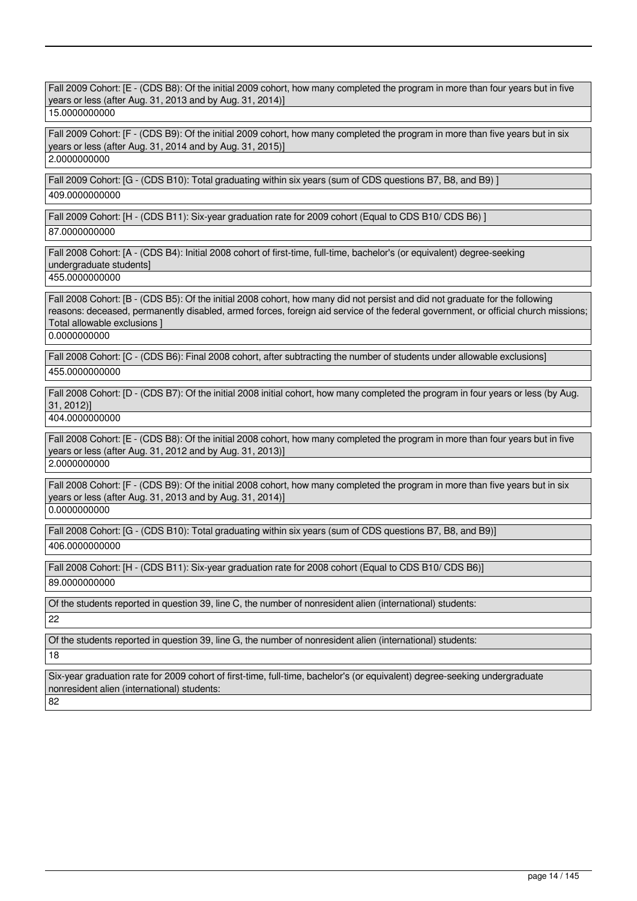Fall 2009 Cohort: [E - (CDS B8): Of the initial 2009 cohort, how many completed the program in more than four years but in five years or less (after Aug. 31, 2013 and by Aug. 31, 2014)]

15.0000000000

Fall 2009 Cohort: [F - (CDS B9): Of the initial 2009 cohort, how many completed the program in more than five years but in six years or less (after Aug. 31, 2014 and by Aug. 31, 2015)]

2.0000000000

Fall 2009 Cohort: [G - (CDS B10): Total graduating within six years (sum of CDS questions B7, B8, and B9) ]

409.0000000000

Fall 2009 Cohort: [H - (CDS B11): Six-year graduation rate for 2009 cohort (Equal to CDS B10/ CDS B6) ]

87.0000000000

Fall 2008 Cohort: [A - (CDS B4): Initial 2008 cohort of first-time, full-time, bachelor's (or equivalent) degree-seeking undergraduate students]

455.0000000000

Fall 2008 Cohort: [B - (CDS B5): Of the initial 2008 cohort, how many did not persist and did not graduate for the following reasons: deceased, permanently disabled, armed forces, foreign aid service of the federal government, or official church missions; Total allowable exclusions ]

0.0000000000

Fall 2008 Cohort: [C - (CDS B6): Final 2008 cohort, after subtracting the number of students under allowable exclusions]

455.0000000000

Fall 2008 Cohort: [D - (CDS B7): Of the initial 2008 initial cohort, how many completed the program in four years or less (by Aug. 31, 2012)]

404.0000000000

Fall 2008 Cohort: [E - (CDS B8): Of the initial 2008 cohort, how many completed the program in more than four years but in five years or less (after Aug. 31, 2012 and by Aug. 31, 2013)]

2.0000000000

Fall 2008 Cohort: [F - (CDS B9): Of the initial 2008 cohort, how many completed the program in more than five years but in six years or less (after Aug. 31, 2013 and by Aug. 31, 2014)]

0.0000000000

Fall 2008 Cohort: [G - (CDS B10): Total graduating within six years (sum of CDS questions B7, B8, and B9)]

406.0000000000

Fall 2008 Cohort: [H - (CDS B11): Six-year graduation rate for 2008 cohort (Equal to CDS B10/ CDS B6)]

89.0000000000

Of the students reported in question 39, line C, the number of nonresident alien (international) students:

22

Of the students reported in question 39, line G, the number of nonresident alien (international) students:

18

Six-year graduation rate for 2009 cohort of first-time, full-time, bachelor's (or equivalent) degree-seeking undergraduate nonresident alien (international) students:

82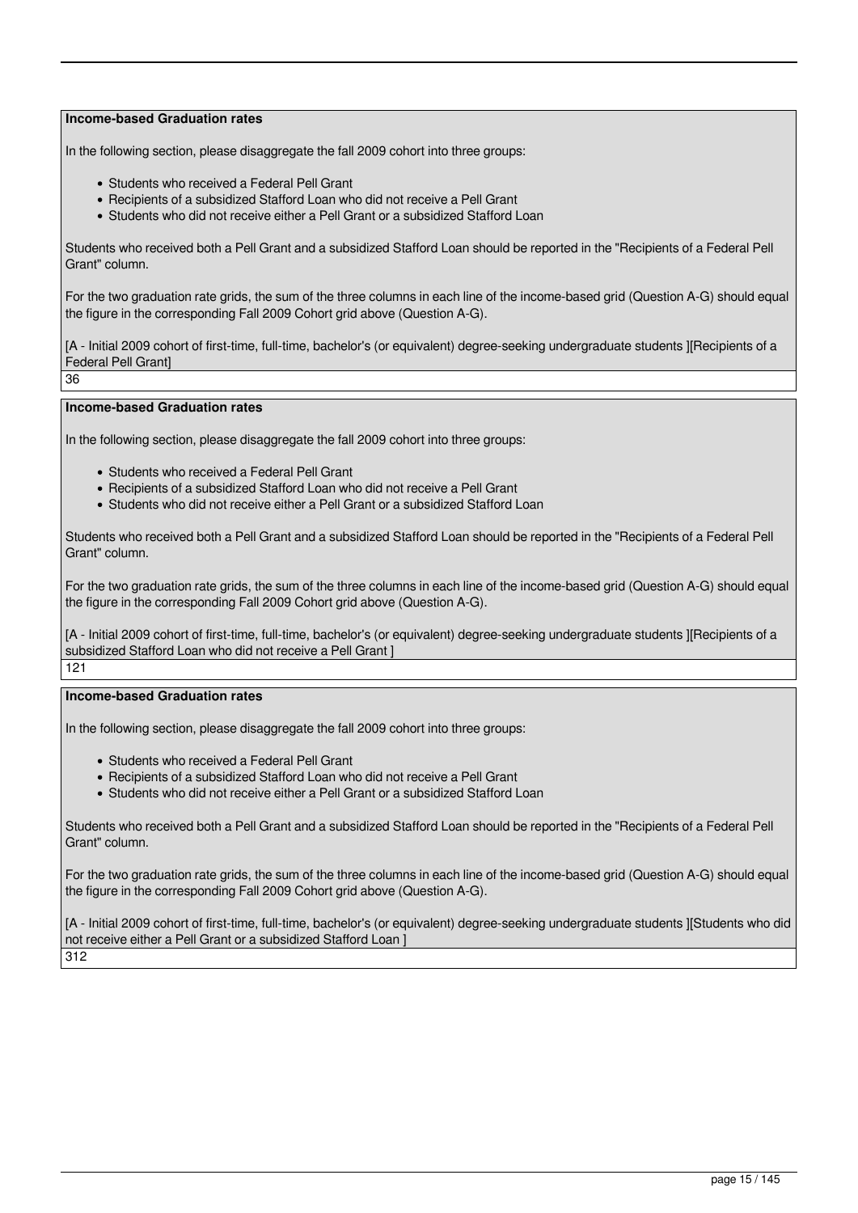**Income-based Graduation rates**

In the following section, please disaggregate the fall 2009 cohort into three groups:

- Students who received a Federal Pell Grant
- Recipients of a subsidized Stafford Loan who did not receive a Pell Grant
- Students who did not receive either a Pell Grant or a subsidized Stafford Loan

Students who received both a Pell Grant and a subsidized Stafford Loan should be reported in the "Recipients of a Federal Pell Grant" column.

For the two graduation rate grids, the sum of the three columns in each line of the income-based grid (Question A-G) should equal the figure in the corresponding Fall 2009 Cohort grid above (Question A-G).

[A - Initial 2009 cohort of first-time, full-time, bachelor's (or equivalent) degree-seeking undergraduate students ][Recipients of a Federal Pell Grant]

36

**Income-based Graduation rates**

In the following section, please disaggregate the fall 2009 cohort into three groups:

- Students who received a Federal Pell Grant
- Recipients of a subsidized Stafford Loan who did not receive a Pell Grant
- Students who did not receive either a Pell Grant or a subsidized Stafford Loan

Students who received both a Pell Grant and a subsidized Stafford Loan should be reported in the "Recipients of a Federal Pell Grant" column.

For the two graduation rate grids, the sum of the three columns in each line of the income-based grid (Question A-G) should equal the figure in the corresponding Fall 2009 Cohort grid above (Question A-G).

[A - Initial 2009 cohort of first-time, full-time, bachelor's (or equivalent) degree-seeking undergraduate students ][Recipients of a subsidized Stafford Loan who did not receive a Pell Grant ]

121

**Income-based Graduation rates**

In the following section, please disaggregate the fall 2009 cohort into three groups:

- Students who received a Federal Pell Grant
- Recipients of a subsidized Stafford Loan who did not receive a Pell Grant
- Students who did not receive either a Pell Grant or a subsidized Stafford Loan

Students who received both a Pell Grant and a subsidized Stafford Loan should be reported in the "Recipients of a Federal Pell Grant" column.

For the two graduation rate grids, the sum of the three columns in each line of the income-based grid (Question A-G) should equal the figure in the corresponding Fall 2009 Cohort grid above (Question A-G).

[A - Initial 2009 cohort of first-time, full-time, bachelor's (or equivalent) degree-seeking undergraduate students ][Students who did not receive either a Pell Grant or a subsidized Stafford Loan ]

312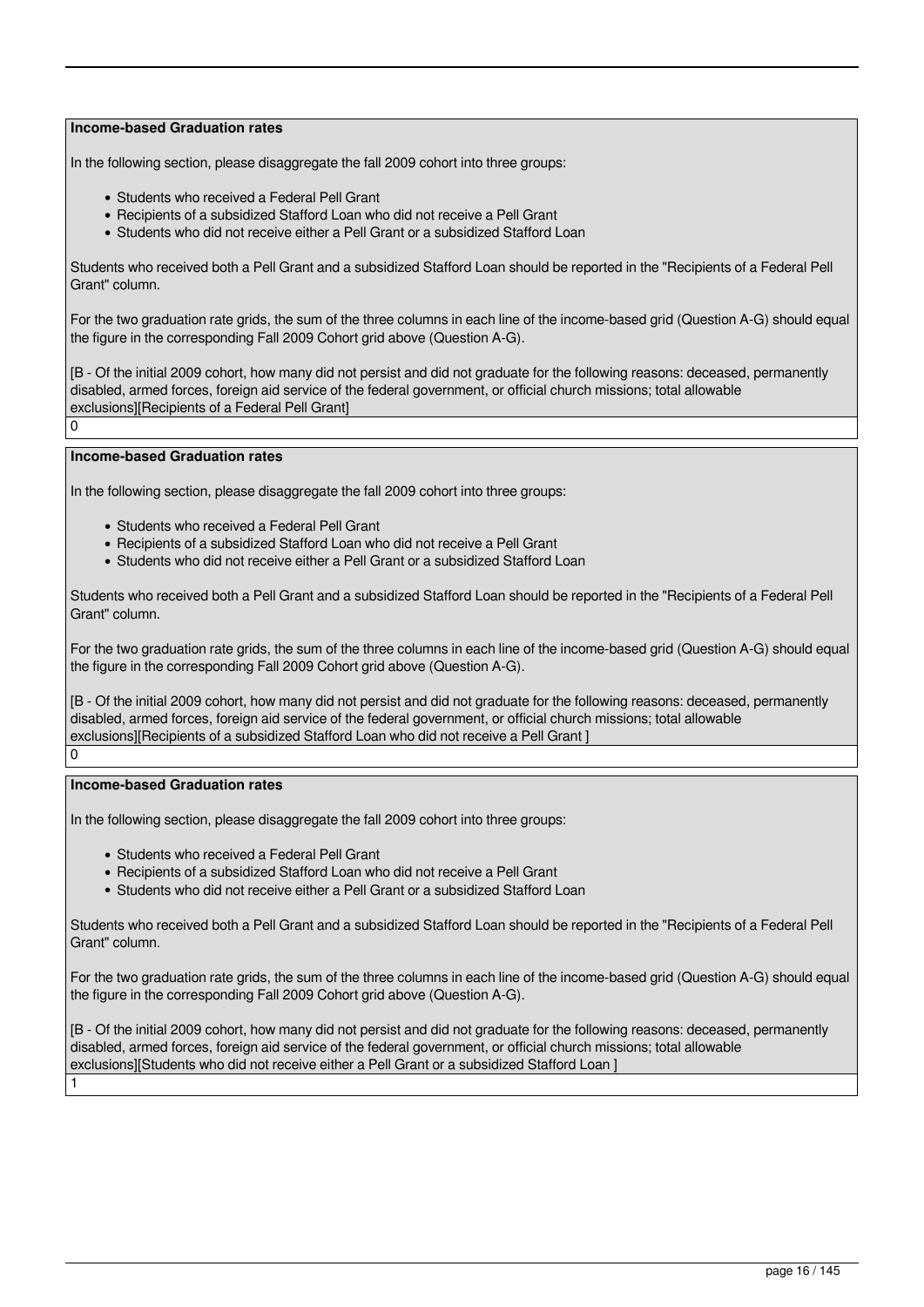**Income-based Graduation rates**

In the following section, please disaggregate the fall 2009 cohort into three groups:

- Students who received a Federal Pell Grant
- Recipients of a subsidized Stafford Loan who did not receive a Pell Grant
- Students who did not receive either a Pell Grant or a subsidized Stafford Loan

Students who received both a Pell Grant and a subsidized Stafford Loan should be reported in the "Recipients of a Federal Pell Grant" column.

For the two graduation rate grids, the sum of the three columns in each line of the income-based grid (Question A-G) should equal the figure in the corresponding Fall 2009 Cohort grid above (Question A-G).

[B - Of the initial 2009 cohort, how many did not persist and did not graduate for the following reasons: deceased, permanently disabled, armed forces, foreign aid service of the federal government, or official church missions; total allowable exclusions][Recipients of a Federal Pell Grant]

0

**Income-based Graduation rates**

In the following section, please disaggregate the fall 2009 cohort into three groups:

- Students who received a Federal Pell Grant
- Recipients of a subsidized Stafford Loan who did not receive a Pell Grant
- Students who did not receive either a Pell Grant or a subsidized Stafford Loan

Students who received both a Pell Grant and a subsidized Stafford Loan should be reported in the "Recipients of a Federal Pell Grant" column.

For the two graduation rate grids, the sum of the three columns in each line of the income-based grid (Question A-G) should equal the figure in the corresponding Fall 2009 Cohort grid above (Question A-G).

[B - Of the initial 2009 cohort, how many did not persist and did not graduate for the following reasons: deceased, permanently disabled, armed forces, foreign aid service of the federal government, or official church missions; total allowable exclusions][Recipients of a subsidized Stafford Loan who did not receive a Pell Grant ]

0

**Income-based Graduation rates**

In the following section, please disaggregate the fall 2009 cohort into three groups:

- Students who received a Federal Pell Grant
- Recipients of a subsidized Stafford Loan who did not receive a Pell Grant
- Students who did not receive either a Pell Grant or a subsidized Stafford Loan

Students who received both a Pell Grant and a subsidized Stafford Loan should be reported in the "Recipients of a Federal Pell Grant" column.

For the two graduation rate grids, the sum of the three columns in each line of the income-based grid (Question A-G) should equal the figure in the corresponding Fall 2009 Cohort grid above (Question A-G).

[B - Of the initial 2009 cohort, how many did not persist and did not graduate for the following reasons: deceased, permanently disabled, armed forces, foreign aid service of the federal government, or official church missions; total allowable exclusions][Students who did not receive either a Pell Grant or a subsidized Stafford Loan ]

1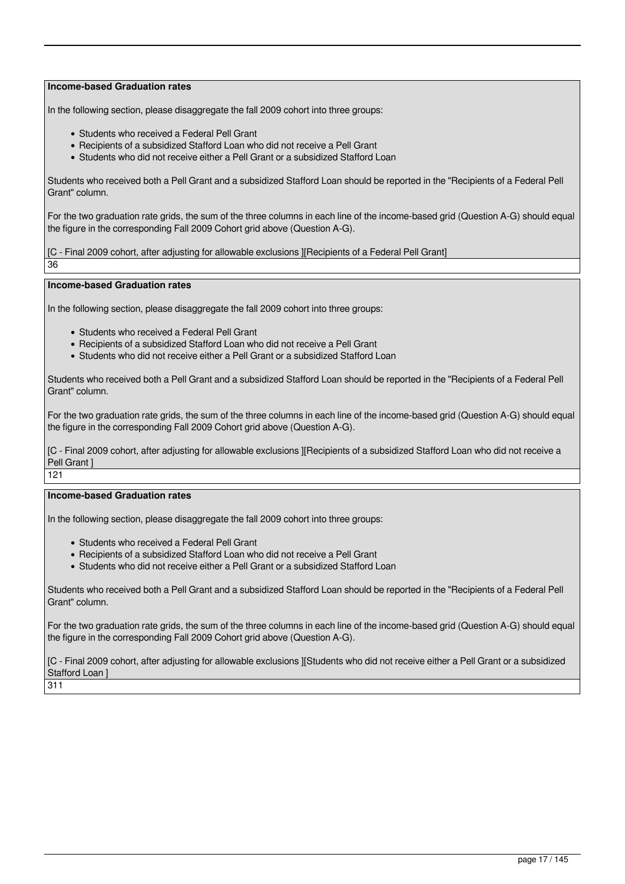**Income-based Graduation rates**

In the following section, please disaggregate the fall 2009 cohort into three groups:

- Students who received a Federal Pell Grant
- Recipients of a subsidized Stafford Loan who did not receive a Pell Grant
- Students who did not receive either a Pell Grant or a subsidized Stafford Loan

Students who received both a Pell Grant and a subsidized Stafford Loan should be reported in the "Recipients of a Federal Pell Grant" column.

For the two graduation rate grids, the sum of the three columns in each line of the income-based grid (Question A-G) should equal the figure in the corresponding Fall 2009 Cohort grid above (Question A-G).

[C - Final 2009 cohort, after adjusting for allowable exclusions ][Recipients of a Federal Pell Grant]

36

**Income-based Graduation rates**

In the following section, please disaggregate the fall 2009 cohort into three groups:

- Students who received a Federal Pell Grant
- Recipients of a subsidized Stafford Loan who did not receive a Pell Grant
- Students who did not receive either a Pell Grant or a subsidized Stafford Loan

Students who received both a Pell Grant and a subsidized Stafford Loan should be reported in the "Recipients of a Federal Pell Grant" column.

For the two graduation rate grids, the sum of the three columns in each line of the income-based grid (Question A-G) should equal the figure in the corresponding Fall 2009 Cohort grid above (Question A-G).

[C - Final 2009 cohort, after adjusting for allowable exclusions ][Recipients of a subsidized Stafford Loan who did not receive a Pell Grant ]

121

**Income-based Graduation rates**

In the following section, please disaggregate the fall 2009 cohort into three groups:

- Students who received a Federal Pell Grant
- Recipients of a subsidized Stafford Loan who did not receive a Pell Grant
- Students who did not receive either a Pell Grant or a subsidized Stafford Loan

Students who received both a Pell Grant and a subsidized Stafford Loan should be reported in the "Recipients of a Federal Pell Grant" column.

For the two graduation rate grids, the sum of the three columns in each line of the income-based grid (Question A-G) should equal the figure in the corresponding Fall 2009 Cohort grid above (Question A-G).

[C - Final 2009 cohort, after adjusting for allowable exclusions ][Students who did not receive either a Pell Grant or a subsidized Stafford Loan ]

311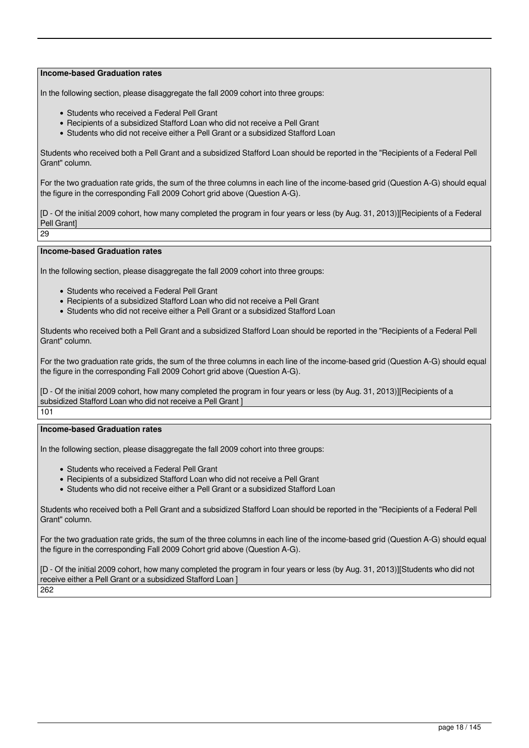**Income-based Graduation rates**

In the following section, please disaggregate the fall 2009 cohort into three groups:

- Students who received a Federal Pell Grant
- Recipients of a subsidized Stafford Loan who did not receive a Pell Grant
- Students who did not receive either a Pell Grant or a subsidized Stafford Loan

Students who received both a Pell Grant and a subsidized Stafford Loan should be reported in the "Recipients of a Federal Pell Grant" column.

For the two graduation rate grids, the sum of the three columns in each line of the income-based grid (Question A-G) should equal the figure in the corresponding Fall 2009 Cohort grid above (Question A-G).

[D - Of the initial 2009 cohort, how many completed the program in four years or less (by Aug. 31, 2013)][Recipients of a Federal Pell Grant]

29

**Income-based Graduation rates**

In the following section, please disaggregate the fall 2009 cohort into three groups:

- Students who received a Federal Pell Grant
- Recipients of a subsidized Stafford Loan who did not receive a Pell Grant
- Students who did not receive either a Pell Grant or a subsidized Stafford Loan

Students who received both a Pell Grant and a subsidized Stafford Loan should be reported in the "Recipients of a Federal Pell Grant" column.

For the two graduation rate grids, the sum of the three columns in each line of the income-based grid (Question A-G) should equal the figure in the corresponding Fall 2009 Cohort grid above (Question A-G).

[D - Of the initial 2009 cohort, how many completed the program in four years or less (by Aug. 31, 2013)][Recipients of a subsidized Stafford Loan who did not receive a Pell Grant ]

101

**Income-based Graduation rates**

In the following section, please disaggregate the fall 2009 cohort into three groups:

- Students who received a Federal Pell Grant
- Recipients of a subsidized Stafford Loan who did not receive a Pell Grant
- Students who did not receive either a Pell Grant or a subsidized Stafford Loan

Students who received both a Pell Grant and a subsidized Stafford Loan should be reported in the "Recipients of a Federal Pell Grant" column.

For the two graduation rate grids, the sum of the three columns in each line of the income-based grid (Question A-G) should equal the figure in the corresponding Fall 2009 Cohort grid above (Question A-G).

[D - Of the initial 2009 cohort, how many completed the program in four years or less (by Aug. 31, 2013)][Students who did not receive either a Pell Grant or a subsidized Stafford Loan ]

262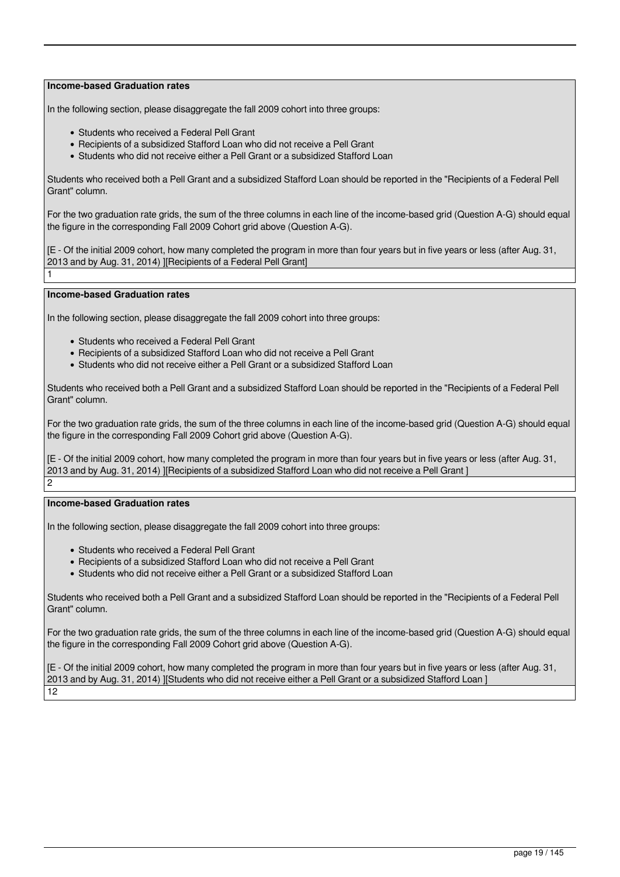**Income-based Graduation rates**

In the following section, please disaggregate the fall 2009 cohort into three groups:

- Students who received a Federal Pell Grant
- Recipients of a subsidized Stafford Loan who did not receive a Pell Grant
- Students who did not receive either a Pell Grant or a subsidized Stafford Loan

Students who received both a Pell Grant and a subsidized Stafford Loan should be reported in the "Recipients of a Federal Pell Grant" column.

For the two graduation rate grids, the sum of the three columns in each line of the income-based grid (Question A-G) should equal the figure in the corresponding Fall 2009 Cohort grid above (Question A-G).

[E - Of the initial 2009 cohort, how many completed the program in more than four years but in five years or less (after Aug. 31, 2013 and by Aug. 31, 2014) ][Recipients of a Federal Pell Grant]

1

**Income-based Graduation rates**

In the following section, please disaggregate the fall 2009 cohort into three groups:

- Students who received a Federal Pell Grant
- Recipients of a subsidized Stafford Loan who did not receive a Pell Grant
- Students who did not receive either a Pell Grant or a subsidized Stafford Loan

Students who received both a Pell Grant and a subsidized Stafford Loan should be reported in the "Recipients of a Federal Pell Grant" column.

For the two graduation rate grids, the sum of the three columns in each line of the income-based grid (Question A-G) should equal the figure in the corresponding Fall 2009 Cohort grid above (Question A-G).

[E - Of the initial 2009 cohort, how many completed the program in more than four years but in five years or less (after Aug. 31, 2013 and by Aug. 31, 2014) ][Recipients of a subsidized Stafford Loan who did not receive a Pell Grant ]

2

**Income-based Graduation rates**

In the following section, please disaggregate the fall 2009 cohort into three groups:

- Students who received a Federal Pell Grant
- Recipients of a subsidized Stafford Loan who did not receive a Pell Grant
- Students who did not receive either a Pell Grant or a subsidized Stafford Loan

Students who received both a Pell Grant and a subsidized Stafford Loan should be reported in the "Recipients of a Federal Pell Grant" column.

For the two graduation rate grids, the sum of the three columns in each line of the income-based grid (Question A-G) should equal the figure in the corresponding Fall 2009 Cohort grid above (Question A-G).

[E - Of the initial 2009 cohort, how many completed the program in more than four years but in five years or less (after Aug. 31, 2013 and by Aug. 31, 2014) ][Students who did not receive either a Pell Grant or a subsidized Stafford Loan ]

12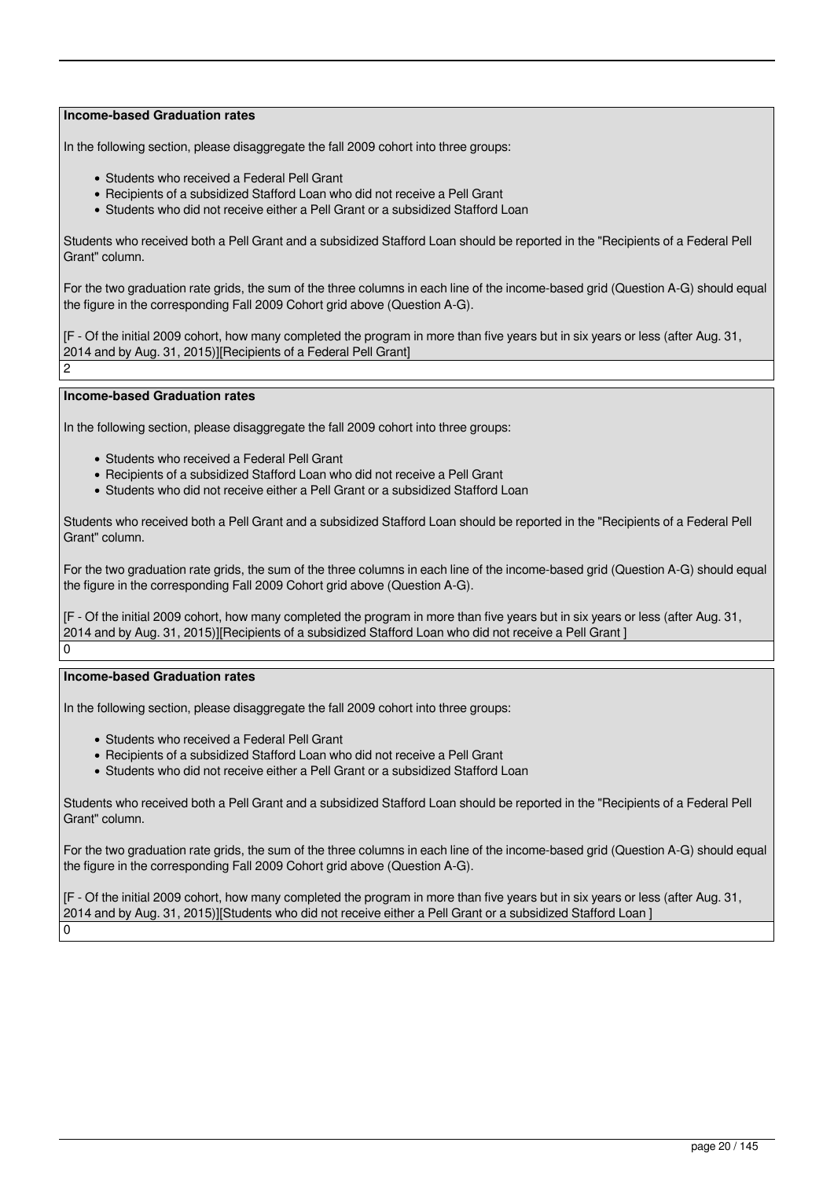**Income-based Graduation rates**

In the following section, please disaggregate the fall 2009 cohort into three groups:

- Students who received a Federal Pell Grant
- Recipients of a subsidized Stafford Loan who did not receive a Pell Grant
- Students who did not receive either a Pell Grant or a subsidized Stafford Loan

Students who received both a Pell Grant and a subsidized Stafford Loan should be reported in the "Recipients of a Federal Pell Grant" column.

For the two graduation rate grids, the sum of the three columns in each line of the income-based grid (Question A-G) should equal the figure in the corresponding Fall 2009 Cohort grid above (Question A-G).

[F - Of the initial 2009 cohort, how many completed the program in more than five years but in six years or less (after Aug. 31, 2014 and by Aug. 31, 2015)][Recipients of a Federal Pell Grant]

2

**Income-based Graduation rates**

In the following section, please disaggregate the fall 2009 cohort into three groups:

- Students who received a Federal Pell Grant
- Recipients of a subsidized Stafford Loan who did not receive a Pell Grant
- Students who did not receive either a Pell Grant or a subsidized Stafford Loan

Students who received both a Pell Grant and a subsidized Stafford Loan should be reported in the "Recipients of a Federal Pell Grant" column.

For the two graduation rate grids, the sum of the three columns in each line of the income-based grid (Question A-G) should equal the figure in the corresponding Fall 2009 Cohort grid above (Question A-G).

[F - Of the initial 2009 cohort, how many completed the program in more than five years but in six years or less (after Aug. 31, 2014 and by Aug. 31, 2015)][Recipients of a subsidized Stafford Loan who did not receive a Pell Grant ]

0

**Income-based Graduation rates**

In the following section, please disaggregate the fall 2009 cohort into three groups:

- Students who received a Federal Pell Grant
- Recipients of a subsidized Stafford Loan who did not receive a Pell Grant
- Students who did not receive either a Pell Grant or a subsidized Stafford Loan

Students who received both a Pell Grant and a subsidized Stafford Loan should be reported in the "Recipients of a Federal Pell Grant" column.

For the two graduation rate grids, the sum of the three columns in each line of the income-based grid (Question A-G) should equal the figure in the corresponding Fall 2009 Cohort grid above (Question A-G).

[F - Of the initial 2009 cohort, how many completed the program in more than five years but in six years or less (after Aug. 31, 2014 and by Aug. 31, 2015)][Students who did not receive either a Pell Grant or a subsidized Stafford Loan ]

0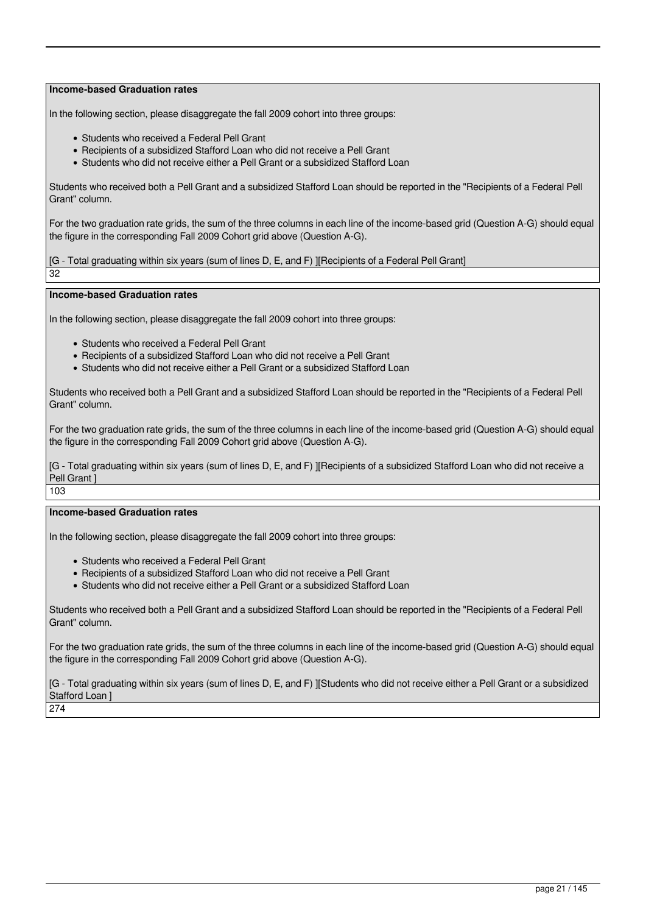**Income-based Graduation rates**

In the following section, please disaggregate the fall 2009 cohort into three groups:

- Students who received a Federal Pell Grant
- Recipients of a subsidized Stafford Loan who did not receive a Pell Grant
- Students who did not receive either a Pell Grant or a subsidized Stafford Loan

Students who received both a Pell Grant and a subsidized Stafford Loan should be reported in the "Recipients of a Federal Pell Grant" column.

For the two graduation rate grids, the sum of the three columns in each line of the income-based grid (Question A-G) should equal the figure in the corresponding Fall 2009 Cohort grid above (Question A-G).

[G - Total graduating within six years (sum of lines D, E, and F) ][Recipients of a Federal Pell Grant]

32

**Income-based Graduation rates**

In the following section, please disaggregate the fall 2009 cohort into three groups:

- Students who received a Federal Pell Grant
- Recipients of a subsidized Stafford Loan who did not receive a Pell Grant
- Students who did not receive either a Pell Grant or a subsidized Stafford Loan

Students who received both a Pell Grant and a subsidized Stafford Loan should be reported in the "Recipients of a Federal Pell Grant" column.

For the two graduation rate grids, the sum of the three columns in each line of the income-based grid (Question A-G) should equal the figure in the corresponding Fall 2009 Cohort grid above (Question A-G).

[G - Total graduating within six years (sum of lines D, E, and F) ][Recipients of a subsidized Stafford Loan who did not receive a Pell Grant ]

103

**Income-based Graduation rates**

In the following section, please disaggregate the fall 2009 cohort into three groups:

- Students who received a Federal Pell Grant
- Recipients of a subsidized Stafford Loan who did not receive a Pell Grant
- Students who did not receive either a Pell Grant or a subsidized Stafford Loan

Students who received both a Pell Grant and a subsidized Stafford Loan should be reported in the "Recipients of a Federal Pell Grant" column.

For the two graduation rate grids, the sum of the three columns in each line of the income-based grid (Question A-G) should equal the figure in the corresponding Fall 2009 Cohort grid above (Question A-G).

[G - Total graduating within six years (sum of lines D, E, and F) ][Students who did not receive either a Pell Grant or a subsidized Stafford Loan ]

274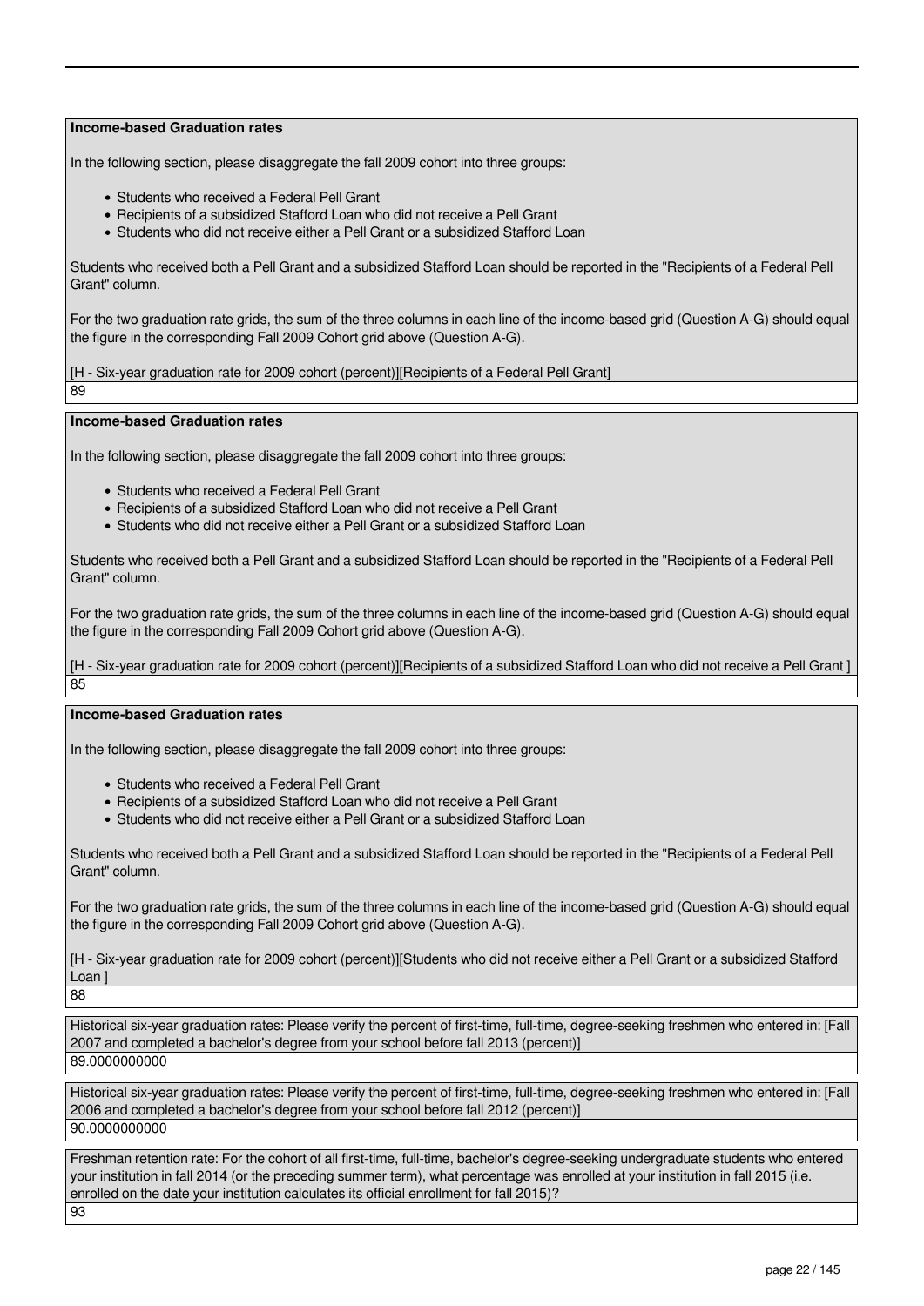**Income-based Graduation rates**

In the following section, please disaggregate the fall 2009 cohort into three groups:

- Students who received a Federal Pell Grant
- Recipients of a subsidized Stafford Loan who did not receive a Pell Grant
- Students who did not receive either a Pell Grant or a subsidized Stafford Loan

Students who received both a Pell Grant and a subsidized Stafford Loan should be reported in the "Recipients of a Federal Pell Grant" column.

For the two graduation rate grids, the sum of the three columns in each line of the income-based grid (Question A-G) should equal the figure in the corresponding Fall 2009 Cohort grid above (Question A-G).

[H - Six-year graduation rate for 2009 cohort (percent)][Recipients of a Federal Pell Grant]

89

**Income-based Graduation rates**

In the following section, please disaggregate the fall 2009 cohort into three groups:

- Students who received a Federal Pell Grant
- Recipients of a subsidized Stafford Loan who did not receive a Pell Grant
- Students who did not receive either a Pell Grant or a subsidized Stafford Loan

Students who received both a Pell Grant and a subsidized Stafford Loan should be reported in the "Recipients of a Federal Pell Grant" column.

For the two graduation rate grids, the sum of the three columns in each line of the income-based grid (Question A-G) should equal the figure in the corresponding Fall 2009 Cohort grid above (Question A-G).

[H - Six-year graduation rate for 2009 cohort (percent)][Recipients of a subsidized Stafford Loan who did not receive a Pell Grant ]

85

**Income-based Graduation rates**

In the following section, please disaggregate the fall 2009 cohort into three groups:

- Students who received a Federal Pell Grant
- Recipients of a subsidized Stafford Loan who did not receive a Pell Grant
- Students who did not receive either a Pell Grant or a subsidized Stafford Loan

Students who received both a Pell Grant and a subsidized Stafford Loan should be reported in the "Recipients of a Federal Pell Grant" column.

For the two graduation rate grids, the sum of the three columns in each line of the income-based grid (Question A-G) should equal the figure in the corresponding Fall 2009 Cohort grid above (Question A-G).

[H - Six-year graduation rate for 2009 cohort (percent)][Students who did not receive either a Pell Grant or a subsidized Stafford Loan ]

88

Historical six-year graduation rates: Please verify the percent of first-time, full-time, degree-seeking freshmen who entered in: [Fall 2007 and completed a bachelor's degree from your school before fall 2013 (percent)]

89.0000000000

Historical six-year graduation rates: Please verify the percent of first-time, full-time, degree-seeking freshmen who entered in: [Fall 2006 and completed a bachelor's degree from your school before fall 2012 (percent)]

90.0000000000

Freshman retention rate: For the cohort of all first-time, full-time, bachelor's degree-seeking undergraduate students who entered your institution in fall 2014 (or the preceding summer term), what percentage was enrolled at your institution in fall 2015 (i.e. enrolled on the date your institution calculates its official enrollment for fall 2015)?

93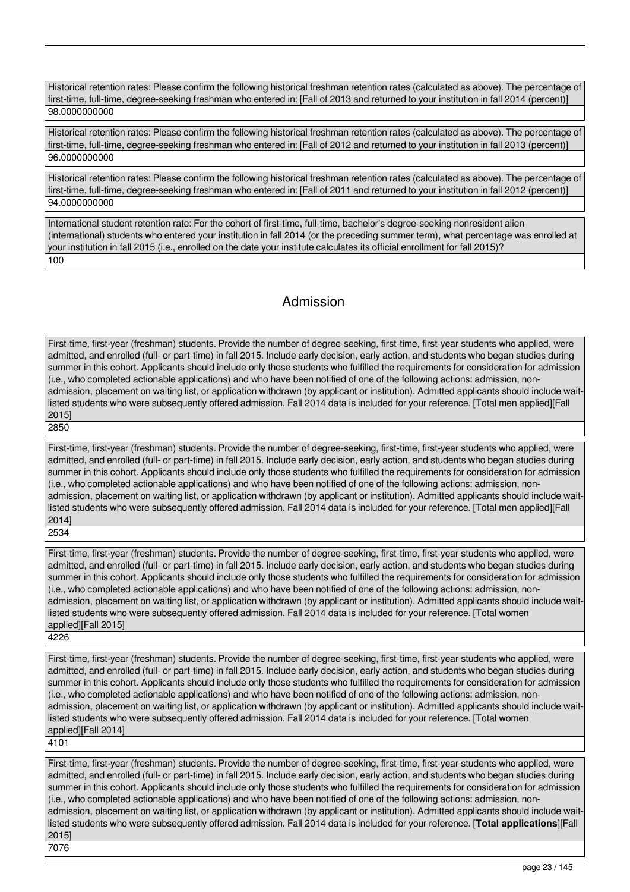Historical retention rates: Please confirm the following historical freshman retention rates (calculated as above). The percentage of first-time, full-time, degree-seeking freshman who entered in: [Fall of 2013 and returned to your institution in fall 2014 (percent)]

98.0000000000

Historical retention rates: Please confirm the following historical freshman retention rates (calculated as above). The percentage of first-time, full-time, degree-seeking freshman who entered in: [Fall of 2012 and returned to your institution in fall 2013 (percent)]

96.0000000000

Historical retention rates: Please confirm the following historical freshman retention rates (calculated as above). The percentage of first-time, full-time, degree-seeking freshman who entered in: [Fall of 2011 and returned to your institution in fall 2012 (percent)]

94.0000000000

International student retention rate: For the cohort of first-time, full-time, bachelor's degree-seeking nonresident alien (international) students who entered your institution in fall 2014 (or the preceding summer term), what percentage was enrolled at your institution in fall 2015 (i.e., enrolled on the date your institute calculates its official enrollment for fall 2015)?

100

## Admission

First-time, first-year (freshman) students. Provide the number of degree-seeking, first-time, first-year students who applied, were admitted, and enrolled (full- or part-time) in fall 2015. Include early decision, early action, and students who began studies during summer in this cohort. Applicants should include only those students who fulfilled the requirements for consideration for admission (i.e., who completed actionable applications) and who have been notified of one of the following actions: admission, non-admission, placement on waiting list, or application withdrawn (by applicant or institution). Admitted applicants should include wait-listed students who were subsequently offered admission. Fall 2014 data is included for your reference. [**Total men applied**][Fall 2015]

2850

First-time, first-year (freshman) students. Provide the number of degree-seeking, first-time, first-year students who applied, were admitted, and enrolled (full- or part-time) in fall 2015. Include early decision, early action, and students who began studies during summer in this cohort. Applicants should include only those students who fulfilled the requirements for consideration for admission (i.e., who completed actionable applications) and who have been notified of one of the following actions: admission, non-admission, placement on waiting list, or application withdrawn (by applicant or institution). Admitted applicants should include wait-listed students who were subsequently offered admission. Fall 2014 data is included for your reference. [**Total men applied**][Fall 2014]

2534

First-time, first-year (freshman) students. Provide the number of degree-seeking, first-time, first-year students who applied, were admitted, and enrolled (full- or part-time) in fall 2015. Include early decision, early action, and students who began studies during summer in this cohort. Applicants should include only those students who fulfilled the requirements for consideration for admission (i.e., who completed actionable applications) and who have been notified of one of the following actions: admission, non-admission, placement on waiting list, or application withdrawn (by applicant or institution). Admitted applicants should include wait-listed students who were subsequently offered admission. Fall 2014 data is included for your reference. [Total women applied][Fall 2015]

4226

First-time, first-year (freshman) students. Provide the number of degree-seeking, first-time, first-year students who applied, were admitted, and enrolled (full- or part-time) in fall 2015. Include early decision, early action, and students who began studies during summer in this cohort. Applicants should include only those students who fulfilled the requirements for consideration for admission (i.e., who completed actionable applications) and who have been notified of one of the following actions: admission, non-admission, placement on waiting list, or application withdrawn (by applicant or institution). Admitted applicants should include wait-listed students who were subsequently offered admission. Fall 2014 data is included for your reference. [Total women applied][Fall 2014]

4101

First-time, first-year (freshman) students. Provide the number of degree-seeking, first-time, first-year students who applied, were admitted, and enrolled (full- or part-time) in fall 2015. Include early decision, early action, and students who began studies during summer in this cohort. Applicants should include only those students who fulfilled the requirements for consideration for admission (i.e., who completed actionable applications) and who have been notified of one of the following actions: admission, non-admission, placement on waiting list, or application withdrawn (by applicant or institution). Admitted applicants should include wait-listed students who were subsequently offered admission. Fall 2014 data is included for your reference. [**Total applications**][Fall 2015]

7076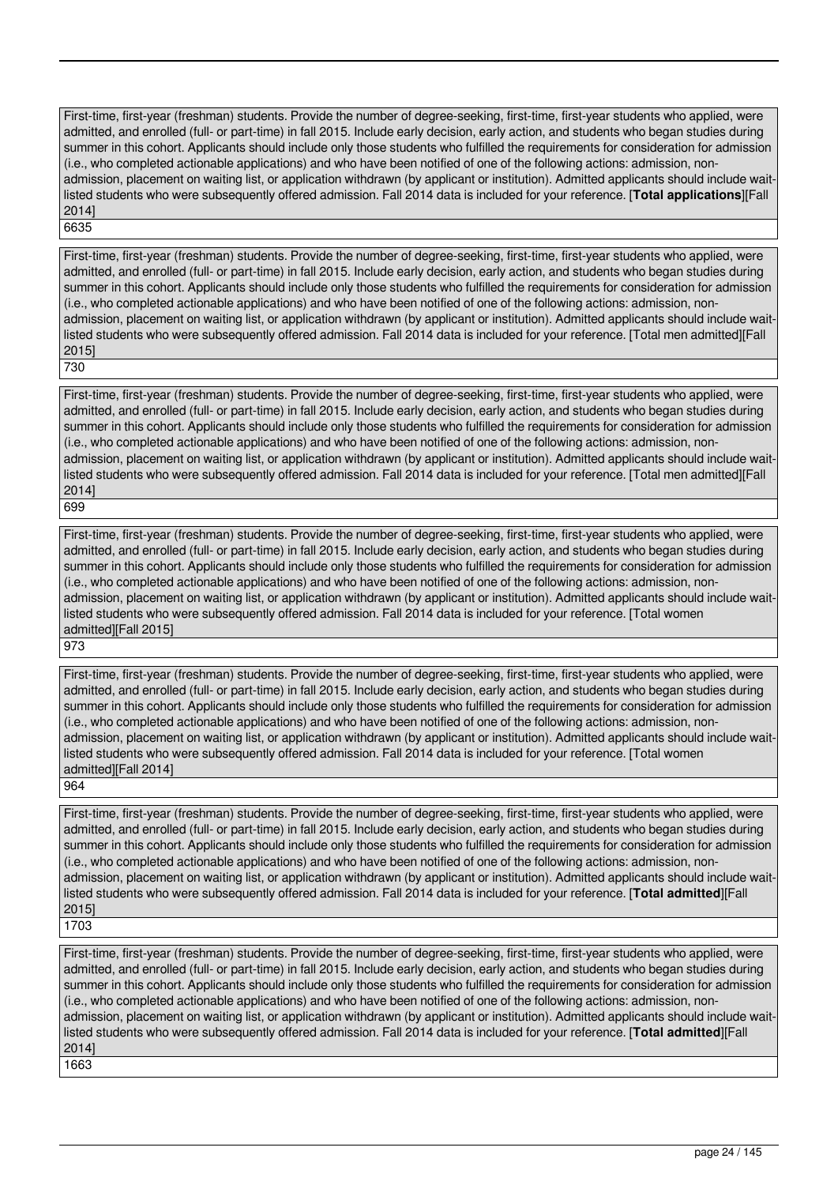First-time, first-year (freshman) students. Provide the number of degree-seeking, first-time, first-year students who applied, were admitted, and enrolled (full- or part-time) in fall 2015. Include early decision, early action, and students who began studies during summer in this cohort. Applicants should include only those students who fulfilled the requirements for consideration for admission (i.e., who completed actionable applications) and who have been notified of one of the following actions: admission, non-admission, placement on waiting list, or application withdrawn (by applicant or institution). Admitted applicants should include wait-listed students who were subsequently offered admission. Fall 2014 data is included for your reference. [**Total applications**][Fall 2014]

6635

First-time, first-year (freshman) students. Provide the number of degree-seeking, first-time, first-year students who applied, were admitted, and enrolled (full- or part-time) in fall 2015. Include early decision, early action, and students who began studies during summer in this cohort. Applicants should include only those students who fulfilled the requirements for consideration for admission (i.e., who completed actionable applications) and who have been notified of one of the following actions: admission, non-admission, placement on waiting list, or application withdrawn (by applicant or institution). Admitted applicants should include wait-listed students who were subsequently offered admission. Fall 2014 data is included for your reference. [Total men admitted][Fall 2015]

730

First-time, first-year (freshman) students. Provide the number of degree-seeking, first-time, first-year students who applied, were admitted, and enrolled (full- or part-time) in fall 2015. Include early decision, early action, and students who began studies during summer in this cohort. Applicants should include only those students who fulfilled the requirements for consideration for admission (i.e., who completed actionable applications) and who have been notified of one of the following actions: admission, non-admission, placement on waiting list, or application withdrawn (by applicant or institution). Admitted applicants should include wait-listed students who were subsequently offered admission. Fall 2014 data is included for your reference. [Total men admitted][Fall 2014]

699

First-time, first-year (freshman) students. Provide the number of degree-seeking, first-time, first-year students who applied, were admitted, and enrolled (full- or part-time) in fall 2015. Include early decision, early action, and students who began studies during summer in this cohort. Applicants should include only those students who fulfilled the requirements for consideration for admission (i.e., who completed actionable applications) and who have been notified of one of the following actions: admission, non-admission, placement on waiting list, or application withdrawn (by applicant or institution). Admitted applicants should include wait-listed students who were subsequently offered admission. Fall 2014 data is included for your reference. [Total women admitted][Fall 2015]

973

First-time, first-year (freshman) students. Provide the number of degree-seeking, first-time, first-year students who applied, were admitted, and enrolled (full- or part-time) in fall 2015. Include early decision, early action, and students who began studies during summer in this cohort. Applicants should include only those students who fulfilled the requirements for consideration for admission (i.e., who completed actionable applications) and who have been notified of one of the following actions: admission, non-admission, placement on waiting list, or application withdrawn (by applicant or institution). Admitted applicants should include wait-listed students who were subsequently offered admission. Fall 2014 data is included for your reference. [Total women admitted][Fall 2014]

964

First-time, first-year (freshman) students. Provide the number of degree-seeking, first-time, first-year students who applied, were admitted, and enrolled (full- or part-time) in fall 2015. Include early decision, early action, and students who began studies during summer in this cohort. Applicants should include only those students who fulfilled the requirements for consideration for admission (i.e., who completed actionable applications) and who have been notified of one of the following actions: admission, non-admission, placement on waiting list, or application withdrawn (by applicant or institution). Admitted applicants should include wait-listed students who were subsequently offered admission. Fall 2014 data is included for your reference. [**Total admitted**][Fall 2015]

1703

First-time, first-year (freshman) students. Provide the number of degree-seeking, first-time, first-year students who applied, were admitted, and enrolled (full- or part-time) in fall 2015. Include early decision, early action, and students who began studies during summer in this cohort. Applicants should include only those students who fulfilled the requirements for consideration for admission (i.e., who completed actionable applications) and who have been notified of one of the following actions: admission, non-admission, placement on waiting list, or application withdrawn (by applicant or institution). Admitted applicants should include wait-listed students who were subsequently offered admission. Fall 2014 data is included for your reference. [**Total admitted**][Fall 2014]

1663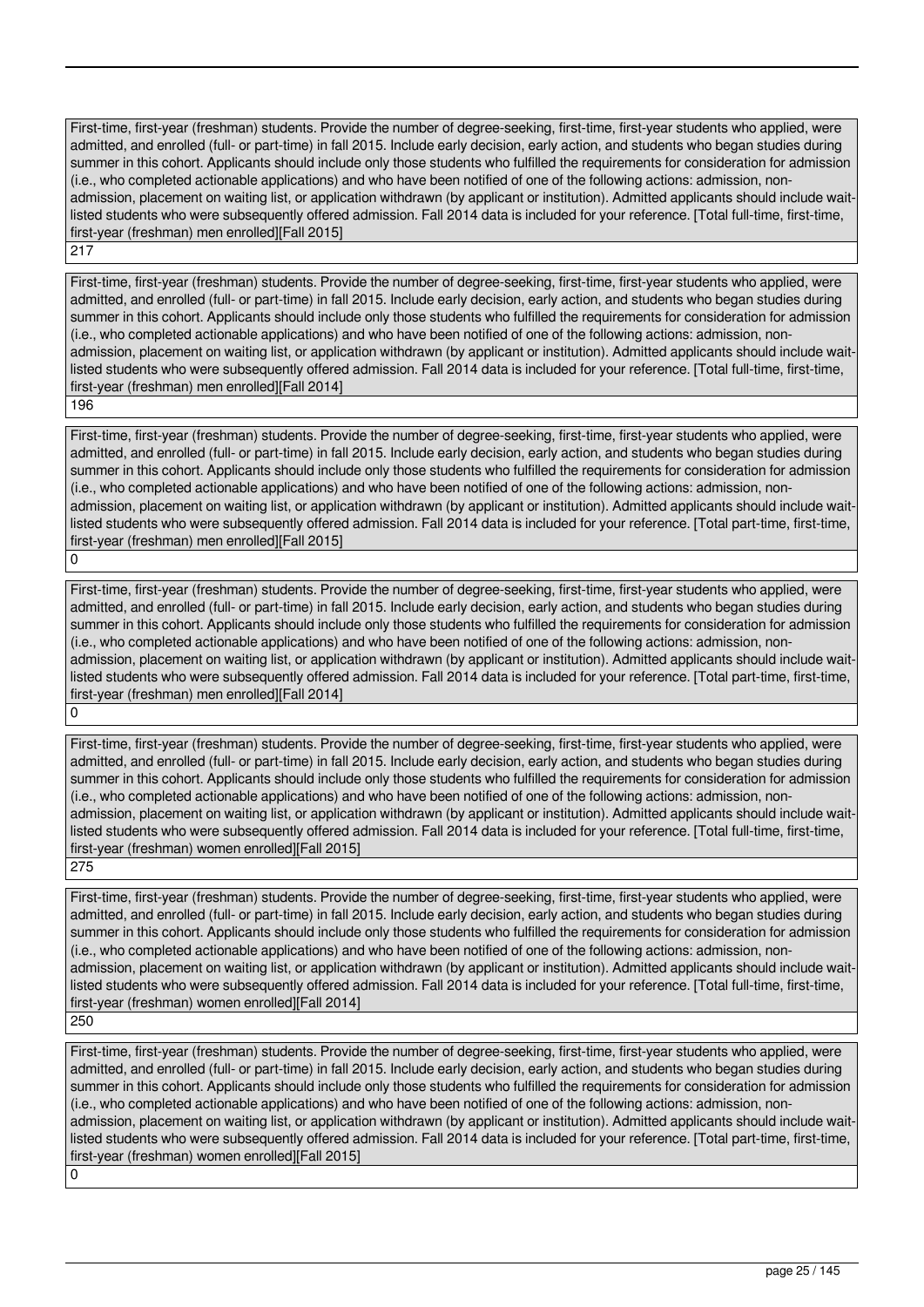First-time, first-year (freshman) students. Provide the number of degree-seeking, first-time, first-year students who applied, were admitted, and enrolled (full- or part-time) in fall 2015. Include early decision, early action, and students who began studies during summer in this cohort. Applicants should include only those students who fulfilled the requirements for consideration for admission (i.e., who completed actionable applications) and who have been notified of one of the following actions: admission, non-admission, placement on waiting list, or application withdrawn (by applicant or institution). Admitted applicants should include wait-listed students who were subsequently offered admission. Fall 2014 data is included for your reference. [Total full-time, first-time, first-year (freshman) men enrolled][Fall 2015]

217

First-time, first-year (freshman) students. Provide the number of degree-seeking, first-time, first-year students who applied, were admitted, and enrolled (full- or part-time) in fall 2015. Include early decision, early action, and students who began studies during summer in this cohort. Applicants should include only those students who fulfilled the requirements for consideration for admission (i.e., who completed actionable applications) and who have been notified of one of the following actions: admission, non-admission, placement on waiting list, or application withdrawn (by applicant or institution). Admitted applicants should include wait-listed students who were subsequently offered admission. Fall 2014 data is included for your reference. [Total full-time, first-time, first-year (freshman) men enrolled][Fall 2014]

196

First-time, first-year (freshman) students. Provide the number of degree-seeking, first-time, first-year students who applied, were admitted, and enrolled (full- or part-time) in fall 2015. Include early decision, early action, and students who began studies during summer in this cohort. Applicants should include only those students who fulfilled the requirements for consideration for admission (i.e., who completed actionable applications) and who have been notified of one of the following actions: admission, non-admission, placement on waiting list, or application withdrawn (by applicant or institution). Admitted applicants should include wait-listed students who were subsequently offered admission. Fall 2014 data is included for your reference. [Total part-time, first-time, first-year (freshman) men enrolled][Fall 2015]

0

First-time, first-year (freshman) students. Provide the number of degree-seeking, first-time, first-year students who applied, were admitted, and enrolled (full- or part-time) in fall 2015. Include early decision, early action, and students who began studies during summer in this cohort. Applicants should include only those students who fulfilled the requirements for consideration for admission (i.e., who completed actionable applications) and who have been notified of one of the following actions: admission, non-admission, placement on waiting list, or application withdrawn (by applicant or institution). Admitted applicants should include wait-listed students who were subsequently offered admission. Fall 2014 data is included for your reference. [Total part-time, first-time, first-year (freshman) men enrolled][Fall 2014]

0

First-time, first-year (freshman) students. Provide the number of degree-seeking, first-time, first-year students who applied, were admitted, and enrolled (full- or part-time) in fall 2015. Include early decision, early action, and students who began studies during summer in this cohort. Applicants should include only those students who fulfilled the requirements for consideration for admission (i.e., who completed actionable applications) and who have been notified of one of the following actions: admission, non-admission, placement on waiting list, or application withdrawn (by applicant or institution). Admitted applicants should include wait-listed students who were subsequently offered admission. Fall 2014 data is included for your reference. [Total full-time, first-time, first-year (freshman) women enrolled][Fall 2015]

275

First-time, first-year (freshman) students. Provide the number of degree-seeking, first-time, first-year students who applied, were admitted, and enrolled (full- or part-time) in fall 2015. Include early decision, early action, and students who began studies during summer in this cohort. Applicants should include only those students who fulfilled the requirements for consideration for admission (i.e., who completed actionable applications) and who have been notified of one of the following actions: admission, non-admission, placement on waiting list, or application withdrawn (by applicant or institution). Admitted applicants should include wait-listed students who were subsequently offered admission. Fall 2014 data is included for your reference. [Total full-time, first-time, first-year (freshman) women enrolled][Fall 2014]

250

First-time, first-year (freshman) students. Provide the number of degree-seeking, first-time, first-year students who applied, were admitted, and enrolled (full- or part-time) in fall 2015. Include early decision, early action, and students who began studies during summer in this cohort. Applicants should include only those students who fulfilled the requirements for consideration for admission (i.e., who completed actionable applications) and who have been notified of one of the following actions: admission, non-admission, placement on waiting list, or application withdrawn (by applicant or institution). Admitted applicants should include wait-listed students who were subsequently offered admission. Fall 2014 data is included for your reference. [Total part-time, first-time, first-year (freshman) women enrolled][Fall 2015]

0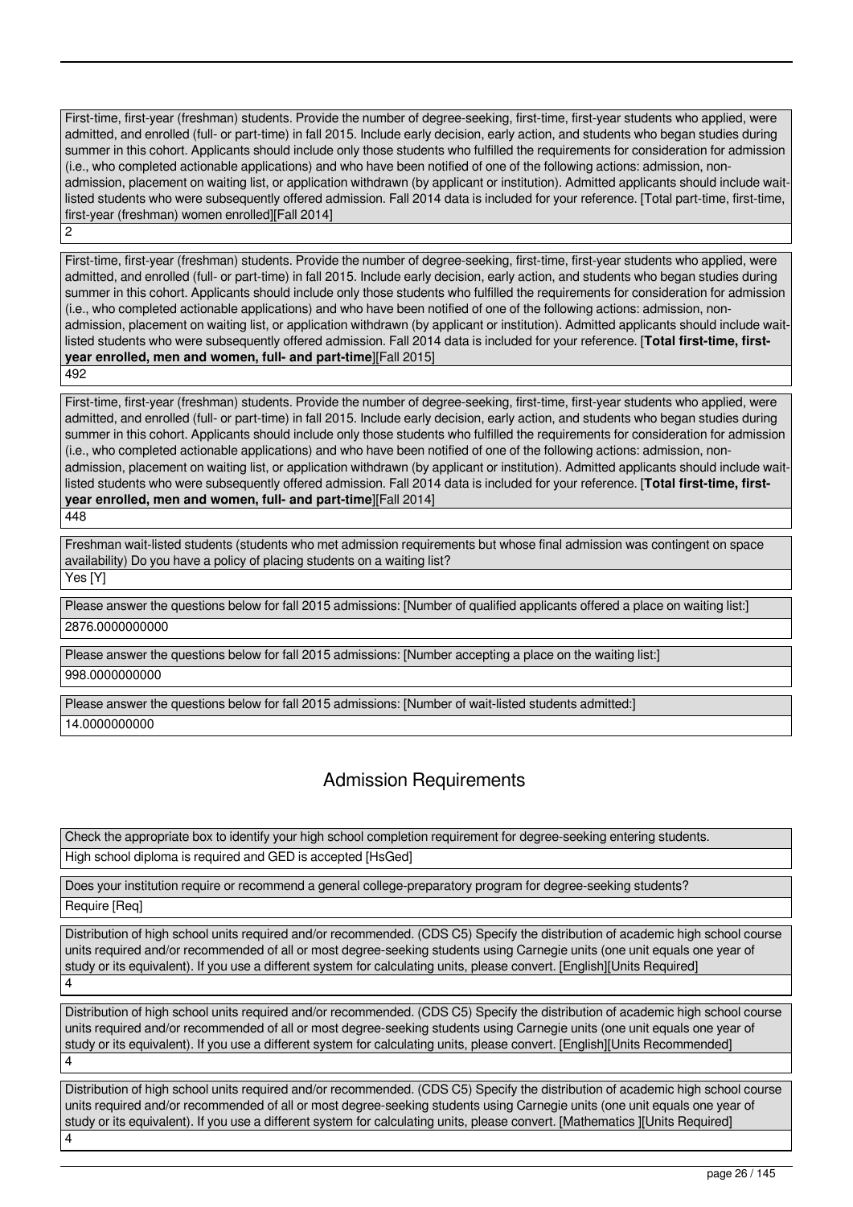First-time, first-year (freshman) students. Provide the number of degree-seeking, first-time, first-year students who applied, were admitted, and enrolled (full- or part-time) in fall 2015. Include early decision, early action, and students who began studies during summer in this cohort. Applicants should include only those students who fulfilled the requirements for consideration for admission (i.e., who completed actionable applications) and who have been notified of one of the following actions: admission, non-admission, placement on waiting list, or application withdrawn (by applicant or institution). Admitted applicants should include wait-listed students who were subsequently offered admission. Fall 2014 data is included for your reference. [Total part-time, first-time, first-year (freshman) women enrolled][Fall 2014]

2

First-time, first-year (freshman) students. Provide the number of degree-seeking, first-time, first-year students who applied, were admitted, and enrolled (full- or part-time) in fall 2015. Include early decision, early action, and students who began studies during summer in this cohort. Applicants should include only those students who fulfilled the requirements for consideration for admission (i.e., who completed actionable applications) and who have been notified of one of the following actions: admission, non-admission, placement on waiting list, or application withdrawn (by applicant or institution). Admitted applicants should include wait-listed students who were subsequently offered admission. Fall 2014 data is included for your reference. [**Total first-time, first-year enrolled, men and women, full- and part-time**][Fall 2015]

492

First-time, first-year (freshman) students. Provide the number of degree-seeking, first-time, first-year students who applied, were admitted, and enrolled (full- or part-time) in fall 2015. Include early decision, early action, and students who began studies during summer in this cohort. Applicants should include only those students who fulfilled the requirements for consideration for admission (i.e., who completed actionable applications) and who have been notified of one of the following actions: admission, non-admission, placement on waiting list, or application withdrawn (by applicant or institution). Admitted applicants should include wait-listed students who were subsequently offered admission. Fall 2014 data is included for your reference. [**Total first-time, first-year enrolled, men and women, full- and part-time**][Fall 2014]

448

Freshman wait-listed students (students who met admission requirements but whose final admission was contingent on space availability) Do you have a policy of placing students on a waiting list?

Yes [Y]

Please answer the questions below for fall 2015 admissions: [Number of qualified applicants offered a place on waiting list:]

2876.0000000000

Please answer the questions below for fall 2015 admissions: [Number accepting a place on the waiting list:]

998.0000000000

Please answer the questions below for fall 2015 admissions: [Number of wait-listed students admitted:]

14.0000000000

## Admission Requirements

Check the appropriate box to identify your high school completion requirement for degree-seeking entering students.

High school diploma is required and GED is accepted [HsGed]

Does your institution require or recommend a general college-preparatory program for degree-seeking students?

Require [Req]

Distribution of high school units required and/or recommended. (CDS C5) Specify the distribution of academic high school course units required and/or recommended of all or most degree-seeking students using Carnegie units (one unit equals one year of study or its equivalent). If you use a different system for calculating units, please convert. [English][Units Required]

4

Distribution of high school units required and/or recommended. (CDS C5) Specify the distribution of academic high school course units required and/or recommended of all or most degree-seeking students using Carnegie units (one unit equals one year of study or its equivalent). If you use a different system for calculating units, please convert. [English][Units Recommended]

4

Distribution of high school units required and/or recommended. (CDS C5) Specify the distribution of academic high school course units required and/or recommended of all or most degree-seeking students using Carnegie units (one unit equals one year of study or its equivalent). If you use a different system for calculating units, please convert. [Mathematics ][Units Required]

4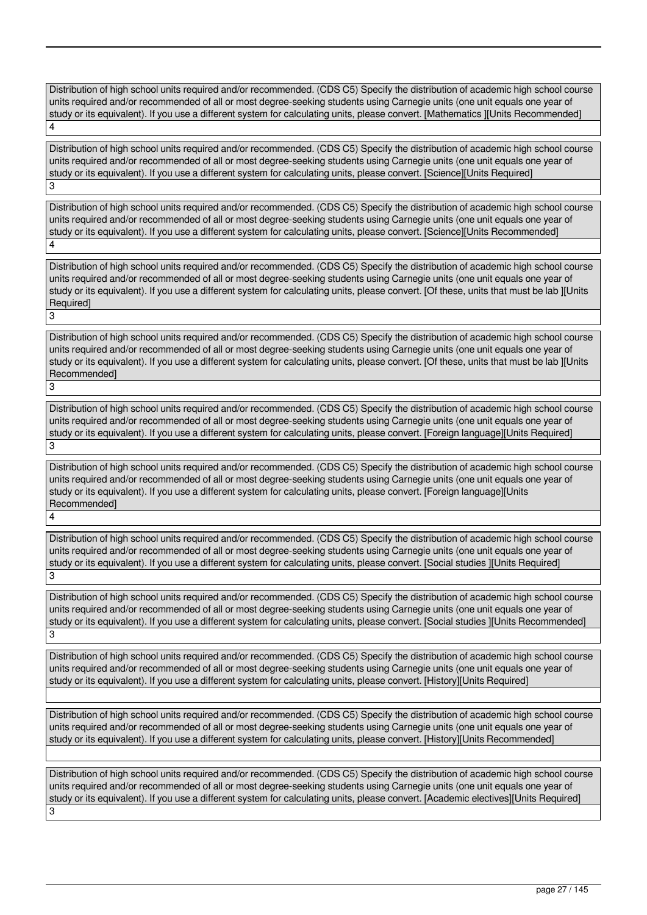Distribution of high school units required and/or recommended. (CDS C5) Specify the distribution of academic high school course units required and/or recommended of all or most degree-seeking students using Carnegie units (one unit equals one year of study or its equivalent). If you use a different system for calculating units, please convert. [Mathematics ][Units Recommended]

4

Distribution of high school units required and/or recommended. (CDS C5) Specify the distribution of academic high school course units required and/or recommended of all or most degree-seeking students using Carnegie units (one unit equals one year of study or its equivalent). If you use a different system for calculating units, please convert. [Science][Units Required]

3

Distribution of high school units required and/or recommended. (CDS C5) Specify the distribution of academic high school course units required and/or recommended of all or most degree-seeking students using Carnegie units (one unit equals one year of study or its equivalent). If you use a different system for calculating units, please convert. [Science][Units Recommended]

4

Distribution of high school units required and/or recommended. (CDS C5) Specify the distribution of academic high school course units required and/or recommended of all or most degree-seeking students using Carnegie units (one unit equals one year of study or its equivalent). If you use a different system for calculating units, please convert. [Of these, units that must be lab ][Units Required]

3

Distribution of high school units required and/or recommended. (CDS C5) Specify the distribution of academic high school course units required and/or recommended of all or most degree-seeking students using Carnegie units (one unit equals one year of study or its equivalent). If you use a different system for calculating units, please convert. [Of these, units that must be lab ][Units Recommended]

3

Distribution of high school units required and/or recommended. (CDS C5) Specify the distribution of academic high school course units required and/or recommended of all or most degree-seeking students using Carnegie units (one unit equals one year of study or its equivalent). If you use a different system for calculating units, please convert. [Foreign language][Units Required]

3

Distribution of high school units required and/or recommended. (CDS C5) Specify the distribution of academic high school course units required and/or recommended of all or most degree-seeking students using Carnegie units (one unit equals one year of study or its equivalent). If you use a different system for calculating units, please convert. [Foreign language][Units Recommended]

4

Distribution of high school units required and/or recommended. (CDS C5) Specify the distribution of academic high school course units required and/or recommended of all or most degree-seeking students using Carnegie units (one unit equals one year of study or its equivalent). If you use a different system for calculating units, please convert. [Social studies ][Units Required]

3

Distribution of high school units required and/or recommended. (CDS C5) Specify the distribution of academic high school course units required and/or recommended of all or most degree-seeking students using Carnegie units (one unit equals one year of study or its equivalent). If you use a different system for calculating units, please convert. [Social studies ][Units Recommended]

3

Distribution of high school units required and/or recommended. (CDS C5) Specify the distribution of academic high school course units required and/or recommended of all or most degree-seeking students using Carnegie units (one unit equals one year of study or its equivalent). If you use a different system for calculating units, please convert. [History][Units Required]

Distribution of high school units required and/or recommended. (CDS C5) Specify the distribution of academic high school course units required and/or recommended of all or most degree-seeking students using Carnegie units (one unit equals one year of study or its equivalent). If you use a different system for calculating units, please convert. [History][Units Recommended]

Distribution of high school units required and/or recommended. (CDS C5) Specify the distribution of academic high school course units required and/or recommended of all or most degree-seeking students using Carnegie units (one unit equals one year of study or its equivalent). If you use a different system for calculating units, please convert. [Academic electives][Units Required]

3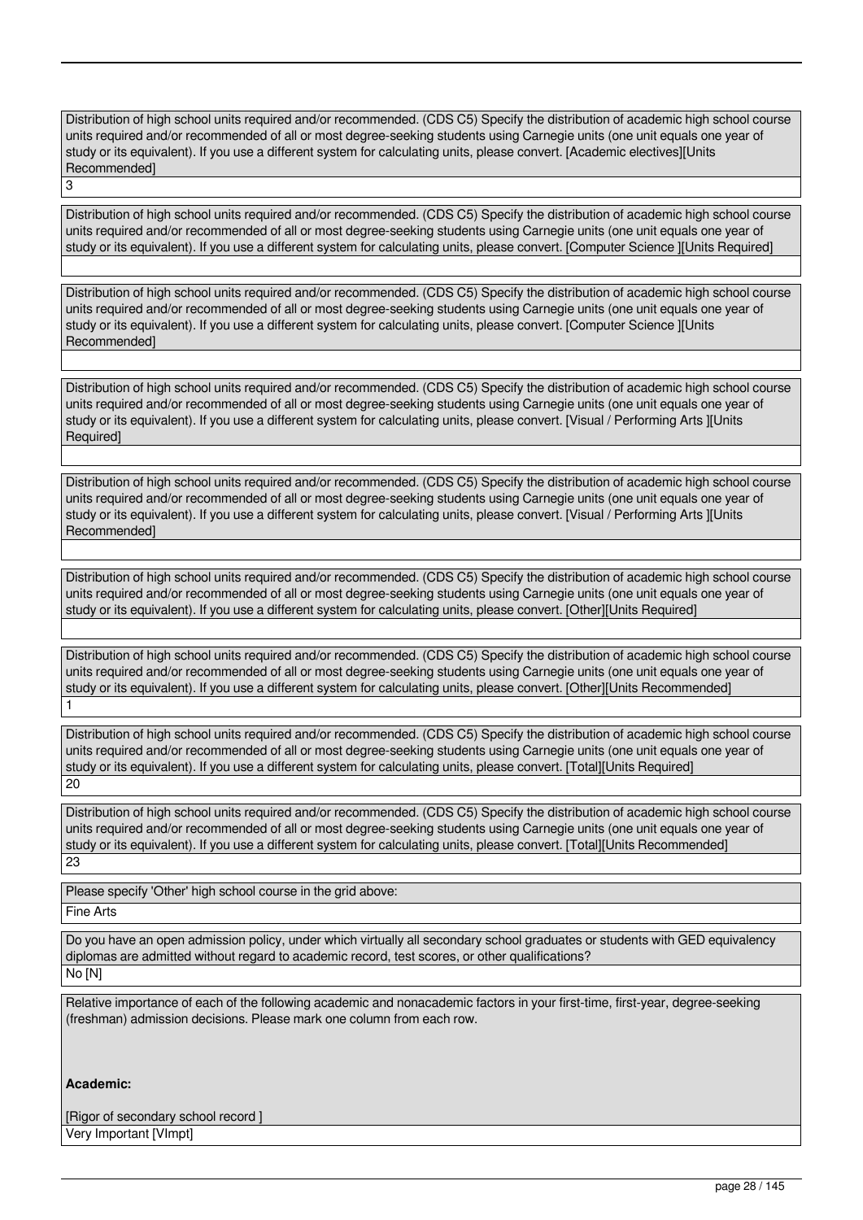Distribution of high school units required and/or recommended. (CDS C5) Specify the distribution of academic high school course units required and/or recommended of all or most degree-seeking students using Carnegie units (one unit equals one year of study or its equivalent). If you use a different system for calculating units, please convert. [Academic electives][Units Recommended]

3

Distribution of high school units required and/or recommended. (CDS C5) Specify the distribution of academic high school course units required and/or recommended of all or most degree-seeking students using Carnegie units (one unit equals one year of study or its equivalent). If you use a different system for calculating units, please convert. [Computer Science ][Units Required]

Distribution of high school units required and/or recommended. (CDS C5) Specify the distribution of academic high school course units required and/or recommended of all or most degree-seeking students using Carnegie units (one unit equals one year of study or its equivalent). If you use a different system for calculating units, please convert. [Computer Science ][Units Recommended]

Distribution of high school units required and/or recommended. (CDS C5) Specify the distribution of academic high school course units required and/or recommended of all or most degree-seeking students using Carnegie units (one unit equals one year of study or its equivalent). If you use a different system for calculating units, please convert. [Visual / Performing Arts ][Units Required]

Distribution of high school units required and/or recommended. (CDS C5) Specify the distribution of academic high school course units required and/or recommended of all or most degree-seeking students using Carnegie units (one unit equals one year of study or its equivalent). If you use a different system for calculating units, please convert. [Visual / Performing Arts ][Units Recommended]

Distribution of high school units required and/or recommended. (CDS C5) Specify the distribution of academic high school course units required and/or recommended of all or most degree-seeking students using Carnegie units (one unit equals one year of study or its equivalent). If you use a different system for calculating units, please convert. [Other][Units Required]

Distribution of high school units required and/or recommended. (CDS C5) Specify the distribution of academic high school course units required and/or recommended of all or most degree-seeking students using Carnegie units (one unit equals one year of study or its equivalent). If you use a different system for calculating units, please convert. [Other][Units Recommended]

1

Distribution of high school units required and/or recommended. (CDS C5) Specify the distribution of academic high school course units required and/or recommended of all or most degree-seeking students using Carnegie units (one unit equals one year of study or its equivalent). If you use a different system for calculating units, please convert. [Total][Units Required]

20

Distribution of high school units required and/or recommended. (CDS C5) Specify the distribution of academic high school course units required and/or recommended of all or most degree-seeking students using Carnegie units (one unit equals one year of study or its equivalent). If you use a different system for calculating units, please convert. [Total][Units Recommended]

23

Please specify 'Other' high school course in the grid above:

Fine Arts

Do you have an open admission policy, under which virtually all secondary school graduates or students with GED equivalency diplomas are admitted without regard to academic record, test scores, or other qualifications?

No [N]

Relative importance of each of the following academic and nonacademic factors in your first-time, first-year, degree-seeking (freshman) admission decisions. Please mark one column from each row.

**Academic:**

[Rigor of secondary school record ]

Very Important [VImpt]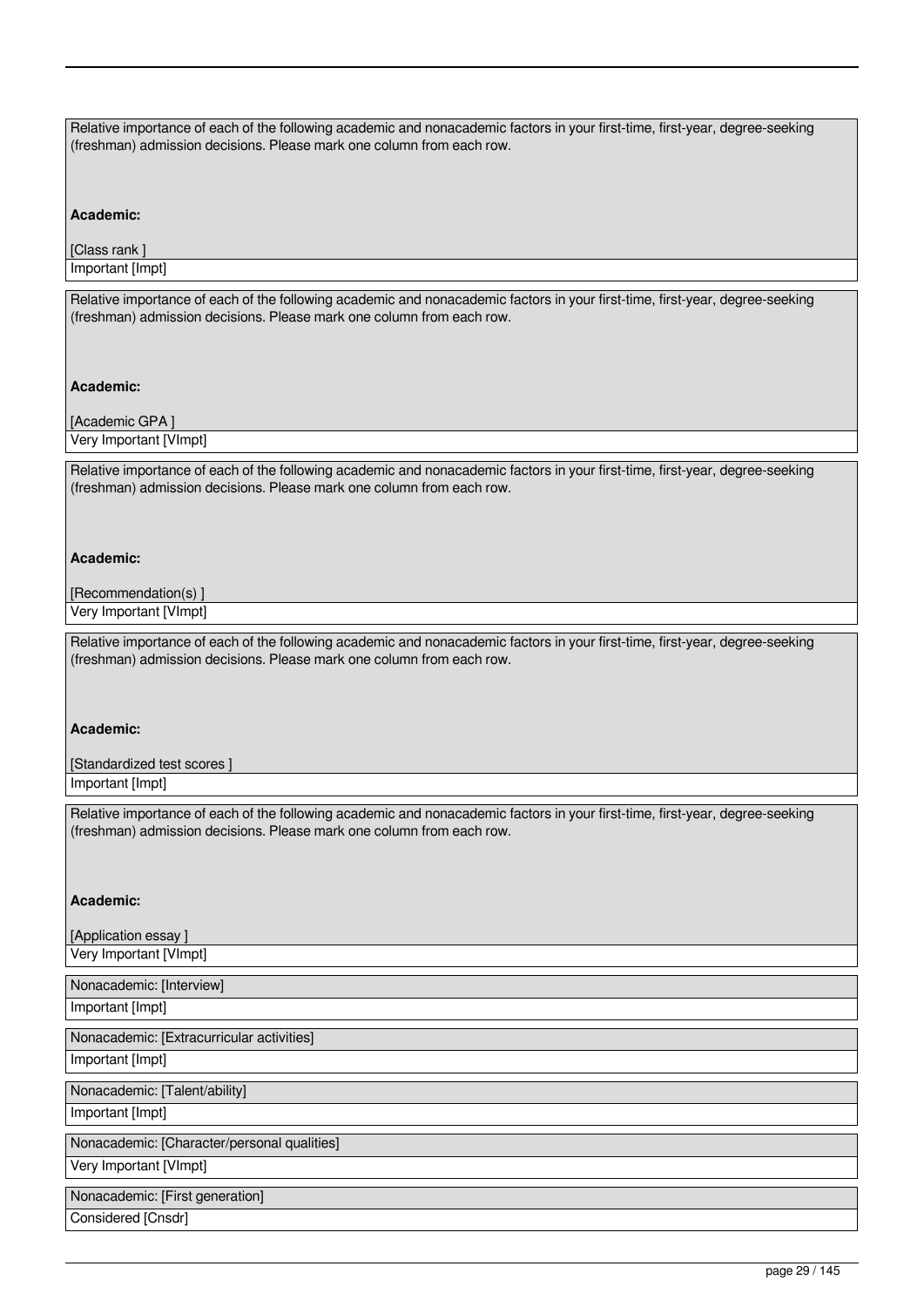Relative importance of each of the following academic and nonacademic factors in your first-time, first-year, degree-seeking (freshman) admission decisions. Please mark one column from each row.

**Academic:**

[Class rank ]

Important [Impt]

Relative importance of each of the following academic and nonacademic factors in your first-time, first-year, degree-seeking (freshman) admission decisions. Please mark one column from each row.

**Academic:**

[Academic GPA ]

Very Important [VImpt]

Relative importance of each of the following academic and nonacademic factors in your first-time, first-year, degree-seeking (freshman) admission decisions. Please mark one column from each row.

**Academic:**

[Recommendation(s) ]

Very Important [VImpt]

Relative importance of each of the following academic and nonacademic factors in your first-time, first-year, degree-seeking (freshman) admission decisions. Please mark one column from each row.

**Academic:**

[Standardized test scores ]

Important [Impt]

Relative importance of each of the following academic and nonacademic factors in your first-time, first-year, degree-seeking (freshman) admission decisions. Please mark one column from each row.

**Academic:**

[Application essay ]

Very Important [VImpt]

Nonacademic: [Interview]

Important [Impt]

Nonacademic: [Extracurricular activities]

Important [Impt]

Nonacademic: [Talent/ability]

Important [Impt]

Nonacademic: [Character/personal qualities]

Very Important [VImpt]

Nonacademic: [First generation]

Considered [Cnsdr]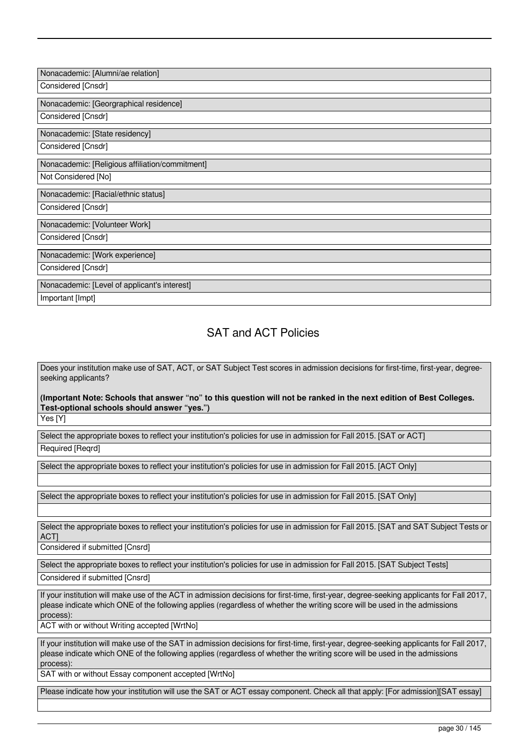| Nonacademic: [Alumni/ae relation] |
|---|
| Considered [Cnsdr] |

| Nonacademic: [Georgraphical residence] |
|---|
| Considered [Cnsdr] |

| Nonacademic: [State residency] |
|---|
| Considered [Cnsdr] |

| Nonacademic: [Religious affiliation/commitment] |
|---|
| Not Considered [No] |

| Nonacademic: [Racial/ethnic status] |
|---|
| Considered [Cnsdr] |

| Nonacademic: [Volunteer Work] |
|---|
| Considered [Cnsdr] |

| Nonacademic: [Work experience] |
|---|
| Considered [Cnsdr] |

| Nonacademic: [Level of applicant's interest] |
|---|
| Important [Impt] |

## SAT and ACT Policies

| Does your institution make use of SAT, ACT, or SAT Subject Test scores in admission decisions for first-time, first-year, degree-seeking applicants?<br><br>**(Important Note: Schools that answer "no" to this question will not be ranked in the next edition of Best Colleges. Test-optional schools should answer "yes.")** |
|---|
| Yes [Y] |

| Select the appropriate boxes to reflect your institution's policies for use in admission for Fall 2015. [SAT or ACT] |
|---|
| Required [Reqrd] |

| Select the appropriate boxes to reflect your institution's policies for use in admission for Fall 2015. [ACT Only] |
|---|
| |

| Select the appropriate boxes to reflect your institution's policies for use in admission for Fall 2015. [SAT Only] |
|---|
| |

| Select the appropriate boxes to reflect your institution's policies for use in admission for Fall 2015. [SAT and SAT Subject Tests or ACT] |
|---|
| Considered if submitted [Cnsrd] |

| Select the appropriate boxes to reflect your institution's policies for use in admission for Fall 2015. [SAT Subject Tests] |
|---|
| Considered if submitted [Cnsrd] |

| If your institution will make use of the ACT in admission decisions for first-time, first-year, degree-seeking applicants for Fall 2017, please indicate which ONE of the following applies (regardless of whether the writing score will be used in the admissions process): |
|---|
| ACT with or without Writing accepted [WrtNo] |

| If your institution will make use of the SAT in admission decisions for first-time, first-year, degree-seeking applicants for Fall 2017, please indicate which ONE of the following applies (regardless of whether the writing score will be used in the admissions process): |
|---|
| SAT with or without Essay component accepted [WrtNo] |

| Please indicate how your institution will use the SAT or ACT essay component. Check all that apply: [For admission][SAT essay] |
|---|
| |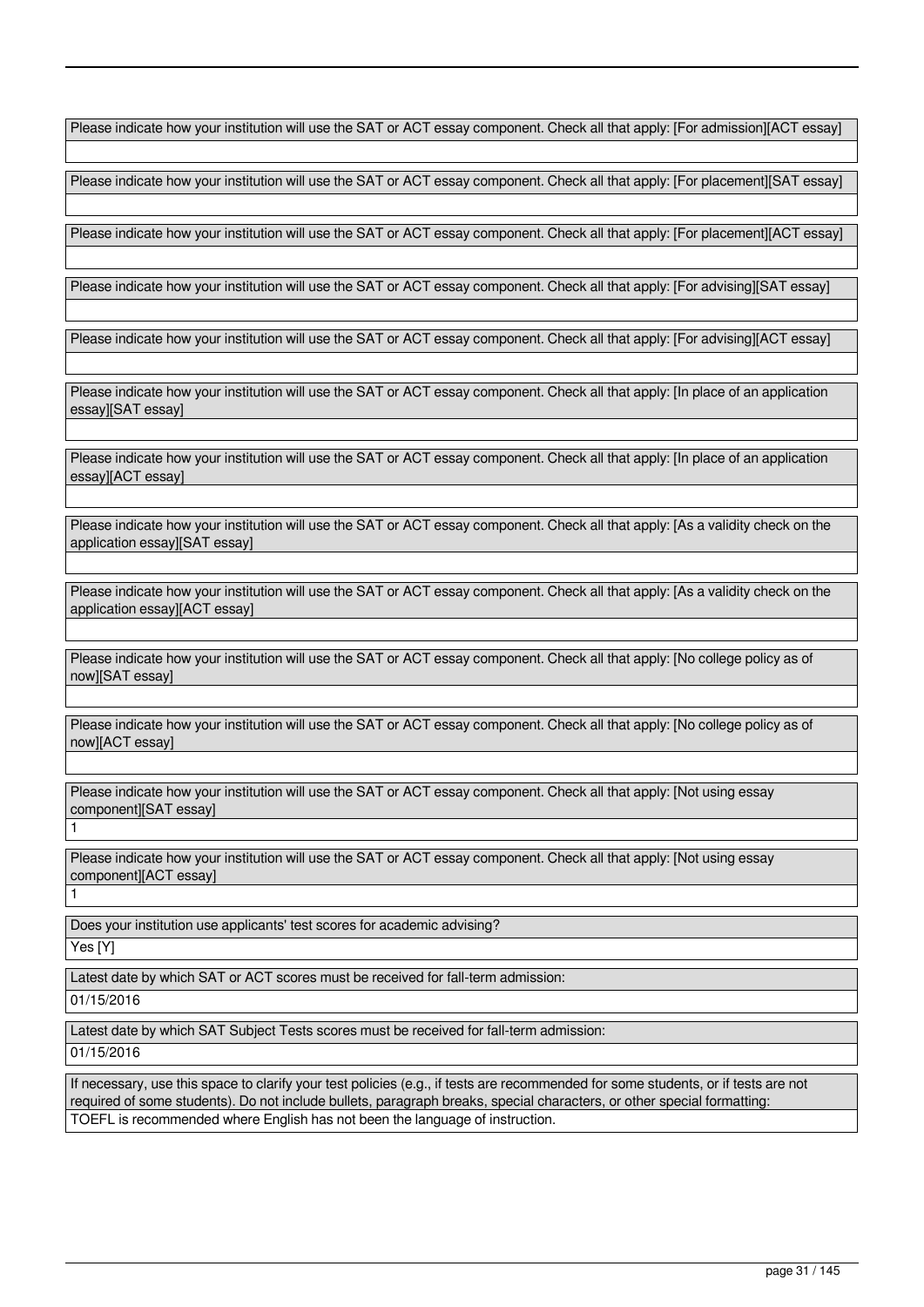Please indicate how your institution will use the SAT or ACT essay component. Check all that apply: [For admission][ACT essay]

Please indicate how your institution will use the SAT or ACT essay component. Check all that apply: [For placement][SAT essay]

Please indicate how your institution will use the SAT or ACT essay component. Check all that apply: [For placement][ACT essay]

Please indicate how your institution will use the SAT or ACT essay component. Check all that apply: [For advising][SAT essay]

Please indicate how your institution will use the SAT or ACT essay component. Check all that apply: [For advising][ACT essay]

Please indicate how your institution will use the SAT or ACT essay component. Check all that apply: [In place of an application essay][SAT essay]

Please indicate how your institution will use the SAT or ACT essay component. Check all that apply: [In place of an application essay][ACT essay]

Please indicate how your institution will use the SAT or ACT essay component. Check all that apply: [As a validity check on the application essay][SAT essay]

Please indicate how your institution will use the SAT or ACT essay component. Check all that apply: [As a validity check on the application essay][ACT essay]

Please indicate how your institution will use the SAT or ACT essay component. Check all that apply: [No college policy as of now][SAT essay]

Please indicate how your institution will use the SAT or ACT essay component. Check all that apply: [No college policy as of now][ACT essay]

Please indicate how your institution will use the SAT or ACT essay component. Check all that apply: [Not using essay component][SAT essay]

1

Please indicate how your institution will use the SAT or ACT essay component. Check all that apply: [Not using essay component][ACT essay]

1

Does your institution use applicants' test scores for academic advising?

Yes [Y]

Latest date by which SAT or ACT scores must be received for fall-term admission:

01/15/2016

Latest date by which SAT Subject Tests scores must be received for fall-term admission:

01/15/2016

If necessary, use this space to clarify your test policies (e.g., if tests are recommended for some students, or if tests are not required of some students). Do not include bullets, paragraph breaks, special characters, or other special formatting:

TOEFL is recommended where English has not been the language of instruction.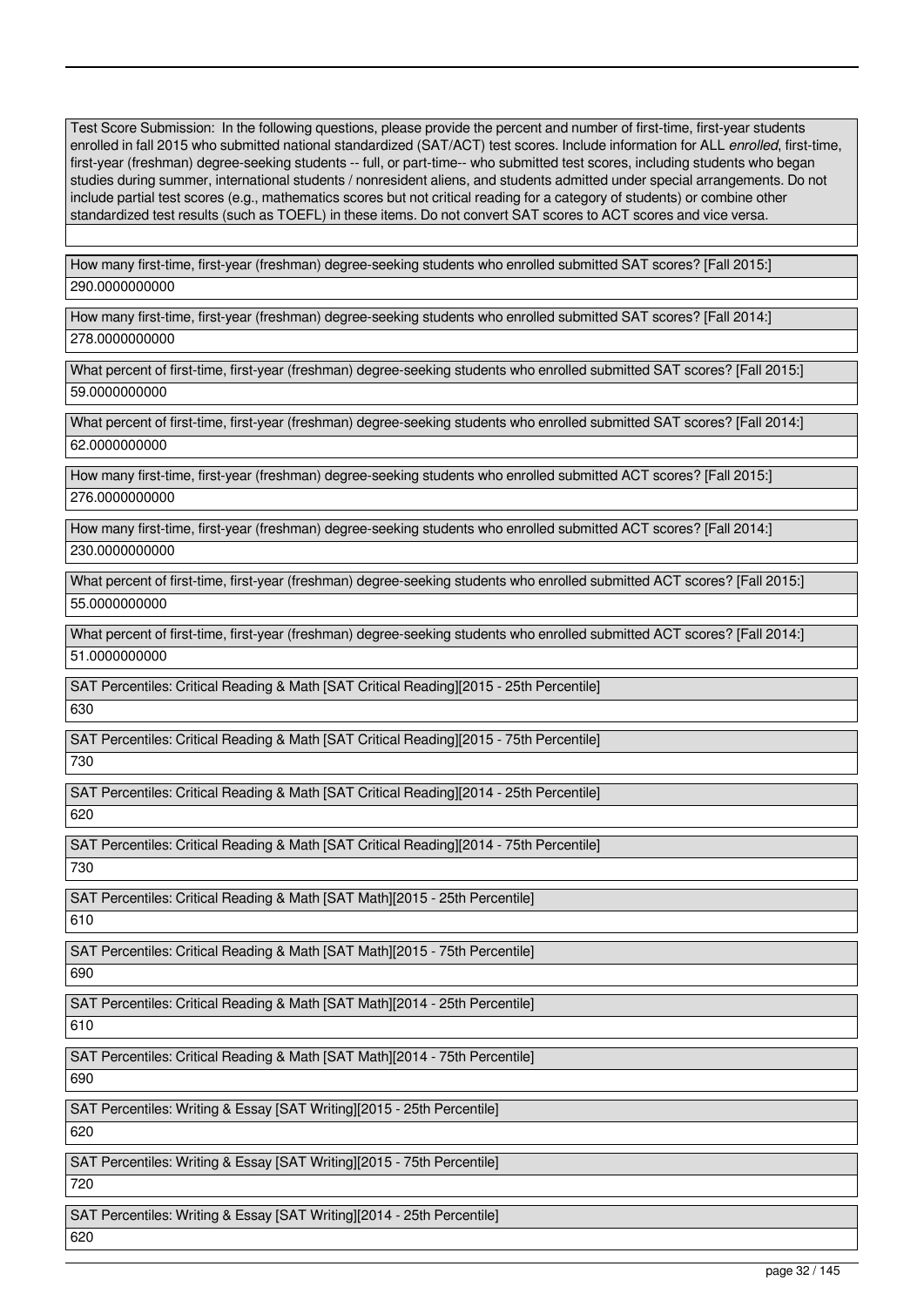Test Score Submission: In the following questions, please provide the percent and number of first-time, first-year students enrolled in fall 2015 who submitted national standardized (SAT/ACT) test scores. Include information for ALL *enrolled*, first-time, first-year (freshman) degree-seeking students -- full, or part-time-- who submitted test scores, including students who began studies during summer, international students / nonresident aliens, and students admitted under special arrangements. Do not include partial test scores (e.g., mathematics scores but not critical reading for a category of students) or combine other standardized test results (such as TOEFL) in these items. Do not convert SAT scores to ACT scores and vice versa.

How many first-time, first-year (freshman) degree-seeking students who enrolled submitted SAT scores? [Fall 2015:]

290.0000000000

How many first-time, first-year (freshman) degree-seeking students who enrolled submitted SAT scores? [Fall 2014:]

278.0000000000

What percent of first-time, first-year (freshman) degree-seeking students who enrolled submitted SAT scores? [Fall 2015:]

59.0000000000

What percent of first-time, first-year (freshman) degree-seeking students who enrolled submitted SAT scores? [Fall 2014:]

62.0000000000

How many first-time, first-year (freshman) degree-seeking students who enrolled submitted ACT scores? [Fall 2015:]

276.0000000000

How many first-time, first-year (freshman) degree-seeking students who enrolled submitted ACT scores? [Fall 2014:]

230.0000000000

What percent of first-time, first-year (freshman) degree-seeking students who enrolled submitted ACT scores? [Fall 2015:]

55.0000000000

What percent of first-time, first-year (freshman) degree-seeking students who enrolled submitted ACT scores? [Fall 2014:]

51.0000000000

SAT Percentiles: Critical Reading & Math [SAT Critical Reading][2015 - 25th Percentile]

630

SAT Percentiles: Critical Reading & Math [SAT Critical Reading][2015 - 75th Percentile]

730

SAT Percentiles: Critical Reading & Math [SAT Critical Reading][2014 - 25th Percentile]

620

SAT Percentiles: Critical Reading & Math [SAT Critical Reading][2014 - 75th Percentile]

730

SAT Percentiles: Critical Reading & Math [SAT Math][2015 - 25th Percentile]

610

SAT Percentiles: Critical Reading & Math [SAT Math][2015 - 75th Percentile]

690

SAT Percentiles: Critical Reading & Math [SAT Math][2014 - 25th Percentile]

610

SAT Percentiles: Critical Reading & Math [SAT Math][2014 - 75th Percentile]

690

SAT Percentiles: Writing & Essay [SAT Writing][2015 - 25th Percentile]

620

SAT Percentiles: Writing & Essay [SAT Writing][2015 - 75th Percentile]

720

SAT Percentiles: Writing & Essay [SAT Writing][2014 - 25th Percentile]

620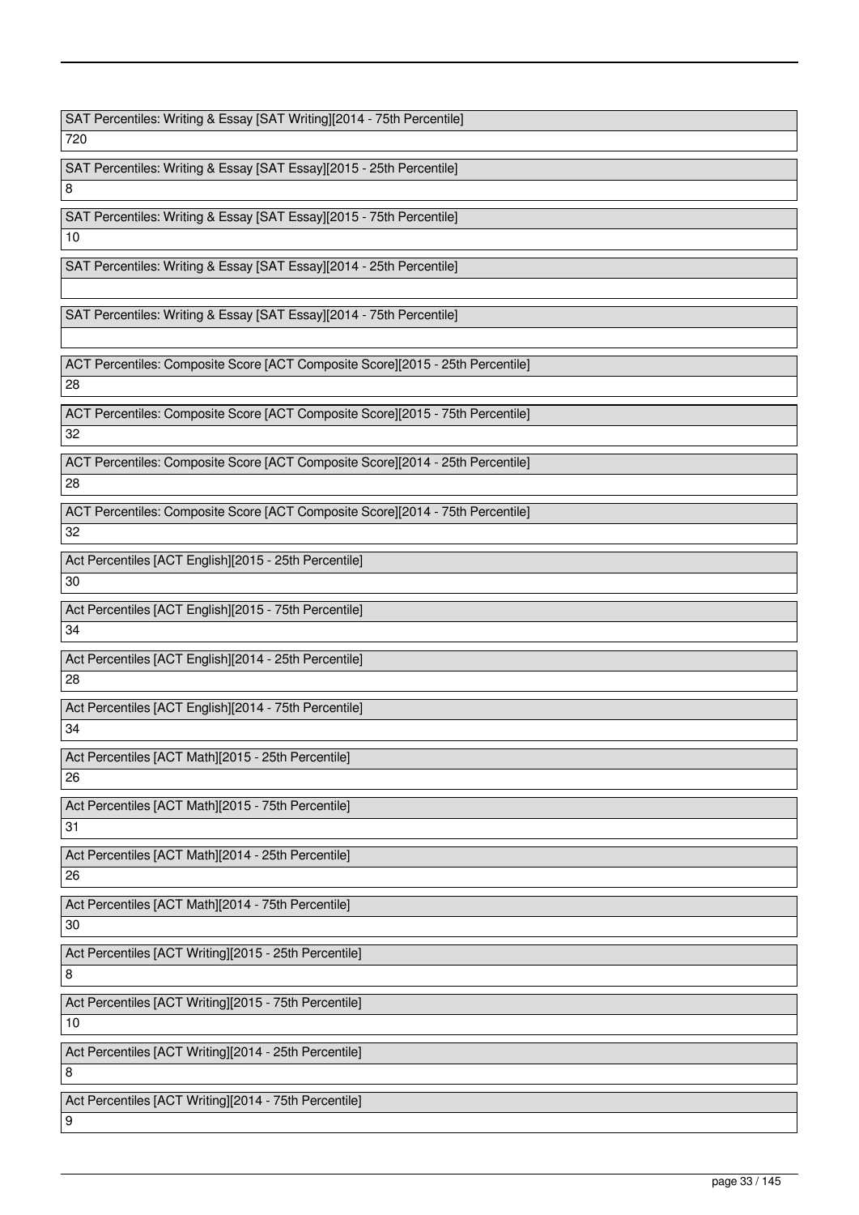| SAT Percentiles: Writing & Essay [SAT Writing][2014 - 75th Percentile] |
| --- |
| 720 |

| SAT Percentiles: Writing & Essay [SAT Essay][2015 - 25th Percentile] |
| --- |
| 8 |

| SAT Percentiles: Writing & Essay [SAT Essay][2015 - 75th Percentile] |
| --- |
| 10 |

| SAT Percentiles: Writing & Essay [SAT Essay][2014 - 25th Percentile] |
| --- |
| |

| SAT Percentiles: Writing & Essay [SAT Essay][2014 - 75th Percentile] |
| --- |
| |

| ACT Percentiles: Composite Score [ACT Composite Score][2015 - 25th Percentile] |
| --- |
| 28 |

| ACT Percentiles: Composite Score [ACT Composite Score][2015 - 75th Percentile] |
| --- |
| 32 |

| ACT Percentiles: Composite Score [ACT Composite Score][2014 - 25th Percentile] |
| --- |
| 28 |

| ACT Percentiles: Composite Score [ACT Composite Score][2014 - 75th Percentile] |
| --- |
| 32 |

| Act Percentiles [ACT English][2015 - 25th Percentile] |
| --- |
| 30 |

| Act Percentiles [ACT English][2015 - 75th Percentile] |
| --- |
| 34 |

| Act Percentiles [ACT English][2014 - 25th Percentile] |
| --- |
| 28 |

| Act Percentiles [ACT English][2014 - 75th Percentile] |
| --- |
| 34 |

| Act Percentiles [ACT Math][2015 - 25th Percentile] |
| --- |
| 26 |

| Act Percentiles [ACT Math][2015 - 75th Percentile] |
| --- |
| 31 |

| Act Percentiles [ACT Math][2014 - 25th Percentile] |
| --- |
| 26 |

| Act Percentiles [ACT Math][2014 - 75th Percentile] |
| --- |
| 30 |

| Act Percentiles [ACT Writing][2015 - 25th Percentile] |
| --- |
| 8 |

| Act Percentiles [ACT Writing][2015 - 75th Percentile] |
| --- |
| 10 |

| Act Percentiles [ACT Writing][2014 - 25th Percentile] |
| --- |
| 8 |

| Act Percentiles [ACT Writing][2014 - 75th Percentile] |
| --- |
| 9 |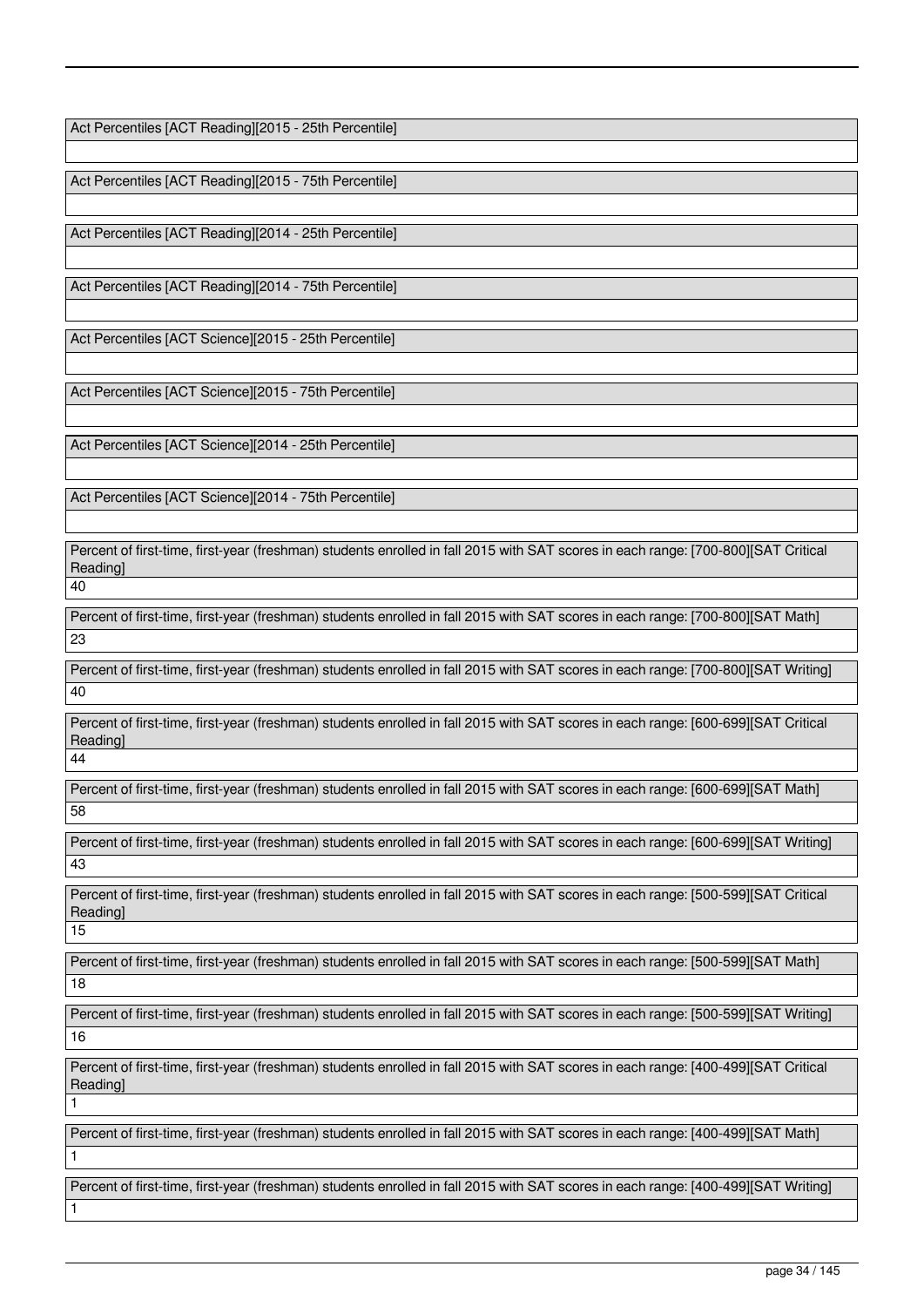Act Percentiles [ACT Reading][2015 - 25th Percentile]

Act Percentiles [ACT Reading][2015 - 75th Percentile]

Act Percentiles [ACT Reading][2014 - 25th Percentile]

Act Percentiles [ACT Reading][2014 - 75th Percentile]

Act Percentiles [ACT Science][2015 - 25th Percentile]

Act Percentiles [ACT Science][2015 - 75th Percentile]

Act Percentiles [ACT Science][2014 - 25th Percentile]

Act Percentiles [ACT Science][2014 - 75th Percentile]

Percent of first-time, first-year (freshman) students enrolled in fall 2015 with SAT scores in each range: [700-800][SAT Critical Reading]

40

Percent of first-time, first-year (freshman) students enrolled in fall 2015 with SAT scores in each range: [700-800][SAT Math]

23

Percent of first-time, first-year (freshman) students enrolled in fall 2015 with SAT scores in each range: [700-800][SAT Writing]

40

Percent of first-time, first-year (freshman) students enrolled in fall 2015 with SAT scores in each range: [600-699][SAT Critical Reading]

44

Percent of first-time, first-year (freshman) students enrolled in fall 2015 with SAT scores in each range: [600-699][SAT Math]

58

Percent of first-time, first-year (freshman) students enrolled in fall 2015 with SAT scores in each range: [600-699][SAT Writing]

43

Percent of first-time, first-year (freshman) students enrolled in fall 2015 with SAT scores in each range: [500-599][SAT Critical Reading]

15

Percent of first-time, first-year (freshman) students enrolled in fall 2015 with SAT scores in each range: [500-599][SAT Math]

18

Percent of first-time, first-year (freshman) students enrolled in fall 2015 with SAT scores in each range: [500-599][SAT Writing]

16

Percent of first-time, first-year (freshman) students enrolled in fall 2015 with SAT scores in each range: [400-499][SAT Critical Reading]

1

Percent of first-time, first-year (freshman) students enrolled in fall 2015 with SAT scores in each range: [400-499][SAT Math]

1

Percent of first-time, first-year (freshman) students enrolled in fall 2015 with SAT scores in each range: [400-499][SAT Writing]

1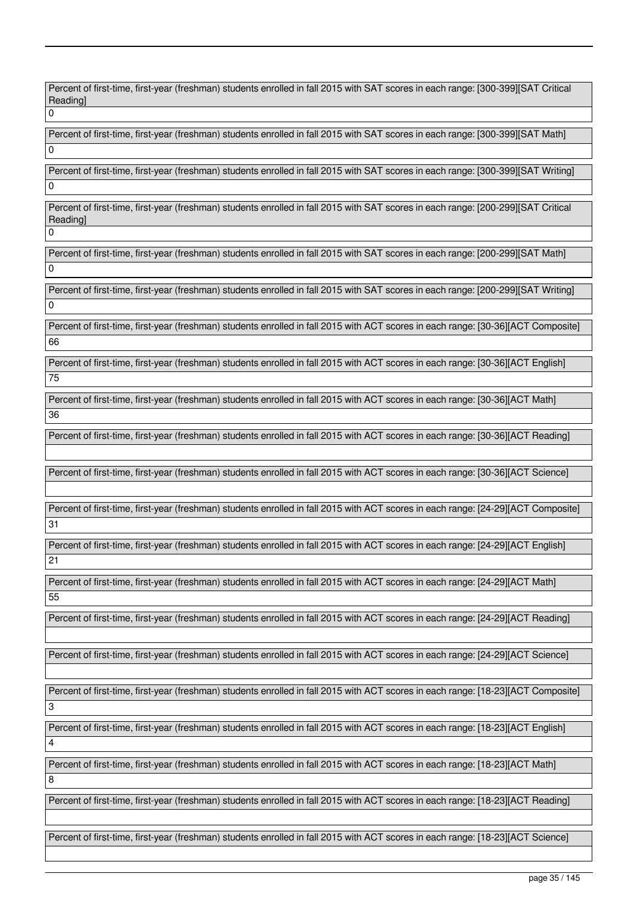Percent of first-time, first-year (freshman) students enrolled in fall 2015 with SAT scores in each range: [300-399][SAT Critical Reading]

0

Percent of first-time, first-year (freshman) students enrolled in fall 2015 with SAT scores in each range: [300-399][SAT Math]

0

Percent of first-time, first-year (freshman) students enrolled in fall 2015 with SAT scores in each range: [300-399][SAT Writing]

0

Percent of first-time, first-year (freshman) students enrolled in fall 2015 with SAT scores in each range: [200-299][SAT Critical Reading]

0

Percent of first-time, first-year (freshman) students enrolled in fall 2015 with SAT scores in each range: [200-299][SAT Math]

0

Percent of first-time, first-year (freshman) students enrolled in fall 2015 with SAT scores in each range: [200-299][SAT Writing]

0

Percent of first-time, first-year (freshman) students enrolled in fall 2015 with ACT scores in each range: [30-36][ACT Composite]

66

Percent of first-time, first-year (freshman) students enrolled in fall 2015 with ACT scores in each range: [30-36][ACT English]

75

Percent of first-time, first-year (freshman) students enrolled in fall 2015 with ACT scores in each range: [30-36][ACT Math]

36

Percent of first-time, first-year (freshman) students enrolled in fall 2015 with ACT scores in each range: [30-36][ACT Reading]

Percent of first-time, first-year (freshman) students enrolled in fall 2015 with ACT scores in each range: [30-36][ACT Science]

Percent of first-time, first-year (freshman) students enrolled in fall 2015 with ACT scores in each range: [24-29][ACT Composite]

31

Percent of first-time, first-year (freshman) students enrolled in fall 2015 with ACT scores in each range: [24-29][ACT English]

21

Percent of first-time, first-year (freshman) students enrolled in fall 2015 with ACT scores in each range: [24-29][ACT Math]

55

Percent of first-time, first-year (freshman) students enrolled in fall 2015 with ACT scores in each range: [24-29][ACT Reading]

Percent of first-time, first-year (freshman) students enrolled in fall 2015 with ACT scores in each range: [24-29][ACT Science]

Percent of first-time, first-year (freshman) students enrolled in fall 2015 with ACT scores in each range: [18-23][ACT Composite]

3

Percent of first-time, first-year (freshman) students enrolled in fall 2015 with ACT scores in each range: [18-23][ACT English]

4

Percent of first-time, first-year (freshman) students enrolled in fall 2015 with ACT scores in each range: [18-23][ACT Math]

8

Percent of first-time, first-year (freshman) students enrolled in fall 2015 with ACT scores in each range: [18-23][ACT Reading]

Percent of first-time, first-year (freshman) students enrolled in fall 2015 with ACT scores in each range: [18-23][ACT Science]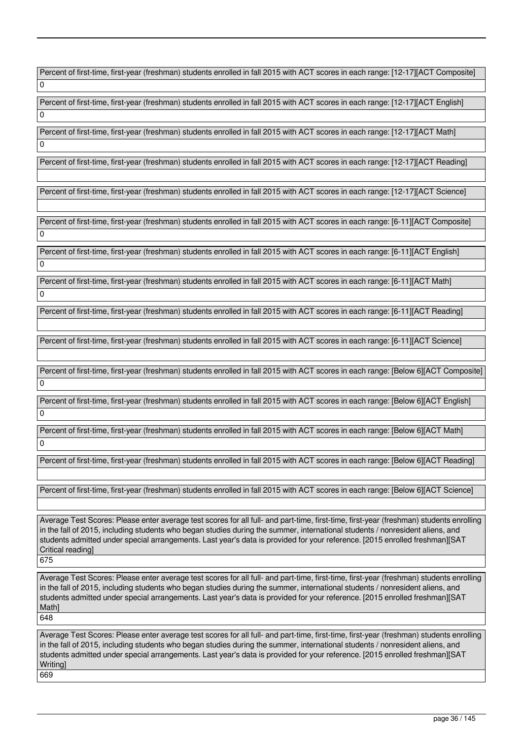Percent of first-time, first-year (freshman) students enrolled in fall 2015 with ACT scores in each range: [12-17][ACT Composite]

0

Percent of first-time, first-year (freshman) students enrolled in fall 2015 with ACT scores in each range: [12-17][ACT English]

0

Percent of first-time, first-year (freshman) students enrolled in fall 2015 with ACT scores in each range: [12-17][ACT Math]

0

Percent of first-time, first-year (freshman) students enrolled in fall 2015 with ACT scores in each range: [12-17][ACT Reading]

Percent of first-time, first-year (freshman) students enrolled in fall 2015 with ACT scores in each range: [12-17][ACT Science]

Percent of first-time, first-year (freshman) students enrolled in fall 2015 with ACT scores in each range: [6-11][ACT Composite]

0

Percent of first-time, first-year (freshman) students enrolled in fall 2015 with ACT scores in each range: [6-11][ACT English]

0

Percent of first-time, first-year (freshman) students enrolled in fall 2015 with ACT scores in each range: [6-11][ACT Math]

0

Percent of first-time, first-year (freshman) students enrolled in fall 2015 with ACT scores in each range: [6-11][ACT Reading]

Percent of first-time, first-year (freshman) students enrolled in fall 2015 with ACT scores in each range: [6-11][ACT Science]

Percent of first-time, first-year (freshman) students enrolled in fall 2015 with ACT scores in each range: [Below 6][ACT Composite]

0

Percent of first-time, first-year (freshman) students enrolled in fall 2015 with ACT scores in each range: [Below 6][ACT English]

0

Percent of first-time, first-year (freshman) students enrolled in fall 2015 with ACT scores in each range: [Below 6][ACT Math]

0

Percent of first-time, first-year (freshman) students enrolled in fall 2015 with ACT scores in each range: [Below 6][ACT Reading]

Percent of first-time, first-year (freshman) students enrolled in fall 2015 with ACT scores in each range: [Below 6][ACT Science]

Average Test Scores: Please enter average test scores for all full- and part-time, first-time, first-year (freshman) students enrolling in the fall of 2015, including students who began studies during the summer, international students / nonresident aliens, and students admitted under special arrangements. Last year's data is provided for your reference. [2015 enrolled freshman][SAT Critical reading]

675

Average Test Scores: Please enter average test scores for all full- and part-time, first-time, first-year (freshman) students enrolling in the fall of 2015, including students who began studies during the summer, international students / nonresident aliens, and students admitted under special arrangements. Last year's data is provided for your reference. [2015 enrolled freshman][SAT Math]

648

Average Test Scores: Please enter average test scores for all full- and part-time, first-time, first-year (freshman) students enrolling in the fall of 2015, including students who began studies during the summer, international students / nonresident aliens, and students admitted under special arrangements. Last year's data is provided for your reference. [2015 enrolled freshman][SAT Writing]

669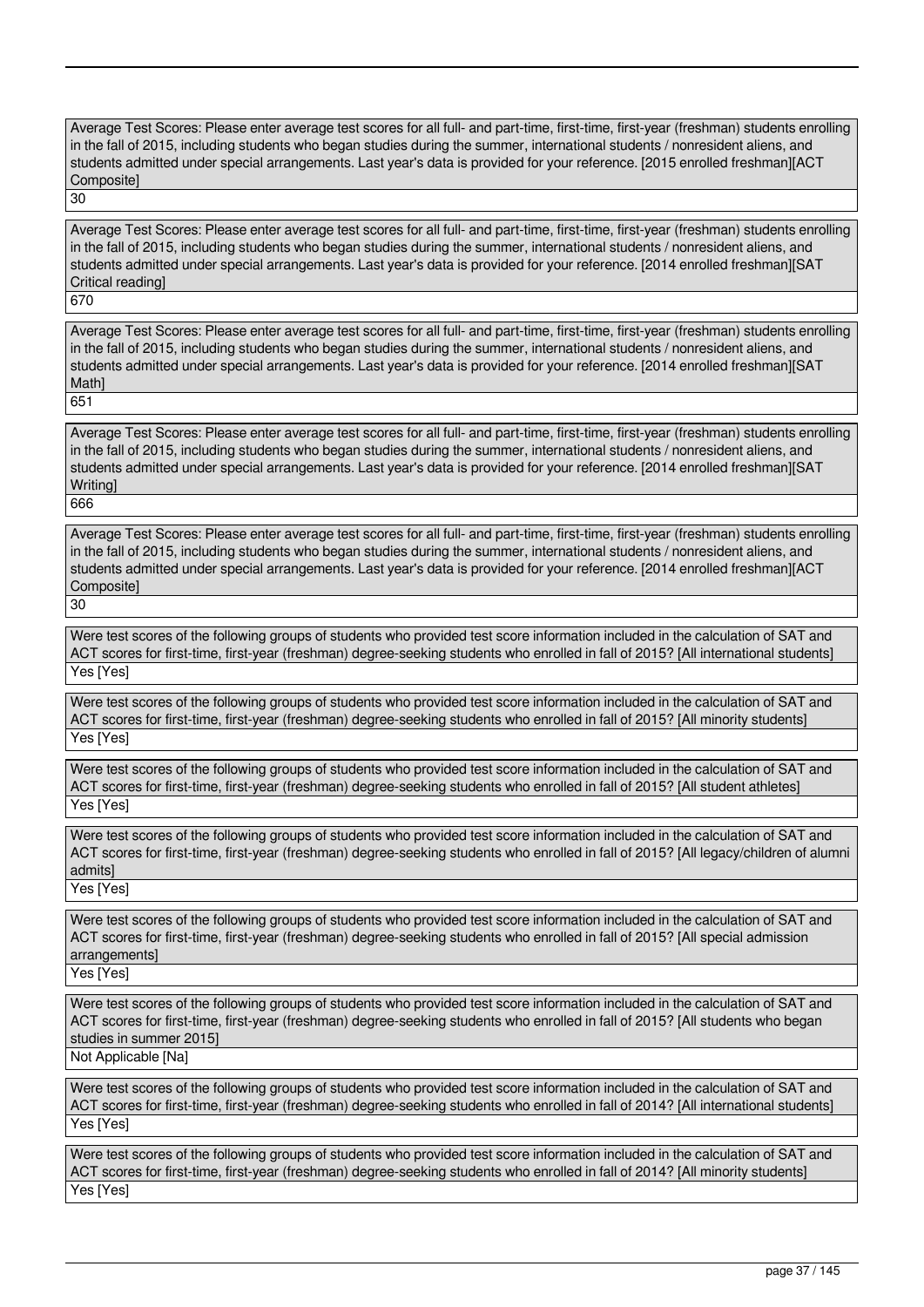Average Test Scores: Please enter average test scores for all full- and part-time, first-time, first-year (freshman) students enrolling in the fall of 2015, including students who began studies during the summer, international students / nonresident aliens, and students admitted under special arrangements. Last year's data is provided for your reference. [2015 enrolled freshman][ACT Composite]

30

Average Test Scores: Please enter average test scores for all full- and part-time, first-time, first-year (freshman) students enrolling in the fall of 2015, including students who began studies during the summer, international students / nonresident aliens, and students admitted under special arrangements. Last year's data is provided for your reference. [2014 enrolled freshman][SAT Critical reading]

670

Average Test Scores: Please enter average test scores for all full- and part-time, first-time, first-year (freshman) students enrolling in the fall of 2015, including students who began studies during the summer, international students / nonresident aliens, and students admitted under special arrangements. Last year's data is provided for your reference. [2014 enrolled freshman][SAT Math]

651

Average Test Scores: Please enter average test scores for all full- and part-time, first-time, first-year (freshman) students enrolling in the fall of 2015, including students who began studies during the summer, international students / nonresident aliens, and students admitted under special arrangements. Last year's data is provided for your reference. [2014 enrolled freshman][SAT Writing]

666

Average Test Scores: Please enter average test scores for all full- and part-time, first-time, first-year (freshman) students enrolling in the fall of 2015, including students who began studies during the summer, international students / nonresident aliens, and students admitted under special arrangements. Last year's data is provided for your reference. [2014 enrolled freshman][ACT Composite]

30

Were test scores of the following groups of students who provided test score information included in the calculation of SAT and ACT scores for first-time, first-year (freshman) degree-seeking students who enrolled in fall of 2015? [All international students]

Yes [Yes]

Were test scores of the following groups of students who provided test score information included in the calculation of SAT and ACT scores for first-time, first-year (freshman) degree-seeking students who enrolled in fall of 2015? [All minority students]

Yes [Yes]

Were test scores of the following groups of students who provided test score information included in the calculation of SAT and ACT scores for first-time, first-year (freshman) degree-seeking students who enrolled in fall of 2015? [All student athletes]

Yes [Yes]

Were test scores of the following groups of students who provided test score information included in the calculation of SAT and ACT scores for first-time, first-year (freshman) degree-seeking students who enrolled in fall of 2015? [All legacy/children of alumni admits]

Yes [Yes]

Were test scores of the following groups of students who provided test score information included in the calculation of SAT and ACT scores for first-time, first-year (freshman) degree-seeking students who enrolled in fall of 2015? [All special admission arrangements]

Yes [Yes]

Were test scores of the following groups of students who provided test score information included in the calculation of SAT and ACT scores for first-time, first-year (freshman) degree-seeking students who enrolled in fall of 2015? [All students who began studies in summer 2015]

Not Applicable [Na]

Were test scores of the following groups of students who provided test score information included in the calculation of SAT and ACT scores for first-time, first-year (freshman) degree-seeking students who enrolled in fall of 2014? [All international students]

Yes [Yes]

Were test scores of the following groups of students who provided test score information included in the calculation of SAT and ACT scores for first-time, first-year (freshman) degree-seeking students who enrolled in fall of 2014? [All minority students]

Yes [Yes]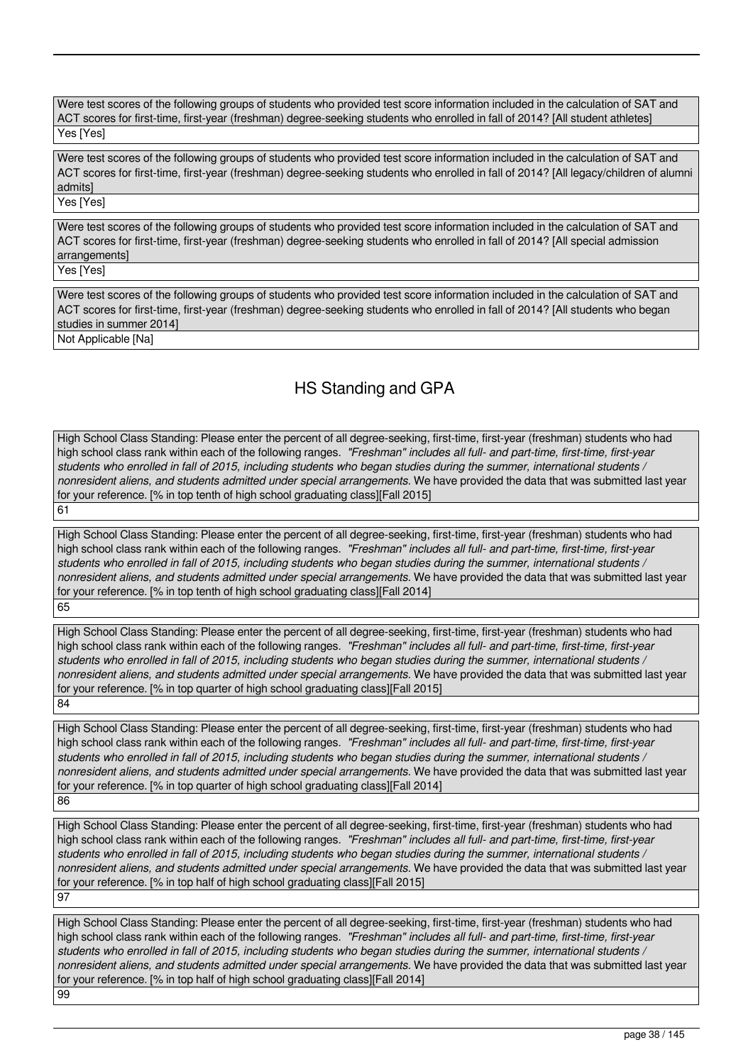Were test scores of the following groups of students who provided test score information included in the calculation of SAT and ACT scores for first-time, first-year (freshman) degree-seeking students who enrolled in fall of 2014? [All student athletes]

Yes [Yes]

Were test scores of the following groups of students who provided test score information included in the calculation of SAT and ACT scores for first-time, first-year (freshman) degree-seeking students who enrolled in fall of 2014? [All legacy/children of alumni admits]

Yes [Yes]

Were test scores of the following groups of students who provided test score information included in the calculation of SAT and ACT scores for first-time, first-year (freshman) degree-seeking students who enrolled in fall of 2014? [All special admission arrangements]

Yes [Yes]

Were test scores of the following groups of students who provided test score information included in the calculation of SAT and ACT scores for first-time, first-year (freshman) degree-seeking students who enrolled in fall of 2014? [All students who began studies in summer 2014]

Not Applicable [Na]

## HS Standing and GPA

High School Class Standing: Please enter the percent of all degree-seeking, first-time, first-year (freshman) students who had high school class rank within each of the following ranges. *"Freshman" includes all full- and part-time, first-time, first-year students who enrolled in fall of 2015, including students who began studies during the summer, international students / nonresident aliens, and students admitted under special arrangements.* We have provided the data that was submitted last year for your reference. [% in top tenth of high school graduating class][Fall 2015]

61

High School Class Standing: Please enter the percent of all degree-seeking, first-time, first-year (freshman) students who had high school class rank within each of the following ranges. *"Freshman" includes all full- and part-time, first-time, first-year students who enrolled in fall of 2015, including students who began studies during the summer, international students / nonresident aliens, and students admitted under special arrangements.* We have provided the data that was submitted last year for your reference. [% in top tenth of high school graduating class][Fall 2014]

65

High School Class Standing: Please enter the percent of all degree-seeking, first-time, first-year (freshman) students who had high school class rank within each of the following ranges. *"Freshman" includes all full- and part-time, first-time, first-year students who enrolled in fall of 2015, including students who began studies during the summer, international students / nonresident aliens, and students admitted under special arrangements.* We have provided the data that was submitted last year for your reference. [% in top quarter of high school graduating class][Fall 2015]

84

High School Class Standing: Please enter the percent of all degree-seeking, first-time, first-year (freshman) students who had high school class rank within each of the following ranges. *"Freshman" includes all full- and part-time, first-time, first-year students who enrolled in fall of 2015, including students who began studies during the summer, international students / nonresident aliens, and students admitted under special arrangements.* We have provided the data that was submitted last year for your reference. [% in top quarter of high school graduating class][Fall 2014]

86

High School Class Standing: Please enter the percent of all degree-seeking, first-time, first-year (freshman) students who had high school class rank within each of the following ranges. *"Freshman" includes all full- and part-time, first-time, first-year students who enrolled in fall of 2015, including students who began studies during the summer, international students / nonresident aliens, and students admitted under special arrangements.* We have provided the data that was submitted last year for your reference. [% in top half of high school graduating class][Fall 2015]

97

High School Class Standing: Please enter the percent of all degree-seeking, first-time, first-year (freshman) students who had high school class rank within each of the following ranges. *"Freshman" includes all full- and part-time, first-time, first-year students who enrolled in fall of 2015, including students who began studies during the summer, international students / nonresident aliens, and students admitted under special arrangements.* We have provided the data that was submitted last year for your reference. [% in top half of high school graduating class][Fall 2014]

99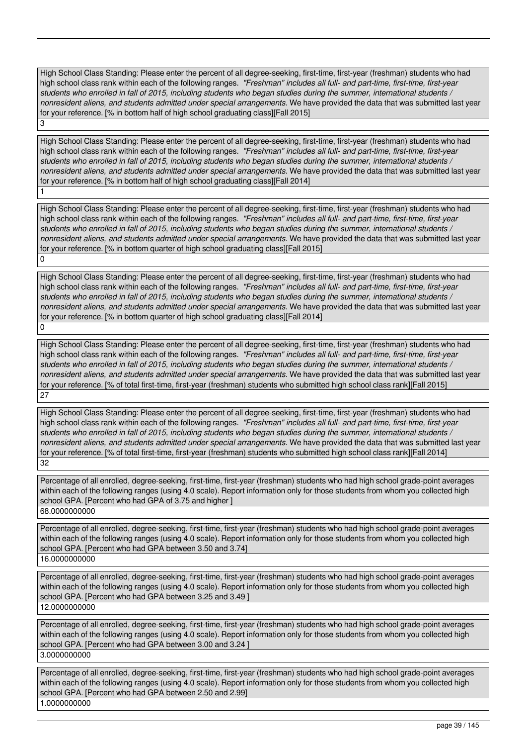High School Class Standing: Please enter the percent of all degree-seeking, first-time, first-year (freshman) students who had high school class rank within each of the following ranges. *"Freshman" includes all full- and part-time, first-time, first-year students who enrolled in fall of 2015, including students who began studies during the summer, international students / nonresident aliens, and students admitted under special arrangements.* We have provided the data that was submitted last year for your reference. [% in bottom half of high school graduating class][Fall 2015]

3

High School Class Standing: Please enter the percent of all degree-seeking, first-time, first-year (freshman) students who had high school class rank within each of the following ranges. *"Freshman" includes all full- and part-time, first-time, first-year students who enrolled in fall of 2015, including students who began studies during the summer, international students / nonresident aliens, and students admitted under special arrangements.* We have provided the data that was submitted last year for your reference. [% in bottom half of high school graduating class][Fall 2014]

1

High School Class Standing: Please enter the percent of all degree-seeking, first-time, first-year (freshman) students who had high school class rank within each of the following ranges. *"Freshman" includes all full- and part-time, first-time, first-year students who enrolled in fall of 2015, including students who began studies during the summer, international students / nonresident aliens, and students admitted under special arrangements.* We have provided the data that was submitted last year for your reference. [% in bottom quarter of high school graduating class][Fall 2015]

0

High School Class Standing: Please enter the percent of all degree-seeking, first-time, first-year (freshman) students who had high school class rank within each of the following ranges. *"Freshman" includes all full- and part-time, first-time, first-year students who enrolled in fall of 2015, including students who began studies during the summer, international students / nonresident aliens, and students admitted under special arrangements.* We have provided the data that was submitted last year for your reference. [% in bottom quarter of high school graduating class][Fall 2014]

0

High School Class Standing: Please enter the percent of all degree-seeking, first-time, first-year (freshman) students who had high school class rank within each of the following ranges. *"Freshman" includes all full- and part-time, first-time, first-year students who enrolled in fall of 2015, including students who began studies during the summer, international students / nonresident aliens, and students admitted under special arrangements.* We have provided the data that was submitted last year for your reference. [% of total first-time, first-year (freshman) students who submitted high school class rank][Fall 2015]

27

High School Class Standing: Please enter the percent of all degree-seeking, first-time, first-year (freshman) students who had high school class rank within each of the following ranges. *"Freshman" includes all full- and part-time, first-time, first-year students who enrolled in fall of 2015, including students who began studies during the summer, international students / nonresident aliens, and students admitted under special arrangements.* We have provided the data that was submitted last year for your reference. [% of total first-time, first-year (freshman) students who submitted high school class rank][Fall 2014]

32

Percentage of all enrolled, degree-seeking, first-time, first-year (freshman) students who had high school grade-point averages within each of the following ranges (using 4.0 scale). Report information only for those students from whom you collected high school GPA. [Percent who had GPA of 3.75 and higher ]

68.0000000000

Percentage of all enrolled, degree-seeking, first-time, first-year (freshman) students who had high school grade-point averages within each of the following ranges (using 4.0 scale). Report information only for those students from whom you collected high school GPA. [Percent who had GPA between 3.50 and 3.74]

16.0000000000

Percentage of all enrolled, degree-seeking, first-time, first-year (freshman) students who had high school grade-point averages within each of the following ranges (using 4.0 scale). Report information only for those students from whom you collected high school GPA. [Percent who had GPA between 3.25 and 3.49 ]

12.0000000000

Percentage of all enrolled, degree-seeking, first-time, first-year (freshman) students who had high school grade-point averages within each of the following ranges (using 4.0 scale). Report information only for those students from whom you collected high school GPA. [Percent who had GPA between 3.00 and 3.24 ]

3.0000000000

Percentage of all enrolled, degree-seeking, first-time, first-year (freshman) students who had high school grade-point averages within each of the following ranges (using 4.0 scale). Report information only for those students from whom you collected high school GPA. [Percent who had GPA between 2.50 and 2.99]

1.0000000000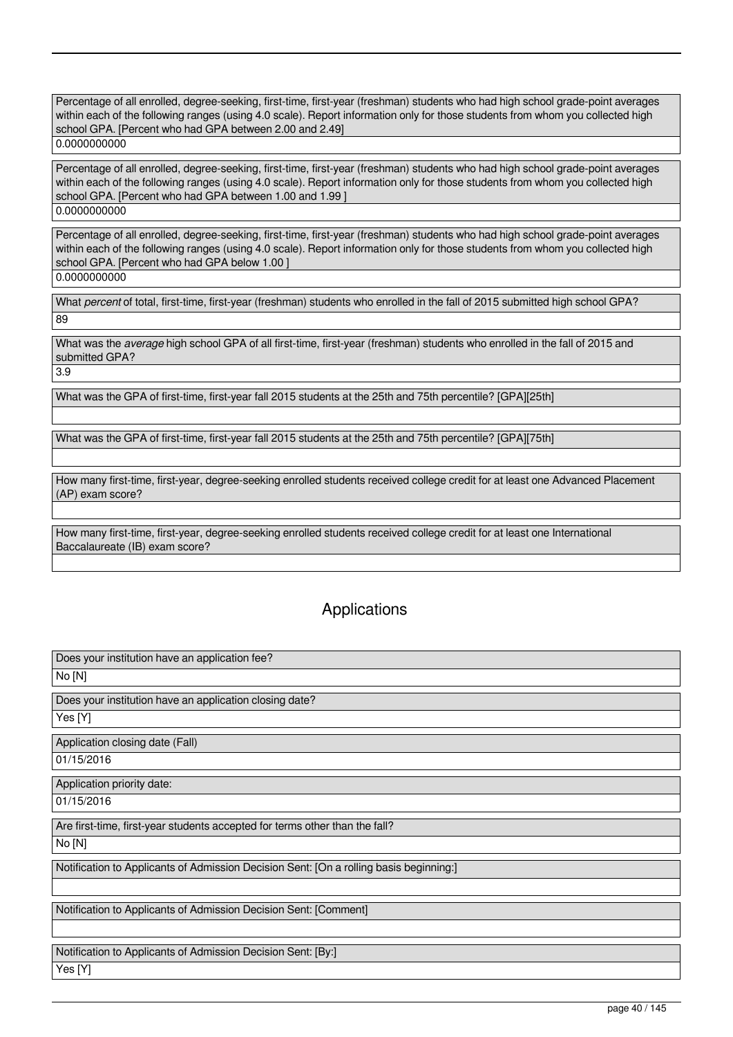Percentage of all enrolled, degree-seeking, first-time, first-year (freshman) students who had high school grade-point averages within each of the following ranges (using 4.0 scale). Report information only for those students from whom you collected high school GPA. [Percent who had GPA between 2.00 and 2.49]

0.0000000000

Percentage of all enrolled, degree-seeking, first-time, first-year (freshman) students who had high school grade-point averages within each of the following ranges (using 4.0 scale). Report information only for those students from whom you collected high school GPA. [Percent who had GPA between 1.00 and 1.99 ]

0.0000000000

Percentage of all enrolled, degree-seeking, first-time, first-year (freshman) students who had high school grade-point averages within each of the following ranges (using 4.0 scale). Report information only for those students from whom you collected high school GPA. [Percent who had GPA below 1.00 ]

0.0000000000

What *percent* of total, first-time, first-year (freshman) students who enrolled in the fall of 2015 submitted high school GPA?

89

What was the *average* high school GPA of all first-time, first-year (freshman) students who enrolled in the fall of 2015 and submitted GPA?

3.9

What was the GPA of first-time, first-year fall 2015 students at the 25th and 75th percentile? [GPA][25th]

What was the GPA of first-time, first-year fall 2015 students at the 25th and 75th percentile? [GPA][75th]

How many first-time, first-year, degree-seeking enrolled students received college credit for at least one Advanced Placement (AP) exam score?

How many first-time, first-year, degree-seeking enrolled students received college credit for at least one International Baccalaureate (IB) exam score?

## Applications

Does your institution have an application fee?

No [N]

Does your institution have an application closing date?

Yes [Y]

Application closing date (Fall)

01/15/2016

Application priority date:

01/15/2016

Are first-time, first-year students accepted for terms other than the fall?

No [N]

Notification to Applicants of Admission Decision Sent: [On a rolling basis beginning:]

Notification to Applicants of Admission Decision Sent: [Comment]

Notification to Applicants of Admission Decision Sent: [By:]

Yes [Y]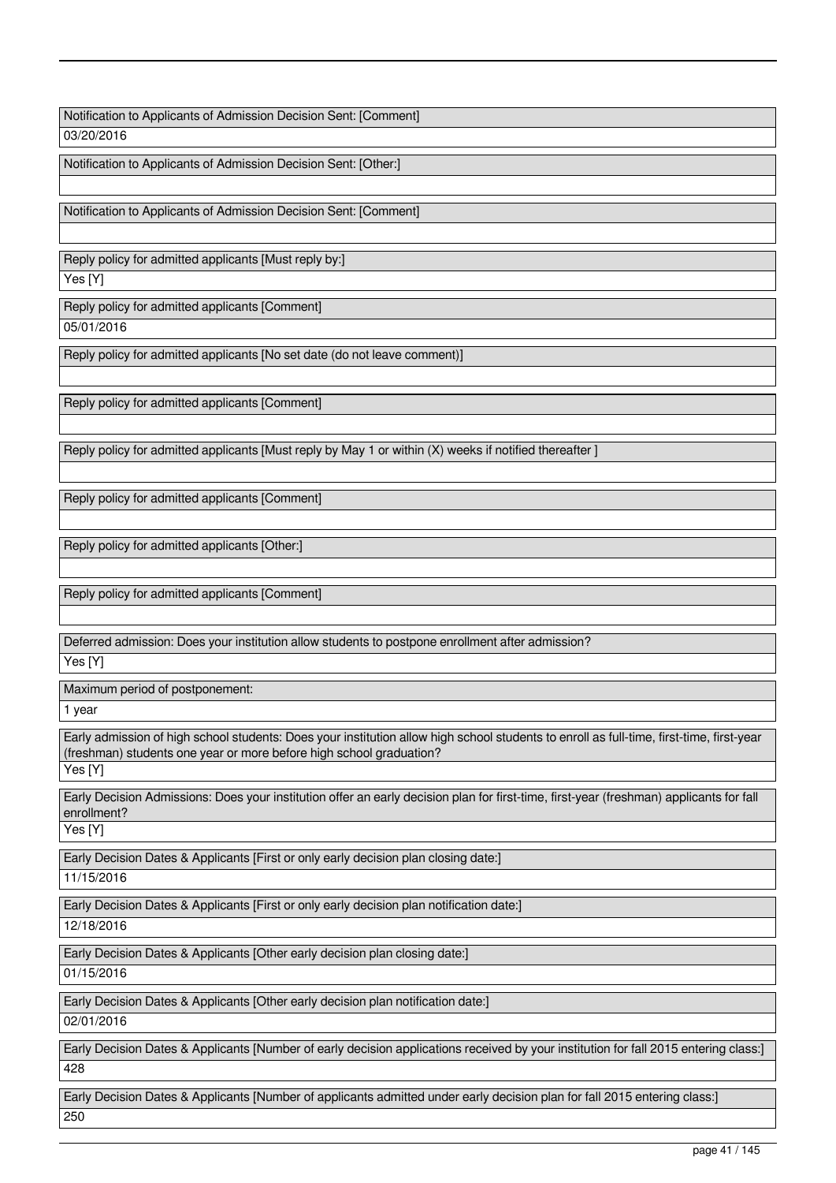| Notification to Applicants of Admission Decision Sent: [Comment] |
|---|
| 03/20/2016 |

| Notification to Applicants of Admission Decision Sent: [Other:] |
|---|
| |

| Notification to Applicants of Admission Decision Sent: [Comment] |
|---|
| |

| Reply policy for admitted applicants [Must reply by:] |
|---|
| Yes [Y] |

| Reply policy for admitted applicants [Comment] |
|---|
| 05/01/2016 |

| Reply policy for admitted applicants [No set date (do not leave comment)] |
|---|
| |

| Reply policy for admitted applicants [Comment] |
|---|
| |

| Reply policy for admitted applicants [Must reply by May 1 or within (X) weeks if notified thereafter ] |
|---|
| |

| Reply policy for admitted applicants [Comment] |
|---|
| |

| Reply policy for admitted applicants [Other:] |
|---|
| |

| Reply policy for admitted applicants [Comment] |
|---|
| |

| Deferred admission: Does your institution allow students to postpone enrollment after admission? |
|---|
| Yes [Y] |

| Maximum period of postponement: |
|---|
| 1 year |

| Early admission of high school students: Does your institution allow high school students to enroll as full-time, first-time, first-year (freshman) students one year or more before high school graduation? |
|---|
| Yes [Y] |

| Early Decision Admissions: Does your institution offer an early decision plan for first-time, first-year (freshman) applicants for fall enrollment? |
|---|
| Yes [Y] |

| Early Decision Dates & Applicants [First or only early decision plan closing date:] |
|---|
| 11/15/2016 |

| Early Decision Dates & Applicants [First or only early decision plan notification date:] |
|---|
| 12/18/2016 |

| Early Decision Dates & Applicants [Other early decision plan closing date:] |
|---|
| 01/15/2016 |

| Early Decision Dates & Applicants [Other early decision plan notification date:] |
|---|
| 02/01/2016 |

| Early Decision Dates & Applicants [Number of early decision applications received by your institution for fall 2015 entering class:] |
|---|
| 428 |

| Early Decision Dates & Applicants [Number of applicants admitted under early decision plan for fall 2015 entering class:] |
|---|
| 250 |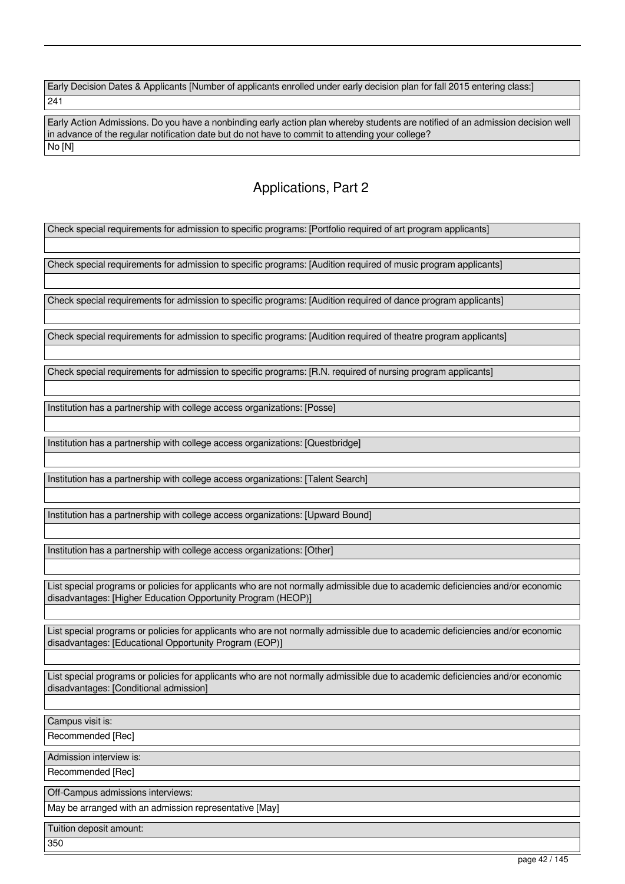| Early Decision Dates & Applicants [Number of applicants enrolled under early decision plan for fall 2015 entering class:] |
| --- |
| 241 |

| Early Action Admissions. Do you have a nonbinding early action plan whereby students are notified of an admission decision well in advance of the regular notification date but do not have to commit to attending your college? |
| --- |
| No [N] |

## Applications, Part 2

| Check special requirements for admission to specific programs: [Portfolio required of art program applicants] |
| --- |
| |

| Check special requirements for admission to specific programs: [Audition required of music program applicants] |
| --- |
| |

| Check special requirements for admission to specific programs: [Audition required of dance program applicants] |
| --- |
| |

| Check special requirements for admission to specific programs: [Audition required of theatre program applicants] |
| --- |
| |

| Check special requirements for admission to specific programs: [R.N. required of nursing program applicants] |
| --- |
| |

| Institution has a partnership with college access organizations: [Posse] |
| --- |
| |

| Institution has a partnership with college access organizations: [Questbridge] |
| --- |
| |

| Institution has a partnership with college access organizations: [Talent Search] |
| --- |
| |

| Institution has a partnership with college access organizations: [Upward Bound] |
| --- |
| |

| Institution has a partnership with college access organizations: [Other] |
| --- |
| |

| List special programs or policies for applicants who are not normally admissible due to academic deficiencies and/or economic disadvantages: [Higher Education Opportunity Program (HEOP)] |
| --- |
| |

| List special programs or policies for applicants who are not normally admissible due to academic deficiencies and/or economic disadvantages: [Educational Opportunity Program (EOP)] |
| --- |
| |

| List special programs or policies for applicants who are not normally admissible due to academic deficiencies and/or economic disadvantages: [Conditional admission] |
| --- |
| |

| Campus visit is: |
| --- |
| Recommended [Rec] |

| Admission interview is: |
| --- |
| Recommended [Rec] |

| Off-Campus admissions interviews: |
| --- |
| May be arranged with an admission representative [May] |

| Tuition deposit amount: |
| --- |
| 350 |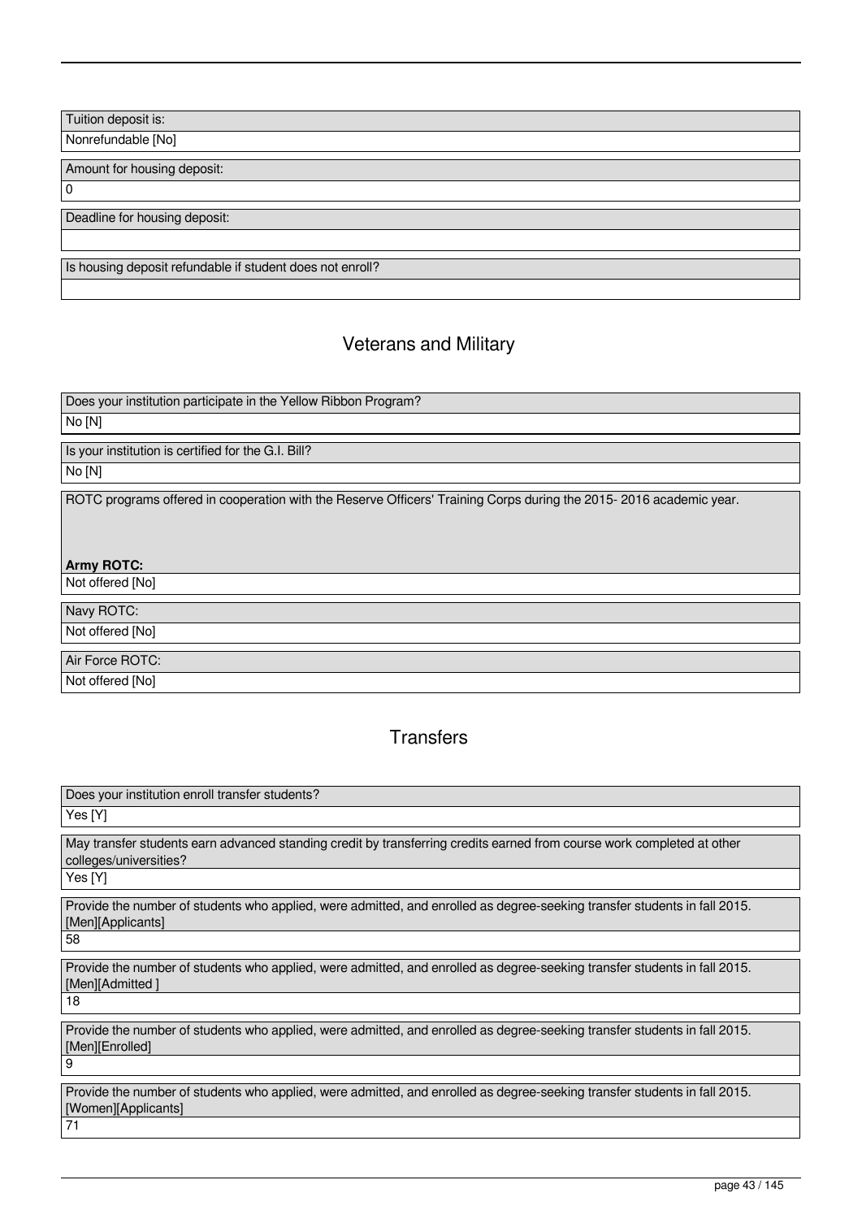Tuition deposit is:

Nonrefundable [No]

Amount for housing deposit:

0

Deadline for housing deposit:

Is housing deposit refundable if student does not enroll?

## Veterans and Military

Does your institution participate in the Yellow Ribbon Program?

No [N]

Is your institution is certified for the G.I. Bill?

No [N]

ROTC programs offered in cooperation with the Reserve Officers' Training Corps during the 2015- 2016 academic year.

**Army ROTC:**

Not offered [No]

Navy ROTC:

Not offered [No]

Air Force ROTC:

Not offered [No]

## Transfers

Does your institution enroll transfer students?

Yes [Y]

May transfer students earn advanced standing credit by transferring credits earned from course work completed at other colleges/universities?

Yes [Y]

Provide the number of students who applied, were admitted, and enrolled as degree-seeking transfer students in fall 2015. [Men][Applicants]

58

Provide the number of students who applied, were admitted, and enrolled as degree-seeking transfer students in fall 2015. [Men][Admitted ]

18

Provide the number of students who applied, were admitted, and enrolled as degree-seeking transfer students in fall 2015. [Men][Enrolled]

9

Provide the number of students who applied, were admitted, and enrolled as degree-seeking transfer students in fall 2015. [Women][Applicants]

71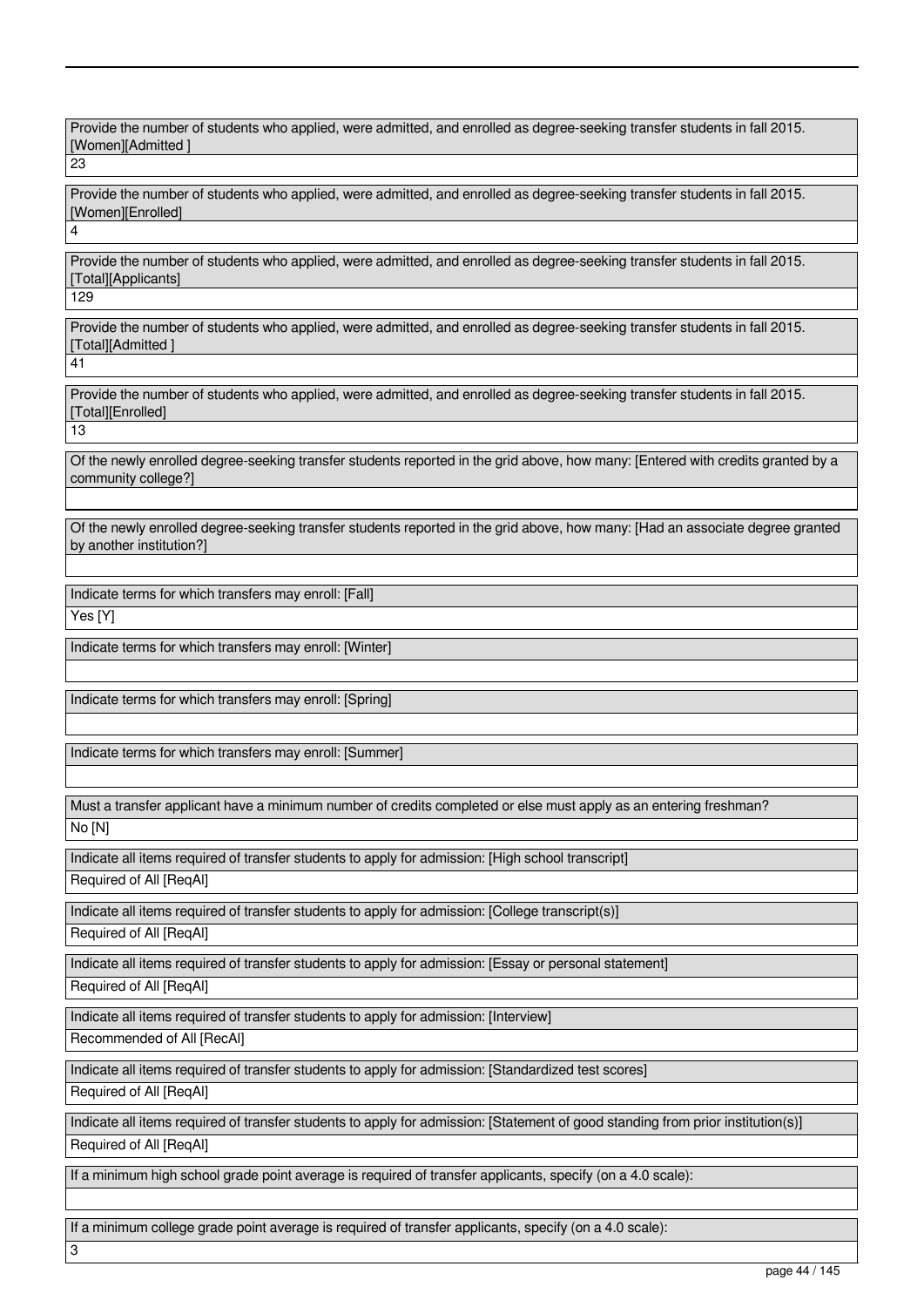Provide the number of students who applied, were admitted, and enrolled as degree-seeking transfer students in fall 2015. [Women][Admitted ]

23

Provide the number of students who applied, were admitted, and enrolled as degree-seeking transfer students in fall 2015. [Women][Enrolled]

4

Provide the number of students who applied, were admitted, and enrolled as degree-seeking transfer students in fall 2015. [Total][Applicants]

129

Provide the number of students who applied, were admitted, and enrolled as degree-seeking transfer students in fall 2015. [Total][Admitted ]

41

Provide the number of students who applied, were admitted, and enrolled as degree-seeking transfer students in fall 2015. [Total][Enrolled]

13

Of the newly enrolled degree-seeking transfer students reported in the grid above, how many: [Entered with credits granted by a community college?]

Of the newly enrolled degree-seeking transfer students reported in the grid above, how many: [Had an associate degree granted by another institution?]

Indicate terms for which transfers may enroll: [Fall]

Yes [Y]

Indicate terms for which transfers may enroll: [Winter]

Indicate terms for which transfers may enroll: [Spring]

Indicate terms for which transfers may enroll: [Summer]

Must a transfer applicant have a minimum number of credits completed or else must apply as an entering freshman?

No [N]

Indicate all items required of transfer students to apply for admission: [High school transcript]

Required of All [ReqAl]

Indicate all items required of transfer students to apply for admission: [College transcript(s)]

Required of All [ReqAl]

Indicate all items required of transfer students to apply for admission: [Essay or personal statement]

Required of All [ReqAl]

Indicate all items required of transfer students to apply for admission: [Interview]

Recommended of All [RecAl]

Indicate all items required of transfer students to apply for admission: [Standardized test scores]

Required of All [ReqAl]

Indicate all items required of transfer students to apply for admission: [Statement of good standing from prior institution(s)]

Required of All [ReqAl]

If a minimum high school grade point average is required of transfer applicants, specify (on a 4.0 scale):

If a minimum college grade point average is required of transfer applicants, specify (on a 4.0 scale):

3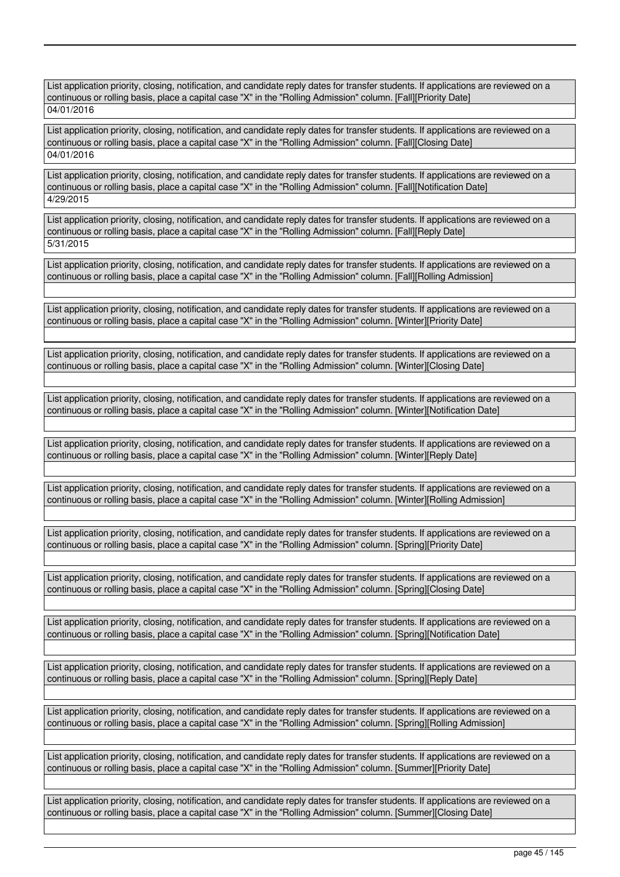List application priority, closing, notification, and candidate reply dates for transfer students. If applications are reviewed on a continuous or rolling basis, place a capital case "X" in the "Rolling Admission" column. [Fall][Priority Date]

04/01/2016

List application priority, closing, notification, and candidate reply dates for transfer students. If applications are reviewed on a continuous or rolling basis, place a capital case "X" in the "Rolling Admission" column. [Fall][Closing Date]

04/01/2016

List application priority, closing, notification, and candidate reply dates for transfer students. If applications are reviewed on a continuous or rolling basis, place a capital case "X" in the "Rolling Admission" column. [Fall][Notification Date]

4/29/2015

List application priority, closing, notification, and candidate reply dates for transfer students. If applications are reviewed on a continuous or rolling basis, place a capital case "X" in the "Rolling Admission" column. [Fall][Reply Date]

5/31/2015

List application priority, closing, notification, and candidate reply dates for transfer students. If applications are reviewed on a continuous or rolling basis, place a capital case "X" in the "Rolling Admission" column. [Fall][Rolling Admission]

List application priority, closing, notification, and candidate reply dates for transfer students. If applications are reviewed on a continuous or rolling basis, place a capital case "X" in the "Rolling Admission" column. [Winter][Priority Date]

List application priority, closing, notification, and candidate reply dates for transfer students. If applications are reviewed on a continuous or rolling basis, place a capital case "X" in the "Rolling Admission" column. [Winter][Closing Date]

List application priority, closing, notification, and candidate reply dates for transfer students. If applications are reviewed on a continuous or rolling basis, place a capital case "X" in the "Rolling Admission" column. [Winter][Notification Date]

List application priority, closing, notification, and candidate reply dates for transfer students. If applications are reviewed on a continuous or rolling basis, place a capital case "X" in the "Rolling Admission" column. [Winter][Reply Date]

List application priority, closing, notification, and candidate reply dates for transfer students. If applications are reviewed on a continuous or rolling basis, place a capital case "X" in the "Rolling Admission" column. [Winter][Rolling Admission]

List application priority, closing, notification, and candidate reply dates for transfer students. If applications are reviewed on a continuous or rolling basis, place a capital case "X" in the "Rolling Admission" column. [Spring][Priority Date]

List application priority, closing, notification, and candidate reply dates for transfer students. If applications are reviewed on a continuous or rolling basis, place a capital case "X" in the "Rolling Admission" column. [Spring][Closing Date]

List application priority, closing, notification, and candidate reply dates for transfer students. If applications are reviewed on a continuous or rolling basis, place a capital case "X" in the "Rolling Admission" column. [Spring][Notification Date]

List application priority, closing, notification, and candidate reply dates for transfer students. If applications are reviewed on a continuous or rolling basis, place a capital case "X" in the "Rolling Admission" column. [Spring][Reply Date]

List application priority, closing, notification, and candidate reply dates for transfer students. If applications are reviewed on a continuous or rolling basis, place a capital case "X" in the "Rolling Admission" column. [Spring][Rolling Admission]

List application priority, closing, notification, and candidate reply dates for transfer students. If applications are reviewed on a continuous or rolling basis, place a capital case "X" in the "Rolling Admission" column. [Summer][Priority Date]

List application priority, closing, notification, and candidate reply dates for transfer students. If applications are reviewed on a continuous or rolling basis, place a capital case "X" in the "Rolling Admission" column. [Summer][Closing Date]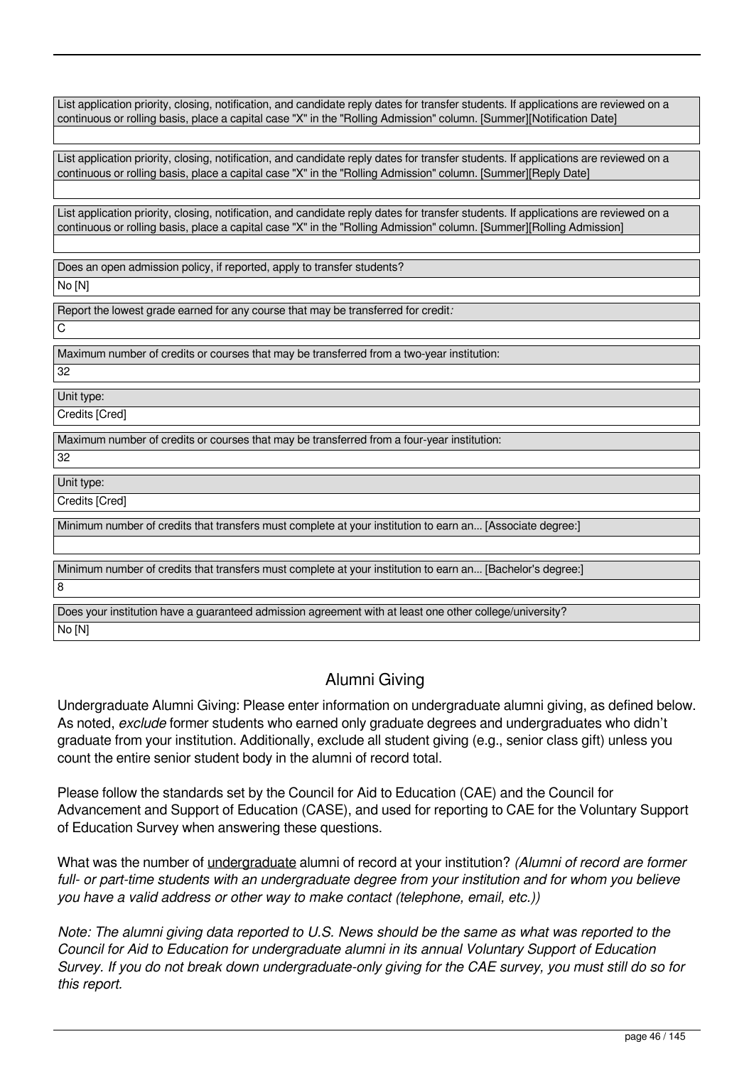| List application priority, closing, notification, and candidate reply dates for transfer students. If applications are reviewed on a continuous or rolling basis, place a capital case "X" in the "Rolling Admission" column. [Summer][Notification Date] |
| --- |
| |

| List application priority, closing, notification, and candidate reply dates for transfer students. If applications are reviewed on a continuous or rolling basis, place a capital case "X" in the "Rolling Admission" column. [Summer][Reply Date] |
| --- |
| |

| List application priority, closing, notification, and candidate reply dates for transfer students. If applications are reviewed on a continuous or rolling basis, place a capital case "X" in the "Rolling Admission" column. [Summer][Rolling Admission] |
| --- |
| |

| Does an open admission policy, if reported, apply to transfer students? |
| --- |
| No [N] |

| Report the lowest grade earned for any course that may be transferred for credit*:* |
| --- |
| C |

| Maximum number of credits or courses that may be transferred from a two-year institution: |
| --- |
| 32 |

| Unit type: |
| --- |
| Credits [Cred] |

| Maximum number of credits or courses that may be transferred from a four-year institution: |
| --- |
| 32 |

| Unit type: |
| --- |
| Credits [Cred] |

| Minimum number of credits that transfers must complete at your institution to earn an... [Associate degree:] |
| --- |
| |

| Minimum number of credits that transfers must complete at your institution to earn an... [Bachelor's degree:] |
| --- |
| 8 |

| Does your institution have a guaranteed admission agreement with at least one other college/university? |
| --- |
| No [N] |

## Alumni Giving

Undergraduate Alumni Giving: Please enter information on undergraduate alumni giving, as defined below. As noted, *exclude* former students who earned only graduate degrees and undergraduates who didn't graduate from your institution. Additionally, exclude all student giving (e.g., senior class gift) unless you count the entire senior student body in the alumni of record total.

Please follow the standards set by the Council for Aid to Education (CAE) and the Council for Advancement and Support of Education (CASE), and used for reporting to CAE for the Voluntary Support of Education Survey when answering these questions.

What was the number of undergraduate alumni of record at your institution? *(Alumni of record are former full- or part-time students with an undergraduate degree from your institution and for whom you believe you have a valid address or other way to make contact (telephone, email, etc.))*

*Note: The alumni giving data reported to U.S. News should be the same as what was reported to the Council for Aid to Education for undergraduate alumni in its annual Voluntary Support of Education Survey. If you do not break down undergraduate-only giving for the CAE survey, you must still do so for this report.*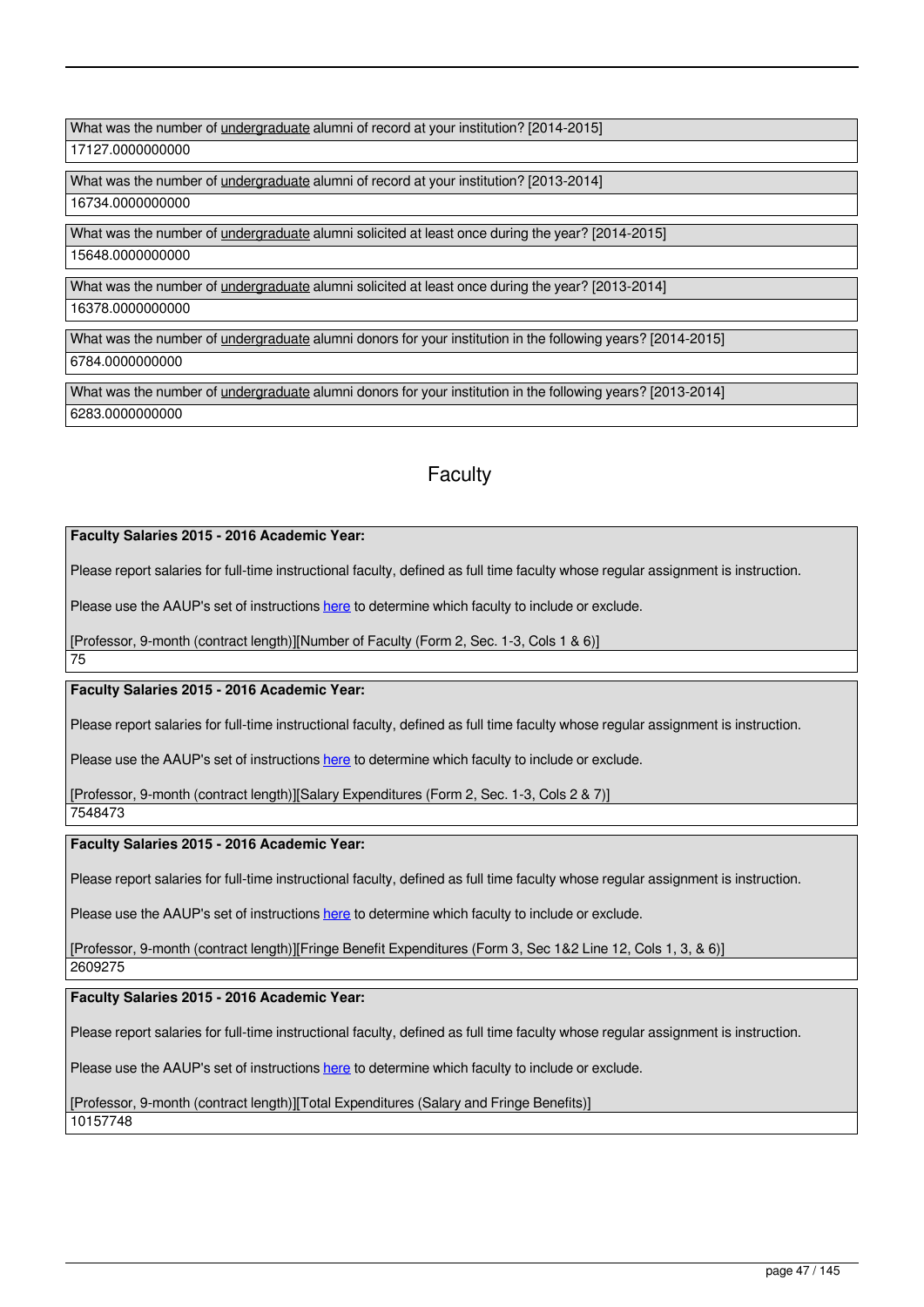| What was the number of undergraduate alumni of record at your institution? [2014-2015] |
|---|
| 17127.0000000000 |

| What was the number of undergraduate alumni of record at your institution? [2013-2014] |
|---|
| 16734.0000000000 |

| What was the number of undergraduate alumni solicited at least once during the year? [2014-2015] |
|---|
| 15648.0000000000 |

| What was the number of undergraduate alumni solicited at least once during the year? [2013-2014] |
|---|
| 16378.0000000000 |

| What was the number of undergraduate alumni donors for your institution in the following years? [2014-2015] |
|---|
| 6784.0000000000 |

| What was the number of undergraduate alumni donors for your institution in the following years? [2013-2014] |
|---|
| 6283.0000000000 |

## Faculty

**Faculty Salaries 2015 - 2016 Academic Year:**

Please report salaries for full-time instructional faculty, defined as full time faculty whose regular assignment is instruction.

Please use the AAUP's set of instructions here to determine which faculty to include or exclude.

[Professor, 9-month (contract length)][Number of Faculty (Form 2, Sec. 1-3, Cols 1 & 6)]

75

**Faculty Salaries 2015 - 2016 Academic Year:**

Please report salaries for full-time instructional faculty, defined as full time faculty whose regular assignment is instruction.

Please use the AAUP's set of instructions here to determine which faculty to include or exclude.

[Professor, 9-month (contract length)][Salary Expenditures (Form 2, Sec. 1-3, Cols 2 & 7)]

7548473

**Faculty Salaries 2015 - 2016 Academic Year:**

Please report salaries for full-time instructional faculty, defined as full time faculty whose regular assignment is instruction.

Please use the AAUP's set of instructions here to determine which faculty to include or exclude.

[Professor, 9-month (contract length)][Fringe Benefit Expenditures (Form 3, Sec 1&2 Line 12, Cols 1, 3, & 6)]

2609275

**Faculty Salaries 2015 - 2016 Academic Year:**

Please report salaries for full-time instructional faculty, defined as full time faculty whose regular assignment is instruction.

Please use the AAUP's set of instructions here to determine which faculty to include or exclude.

[Professor, 9-month (contract length)][Total Expenditures (Salary and Fringe Benefits)]

10157748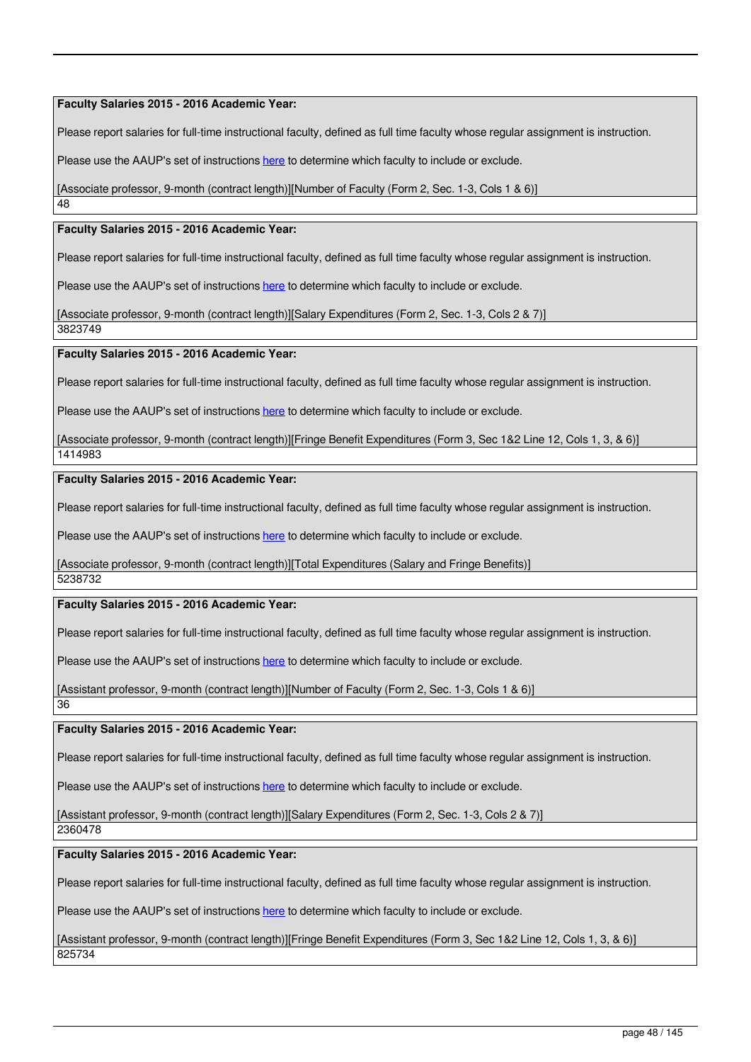**Faculty Salaries 2015 - 2016 Academic Year:**

Please report salaries for full-time instructional faculty, defined as full time faculty whose regular assignment is instruction.

Please use the AAUP's set of instructions here to determine which faculty to include or exclude.

[Associate professor, 9-month (contract length)][Number of Faculty (Form 2, Sec. 1-3, Cols 1 & 6)]

48

**Faculty Salaries 2015 - 2016 Academic Year:**

Please report salaries for full-time instructional faculty, defined as full time faculty whose regular assignment is instruction.

Please use the AAUP's set of instructions here to determine which faculty to include or exclude.

[Associate professor, 9-month (contract length)][Salary Expenditures (Form 2, Sec. 1-3, Cols 2 & 7)]

3823749

**Faculty Salaries 2015 - 2016 Academic Year:**

Please report salaries for full-time instructional faculty, defined as full time faculty whose regular assignment is instruction.

Please use the AAUP's set of instructions here to determine which faculty to include or exclude.

[Associate professor, 9-month (contract length)][Fringe Benefit Expenditures (Form 3, Sec 1&2 Line 12, Cols 1, 3, & 6)]

1414983

**Faculty Salaries 2015 - 2016 Academic Year:**

Please report salaries for full-time instructional faculty, defined as full time faculty whose regular assignment is instruction.

Please use the AAUP's set of instructions here to determine which faculty to include or exclude.

[Associate professor, 9-month (contract length)][Total Expenditures (Salary and Fringe Benefits)]

5238732

**Faculty Salaries 2015 - 2016 Academic Year:**

Please report salaries for full-time instructional faculty, defined as full time faculty whose regular assignment is instruction.

Please use the AAUP's set of instructions here to determine which faculty to include or exclude.

[Assistant professor, 9-month (contract length)][Number of Faculty (Form 2, Sec. 1-3, Cols 1 & 6)]

36

**Faculty Salaries 2015 - 2016 Academic Year:**

Please report salaries for full-time instructional faculty, defined as full time faculty whose regular assignment is instruction.

Please use the AAUP's set of instructions here to determine which faculty to include or exclude.

[Assistant professor, 9-month (contract length)][Salary Expenditures (Form 2, Sec. 1-3, Cols 2 & 7)]

2360478

**Faculty Salaries 2015 - 2016 Academic Year:**

Please report salaries for full-time instructional faculty, defined as full time faculty whose regular assignment is instruction.

Please use the AAUP's set of instructions here to determine which faculty to include or exclude.

[Assistant professor, 9-month (contract length)][Fringe Benefit Expenditures (Form 3, Sec 1&2 Line 12, Cols 1, 3, & 6)]

825734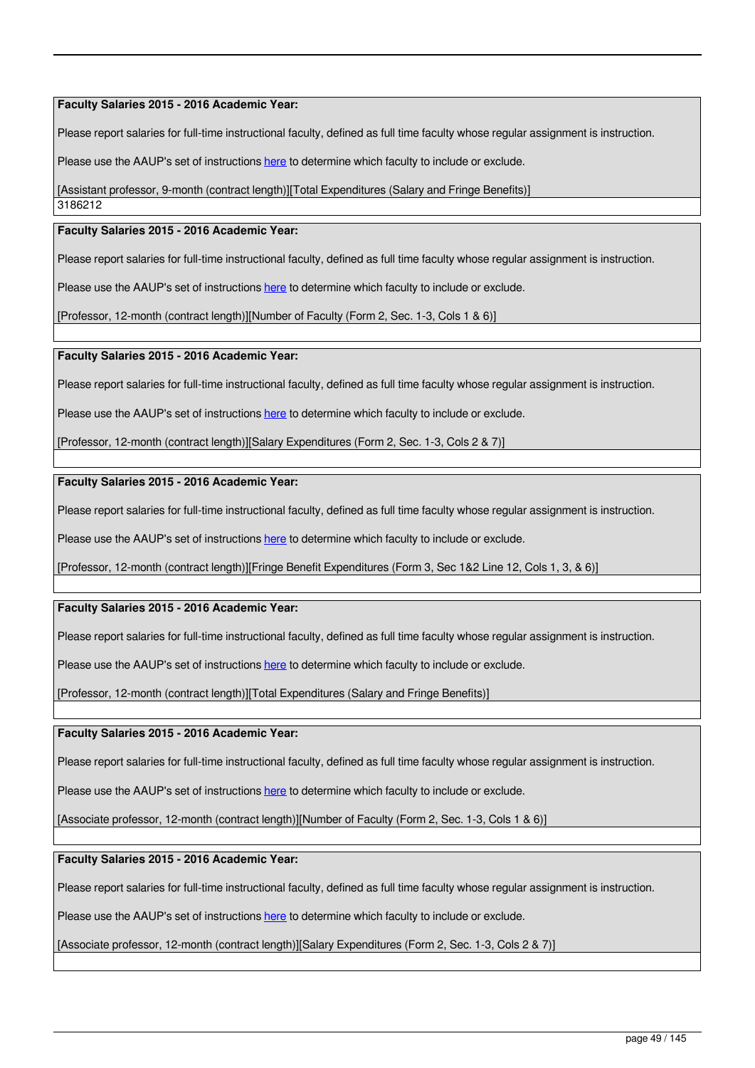**Faculty Salaries 2015 - 2016 Academic Year:**

Please report salaries for full-time instructional faculty, defined as full time faculty whose regular assignment is instruction.

Please use the AAUP's set of instructions here to determine which faculty to include or exclude.

[Assistant professor, 9-month (contract length)][Total Expenditures (Salary and Fringe Benefits)]

3186212

**Faculty Salaries 2015 - 2016 Academic Year:**

Please report salaries for full-time instructional faculty, defined as full time faculty whose regular assignment is instruction.

Please use the AAUP's set of instructions here to determine which faculty to include or exclude.

[Professor, 12-month (contract length)][Number of Faculty (Form 2, Sec. 1-3, Cols 1 & 6)]

**Faculty Salaries 2015 - 2016 Academic Year:**

Please report salaries for full-time instructional faculty, defined as full time faculty whose regular assignment is instruction.

Please use the AAUP's set of instructions here to determine which faculty to include or exclude.

[Professor, 12-month (contract length)][Salary Expenditures (Form 2, Sec. 1-3, Cols 2 & 7)]

**Faculty Salaries 2015 - 2016 Academic Year:**

Please report salaries for full-time instructional faculty, defined as full time faculty whose regular assignment is instruction.

Please use the AAUP's set of instructions here to determine which faculty to include or exclude.

[Professor, 12-month (contract length)][Fringe Benefit Expenditures (Form 3, Sec 1&2 Line 12, Cols 1, 3, & 6)]

**Faculty Salaries 2015 - 2016 Academic Year:**

Please report salaries for full-time instructional faculty, defined as full time faculty whose regular assignment is instruction.

Please use the AAUP's set of instructions here to determine which faculty to include or exclude.

[Professor, 12-month (contract length)][Total Expenditures (Salary and Fringe Benefits)]

**Faculty Salaries 2015 - 2016 Academic Year:**

Please report salaries for full-time instructional faculty, defined as full time faculty whose regular assignment is instruction.

Please use the AAUP's set of instructions here to determine which faculty to include or exclude.

[Associate professor, 12-month (contract length)][Number of Faculty (Form 2, Sec. 1-3, Cols 1 & 6)]

**Faculty Salaries 2015 - 2016 Academic Year:**

Please report salaries for full-time instructional faculty, defined as full time faculty whose regular assignment is instruction.

Please use the AAUP's set of instructions here to determine which faculty to include or exclude.

[Associate professor, 12-month (contract length)][Salary Expenditures (Form 2, Sec. 1-3, Cols 2 & 7)]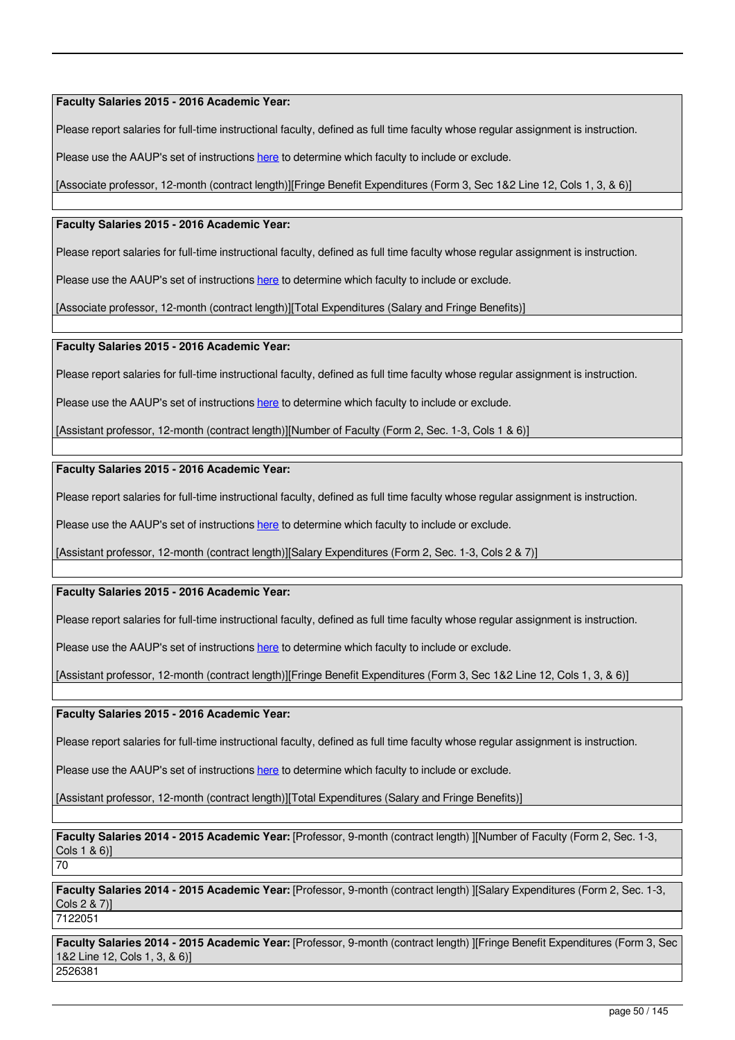**Faculty Salaries 2015 - 2016 Academic Year:**

Please report salaries for full-time instructional faculty, defined as full time faculty whose regular assignment is instruction.

Please use the AAUP's set of instructions here to determine which faculty to include or exclude.

[Associate professor, 12-month (contract length)][Fringe Benefit Expenditures (Form 3, Sec 1&2 Line 12, Cols 1, 3, & 6)]

**Faculty Salaries 2015 - 2016 Academic Year:**

Please report salaries for full-time instructional faculty, defined as full time faculty whose regular assignment is instruction.

Please use the AAUP's set of instructions here to determine which faculty to include or exclude.

[Associate professor, 12-month (contract length)][Total Expenditures (Salary and Fringe Benefits)]

**Faculty Salaries 2015 - 2016 Academic Year:**

Please report salaries for full-time instructional faculty, defined as full time faculty whose regular assignment is instruction.

Please use the AAUP's set of instructions here to determine which faculty to include or exclude.

[Assistant professor, 12-month (contract length)][Number of Faculty (Form 2, Sec. 1-3, Cols 1 & 6)]

**Faculty Salaries 2015 - 2016 Academic Year:**

Please report salaries for full-time instructional faculty, defined as full time faculty whose regular assignment is instruction.

Please use the AAUP's set of instructions here to determine which faculty to include or exclude.

[Assistant professor, 12-month (contract length)][Salary Expenditures (Form 2, Sec. 1-3, Cols 2 & 7)]

**Faculty Salaries 2015 - 2016 Academic Year:**

Please report salaries for full-time instructional faculty, defined as full time faculty whose regular assignment is instruction.

Please use the AAUP's set of instructions here to determine which faculty to include or exclude.

[Assistant professor, 12-month (contract length)][Fringe Benefit Expenditures (Form 3, Sec 1&2 Line 12, Cols 1, 3, & 6)]

**Faculty Salaries 2015 - 2016 Academic Year:**

Please report salaries for full-time instructional faculty, defined as full time faculty whose regular assignment is instruction.

Please use the AAUP's set of instructions here to determine which faculty to include or exclude.

[Assistant professor, 12-month (contract length)][Total Expenditures (Salary and Fringe Benefits)]

**Faculty Salaries 2014 - 2015 Academic Year:** [Professor, 9-month (contract length) ][Number of Faculty (Form 2, Sec. 1-3, Cols 1 & 6)]

70

**Faculty Salaries 2014 - 2015 Academic Year:** [Professor, 9-month (contract length) ][Salary Expenditures (Form 2, Sec. 1-3, Cols 2 & 7)]

7122051

**Faculty Salaries 2014 - 2015 Academic Year:** [Professor, 9-month (contract length) ][Fringe Benefit Expenditures (Form 3, Sec 1&2 Line 12, Cols 1, 3, & 6)]

2526381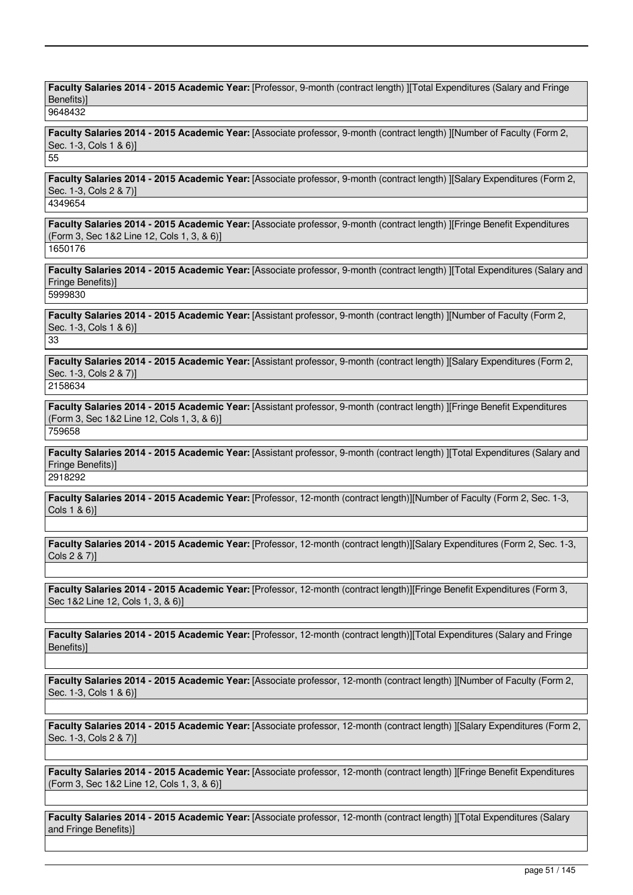**Faculty Salaries 2014 - 2015 Academic Year:** [Professor, 9-month (contract length) ][Total Expenditures (Salary and Fringe Benefits)]

9648432

**Faculty Salaries 2014 - 2015 Academic Year:** [Associate professor, 9-month (contract length) ][Number of Faculty (Form 2, Sec. 1-3, Cols 1 & 6)]

55

**Faculty Salaries 2014 - 2015 Academic Year:** [Associate professor, 9-month (contract length) ][Salary Expenditures (Form 2, Sec. 1-3, Cols 2 & 7)]

4349654

**Faculty Salaries 2014 - 2015 Academic Year:** [Associate professor, 9-month (contract length) ][Fringe Benefit Expenditures (Form 3, Sec 1&2 Line 12, Cols 1, 3, & 6)]

1650176

**Faculty Salaries 2014 - 2015 Academic Year:** [Associate professor, 9-month (contract length) ][Total Expenditures (Salary and Fringe Benefits)]

5999830

**Faculty Salaries 2014 - 2015 Academic Year:** [Assistant professor, 9-month (contract length) ][Number of Faculty (Form 2, Sec. 1-3, Cols 1 & 6)]

33

**Faculty Salaries 2014 - 2015 Academic Year:** [Assistant professor, 9-month (contract length) ][Salary Expenditures (Form 2, Sec. 1-3, Cols 2 & 7)]

2158634

**Faculty Salaries 2014 - 2015 Academic Year:** [Assistant professor, 9-month (contract length) ][Fringe Benefit Expenditures (Form 3, Sec 1&2 Line 12, Cols 1, 3, & 6)]

759658

**Faculty Salaries 2014 - 2015 Academic Year:** [Assistant professor, 9-month (contract length) ][Total Expenditures (Salary and Fringe Benefits)]

2918292

**Faculty Salaries 2014 - 2015 Academic Year:** [Professor, 12-month (contract length)][Number of Faculty (Form 2, Sec. 1-3, Cols 1 & 6)]

**Faculty Salaries 2014 - 2015 Academic Year:** [Professor, 12-month (contract length)][Salary Expenditures (Form 2, Sec. 1-3, Cols 2 & 7)]

**Faculty Salaries 2014 - 2015 Academic Year:** [Professor, 12-month (contract length)][Fringe Benefit Expenditures (Form 3, Sec 1&2 Line 12, Cols 1, 3, & 6)]

**Faculty Salaries 2014 - 2015 Academic Year:** [Professor, 12-month (contract length)][Total Expenditures (Salary and Fringe Benefits)]

**Faculty Salaries 2014 - 2015 Academic Year:** [Associate professor, 12-month (contract length) ][Number of Faculty (Form 2, Sec. 1-3, Cols 1 & 6)]

**Faculty Salaries 2014 - 2015 Academic Year:** [Associate professor, 12-month (contract length) ][Salary Expenditures (Form 2, Sec. 1-3, Cols 2 & 7)]

**Faculty Salaries 2014 - 2015 Academic Year:** [Associate professor, 12-month (contract length) ][Fringe Benefit Expenditures (Form 3, Sec 1&2 Line 12, Cols 1, 3, & 6)]

**Faculty Salaries 2014 - 2015 Academic Year:** [Associate professor, 12-month (contract length) ][Total Expenditures (Salary and Fringe Benefits)]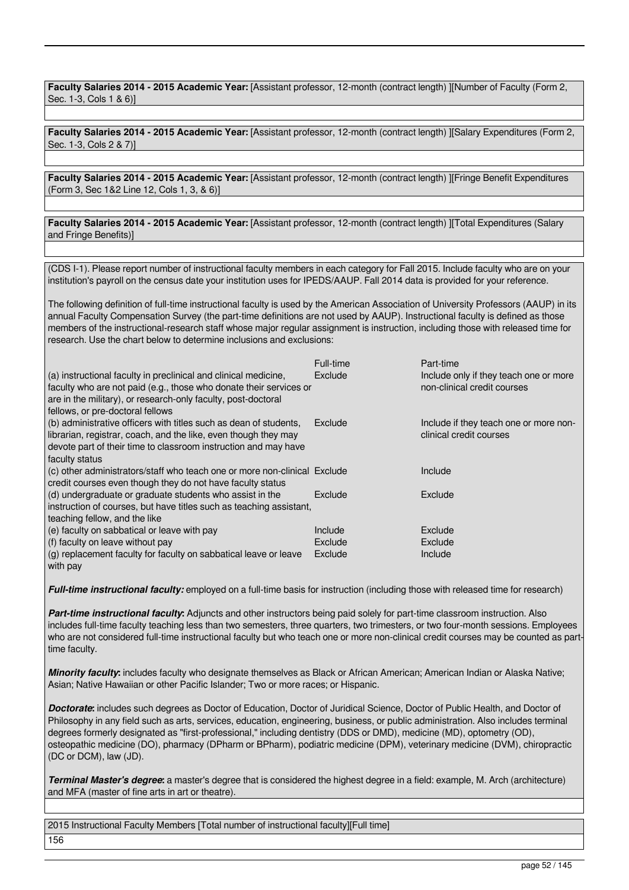**Faculty Salaries 2014 - 2015 Academic Year:** [Assistant professor, 12-month (contract length) ][Number of Faculty (Form 2, Sec. 1-3, Cols 1 & 6)]

**Faculty Salaries 2014 - 2015 Academic Year:** [Assistant professor, 12-month (contract length) ][Salary Expenditures (Form 2, Sec. 1-3, Cols 2 & 7)]

**Faculty Salaries 2014 - 2015 Academic Year:** [Assistant professor, 12-month (contract length) ][Fringe Benefit Expenditures (Form 3, Sec 1&2 Line 12, Cols 1, 3, & 6)]

**Faculty Salaries 2014 - 2015 Academic Year:** [Assistant professor, 12-month (contract length) ][Total Expenditures (Salary and Fringe Benefits)]

(CDS I-1). Please report number of instructional faculty members in each category for Fall 2015. Include faculty who are on your institution's payroll on the census date your institution uses for IPEDS/AAUP. Fall 2014 data is provided for your reference.

The following definition of full-time instructional faculty is used by the American Association of University Professors (AAUP) in its annual Faculty Compensation Survey (the part-time definitions are not used by AAUP). Instructional faculty is defined as those members of the instructional-research staff whose major regular assignment is instruction, including those with released time for research. Use the chart below to determine inclusions and exclusions:

| | Full-time | Part-time |
|---|---|---|
| (a) instructional faculty in preclinical and clinical medicine, faculty who are not paid (e.g., those who donate their services or are in the military), or research-only faculty, post-doctoral fellows, or pre-doctoral fellows | Exclude | Include only if they teach one or more non-clinical credit courses |
| (b) administrative officers with titles such as dean of students, librarian, registrar, coach, and the like, even though they may devote part of their time to classroom instruction and may have faculty status | Exclude | Include if they teach one or more non-clinical credit courses |
| (c) other administrators/staff who teach one or more non-clinical credit courses even though they do not have faculty status | Exclude | Include |
| (d) undergraduate or graduate students who assist in the instruction of courses, but have titles such as teaching assistant, teaching fellow, and the like | Exclude | Exclude |
| (e) faculty on sabbatical or leave with pay | Include | Exclude |
| (f) faculty on leave without pay | Exclude | Exclude |
| (g) replacement faculty for faculty on sabbatical leave or leave with pay | Exclude | Include |

***Full-time instructional faculty:*** employed on a full-time basis for instruction (including those with released time for research)

***Part-time instructional faculty*:** Adjuncts and other instructors being paid solely for part-time classroom instruction. Also includes full-time faculty teaching less than two semesters, three quarters, two trimesters, or two four-month sessions. Employees who are not considered full-time instructional faculty but who teach one or more non-clinical credit courses may be counted as part-time faculty.

***Minority faculty*:** includes faculty who designate themselves as Black or African American; American Indian or Alaska Native; Asian; Native Hawaiian or other Pacific Islander; Two or more races; or Hispanic.

***Doctorate*:** includes such degrees as Doctor of Education, Doctor of Juridical Science, Doctor of Public Health, and Doctor of Philosophy in any field such as arts, services, education, engineering, business, or public administration. Also includes terminal degrees formerly designated as "first-professional," including dentistry (DDS or DMD), medicine (MD), optometry (OD), osteopathic medicine (DO), pharmacy (DPharm or BPharm), podiatric medicine (DPM), veterinary medicine (DVM), chiropractic (DC or DCM), law (JD).

***Terminal Master's degree*:** a master's degree that is considered the highest degree in a field: example, M. Arch (architecture) and MFA (master of fine arts in art or theatre).

2015 Instructional Faculty Members [Total number of instructional faculty][Full time]

156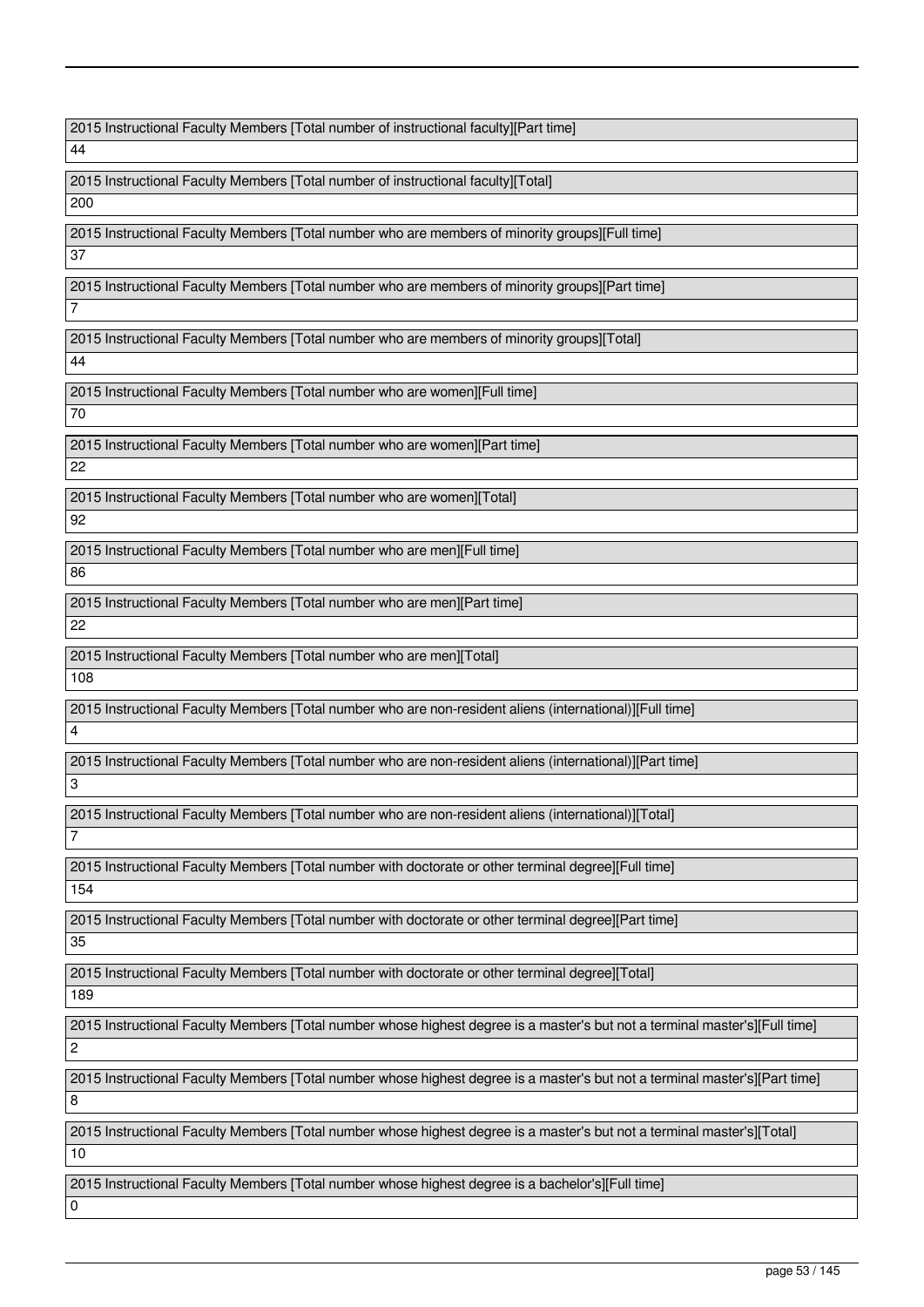| 2015 Instructional Faculty Members [Total number of instructional faculty][Part time] |
|---|
| 44 |

| 2015 Instructional Faculty Members [Total number of instructional faculty][Total] |
|---|
| 200 |

| 2015 Instructional Faculty Members [Total number who are members of minority groups][Full time] |
|---|
| 37 |

| 2015 Instructional Faculty Members [Total number who are members of minority groups][Part time] |
|---|
| 7 |

| 2015 Instructional Faculty Members [Total number who are members of minority groups][Total] |
|---|
| 44 |

| 2015 Instructional Faculty Members [Total number who are women][Full time] |
|---|
| 70 |

| 2015 Instructional Faculty Members [Total number who are women][Part time] |
|---|
| 22 |

| 2015 Instructional Faculty Members [Total number who are women][Total] |
|---|
| 92 |

| 2015 Instructional Faculty Members [Total number who are men][Full time] |
|---|
| 86 |

| 2015 Instructional Faculty Members [Total number who are men][Part time] |
|---|
| 22 |

| 2015 Instructional Faculty Members [Total number who are men][Total] |
|---|
| 108 |

| 2015 Instructional Faculty Members [Total number who are non-resident aliens (international)][Full time] |
|---|
| 4 |

| 2015 Instructional Faculty Members [Total number who are non-resident aliens (international)][Part time] |
|---|
| 3 |

| 2015 Instructional Faculty Members [Total number who are non-resident aliens (international)][Total] |
|---|
| 7 |

| 2015 Instructional Faculty Members [Total number with doctorate or other terminal degree][Full time] |
|---|
| 154 |

| 2015 Instructional Faculty Members [Total number with doctorate or other terminal degree][Part time] |
|---|
| 35 |

| 2015 Instructional Faculty Members [Total number with doctorate or other terminal degree][Total] |
|---|
| 189 |

| 2015 Instructional Faculty Members [Total number whose highest degree is a master's but not a terminal master's][Full time] |
|---|
| 2 |

| 2015 Instructional Faculty Members [Total number whose highest degree is a master's but not a terminal master's][Part time] |
|---|
| 8 |

| 2015 Instructional Faculty Members [Total number whose highest degree is a master's but not a terminal master's][Total] |
|---|
| 10 |

| 2015 Instructional Faculty Members [Total number whose highest degree is a bachelor's][Full time] |
|---|
| 0 |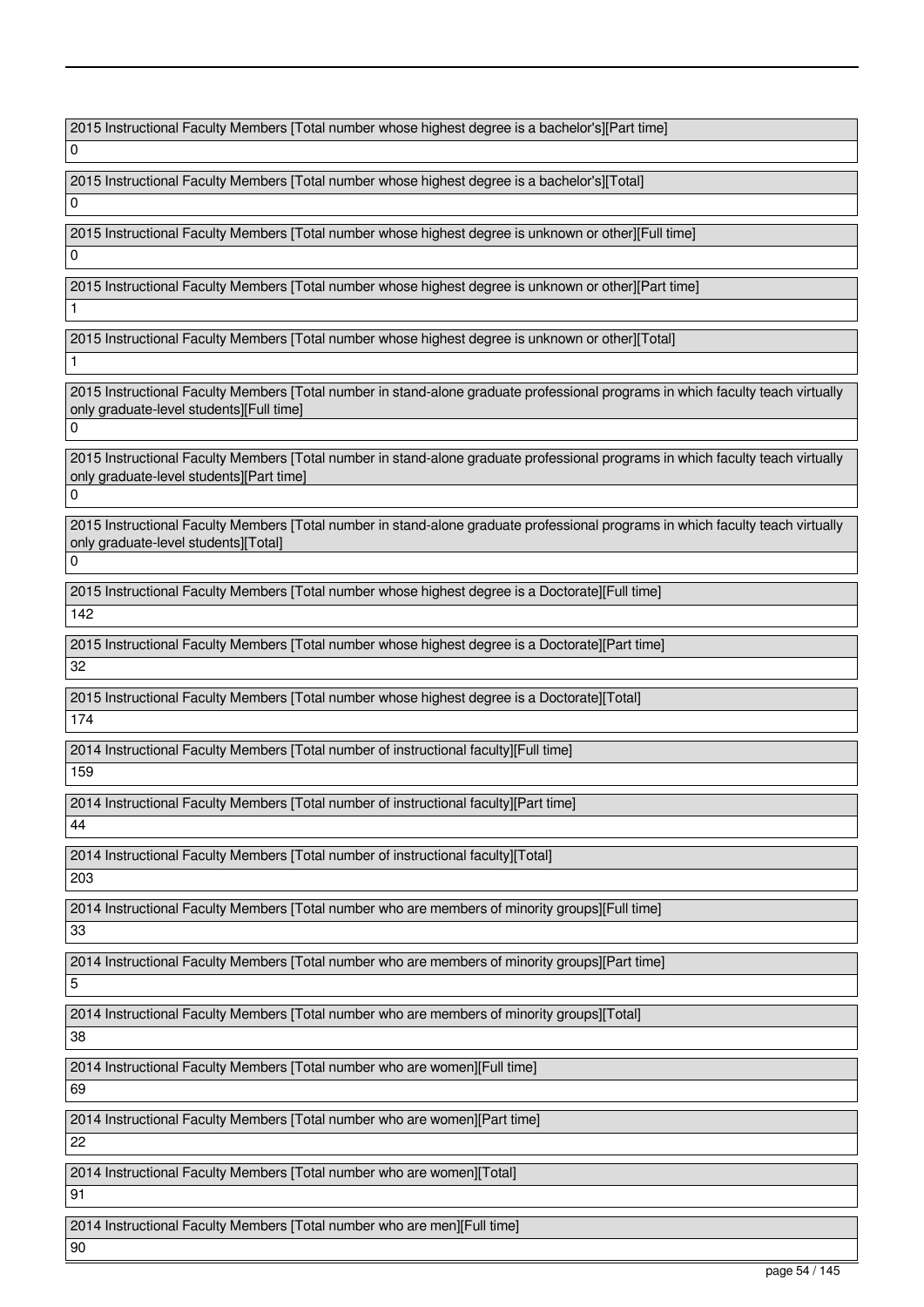| 2015 Instructional Faculty Members [Total number whose highest degree is a bachelor's][Part time] |
|---|
| 0 |

| 2015 Instructional Faculty Members [Total number whose highest degree is a bachelor's][Total] |
|---|
| 0 |

| 2015 Instructional Faculty Members [Total number whose highest degree is unknown or other][Full time] |
|---|
| 0 |

| 2015 Instructional Faculty Members [Total number whose highest degree is unknown or other][Part time] |
|---|
| 1 |

| 2015 Instructional Faculty Members [Total number whose highest degree is unknown or other][Total] |
|---|
| 1 |

| 2015 Instructional Faculty Members [Total number in stand-alone graduate professional programs in which faculty teach virtually only graduate-level students][Full time] |
|---|
| 0 |

| 2015 Instructional Faculty Members [Total number in stand-alone graduate professional programs in which faculty teach virtually only graduate-level students][Part time] |
|---|
| 0 |

| 2015 Instructional Faculty Members [Total number in stand-alone graduate professional programs in which faculty teach virtually only graduate-level students][Total] |
|---|
| 0 |

| 2015 Instructional Faculty Members [Total number whose highest degree is a Doctorate][Full time] |
|---|
| 142 |

| 2015 Instructional Faculty Members [Total number whose highest degree is a Doctorate][Part time] |
|---|
| 32 |

| 2015 Instructional Faculty Members [Total number whose highest degree is a Doctorate][Total] |
|---|
| 174 |

| 2014 Instructional Faculty Members [Total number of instructional faculty][Full time] |
|---|
| 159 |

| 2014 Instructional Faculty Members [Total number of instructional faculty][Part time] |
|---|
| 44 |

| 2014 Instructional Faculty Members [Total number of instructional faculty][Total] |
|---|
| 203 |

| 2014 Instructional Faculty Members [Total number who are members of minority groups][Full time] |
|---|
| 33 |

| 2014 Instructional Faculty Members [Total number who are members of minority groups][Part time] |
|---|
| 5 |

| 2014 Instructional Faculty Members [Total number who are members of minority groups][Total] |
|---|
| 38 |

| 2014 Instructional Faculty Members [Total number who are women][Full time] |
|---|
| 69 |

| 2014 Instructional Faculty Members [Total number who are women][Part time] |
|---|
| 22 |

| 2014 Instructional Faculty Members [Total number who are women][Total] |
|---|
| 91 |

| 2014 Instructional Faculty Members [Total number who are men][Full time] |
|---|
| 90 |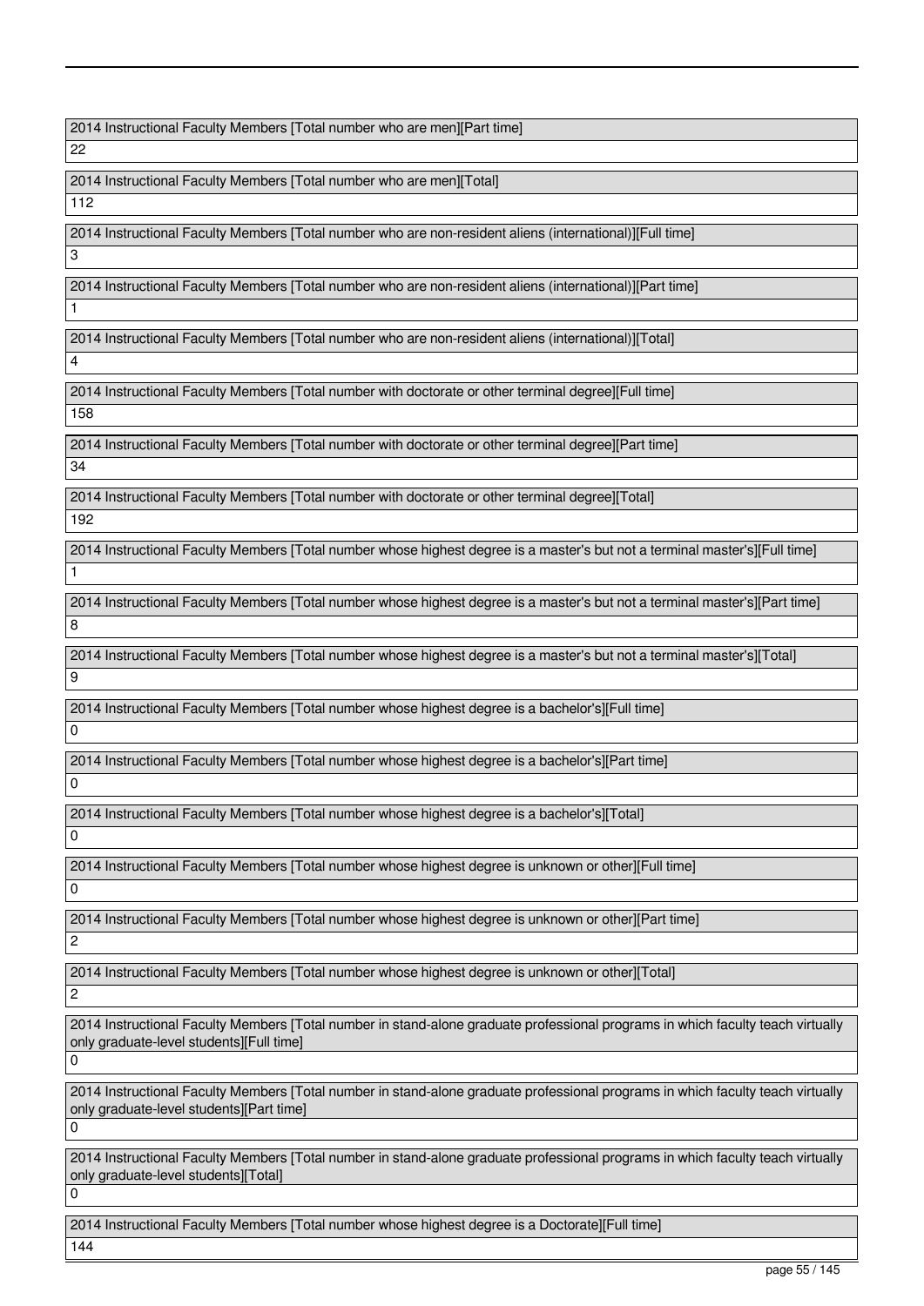2014 Instructional Faculty Members [Total number who are men][Part time]

22

2014 Instructional Faculty Members [Total number who are men][Total]

112

2014 Instructional Faculty Members [Total number who are non-resident aliens (international)][Full time]

3

2014 Instructional Faculty Members [Total number who are non-resident aliens (international)][Part time]

1

2014 Instructional Faculty Members [Total number who are non-resident aliens (international)][Total]

4

2014 Instructional Faculty Members [Total number with doctorate or other terminal degree][Full time]

158

2014 Instructional Faculty Members [Total number with doctorate or other terminal degree][Part time]

34

2014 Instructional Faculty Members [Total number with doctorate or other terminal degree][Total]

192

2014 Instructional Faculty Members [Total number whose highest degree is a master's but not a terminal master's][Full time]

1

2014 Instructional Faculty Members [Total number whose highest degree is a master's but not a terminal master's][Part time]

8

2014 Instructional Faculty Members [Total number whose highest degree is a master's but not a terminal master's][Total]

9

2014 Instructional Faculty Members [Total number whose highest degree is a bachelor's][Full time]

0

2014 Instructional Faculty Members [Total number whose highest degree is a bachelor's][Part time]

0

2014 Instructional Faculty Members [Total number whose highest degree is a bachelor's][Total]

0

2014 Instructional Faculty Members [Total number whose highest degree is unknown or other][Full time]

0

2014 Instructional Faculty Members [Total number whose highest degree is unknown or other][Part time]

2

2014 Instructional Faculty Members [Total number whose highest degree is unknown or other][Total]

2

2014 Instructional Faculty Members [Total number in stand-alone graduate professional programs in which faculty teach virtually only graduate-level students][Full time]

0

2014 Instructional Faculty Members [Total number in stand-alone graduate professional programs in which faculty teach virtually only graduate-level students][Part time]

0

2014 Instructional Faculty Members [Total number in stand-alone graduate professional programs in which faculty teach virtually only graduate-level students][Total]

0

2014 Instructional Faculty Members [Total number whose highest degree is a Doctorate][Full time]

144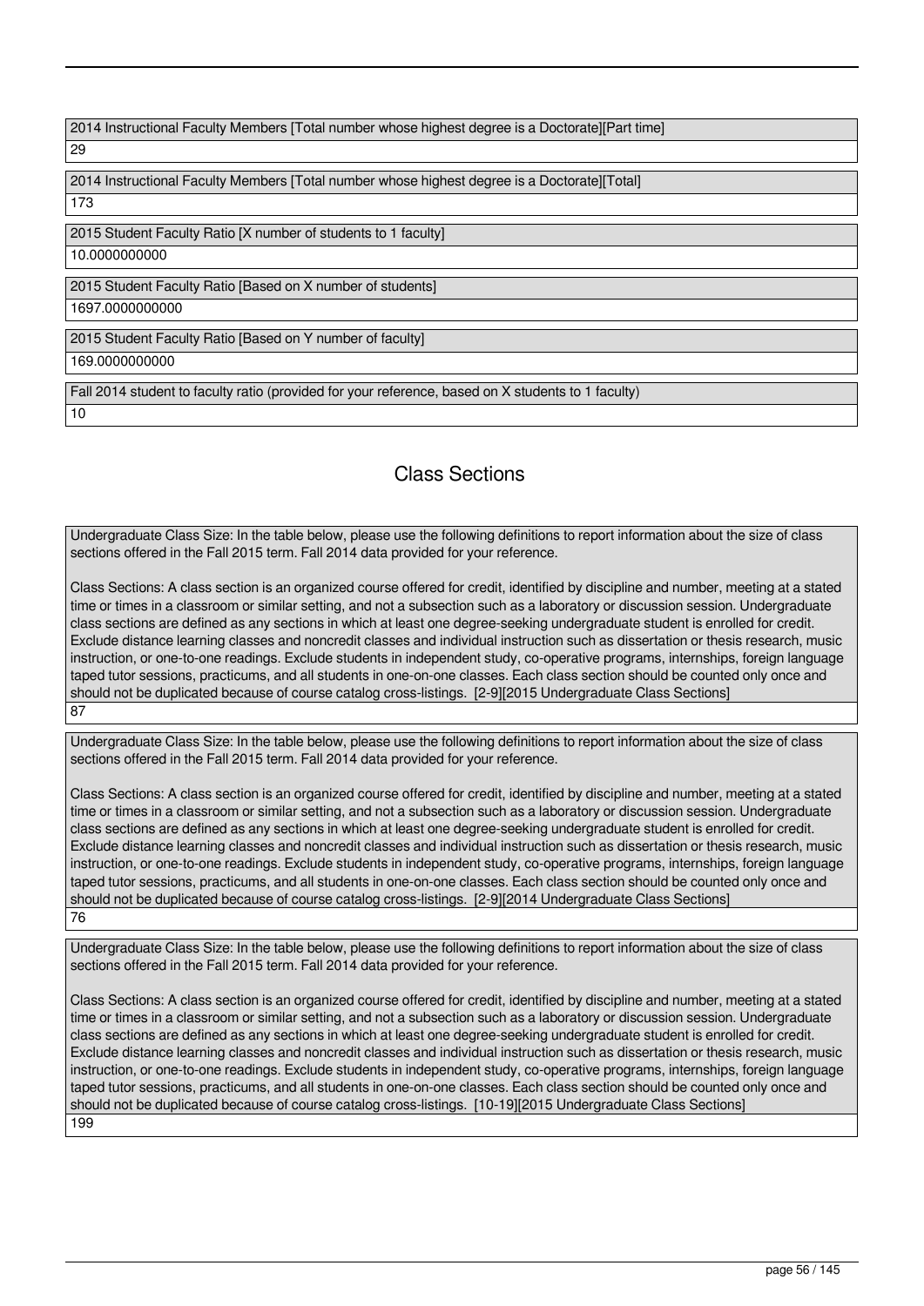2014 Instructional Faculty Members [Total number whose highest degree is a Doctorate][Part time]

29

2014 Instructional Faculty Members [Total number whose highest degree is a Doctorate][Total]

173

2015 Student Faculty Ratio [X number of students to 1 faculty]

10.0000000000

2015 Student Faculty Ratio [Based on X number of students]

1697.0000000000

2015 Student Faculty Ratio [Based on Y number of faculty]

169.0000000000

Fall 2014 student to faculty ratio (provided for your reference, based on X students to 1 faculty)

10

## Class Sections

Undergraduate Class Size: In the table below, please use the following definitions to report information about the size of class sections offered in the Fall 2015 term. Fall 2014 data provided for your reference.

Class Sections: A class section is an organized course offered for credit, identified by discipline and number, meeting at a stated time or times in a classroom or similar setting, and not a subsection such as a laboratory or discussion session. Undergraduate class sections are defined as any sections in which at least one degree-seeking undergraduate student is enrolled for credit. Exclude distance learning classes and noncredit classes and individual instruction such as dissertation or thesis research, music instruction, or one-to-one readings. Exclude students in independent study, co-operative programs, internships, foreign language taped tutor sessions, practicums, and all students in one-on-one classes. Each class section should be counted only once and should not be duplicated because of course catalog cross-listings. [2-9][2015 Undergraduate Class Sections]

87

Undergraduate Class Size: In the table below, please use the following definitions to report information about the size of class sections offered in the Fall 2015 term. Fall 2014 data provided for your reference.

Class Sections: A class section is an organized course offered for credit, identified by discipline and number, meeting at a stated time or times in a classroom or similar setting, and not a subsection such as a laboratory or discussion session. Undergraduate class sections are defined as any sections in which at least one degree-seeking undergraduate student is enrolled for credit. Exclude distance learning classes and noncredit classes and individual instruction such as dissertation or thesis research, music instruction, or one-to-one readings. Exclude students in independent study, co-operative programs, internships, foreign language taped tutor sessions, practicums, and all students in one-on-one classes. Each class section should be counted only once and should not be duplicated because of course catalog cross-listings. [2-9][2014 Undergraduate Class Sections]

76

Undergraduate Class Size: In the table below, please use the following definitions to report information about the size of class sections offered in the Fall 2015 term. Fall 2014 data provided for your reference.

Class Sections: A class section is an organized course offered for credit, identified by discipline and number, meeting at a stated time or times in a classroom or similar setting, and not a subsection such as a laboratory or discussion session. Undergraduate class sections are defined as any sections in which at least one degree-seeking undergraduate student is enrolled for credit. Exclude distance learning classes and noncredit classes and individual instruction such as dissertation or thesis research, music instruction, or one-to-one readings. Exclude students in independent study, co-operative programs, internships, foreign language taped tutor sessions, practicums, and all students in one-on-one classes. Each class section should be counted only once and should not be duplicated because of course catalog cross-listings. [10-19][2015 Undergraduate Class Sections]

199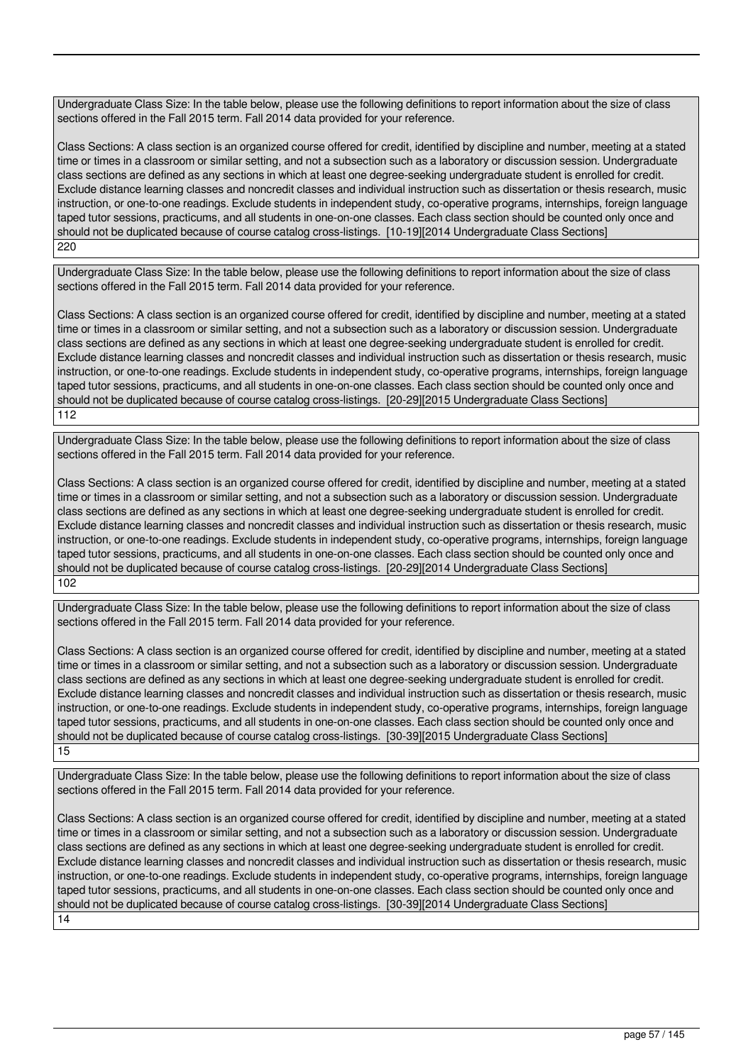Undergraduate Class Size: In the table below, please use the following definitions to report information about the size of class sections offered in the Fall 2015 term. Fall 2014 data provided for your reference.

Class Sections: A class section is an organized course offered for credit, identified by discipline and number, meeting at a stated time or times in a classroom or similar setting, and not a subsection such as a laboratory or discussion session. Undergraduate class sections are defined as any sections in which at least one degree-seeking undergraduate student is enrolled for credit. Exclude distance learning classes and noncredit classes and individual instruction such as dissertation or thesis research, music instruction, or one-to-one readings. Exclude students in independent study, co-operative programs, internships, foreign language taped tutor sessions, practicums, and all students in one-on-one classes. Each class section should be counted only once and should not be duplicated because of course catalog cross-listings. [10-19][2014 Undergraduate Class Sections]

220

Undergraduate Class Size: In the table below, please use the following definitions to report information about the size of class sections offered in the Fall 2015 term. Fall 2014 data provided for your reference.

Class Sections: A class section is an organized course offered for credit, identified by discipline and number, meeting at a stated time or times in a classroom or similar setting, and not a subsection such as a laboratory or discussion session. Undergraduate class sections are defined as any sections in which at least one degree-seeking undergraduate student is enrolled for credit. Exclude distance learning classes and noncredit classes and individual instruction such as dissertation or thesis research, music instruction, or one-to-one readings. Exclude students in independent study, co-operative programs, internships, foreign language taped tutor sessions, practicums, and all students in one-on-one classes. Each class section should be counted only once and should not be duplicated because of course catalog cross-listings. [20-29][2015 Undergraduate Class Sections]

112

Undergraduate Class Size: In the table below, please use the following definitions to report information about the size of class sections offered in the Fall 2015 term. Fall 2014 data provided for your reference.

Class Sections: A class section is an organized course offered for credit, identified by discipline and number, meeting at a stated time or times in a classroom or similar setting, and not a subsection such as a laboratory or discussion session. Undergraduate class sections are defined as any sections in which at least one degree-seeking undergraduate student is enrolled for credit. Exclude distance learning classes and noncredit classes and individual instruction such as dissertation or thesis research, music instruction, or one-to-one readings. Exclude students in independent study, co-operative programs, internships, foreign language taped tutor sessions, practicums, and all students in one-on-one classes. Each class section should be counted only once and should not be duplicated because of course catalog cross-listings. [20-29][2014 Undergraduate Class Sections]

102

Undergraduate Class Size: In the table below, please use the following definitions to report information about the size of class sections offered in the Fall 2015 term. Fall 2014 data provided for your reference.

Class Sections: A class section is an organized course offered for credit, identified by discipline and number, meeting at a stated time or times in a classroom or similar setting, and not a subsection such as a laboratory or discussion session. Undergraduate class sections are defined as any sections in which at least one degree-seeking undergraduate student is enrolled for credit. Exclude distance learning classes and noncredit classes and individual instruction such as dissertation or thesis research, music instruction, or one-to-one readings. Exclude students in independent study, co-operative programs, internships, foreign language taped tutor sessions, practicums, and all students in one-on-one classes. Each class section should be counted only once and should not be duplicated because of course catalog cross-listings. [30-39][2015 Undergraduate Class Sections]

15

Undergraduate Class Size: In the table below, please use the following definitions to report information about the size of class sections offered in the Fall 2015 term. Fall 2014 data provided for your reference.

Class Sections: A class section is an organized course offered for credit, identified by discipline and number, meeting at a stated time or times in a classroom or similar setting, and not a subsection such as a laboratory or discussion session. Undergraduate class sections are defined as any sections in which at least one degree-seeking undergraduate student is enrolled for credit. Exclude distance learning classes and noncredit classes and individual instruction such as dissertation or thesis research, music instruction, or one-to-one readings. Exclude students in independent study, co-operative programs, internships, foreign language taped tutor sessions, practicums, and all students in one-on-one classes. Each class section should be counted only once and should not be duplicated because of course catalog cross-listings. [30-39][2014 Undergraduate Class Sections]

14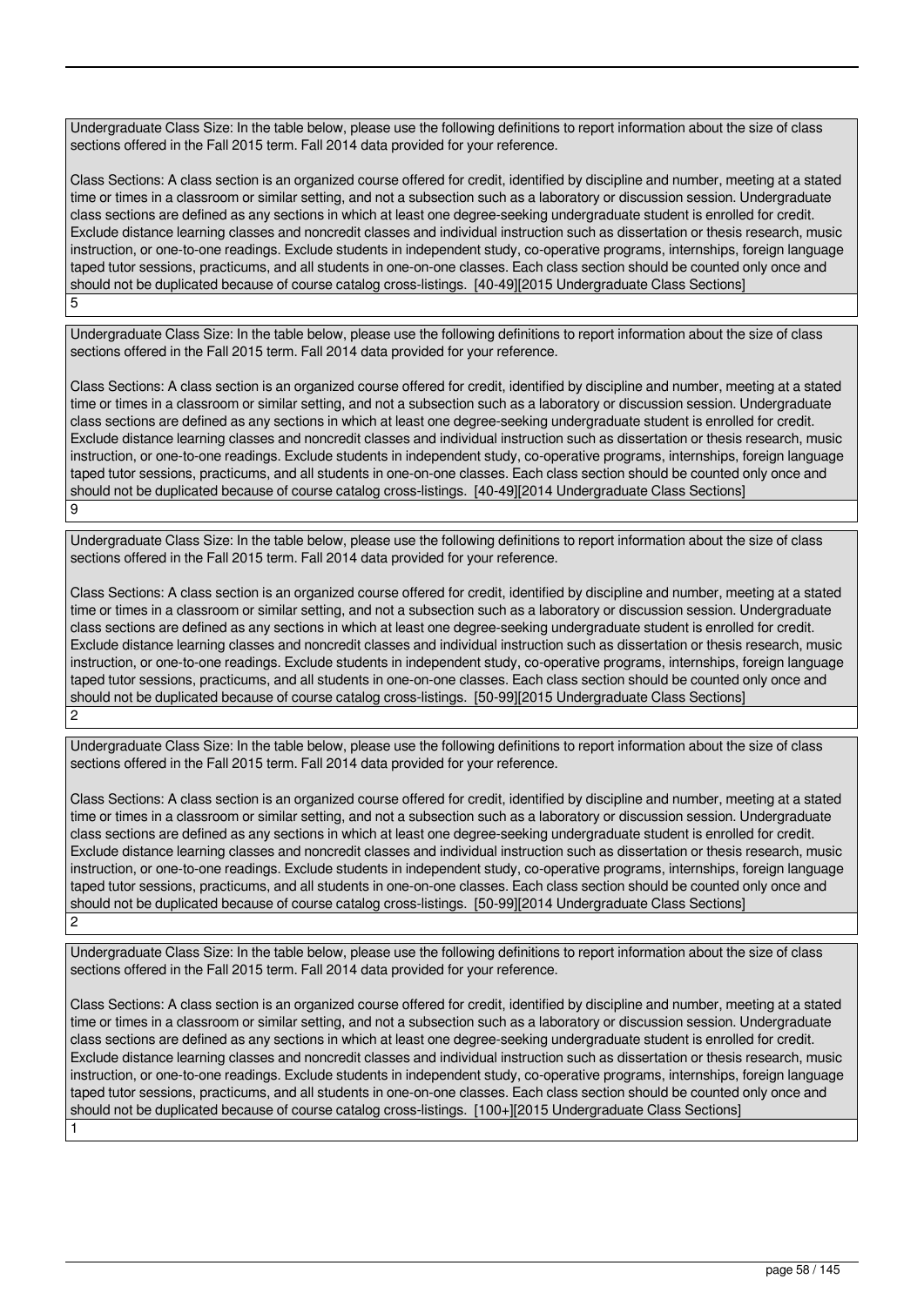Undergraduate Class Size: In the table below, please use the following definitions to report information about the size of class sections offered in the Fall 2015 term. Fall 2014 data provided for your reference.

Class Sections: A class section is an organized course offered for credit, identified by discipline and number, meeting at a stated time or times in a classroom or similar setting, and not a subsection such as a laboratory or discussion session. Undergraduate class sections are defined as any sections in which at least one degree-seeking undergraduate student is enrolled for credit. Exclude distance learning classes and noncredit classes and individual instruction such as dissertation or thesis research, music instruction, or one-to-one readings. Exclude students in independent study, co-operative programs, internships, foreign language taped tutor sessions, practicums, and all students in one-on-one classes. Each class section should be counted only once and should not be duplicated because of course catalog cross-listings. [40-49][2015 Undergraduate Class Sections]

5

Undergraduate Class Size: In the table below, please use the following definitions to report information about the size of class sections offered in the Fall 2015 term. Fall 2014 data provided for your reference.

Class Sections: A class section is an organized course offered for credit, identified by discipline and number, meeting at a stated time or times in a classroom or similar setting, and not a subsection such as a laboratory or discussion session. Undergraduate class sections are defined as any sections in which at least one degree-seeking undergraduate student is enrolled for credit. Exclude distance learning classes and noncredit classes and individual instruction such as dissertation or thesis research, music instruction, or one-to-one readings. Exclude students in independent study, co-operative programs, internships, foreign language taped tutor sessions, practicums, and all students in one-on-one classes. Each class section should be counted only once and should not be duplicated because of course catalog cross-listings. [40-49][2014 Undergraduate Class Sections]

9

Undergraduate Class Size: In the table below, please use the following definitions to report information about the size of class sections offered in the Fall 2015 term. Fall 2014 data provided for your reference.

Class Sections: A class section is an organized course offered for credit, identified by discipline and number, meeting at a stated time or times in a classroom or similar setting, and not a subsection such as a laboratory or discussion session. Undergraduate class sections are defined as any sections in which at least one degree-seeking undergraduate student is enrolled for credit. Exclude distance learning classes and noncredit classes and individual instruction such as dissertation or thesis research, music instruction, or one-to-one readings. Exclude students in independent study, co-operative programs, internships, foreign language taped tutor sessions, practicums, and all students in one-on-one classes. Each class section should be counted only once and should not be duplicated because of course catalog cross-listings. [50-99][2015 Undergraduate Class Sections]

2

Undergraduate Class Size: In the table below, please use the following definitions to report information about the size of class sections offered in the Fall 2015 term. Fall 2014 data provided for your reference.

Class Sections: A class section is an organized course offered for credit, identified by discipline and number, meeting at a stated time or times in a classroom or similar setting, and not a subsection such as a laboratory or discussion session. Undergraduate class sections are defined as any sections in which at least one degree-seeking undergraduate student is enrolled for credit. Exclude distance learning classes and noncredit classes and individual instruction such as dissertation or thesis research, music instruction, or one-to-one readings. Exclude students in independent study, co-operative programs, internships, foreign language taped tutor sessions, practicums, and all students in one-on-one classes. Each class section should be counted only once and should not be duplicated because of course catalog cross-listings. [50-99][2014 Undergraduate Class Sections]

2

Undergraduate Class Size: In the table below, please use the following definitions to report information about the size of class sections offered in the Fall 2015 term. Fall 2014 data provided for your reference.

Class Sections: A class section is an organized course offered for credit, identified by discipline and number, meeting at a stated time or times in a classroom or similar setting, and not a subsection such as a laboratory or discussion session. Undergraduate class sections are defined as any sections in which at least one degree-seeking undergraduate student is enrolled for credit. Exclude distance learning classes and noncredit classes and individual instruction such as dissertation or thesis research, music instruction, or one-to-one readings. Exclude students in independent study, co-operative programs, internships, foreign language taped tutor sessions, practicums, and all students in one-on-one classes. Each class section should be counted only once and should not be duplicated because of course catalog cross-listings. [100+][2015 Undergraduate Class Sections]

1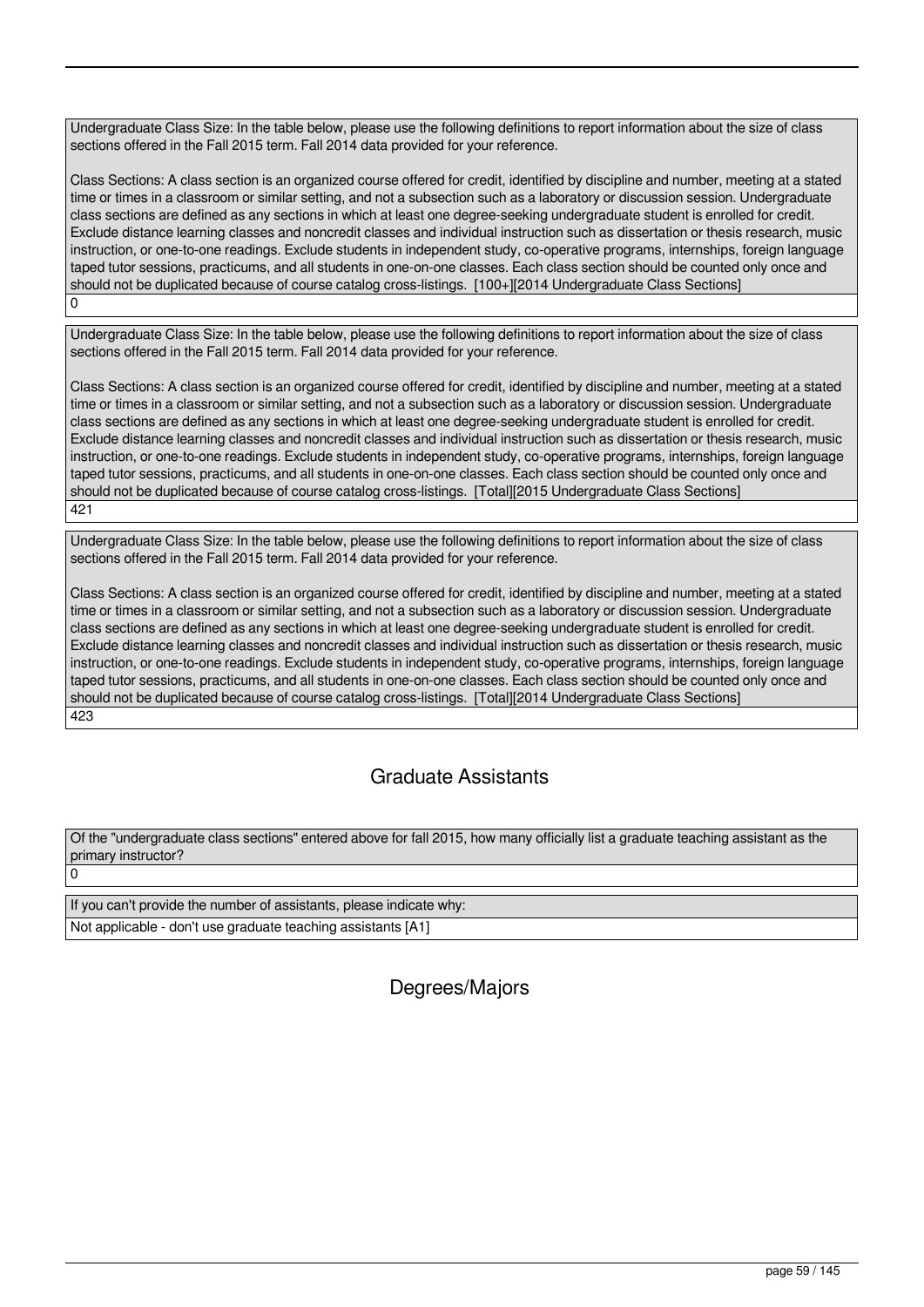Undergraduate Class Size: In the table below, please use the following definitions to report information about the size of class sections offered in the Fall 2015 term. Fall 2014 data provided for your reference.

Class Sections: A class section is an organized course offered for credit, identified by discipline and number, meeting at a stated time or times in a classroom or similar setting, and not a subsection such as a laboratory or discussion session. Undergraduate class sections are defined as any sections in which at least one degree-seeking undergraduate student is enrolled for credit. Exclude distance learning classes and noncredit classes and individual instruction such as dissertation or thesis research, music instruction, or one-to-one readings. Exclude students in independent study, co-operative programs, internships, foreign language taped tutor sessions, practicums, and all students in one-on-one classes. Each class section should be counted only once and should not be duplicated because of course catalog cross-listings. [100+][2014 Undergraduate Class Sections]

0

Undergraduate Class Size: In the table below, please use the following definitions to report information about the size of class sections offered in the Fall 2015 term. Fall 2014 data provided for your reference.

Class Sections: A class section is an organized course offered for credit, identified by discipline and number, meeting at a stated time or times in a classroom or similar setting, and not a subsection such as a laboratory or discussion session. Undergraduate class sections are defined as any sections in which at least one degree-seeking undergraduate student is enrolled for credit. Exclude distance learning classes and noncredit classes and individual instruction such as dissertation or thesis research, music instruction, or one-to-one readings. Exclude students in independent study, co-operative programs, internships, foreign language taped tutor sessions, practicums, and all students in one-on-one classes. Each class section should be counted only once and should not be duplicated because of course catalog cross-listings. [Total][2015 Undergraduate Class Sections]

421

Undergraduate Class Size: In the table below, please use the following definitions to report information about the size of class sections offered in the Fall 2015 term. Fall 2014 data provided for your reference.

Class Sections: A class section is an organized course offered for credit, identified by discipline and number, meeting at a stated time or times in a classroom or similar setting, and not a subsection such as a laboratory or discussion session. Undergraduate class sections are defined as any sections in which at least one degree-seeking undergraduate student is enrolled for credit. Exclude distance learning classes and noncredit classes and individual instruction such as dissertation or thesis research, music instruction, or one-to-one readings. Exclude students in independent study, co-operative programs, internships, foreign language taped tutor sessions, practicums, and all students in one-on-one classes. Each class section should be counted only once and should not be duplicated because of course catalog cross-listings. [Total][2014 Undergraduate Class Sections]

423

## Graduate Assistants

Of the "undergraduate class sections" entered above for fall 2015, how many officially list a graduate teaching assistant as the primary instructor?

0

If you can't provide the number of assistants, please indicate why:

Not applicable - don't use graduate teaching assistants [A1]

## Degrees/Majors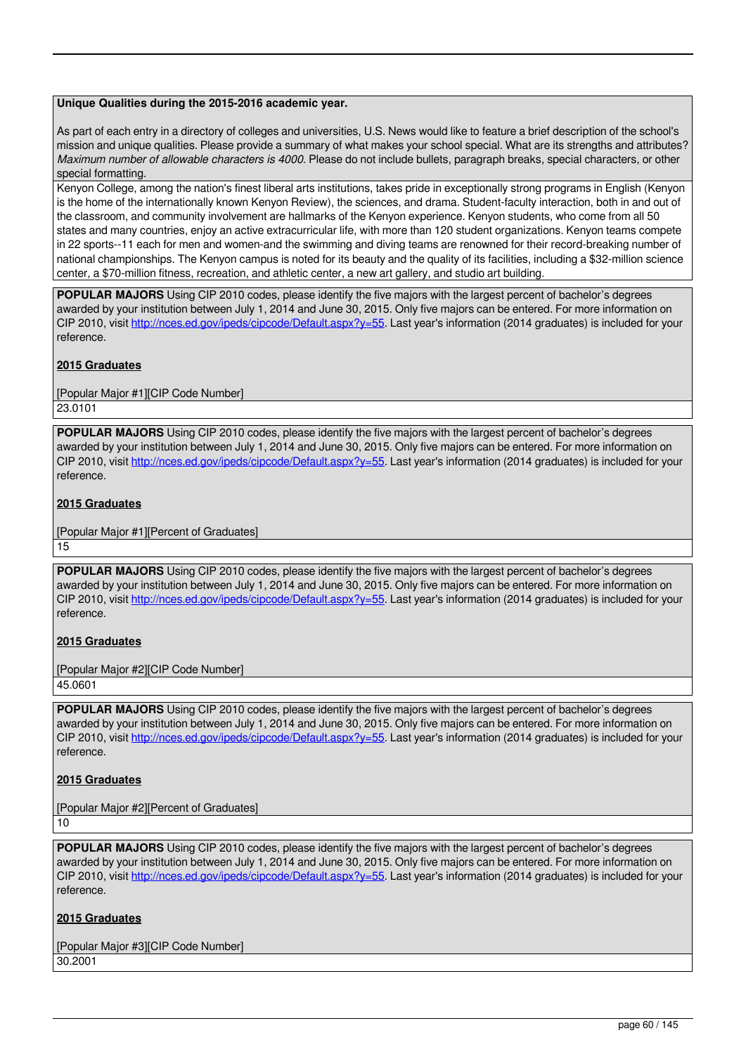**Unique Qualities during the 2015-2016 academic year.**

As part of each entry in a directory of colleges and universities, U.S. News would like to feature a brief description of the school's mission and unique qualities. Please provide a summary of what makes your school special. What are its strengths and attributes? *Maximum number of allowable characters is 4000.* Please do not include bullets, paragraph breaks, special characters, or other special formatting.

Kenyon College, among the nation's finest liberal arts institutions, takes pride in exceptionally strong programs in English (Kenyon is the home of the internationally known Kenyon Review), the sciences, and drama. Student-faculty interaction, both in and out of the classroom, and community involvement are hallmarks of the Kenyon experience. Kenyon students, who come from all 50 states and many countries, enjoy an active extracurricular life, with more than 120 student organizations. Kenyon teams compete in 22 sports--11 each for men and women-and the swimming and diving teams are renowned for their record-breaking number of national championships. The Kenyon campus is noted for its beauty and the quality of its facilities, including a $32-million science center, a $70-million fitness, recreation, and athletic center, a new art gallery, and studio art building.

**POPULAR MAJORS** Using CIP 2010 codes, please identify the five majors with the largest percent of bachelor's degrees awarded by your institution between July 1, 2014 and June 30, 2015. Only five majors can be entered. For more information on CIP 2010, visit http://nces.ed.gov/ipeds/cipcode/Default.aspx?y=55. Last year's information (2014 graduates) is included for your reference.

**2015 Graduates**

[Popular Major #1][CIP Code Number]

23.0101

**POPULAR MAJORS** Using CIP 2010 codes, please identify the five majors with the largest percent of bachelor's degrees awarded by your institution between July 1, 2014 and June 30, 2015. Only five majors can be entered. For more information on CIP 2010, visit http://nces.ed.gov/ipeds/cipcode/Default.aspx?y=55. Last year's information (2014 graduates) is included for your reference.

**2015 Graduates**

[Popular Major #1][Percent of Graduates]

15

**POPULAR MAJORS** Using CIP 2010 codes, please identify the five majors with the largest percent of bachelor's degrees awarded by your institution between July 1, 2014 and June 30, 2015. Only five majors can be entered. For more information on CIP 2010, visit http://nces.ed.gov/ipeds/cipcode/Default.aspx?y=55. Last year's information (2014 graduates) is included for your reference.

**2015 Graduates**

[Popular Major #2][CIP Code Number]

45.0601

**POPULAR MAJORS** Using CIP 2010 codes, please identify the five majors with the largest percent of bachelor's degrees awarded by your institution between July 1, 2014 and June 30, 2015. Only five majors can be entered. For more information on CIP 2010, visit http://nces.ed.gov/ipeds/cipcode/Default.aspx?y=55. Last year's information (2014 graduates) is included for your reference.

**2015 Graduates**

[Popular Major #2][Percent of Graduates]

10

**POPULAR MAJORS** Using CIP 2010 codes, please identify the five majors with the largest percent of bachelor's degrees awarded by your institution between July 1, 2014 and June 30, 2015. Only five majors can be entered. For more information on CIP 2010, visit http://nces.ed.gov/ipeds/cipcode/Default.aspx?y=55. Last year's information (2014 graduates) is included for your reference.

**2015 Graduates**

[Popular Major #3][CIP Code Number]

30.2001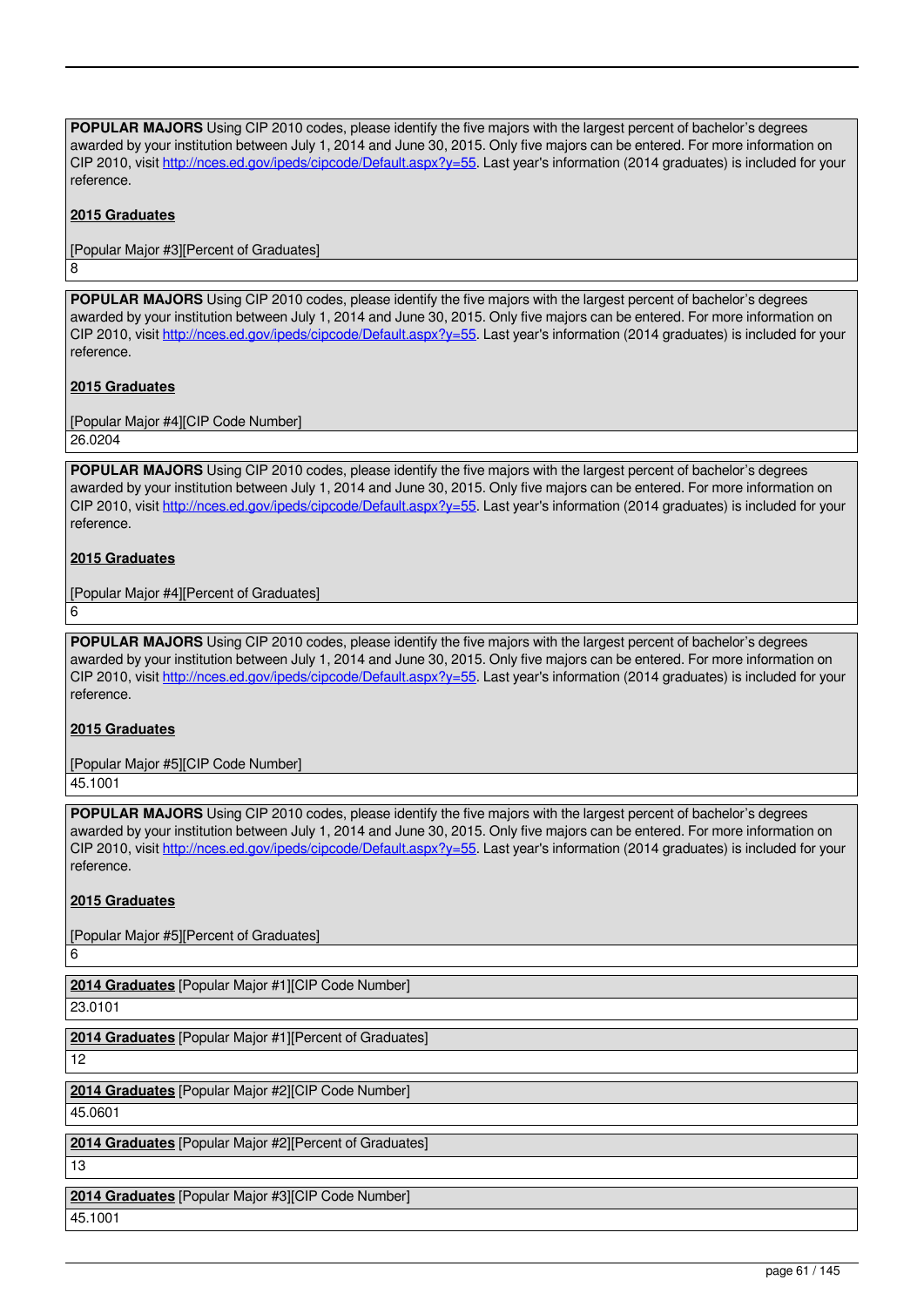**POPULAR MAJORS** Using CIP 2010 codes, please identify the five majors with the largest percent of bachelor's degrees awarded by your institution between July 1, 2014 and June 30, 2015. Only five majors can be entered. For more information on CIP 2010, visit http://nces.ed.gov/ipeds/cipcode/Default.aspx?y=55. Last year's information (2014 graduates) is included for your reference.

**2015 Graduates**

[Popular Major #3][Percent of Graduates]

8

**POPULAR MAJORS** Using CIP 2010 codes, please identify the five majors with the largest percent of bachelor's degrees awarded by your institution between July 1, 2014 and June 30, 2015. Only five majors can be entered. For more information on CIP 2010, visit http://nces.ed.gov/ipeds/cipcode/Default.aspx?y=55. Last year's information (2014 graduates) is included for your reference.

**2015 Graduates**

[Popular Major #4][CIP Code Number]

26.0204

**POPULAR MAJORS** Using CIP 2010 codes, please identify the five majors with the largest percent of bachelor's degrees awarded by your institution between July 1, 2014 and June 30, 2015. Only five majors can be entered. For more information on CIP 2010, visit http://nces.ed.gov/ipeds/cipcode/Default.aspx?y=55. Last year's information (2014 graduates) is included for your reference.

**2015 Graduates**

[Popular Major #4][Percent of Graduates]

6

**POPULAR MAJORS** Using CIP 2010 codes, please identify the five majors with the largest percent of bachelor's degrees awarded by your institution between July 1, 2014 and June 30, 2015. Only five majors can be entered. For more information on CIP 2010, visit http://nces.ed.gov/ipeds/cipcode/Default.aspx?y=55. Last year's information (2014 graduates) is included for your reference.

**2015 Graduates**

[Popular Major #5][CIP Code Number]

45.1001

**POPULAR MAJORS** Using CIP 2010 codes, please identify the five majors with the largest percent of bachelor's degrees awarded by your institution between July 1, 2014 and June 30, 2015. Only five majors can be entered. For more information on CIP 2010, visit http://nces.ed.gov/ipeds/cipcode/Default.aspx?y=55. Last year's information (2014 graduates) is included for your reference.

**2015 Graduates**

[Popular Major #5][Percent of Graduates]

6

**2014 Graduates** [Popular Major #1][CIP Code Number]

23.0101

**2014 Graduates** [Popular Major #1][Percent of Graduates]

12

**2014 Graduates** [Popular Major #2][CIP Code Number]

45.0601

**2014 Graduates** [Popular Major #2][Percent of Graduates]

13

**2014 Graduates** [Popular Major #3][CIP Code Number]

45.1001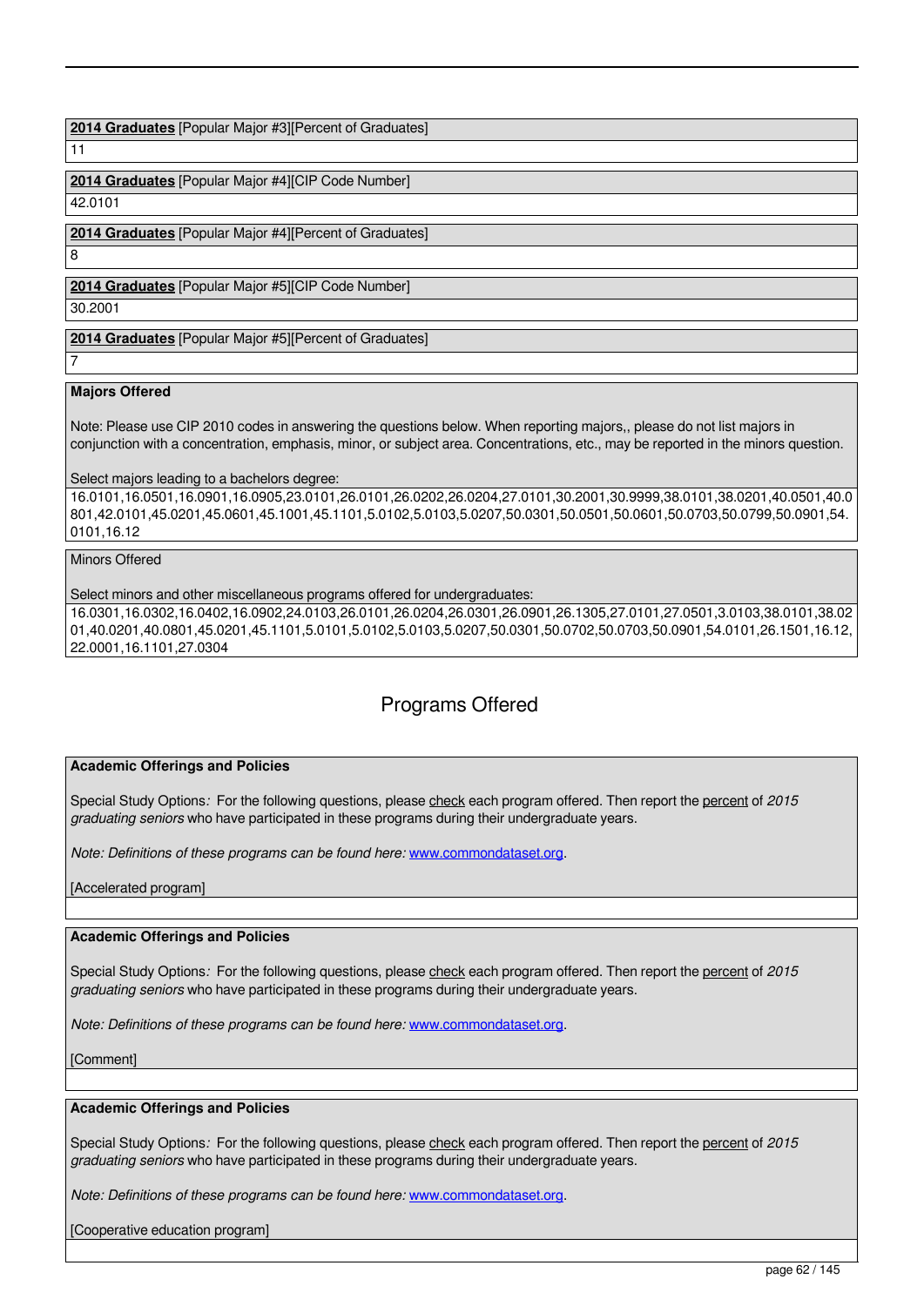**2014 Graduates** [Popular Major #3][Percent of Graduates]

11

**2014 Graduates** [Popular Major #4][CIP Code Number]

42.0101

**2014 Graduates** [Popular Major #4][Percent of Graduates]

8

**2014 Graduates** [Popular Major #5][CIP Code Number]

30.2001

**2014 Graduates** [Popular Major #5][Percent of Graduates]

7

**Majors Offered**

Note: Please use CIP 2010 codes in answering the questions below. When reporting majors,, please do not list majors in conjunction with a concentration, emphasis, minor, or subject area. Concentrations, etc., may be reported in the minors question.

Select majors leading to a bachelors degree:

16.0101,16.0501,16.0901,16.0905,23.0101,26.0101,26.0202,26.0204,27.0101,30.2001,30.9999,38.0101,38.0201,40.0501,40.0801,42.0101,45.0201,45.0601,45.1001,45.1101,5.0102,5.0103,5.0207,50.0301,50.0501,50.0601,50.0703,50.0799,50.0901,54.0101,16.12

Minors Offered

Select minors and other miscellaneous programs offered for undergraduates:

16.0301,16.0302,16.0402,16.0902,24.0103,26.0101,26.0204,26.0301,26.0901,26.1305,27.0101,27.0501,3.0103,38.0101,38.0201,40.0201,40.0801,45.0201,45.1101,5.0101,5.0102,5.0103,5.0207,50.0301,50.0702,50.0703,50.0901,54.0101,26.1501,16.12,22.0001,16.1101,27.0304

## Programs Offered

**Academic Offerings and Policies**

Special Study Options*:* For the following questions, please check each program offered. Then report the percent of *2015 graduating seniors* who have participated in these programs during their undergraduate years.

*Note: Definitions of these programs can be found here:* www.commondataset.org.

[Accelerated program]

**Academic Offerings and Policies**

Special Study Options*:* For the following questions, please check each program offered. Then report the percent of *2015 graduating seniors* who have participated in these programs during their undergraduate years.

*Note: Definitions of these programs can be found here:* www.commondataset.org.

[Comment]

**Academic Offerings and Policies**

Special Study Options*:* For the following questions, please check each program offered. Then report the percent of *2015 graduating seniors* who have participated in these programs during their undergraduate years.

*Note: Definitions of these programs can be found here:* www.commondataset.org.

[Cooperative education program]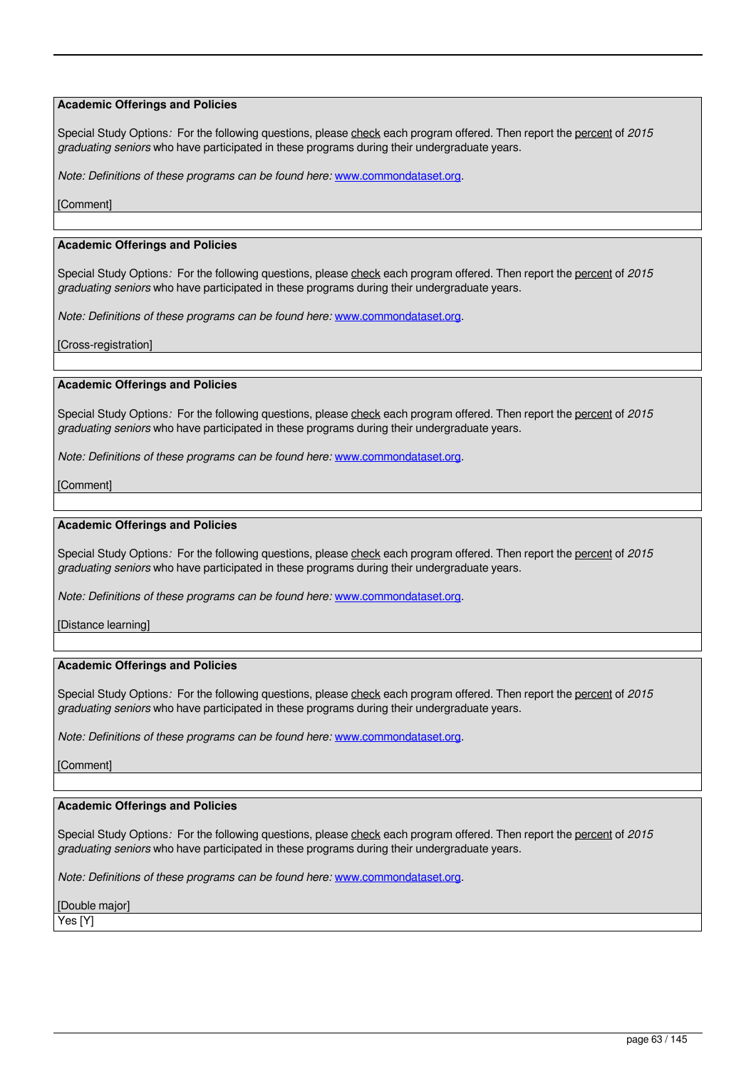**Academic Offerings and Policies**

Special Study Options*:* For the following questions, please check each program offered. Then report the percent of *2015 graduating seniors* who have participated in these programs during their undergraduate years.

*Note: Definitions of these programs can be found here:* www.commondataset.org.

[Comment]

---

**Academic Offerings and Policies**

Special Study Options*:* For the following questions, please check each program offered. Then report the percent of *2015 graduating seniors* who have participated in these programs during their undergraduate years.

*Note: Definitions of these programs can be found here:* www.commondataset.org.

[Cross-registration]

---

**Academic Offerings and Policies**

Special Study Options*:* For the following questions, please check each program offered. Then report the percent of *2015 graduating seniors* who have participated in these programs during their undergraduate years.

*Note: Definitions of these programs can be found here:* www.commondataset.org.

[Comment]

---

**Academic Offerings and Policies**

Special Study Options*:* For the following questions, please check each program offered. Then report the percent of *2015 graduating seniors* who have participated in these programs during their undergraduate years.

*Note: Definitions of these programs can be found here:* www.commondataset.org.

[Distance learning]

---

**Academic Offerings and Policies**

Special Study Options*:* For the following questions, please check each program offered. Then report the percent of *2015 graduating seniors* who have participated in these programs during their undergraduate years.

*Note: Definitions of these programs can be found here:* www.commondataset.org.

[Comment]

---

**Academic Offerings and Policies**

Special Study Options*:* For the following questions, please check each program offered. Then report the percent of *2015 graduating seniors* who have participated in these programs during their undergraduate years.

*Note: Definitions of these programs can be found here:* www.commondataset.org.

[Double major]

Yes [Y]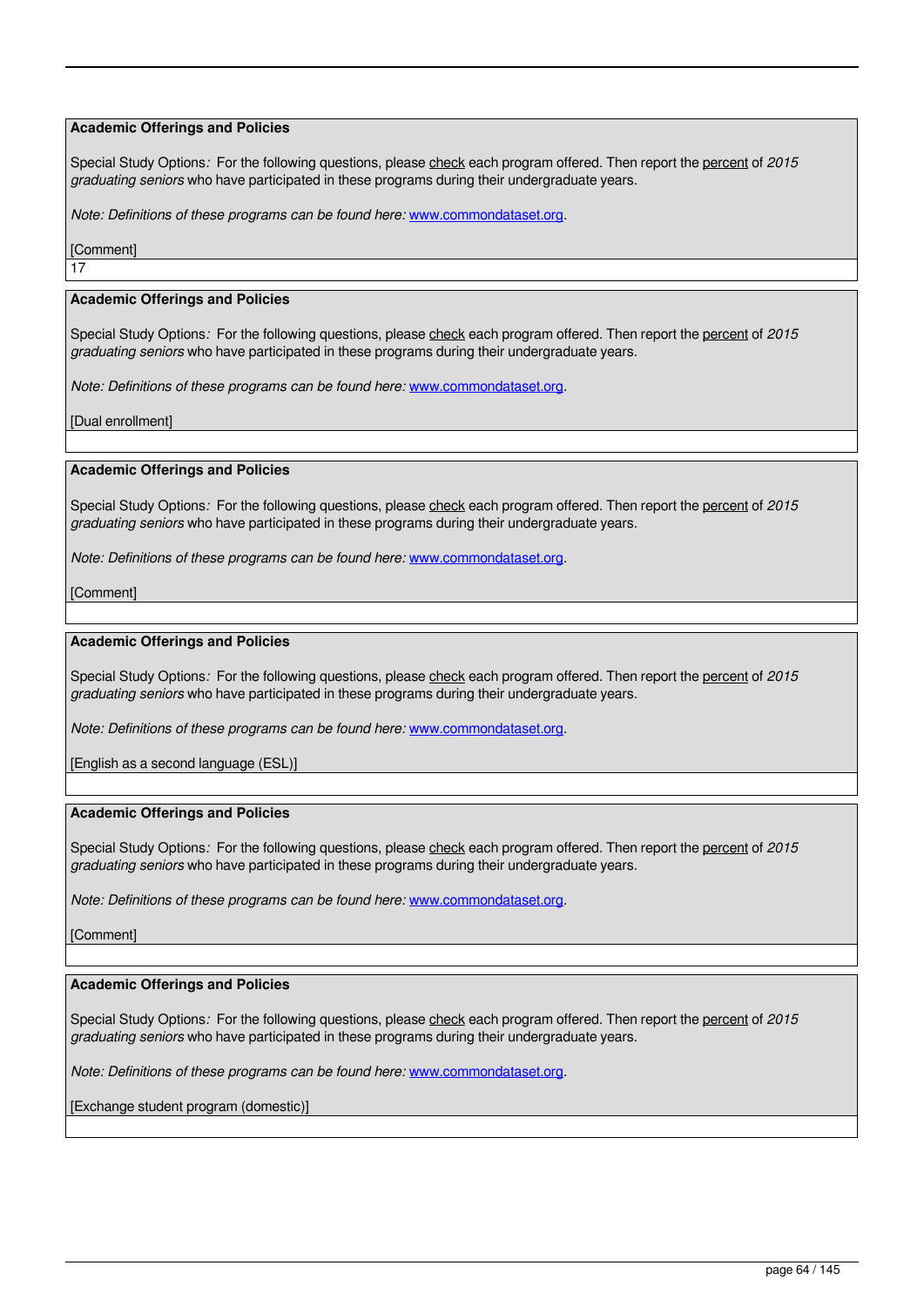**Academic Offerings and Policies**

Special Study Options: For the following questions, please check each program offered. Then report the percent of *2015 graduating seniors* who have participated in these programs during their undergraduate years.

*Note: Definitions of these programs can be found here:* www.commondataset.org.

[Comment]

17

**Academic Offerings and Policies**

Special Study Options: For the following questions, please check each program offered. Then report the percent of *2015 graduating seniors* who have participated in these programs during their undergraduate years.

*Note: Definitions of these programs can be found here:* www.commondataset.org.

[Dual enrollment]

**Academic Offerings and Policies**

Special Study Options: For the following questions, please check each program offered. Then report the percent of *2015 graduating seniors* who have participated in these programs during their undergraduate years.

*Note: Definitions of these programs can be found here:* www.commondataset.org.

[Comment]

**Academic Offerings and Policies**

Special Study Options: For the following questions, please check each program offered. Then report the percent of *2015 graduating seniors* who have participated in these programs during their undergraduate years.

*Note: Definitions of these programs can be found here:* www.commondataset.org.

[English as a second language (ESL)]

**Academic Offerings and Policies**

Special Study Options: For the following questions, please check each program offered. Then report the percent of *2015 graduating seniors* who have participated in these programs during their undergraduate years.

*Note: Definitions of these programs can be found here:* www.commondataset.org.

[Comment]

**Academic Offerings and Policies**

Special Study Options: For the following questions, please check each program offered. Then report the percent of *2015 graduating seniors* who have participated in these programs during their undergraduate years.

*Note: Definitions of these programs can be found here:* www.commondataset.org.

[Exchange student program (domestic)]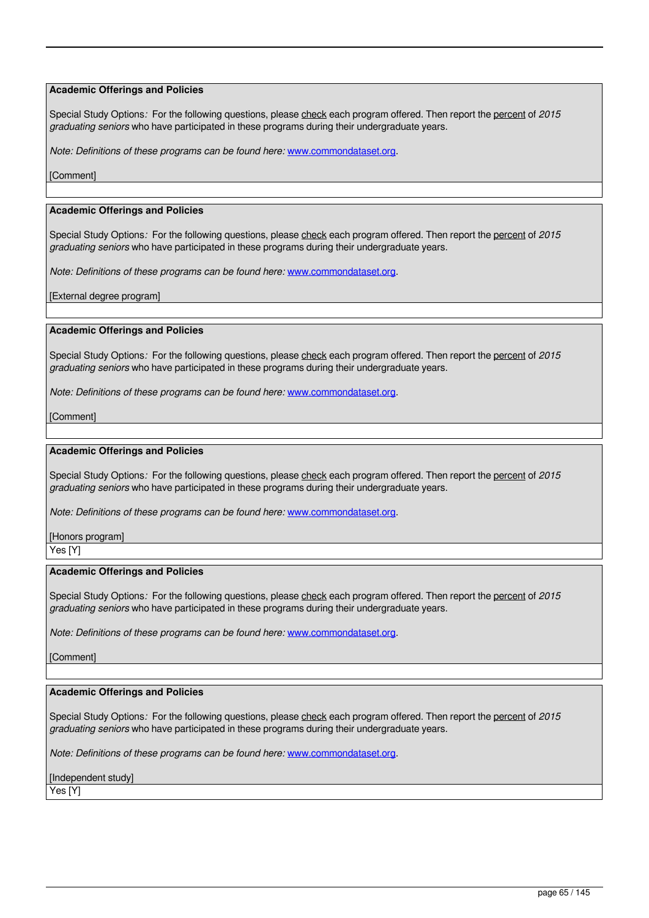**Academic Offerings and Policies**

Special Study Options*:* For the following questions, please check each program offered. Then report the percent of *2015 graduating seniors* who have participated in these programs during their undergraduate years.

*Note: Definitions of these programs can be found here:* www.commondataset.org.

[Comment]

**Academic Offerings and Policies**

Special Study Options*:* For the following questions, please check each program offered. Then report the percent of *2015 graduating seniors* who have participated in these programs during their undergraduate years.

*Note: Definitions of these programs can be found here:* www.commondataset.org.

[External degree program]

**Academic Offerings and Policies**

Special Study Options*:* For the following questions, please check each program offered. Then report the percent of *2015 graduating seniors* who have participated in these programs during their undergraduate years.

*Note: Definitions of these programs can be found here:* www.commondataset.org.

[Comment]

**Academic Offerings and Policies**

Special Study Options*:* For the following questions, please check each program offered. Then report the percent of *2015 graduating seniors* who have participated in these programs during their undergraduate years.

*Note: Definitions of these programs can be found here:* www.commondataset.org.

[Honors program]

Yes [Y]

**Academic Offerings and Policies**

Special Study Options*:* For the following questions, please check each program offered. Then report the percent of *2015 graduating seniors* who have participated in these programs during their undergraduate years.

*Note: Definitions of these programs can be found here:* www.commondataset.org.

[Comment]

**Academic Offerings and Policies**

Special Study Options*:* For the following questions, please check each program offered. Then report the percent of *2015 graduating seniors* who have participated in these programs during their undergraduate years.

*Note: Definitions of these programs can be found here:* www.commondataset.org.

[Independent study]

Yes [Y]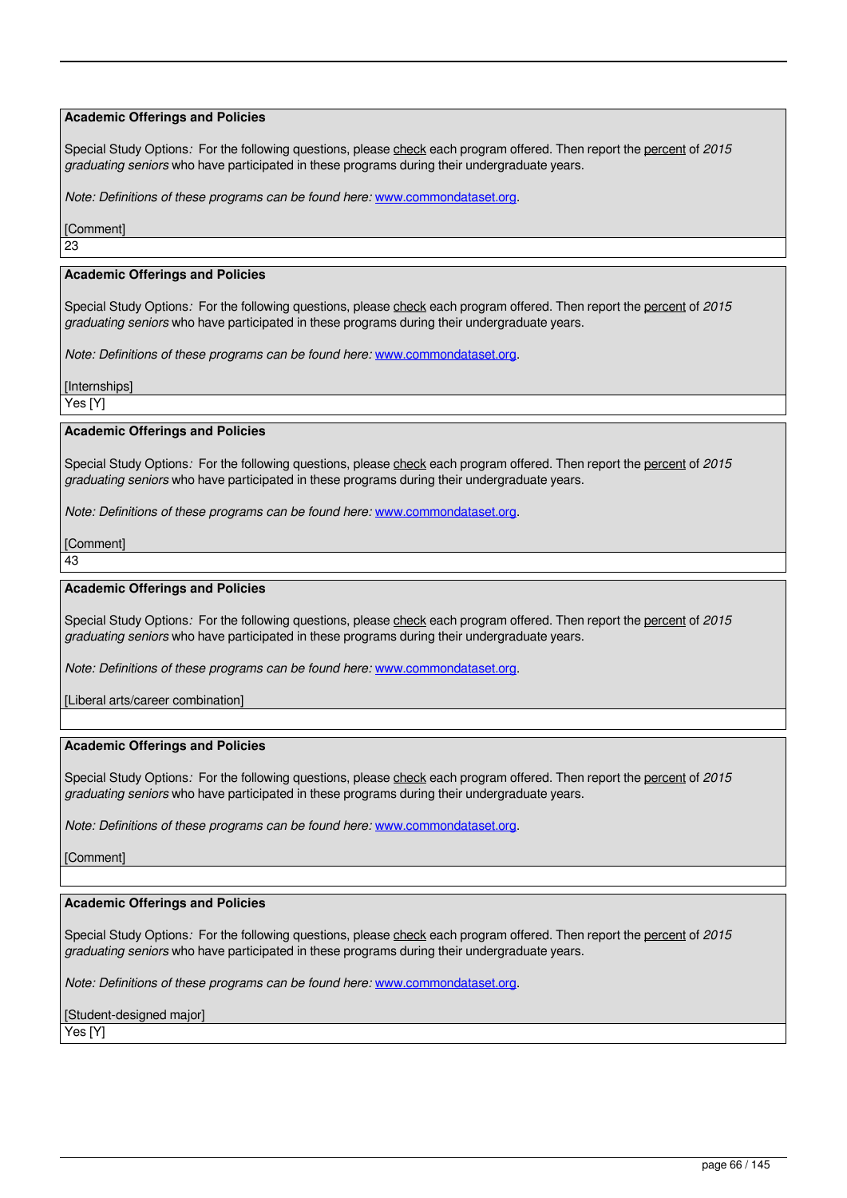**Academic Offerings and Policies**

Special Study Options*:* For the following questions, please check each program offered. Then report the percent of *2015 graduating seniors* who have participated in these programs during their undergraduate years.

*Note: Definitions of these programs can be found here:* www.commondataset.org.

[Comment]

23

**Academic Offerings and Policies**

Special Study Options*:* For the following questions, please check each program offered. Then report the percent of *2015 graduating seniors* who have participated in these programs during their undergraduate years.

*Note: Definitions of these programs can be found here:* www.commondataset.org.

[Internships]

Yes [Y]

**Academic Offerings and Policies**

Special Study Options*:* For the following questions, please check each program offered. Then report the percent of *2015 graduating seniors* who have participated in these programs during their undergraduate years.

*Note: Definitions of these programs can be found here:* www.commondataset.org.

[Comment]

43

**Academic Offerings and Policies**

Special Study Options*:* For the following questions, please check each program offered. Then report the percent of *2015 graduating seniors* who have participated in these programs during their undergraduate years.

*Note: Definitions of these programs can be found here:* www.commondataset.org.

[Liberal arts/career combination]

**Academic Offerings and Policies**

Special Study Options*:* For the following questions, please check each program offered. Then report the percent of *2015 graduating seniors* who have participated in these programs during their undergraduate years.

*Note: Definitions of these programs can be found here:* www.commondataset.org.

[Comment]

**Academic Offerings and Policies**

Special Study Options*:* For the following questions, please check each program offered. Then report the percent of *2015 graduating seniors* who have participated in these programs during their undergraduate years.

*Note: Definitions of these programs can be found here:* www.commondataset.org.

[Student-designed major]

Yes [Y]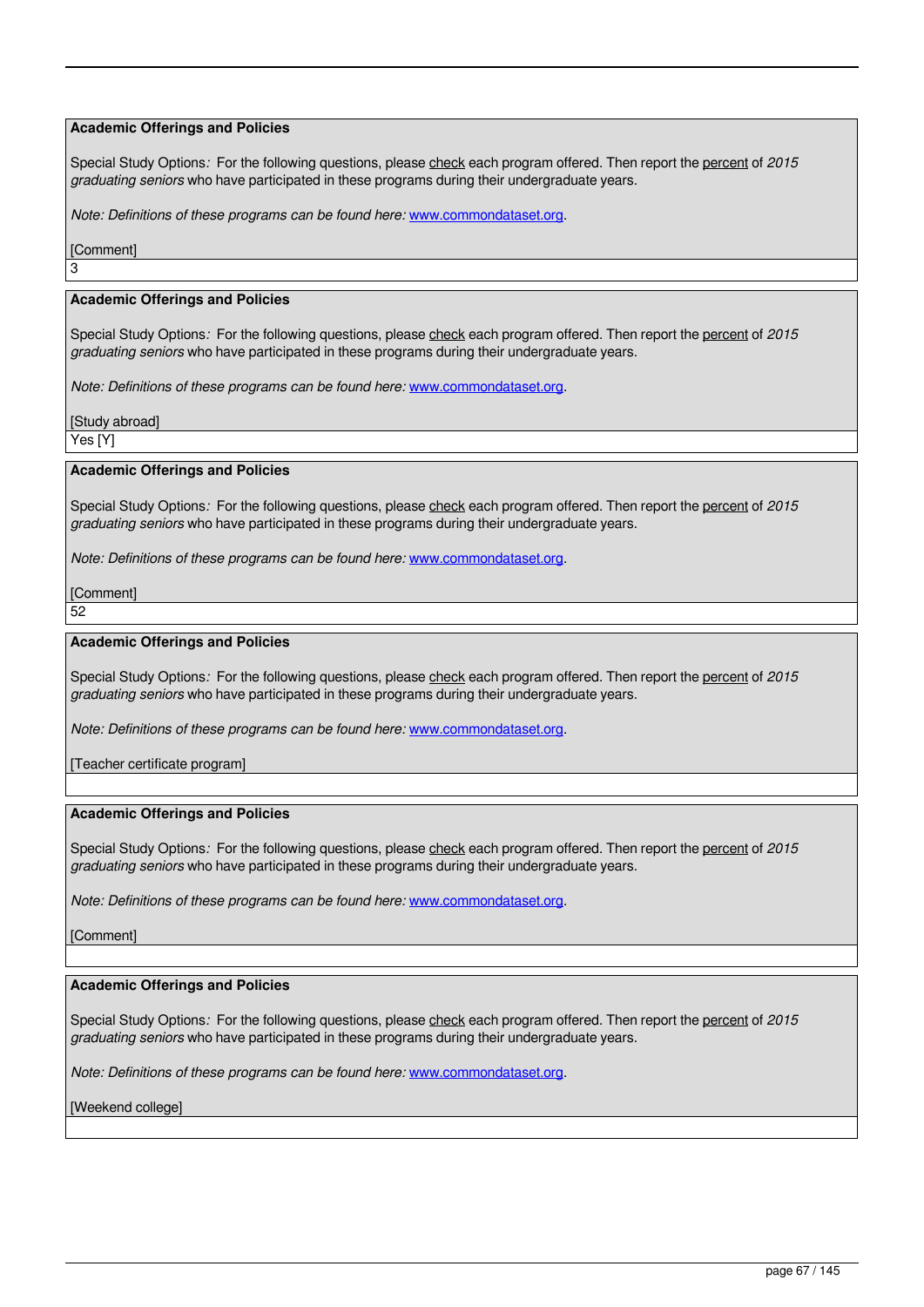**Academic Offerings and Policies**

Special Study Options*:* For the following questions, please check each program offered. Then report the percent of *2015 graduating seniors* who have participated in these programs during their undergraduate years.

*Note: Definitions of these programs can be found here:* www.commondataset.org.

[Comment]

3

**Academic Offerings and Policies**

Special Study Options*:* For the following questions, please check each program offered. Then report the percent of *2015 graduating seniors* who have participated in these programs during their undergraduate years.

*Note: Definitions of these programs can be found here:* www.commondataset.org.

[Study abroad]

Yes [Y]

**Academic Offerings and Policies**

Special Study Options*:* For the following questions, please check each program offered. Then report the percent of *2015 graduating seniors* who have participated in these programs during their undergraduate years.

*Note: Definitions of these programs can be found here:* www.commondataset.org.

[Comment]

52

**Academic Offerings and Policies**

Special Study Options*:* For the following questions, please check each program offered. Then report the percent of *2015 graduating seniors* who have participated in these programs during their undergraduate years.

*Note: Definitions of these programs can be found here:* www.commondataset.org.

[Teacher certificate program]

**Academic Offerings and Policies**

Special Study Options*:* For the following questions, please check each program offered. Then report the percent of *2015 graduating seniors* who have participated in these programs during their undergraduate years.

*Note: Definitions of these programs can be found here:* www.commondataset.org.

[Comment]

**Academic Offerings and Policies**

Special Study Options*:* For the following questions, please check each program offered. Then report the percent of *2015 graduating seniors* who have participated in these programs during their undergraduate years.

*Note: Definitions of these programs can be found here:* www.commondataset.org.

[Weekend college]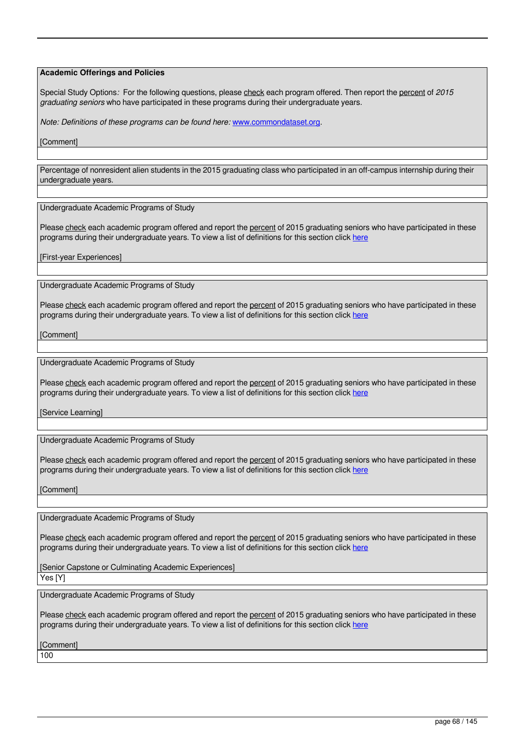**Academic Offerings and Policies**

Special Study Options*:* For the following questions, please check each program offered. Then report the percent of *2015 graduating seniors* who have participated in these programs during their undergraduate years.

*Note: Definitions of these programs can be found here:* www.commondataset.org.

[Comment]

Percentage of nonresident alien students in the 2015 graduating class who participated in an off-campus internship during their undergraduate years.

Undergraduate Academic Programs of Study

Please check each academic program offered and report the percent of 2015 graduating seniors who have participated in these programs during their undergraduate years. To view a list of definitions for this section click here

[First-year Experiences]

Undergraduate Academic Programs of Study

Please check each academic program offered and report the percent of 2015 graduating seniors who have participated in these programs during their undergraduate years. To view a list of definitions for this section click here

[Comment]

Undergraduate Academic Programs of Study

Please check each academic program offered and report the percent of 2015 graduating seniors who have participated in these programs during their undergraduate years. To view a list of definitions for this section click here

[Service Learning]

Undergraduate Academic Programs of Study

Please check each academic program offered and report the percent of 2015 graduating seniors who have participated in these programs during their undergraduate years. To view a list of definitions for this section click here

[Comment]

Undergraduate Academic Programs of Study

Please check each academic program offered and report the percent of 2015 graduating seniors who have participated in these programs during their undergraduate years. To view a list of definitions for this section click here

[Senior Capstone or Culminating Academic Experiences]

Yes [Y]

Undergraduate Academic Programs of Study

Please check each academic program offered and report the percent of 2015 graduating seniors who have participated in these programs during their undergraduate years. To view a list of definitions for this section click here

[Comment]

100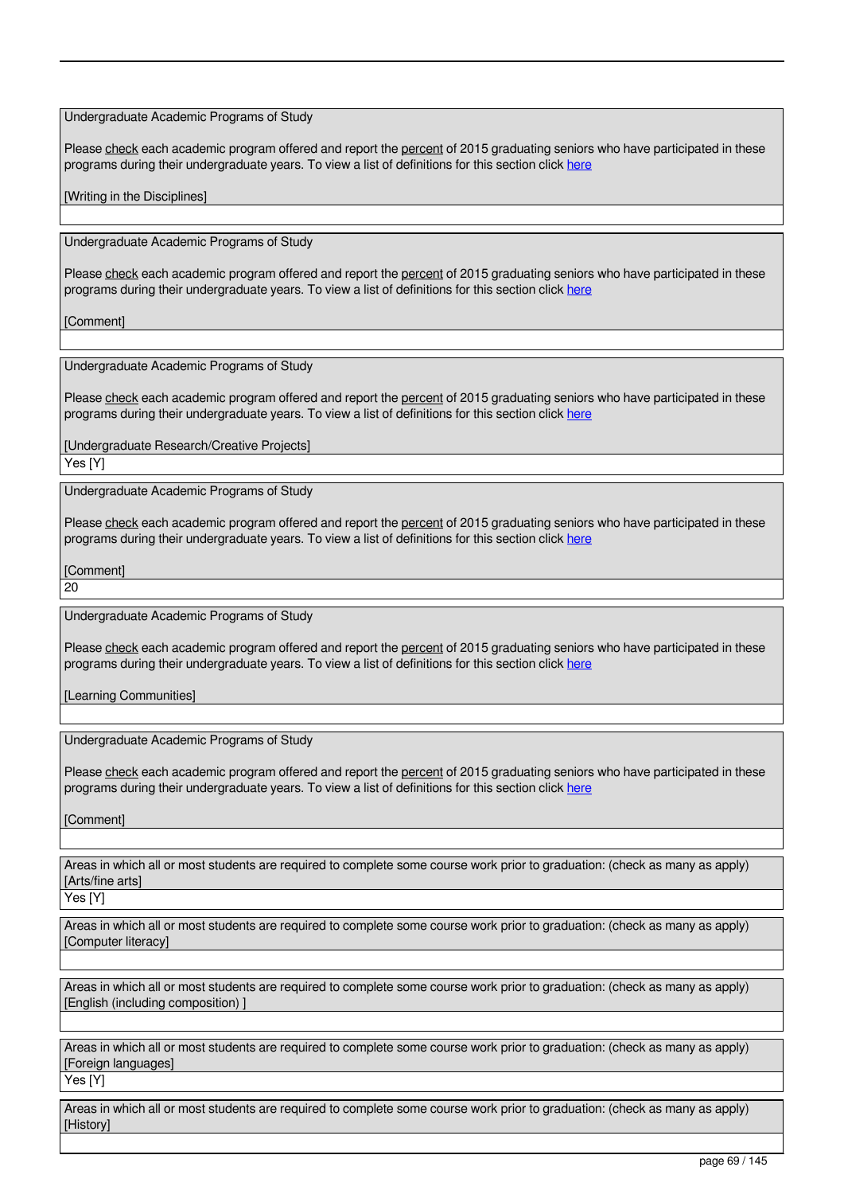Undergraduate Academic Programs of Study

Please check each academic program offered and report the percent of 2015 graduating seniors who have participated in these programs during their undergraduate years. To view a list of definitions for this section click here

[Writing in the Disciplines]

---

Undergraduate Academic Programs of Study

Please check each academic program offered and report the percent of 2015 graduating seniors who have participated in these programs during their undergraduate years. To view a list of definitions for this section click here

[Comment]

---

Undergraduate Academic Programs of Study

Please check each academic program offered and report the percent of 2015 graduating seniors who have participated in these programs during their undergraduate years. To view a list of definitions for this section click here

[Undergraduate Research/Creative Projects]

Yes [Y]

---

Undergraduate Academic Programs of Study

Please check each academic program offered and report the percent of 2015 graduating seniors who have participated in these programs during their undergraduate years. To view a list of definitions for this section click here

[Comment]

20

---

Undergraduate Academic Programs of Study

Please check each academic program offered and report the percent of 2015 graduating seniors who have participated in these programs during their undergraduate years. To view a list of definitions for this section click here

[Learning Communities]

---

Undergraduate Academic Programs of Study

Please check each academic program offered and report the percent of 2015 graduating seniors who have participated in these programs during their undergraduate years. To view a list of definitions for this section click here

[Comment]

---

Areas in which all or most students are required to complete some course work prior to graduation: (check as many as apply) [Arts/fine arts]

Yes [Y]

---

Areas in which all or most students are required to complete some course work prior to graduation: (check as many as apply) [Computer literacy]

---

Areas in which all or most students are required to complete some course work prior to graduation: (check as many as apply) [English (including composition) ]

---

Areas in which all or most students are required to complete some course work prior to graduation: (check as many as apply) [Foreign languages]

Yes [Y]

---

Areas in which all or most students are required to complete some course work prior to graduation: (check as many as apply) [History]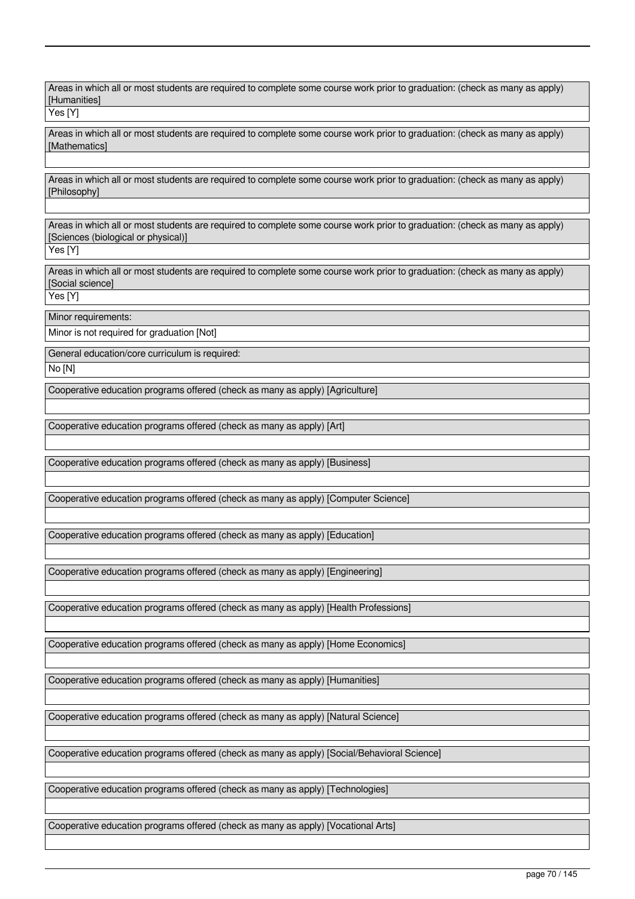| Areas in which all or most students are required to complete some course work prior to graduation: (check as many as apply) [Humanities] |
|---|
| Yes [Y] |

| Areas in which all or most students are required to complete some course work prior to graduation: (check as many as apply) [Mathematics] |
|---|
| |

| Areas in which all or most students are required to complete some course work prior to graduation: (check as many as apply) [Philosophy] |
|---|
| |

| Areas in which all or most students are required to complete some course work prior to graduation: (check as many as apply) [Sciences (biological or physical)] |
|---|
| Yes [Y] |

| Areas in which all or most students are required to complete some course work prior to graduation: (check as many as apply) [Social science] |
|---|
| Yes [Y] |

| Minor requirements: |
|---|
| Minor is not required for graduation [Not] |

| General education/core curriculum is required: |
|---|
| No [N] |

| Cooperative education programs offered (check as many as apply) [Agriculture] |
|---|
| |

| Cooperative education programs offered (check as many as apply) [Art] |
|---|
| |

| Cooperative education programs offered (check as many as apply) [Business] |
|---|
| |

| Cooperative education programs offered (check as many as apply) [Computer Science] |
|---|
| |

| Cooperative education programs offered (check as many as apply) [Education] |
|---|
| |

| Cooperative education programs offered (check as many as apply) [Engineering] |
|---|
| |

| Cooperative education programs offered (check as many as apply) [Health Professions] |
|---|
| |

| Cooperative education programs offered (check as many as apply) [Home Economics] |
|---|
| |

| Cooperative education programs offered (check as many as apply) [Humanities] |
|---|
| |

| Cooperative education programs offered (check as many as apply) [Natural Science] |
|---|
| |

| Cooperative education programs offered (check as many as apply) [Social/Behavioral Science] |
|---|
| |

| Cooperative education programs offered (check as many as apply) [Technologies] |
|---|
| |

| Cooperative education programs offered (check as many as apply) [Vocational Arts] |
|---|
| |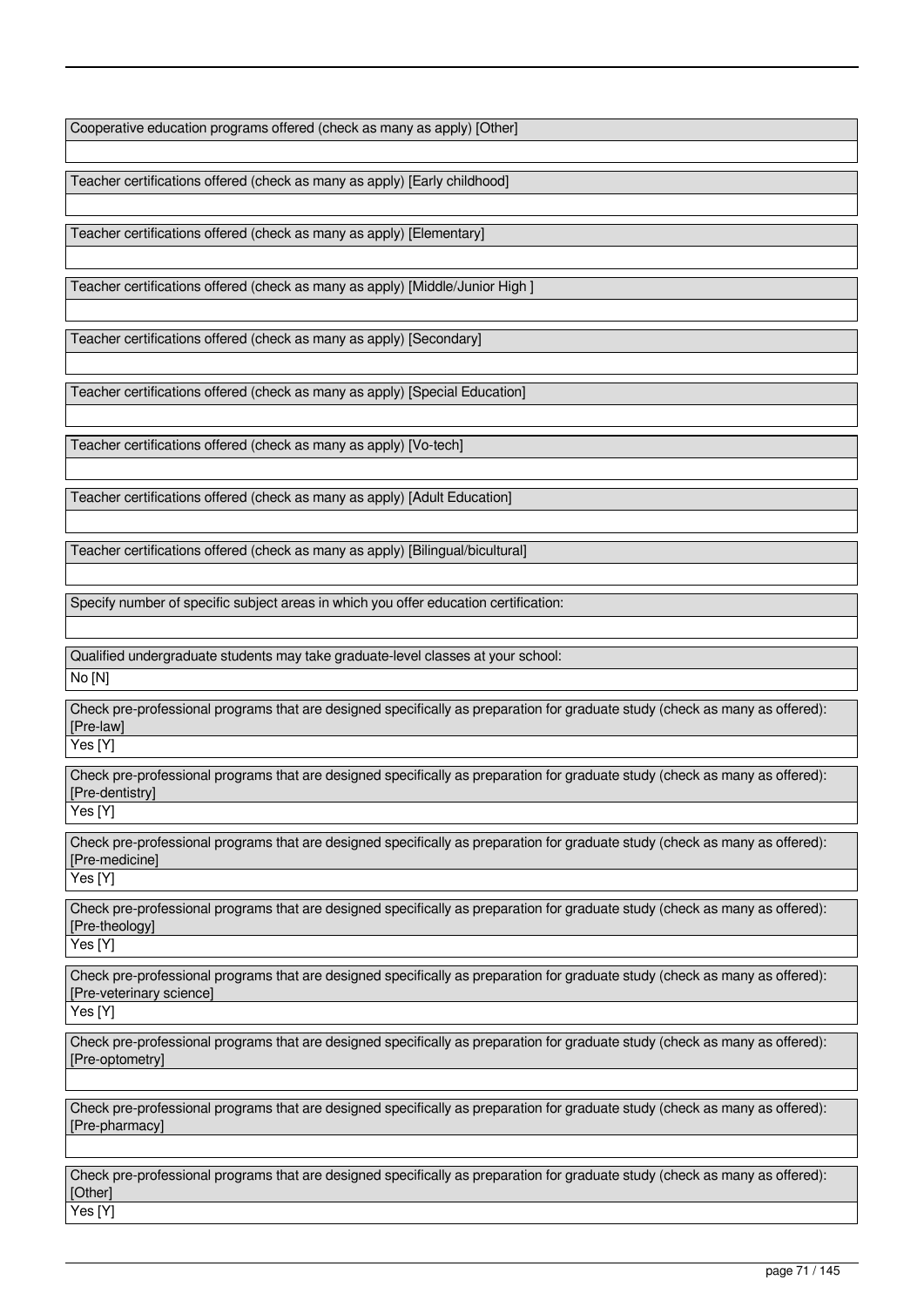| Cooperative education programs offered (check as many as apply) [Other] |
| --- |
| |

| Teacher certifications offered (check as many as apply) [Early childhood] |
| --- |
| |

| Teacher certifications offered (check as many as apply) [Elementary] |
| --- |
| |

| Teacher certifications offered (check as many as apply) [Middle/Junior High ] |
| --- |
| |

| Teacher certifications offered (check as many as apply) [Secondary] |
| --- |
| |

| Teacher certifications offered (check as many as apply) [Special Education] |
| --- |
| |

| Teacher certifications offered (check as many as apply) [Vo-tech] |
| --- |
| |

| Teacher certifications offered (check as many as apply) [Adult Education] |
| --- |
| |

| Teacher certifications offered (check as many as apply) [Bilingual/bicultural] |
| --- |
| |

| Specify number of specific subject areas in which you offer education certification: |
| --- |
| |

| Qualified undergraduate students may take graduate-level classes at your school: |
| --- |
| No [N] |

| Check pre-professional programs that are designed specifically as preparation for graduate study (check as many as offered): [Pre-law] |
| --- |
| Yes [Y] |

| Check pre-professional programs that are designed specifically as preparation for graduate study (check as many as offered): [Pre-dentistry] |
| --- |
| Yes [Y] |

| Check pre-professional programs that are designed specifically as preparation for graduate study (check as many as offered): [Pre-medicine] |
| --- |
| Yes [Y] |

| Check pre-professional programs that are designed specifically as preparation for graduate study (check as many as offered): [Pre-theology] |
| --- |
| Yes [Y] |

| Check pre-professional programs that are designed specifically as preparation for graduate study (check as many as offered): [Pre-veterinary science] |
| --- |
| Yes [Y] |

| Check pre-professional programs that are designed specifically as preparation for graduate study (check as many as offered): [Pre-optometry] |
| --- |
| |

| Check pre-professional programs that are designed specifically as preparation for graduate study (check as many as offered): [Pre-pharmacy] |
| --- |
| |

| Check pre-professional programs that are designed specifically as preparation for graduate study (check as many as offered): [Other] |
| --- |
| Yes [Y] |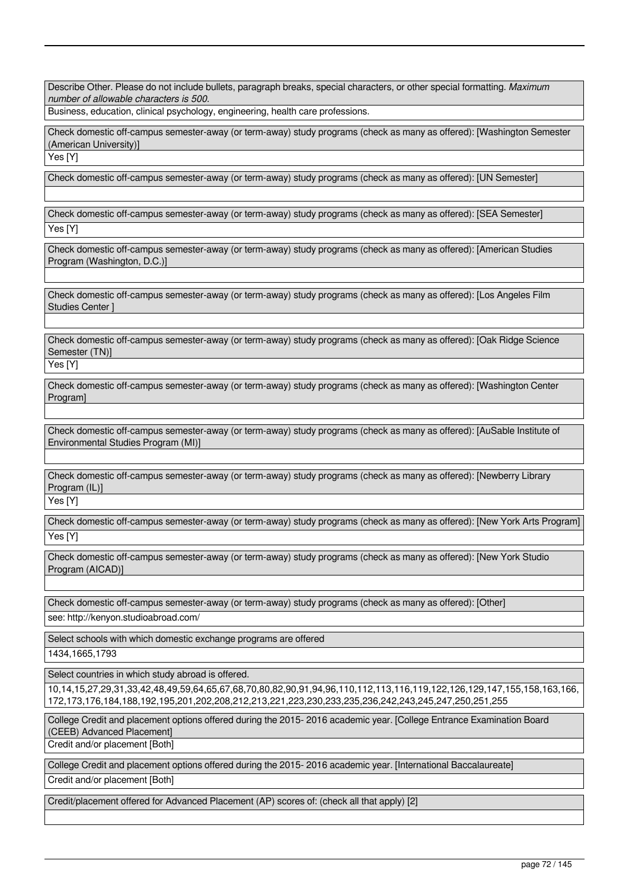Describe Other. Please do not include bullets, paragraph breaks, special characters, or other special formatting. *Maximum number of allowable characters is 500.*

Business, education, clinical psychology, engineering, health care professions.

Check domestic off-campus semester-away (or term-away) study programs (check as many as offered): [Washington Semester (American University)]

Yes [Y]

Check domestic off-campus semester-away (or term-away) study programs (check as many as offered): [UN Semester]

Check domestic off-campus semester-away (or term-away) study programs (check as many as offered): [SEA Semester]

Yes [Y]

Check domestic off-campus semester-away (or term-away) study programs (check as many as offered): [American Studies Program (Washington, D.C.)]

Check domestic off-campus semester-away (or term-away) study programs (check as many as offered): [Los Angeles Film Studies Center ]

Check domestic off-campus semester-away (or term-away) study programs (check as many as offered): [Oak Ridge Science Semester (TN)]

Yes [Y]

Check domestic off-campus semester-away (or term-away) study programs (check as many as offered): [Washington Center Program]

Check domestic off-campus semester-away (or term-away) study programs (check as many as offered): [AuSable Institute of Environmental Studies Program (MI)]

Check domestic off-campus semester-away (or term-away) study programs (check as many as offered): [Newberry Library Program (IL)]

Yes [Y]

Check domestic off-campus semester-away (or term-away) study programs (check as many as offered): [New York Arts Program]

Yes [Y]

Check domestic off-campus semester-away (or term-away) study programs (check as many as offered): [New York Studio Program (AICAD)]

Check domestic off-campus semester-away (or term-away) study programs (check as many as offered): [Other]

see: http://kenyon.studioabroad.com/

Select schools with which domestic exchange programs are offered

1434,1665,1793

Select countries in which study abroad is offered.

10,14,15,27,29,31,33,42,48,49,59,64,65,67,68,70,80,82,90,91,94,96,110,112,113,116,119,122,126,129,147,155,158,163,166,172,173,176,184,188,192,195,201,202,208,212,213,221,223,230,233,235,236,242,243,245,247,250,251,255

College Credit and placement options offered during the 2015- 2016 academic year. [College Entrance Examination Board (CEEB) Advanced Placement]

Credit and/or placement [Both]

College Credit and placement options offered during the 2015- 2016 academic year. [International Baccalaureate]

Credit and/or placement [Both]

Credit/placement offered for Advanced Placement (AP) scores of: (check all that apply) [2]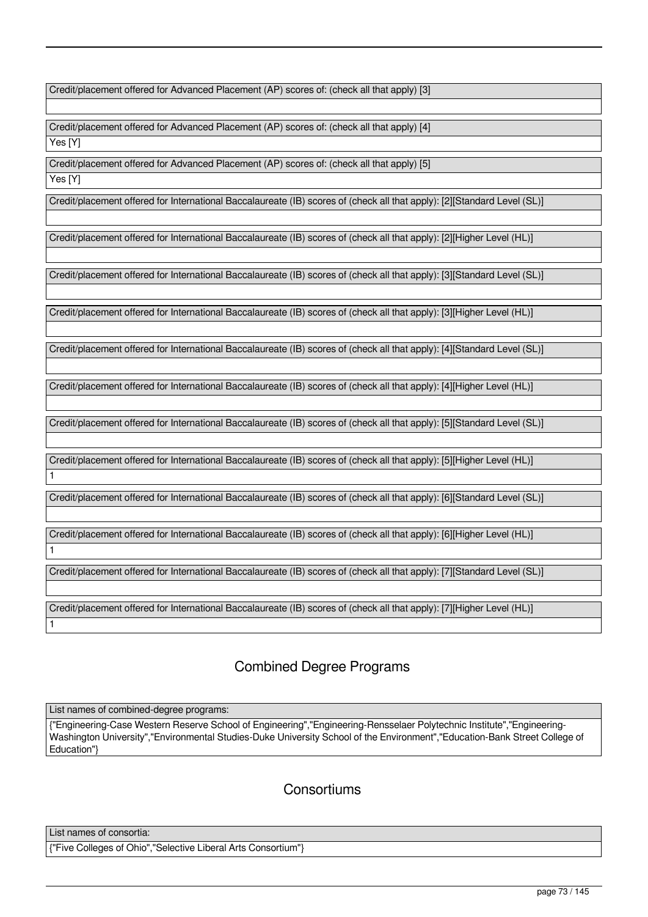| Credit/placement offered for Advanced Placement (AP) scores of: (check all that apply) [3] |
| --- |
| |

| Credit/placement offered for Advanced Placement (AP) scores of: (check all that apply) [4] |
| --- |
| Yes [Y] |

| Credit/placement offered for Advanced Placement (AP) scores of: (check all that apply) [5] |
| --- |
| Yes [Y] |

| Credit/placement offered for International Baccalaureate (IB) scores of (check all that apply): [2][Standard Level (SL)] |
| --- |
| |

| Credit/placement offered for International Baccalaureate (IB) scores of (check all that apply): [2][Higher Level (HL)] |
| --- |
| |

| Credit/placement offered for International Baccalaureate (IB) scores of (check all that apply): [3][Standard Level (SL)] |
| --- |
| |

| Credit/placement offered for International Baccalaureate (IB) scores of (check all that apply): [3][Higher Level (HL)] |
| --- |
| |

| Credit/placement offered for International Baccalaureate (IB) scores of (check all that apply): [4][Standard Level (SL)] |
| --- |
| |

| Credit/placement offered for International Baccalaureate (IB) scores of (check all that apply): [4][Higher Level (HL)] |
| --- |
| |

| Credit/placement offered for International Baccalaureate (IB) scores of (check all that apply): [5][Standard Level (SL)] |
| --- |
| |

| Credit/placement offered for International Baccalaureate (IB) scores of (check all that apply): [5][Higher Level (HL)] |
| --- |
| 1 |

| Credit/placement offered for International Baccalaureate (IB) scores of (check all that apply): [6][Standard Level (SL)] |
| --- |
| |

| Credit/placement offered for International Baccalaureate (IB) scores of (check all that apply): [6][Higher Level (HL)] |
| --- |
| 1 |

| Credit/placement offered for International Baccalaureate (IB) scores of (check all that apply): [7][Standard Level (SL)] |
| --- |
| |

| Credit/placement offered for International Baccalaureate (IB) scores of (check all that apply): [7][Higher Level (HL)] |
| --- |
| 1 |

## Combined Degree Programs

| List names of combined-degree programs: |
| --- |
| {"Engineering-Case Western Reserve School of Engineering","Engineering-Rensselaer Polytechnic Institute","Engineering-Washington University","Environmental Studies-Duke University School of the Environment","Education-Bank Street College of Education"} |

## Consortiums

| List names of consortia: |
| --- |
| {"Five Colleges of Ohio","Selective Liberal Arts Consortium"} |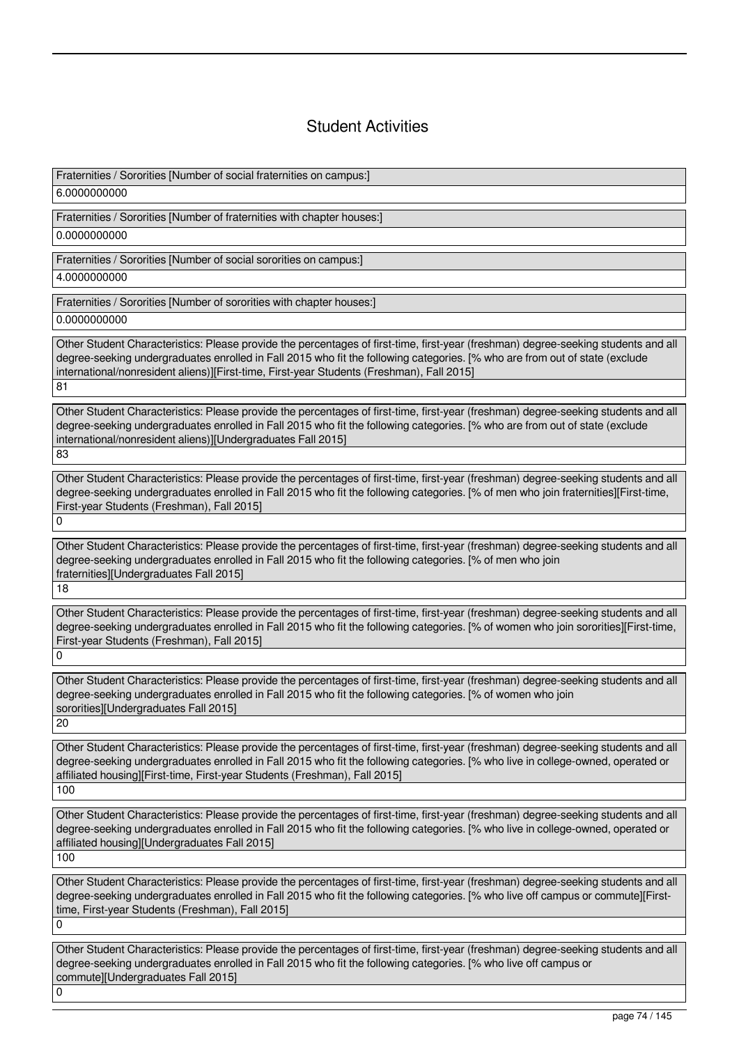# Student Activities

| Fraternities / Sororities [Number of social fraternities on campus:] |
| --- |
| 6.0000000000 |

| Fraternities / Sororities [Number of fraternities with chapter houses:] |
| --- |
| 0.0000000000 |

| Fraternities / Sororities [Number of social sororities on campus:] |
| --- |
| 4.0000000000 |

| Fraternities / Sororities [Number of sororities with chapter houses:] |
| --- |
| 0.0000000000 |

| Other Student Characteristics: Please provide the percentages of first-time, first-year (freshman) degree-seeking students and all degree-seeking undergraduates enrolled in Fall 2015 who fit the following categories. [% who are from out of state (exclude international/nonresident aliens)][First-time, First-year Students (Freshman), Fall 2015] |
| --- |
| 81 |

| Other Student Characteristics: Please provide the percentages of first-time, first-year (freshman) degree-seeking students and all degree-seeking undergraduates enrolled in Fall 2015 who fit the following categories. [% who are from out of state (exclude international/nonresident aliens)][Undergraduates Fall 2015] |
| --- |
| 83 |

| Other Student Characteristics: Please provide the percentages of first-time, first-year (freshman) degree-seeking students and all degree-seeking undergraduates enrolled in Fall 2015 who fit the following categories. [% of men who join fraternities][First-time, First-year Students (Freshman), Fall 2015] |
| --- |
| 0 |

| Other Student Characteristics: Please provide the percentages of first-time, first-year (freshman) degree-seeking students and all degree-seeking undergraduates enrolled in Fall 2015 who fit the following categories. [% of men who join fraternities][Undergraduates Fall 2015] |
| --- |
| 18 |

| Other Student Characteristics: Please provide the percentages of first-time, first-year (freshman) degree-seeking students and all degree-seeking undergraduates enrolled in Fall 2015 who fit the following categories. [% of women who join sororities][First-time, First-year Students (Freshman), Fall 2015] |
| --- |
| 0 |

| Other Student Characteristics: Please provide the percentages of first-time, first-year (freshman) degree-seeking students and all degree-seeking undergraduates enrolled in Fall 2015 who fit the following categories. [% of women who join sororities][Undergraduates Fall 2015] |
| --- |
| 20 |

| Other Student Characteristics: Please provide the percentages of first-time, first-year (freshman) degree-seeking students and all degree-seeking undergraduates enrolled in Fall 2015 who fit the following categories. [% who live in college-owned, operated or affiliated housing][First-time, First-year Students (Freshman), Fall 2015] |
| --- |
| 100 |

| Other Student Characteristics: Please provide the percentages of first-time, first-year (freshman) degree-seeking students and all degree-seeking undergraduates enrolled in Fall 2015 who fit the following categories. [% who live in college-owned, operated or affiliated housing][Undergraduates Fall 2015] |
| --- |
| 100 |

| Other Student Characteristics: Please provide the percentages of first-time, first-year (freshman) degree-seeking students and all degree-seeking undergraduates enrolled in Fall 2015 who fit the following categories. [% who live off campus or commute][First-time, First-year Students (Freshman), Fall 2015] |
| --- |
| 0 |

| Other Student Characteristics: Please provide the percentages of first-time, first-year (freshman) degree-seeking students and all degree-seeking undergraduates enrolled in Fall 2015 who fit the following categories. [% who live off campus or commute][Undergraduates Fall 2015] |
| --- |
| 0 |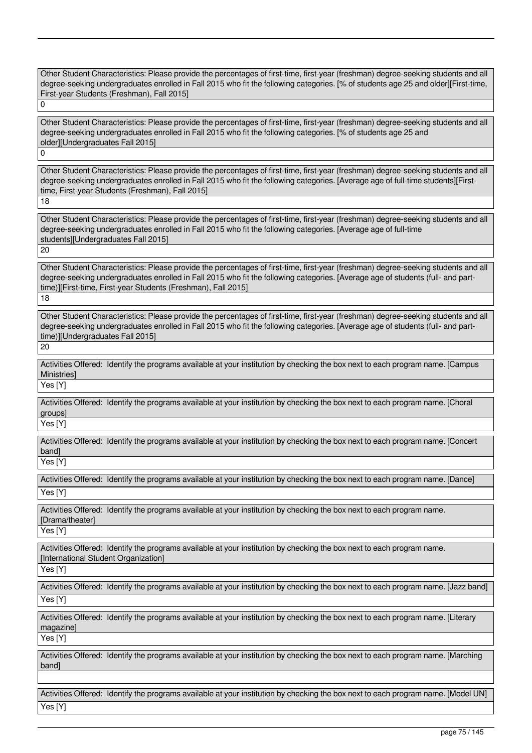Other Student Characteristics: Please provide the percentages of first-time, first-year (freshman) degree-seeking students and all degree-seeking undergraduates enrolled in Fall 2015 who fit the following categories. [% of students age 25 and older][First-time, First-year Students (Freshman), Fall 2015]

0

Other Student Characteristics: Please provide the percentages of first-time, first-year (freshman) degree-seeking students and all degree-seeking undergraduates enrolled in Fall 2015 who fit the following categories. [% of students age 25 and older][Undergraduates Fall 2015]

0

Other Student Characteristics: Please provide the percentages of first-time, first-year (freshman) degree-seeking students and all degree-seeking undergraduates enrolled in Fall 2015 who fit the following categories. [Average age of full-time students][First-time, First-year Students (Freshman), Fall 2015]

18

Other Student Characteristics: Please provide the percentages of first-time, first-year (freshman) degree-seeking students and all degree-seeking undergraduates enrolled in Fall 2015 who fit the following categories. [Average age of full-time students][Undergraduates Fall 2015]

20

Other Student Characteristics: Please provide the percentages of first-time, first-year (freshman) degree-seeking students and all degree-seeking undergraduates enrolled in Fall 2015 who fit the following categories. [Average age of students (full- and part-time)][First-time, First-year Students (Freshman), Fall 2015]

18

Other Student Characteristics: Please provide the percentages of first-time, first-year (freshman) degree-seeking students and all degree-seeking undergraduates enrolled in Fall 2015 who fit the following categories. [Average age of students (full- and part-time)][Undergraduates Fall 2015]

20

Activities Offered: Identify the programs available at your institution by checking the box next to each program name. [Campus Ministries]

Yes [Y]

Activities Offered: Identify the programs available at your institution by checking the box next to each program name. [Choral groups]

Yes [Y]

Activities Offered: Identify the programs available at your institution by checking the box next to each program name. [Concert band]

Yes [Y]

Activities Offered: Identify the programs available at your institution by checking the box next to each program name. [Dance]

Yes [Y]

Activities Offered: Identify the programs available at your institution by checking the box next to each program name. [Drama/theater]

Yes [Y]

Activities Offered: Identify the programs available at your institution by checking the box next to each program name. [International Student Organization]

Yes [Y]

Activities Offered: Identify the programs available at your institution by checking the box next to each program name. [Jazz band]

Yes [Y]

Activities Offered: Identify the programs available at your institution by checking the box next to each program name. [Literary magazine]

Yes [Y]

Activities Offered: Identify the programs available at your institution by checking the box next to each program name. [Marching band]

Activities Offered: Identify the programs available at your institution by checking the box next to each program name. [Model UN]

Yes [Y]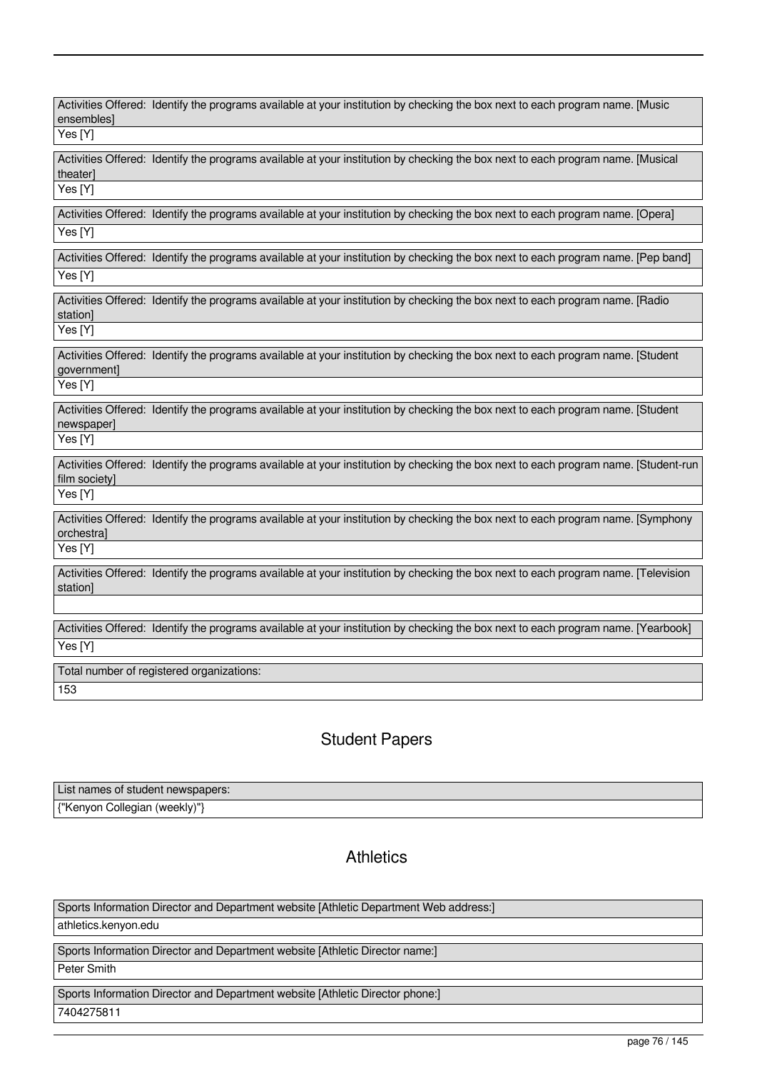| Activities Offered: Identify the programs available at your institution by checking the box next to each program name. [Music ensembles] |
|---|
| Yes [Y] |

| Activities Offered: Identify the programs available at your institution by checking the box next to each program name. [Musical theater] |
|---|
| Yes [Y] |

| Activities Offered: Identify the programs available at your institution by checking the box next to each program name. [Opera] |
|---|
| Yes [Y] |

| Activities Offered: Identify the programs available at your institution by checking the box next to each program name. [Pep band] |
|---|
| Yes [Y] |

| Activities Offered: Identify the programs available at your institution by checking the box next to each program name. [Radio station] |
|---|
| Yes [Y] |

| Activities Offered: Identify the programs available at your institution by checking the box next to each program name. [Student government] |
|---|
| Yes [Y] |

| Activities Offered: Identify the programs available at your institution by checking the box next to each program name. [Student newspaper] |
|---|
| Yes [Y] |

| Activities Offered: Identify the programs available at your institution by checking the box next to each program name. [Student-run film society] |
|---|
| Yes [Y] |

| Activities Offered: Identify the programs available at your institution by checking the box next to each program name. [Symphony orchestra] |
|---|
| Yes [Y] |

| Activities Offered: Identify the programs available at your institution by checking the box next to each program name. [Television station] |
|---|
| |

| Activities Offered: Identify the programs available at your institution by checking the box next to each program name. [Yearbook] |
|---|
| Yes [Y] |

| Total number of registered organizations: |
|---|
| 153 |

## Student Papers

| List names of student newspapers: |
|---|
| {"Kenyon Collegian (weekly)"} |

## Athletics

| Sports Information Director and Department website [Athletic Department Web address:] |
|---|
| athletics.kenyon.edu |

| Sports Information Director and Department website [Athletic Director name:] |
|---|
| Peter Smith |

| Sports Information Director and Department website [Athletic Director phone:] |
|---|
| 7404275811 |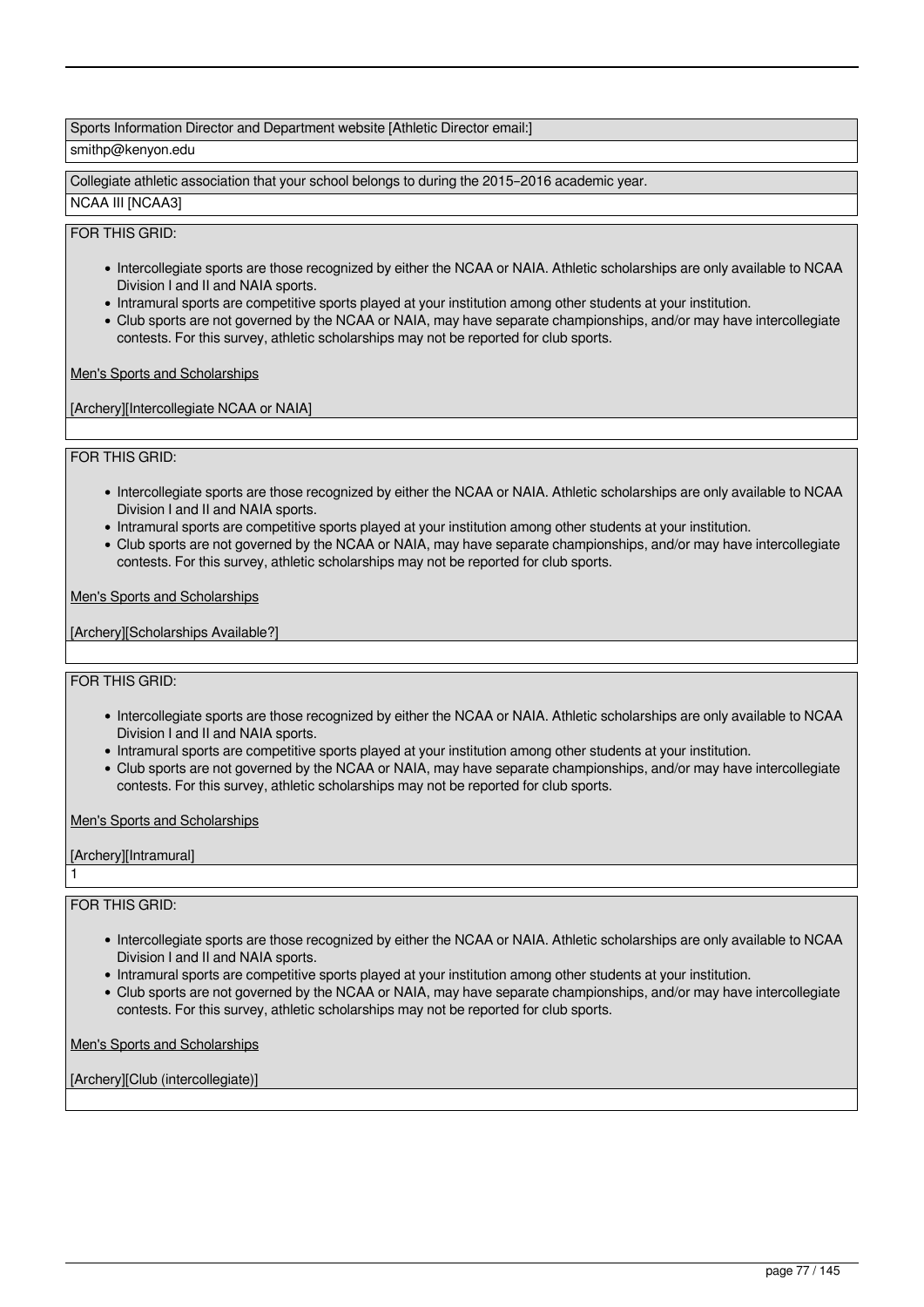Sports Information Director and Department website [Athletic Director email:]

smithp@kenyon.edu

Collegiate athletic association that your school belongs to during the 2015-2016 academic year.

NCAA III [NCAA3]

FOR THIS GRID:

- Intercollegiate sports are those recognized by either the NCAA or NAIA. Athletic scholarships are only available to NCAA Division I and II and NAIA sports.
- Intramural sports are competitive sports played at your institution among other students at your institution.
- Club sports are not governed by the NCAA or NAIA, may have separate championships, and/or may have intercollegiate contests. For this survey, athletic scholarships may not be reported for club sports.

Men's Sports and Scholarships

[Archery][Intercollegiate NCAA or NAIA]

FOR THIS GRID:

- Intercollegiate sports are those recognized by either the NCAA or NAIA. Athletic scholarships are only available to NCAA Division I and II and NAIA sports.
- Intramural sports are competitive sports played at your institution among other students at your institution.
- Club sports are not governed by the NCAA or NAIA, may have separate championships, and/or may have intercollegiate contests. For this survey, athletic scholarships may not be reported for club sports.

Men's Sports and Scholarships

[Archery][Scholarships Available?]

FOR THIS GRID:

- Intercollegiate sports are those recognized by either the NCAA or NAIA. Athletic scholarships are only available to NCAA Division I and II and NAIA sports.
- Intramural sports are competitive sports played at your institution among other students at your institution.
- Club sports are not governed by the NCAA or NAIA, may have separate championships, and/or may have intercollegiate contests. For this survey, athletic scholarships may not be reported for club sports.

Men's Sports and Scholarships

[Archery][Intramural]

1

FOR THIS GRID:

- Intercollegiate sports are those recognized by either the NCAA or NAIA. Athletic scholarships are only available to NCAA Division I and II and NAIA sports.
- Intramural sports are competitive sports played at your institution among other students at your institution.
- Club sports are not governed by the NCAA or NAIA, may have separate championships, and/or may have intercollegiate contests. For this survey, athletic scholarships may not be reported for club sports.

Men's Sports and Scholarships

[Archery][Club (intercollegiate)]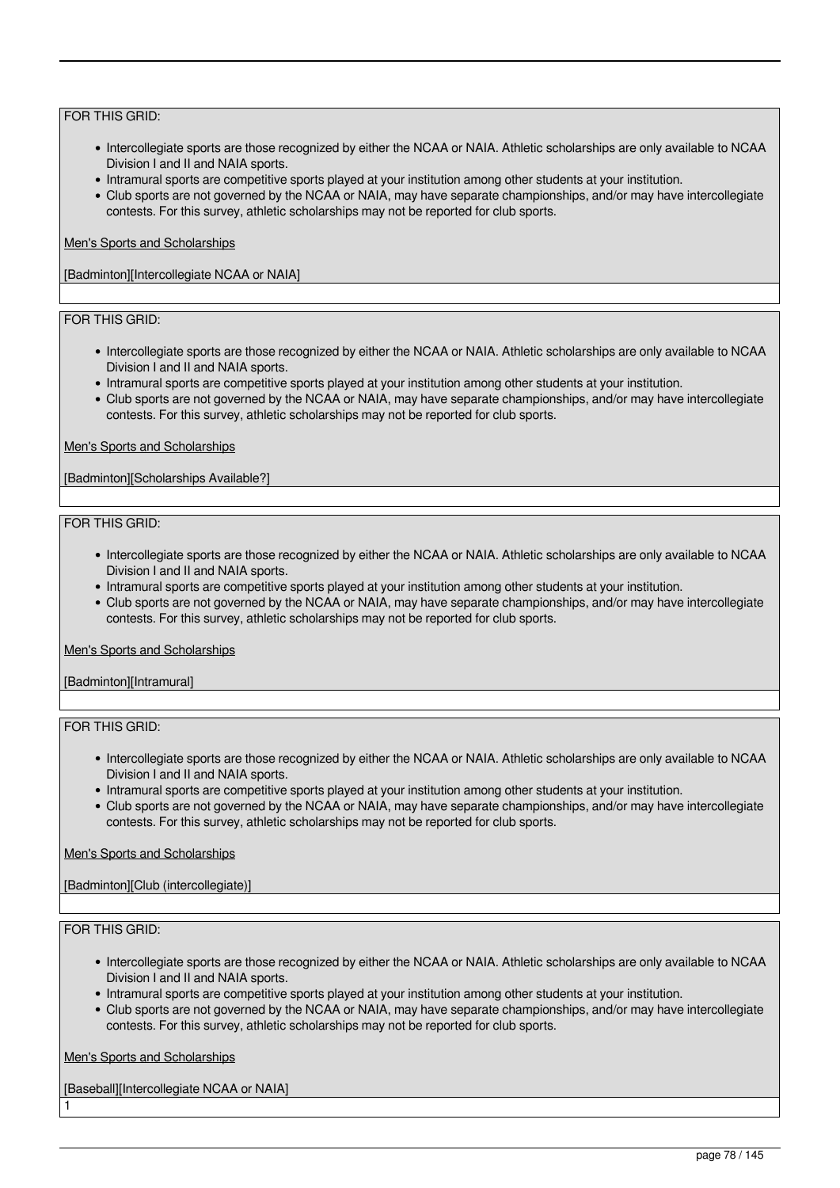FOR THIS GRID:

- Intercollegiate sports are those recognized by either the NCAA or NAIA. Athletic scholarships are only available to NCAA Division I and II and NAIA sports.
- Intramural sports are competitive sports played at your institution among other students at your institution.
- Club sports are not governed by the NCAA or NAIA, may have separate championships, and/or may have intercollegiate contests. For this survey, athletic scholarships may not be reported for club sports.

Men's Sports and Scholarships

[Badminton][Intercollegiate NCAA or NAIA]

FOR THIS GRID:

- Intercollegiate sports are those recognized by either the NCAA or NAIA. Athletic scholarships are only available to NCAA Division I and II and NAIA sports.
- Intramural sports are competitive sports played at your institution among other students at your institution.
- Club sports are not governed by the NCAA or NAIA, may have separate championships, and/or may have intercollegiate contests. For this survey, athletic scholarships may not be reported for club sports.

Men's Sports and Scholarships

[Badminton][Scholarships Available?]

FOR THIS GRID:

- Intercollegiate sports are those recognized by either the NCAA or NAIA. Athletic scholarships are only available to NCAA Division I and II and NAIA sports.
- Intramural sports are competitive sports played at your institution among other students at your institution.
- Club sports are not governed by the NCAA or NAIA, may have separate championships, and/or may have intercollegiate contests. For this survey, athletic scholarships may not be reported for club sports.

Men's Sports and Scholarships

[Badminton][Intramural]

FOR THIS GRID:

- Intercollegiate sports are those recognized by either the NCAA or NAIA. Athletic scholarships are only available to NCAA Division I and II and NAIA sports.
- Intramural sports are competitive sports played at your institution among other students at your institution.
- Club sports are not governed by the NCAA or NAIA, may have separate championships, and/or may have intercollegiate contests. For this survey, athletic scholarships may not be reported for club sports.

Men's Sports and Scholarships

[Badminton][Club (intercollegiate)]

FOR THIS GRID:

- Intercollegiate sports are those recognized by either the NCAA or NAIA. Athletic scholarships are only available to NCAA Division I and II and NAIA sports.
- Intramural sports are competitive sports played at your institution among other students at your institution.
- Club sports are not governed by the NCAA or NAIA, may have separate championships, and/or may have intercollegiate contests. For this survey, athletic scholarships may not be reported for club sports.

Men's Sports and Scholarships

[Baseball][Intercollegiate NCAA or NAIA]

1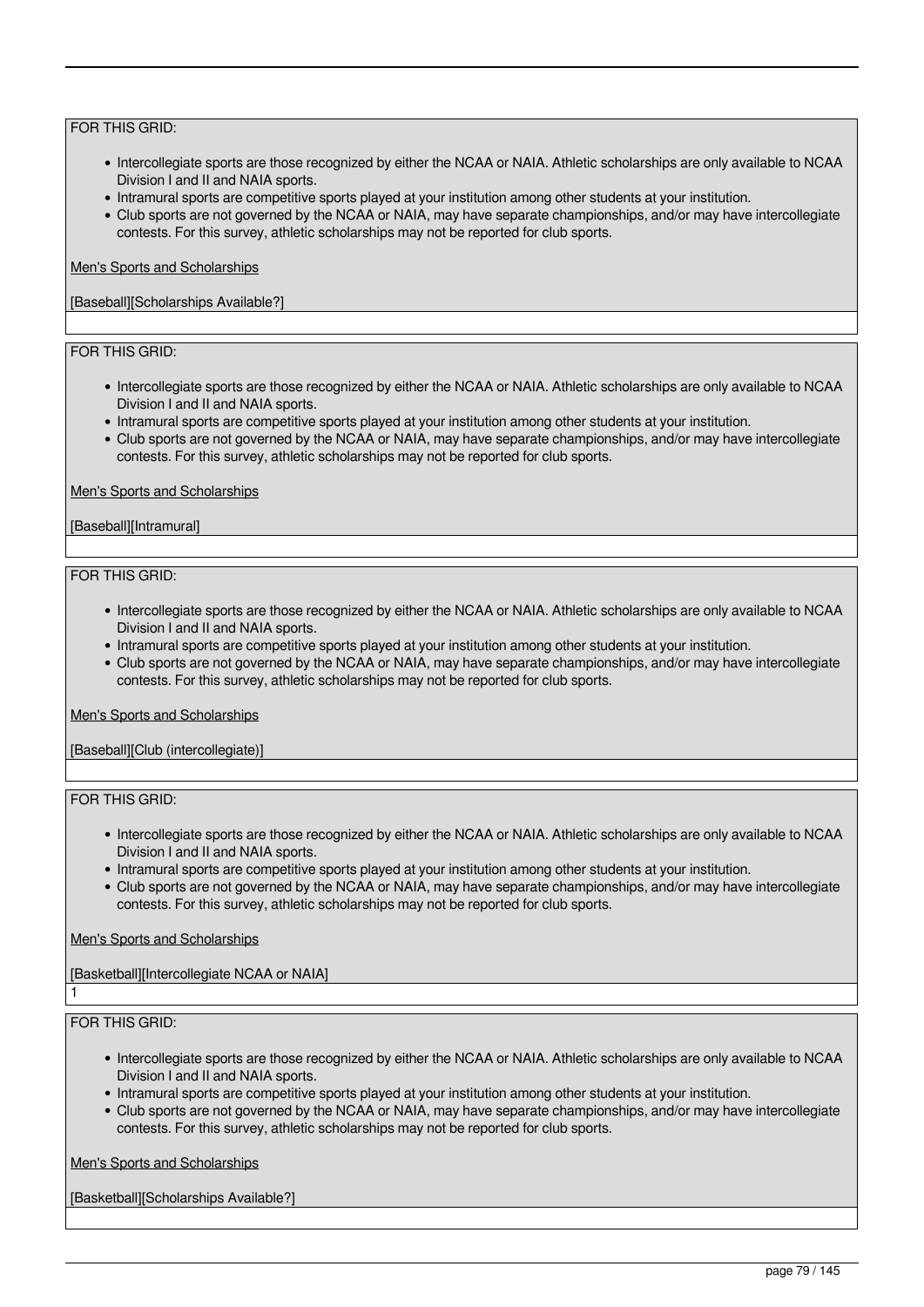FOR THIS GRID:

- Intercollegiate sports are those recognized by either the NCAA or NAIA. Athletic scholarships are only available to NCAA Division I and II and NAIA sports.
- Intramural sports are competitive sports played at your institution among other students at your institution.
- Club sports are not governed by the NCAA or NAIA, may have separate championships, and/or may have intercollegiate contests. For this survey, athletic scholarships may not be reported for club sports.

Men's Sports and Scholarships

[Baseball][Scholarships Available?]

FOR THIS GRID:

- Intercollegiate sports are those recognized by either the NCAA or NAIA. Athletic scholarships are only available to NCAA Division I and II and NAIA sports.
- Intramural sports are competitive sports played at your institution among other students at your institution.
- Club sports are not governed by the NCAA or NAIA, may have separate championships, and/or may have intercollegiate contests. For this survey, athletic scholarships may not be reported for club sports.

Men's Sports and Scholarships

[Baseball][Intramural]

FOR THIS GRID:

- Intercollegiate sports are those recognized by either the NCAA or NAIA. Athletic scholarships are only available to NCAA Division I and II and NAIA sports.
- Intramural sports are competitive sports played at your institution among other students at your institution.
- Club sports are not governed by the NCAA or NAIA, may have separate championships, and/or may have intercollegiate contests. For this survey, athletic scholarships may not be reported for club sports.

Men's Sports and Scholarships

[Baseball][Club (intercollegiate)]

FOR THIS GRID:

- Intercollegiate sports are those recognized by either the NCAA or NAIA. Athletic scholarships are only available to NCAA Division I and II and NAIA sports.
- Intramural sports are competitive sports played at your institution among other students at your institution.
- Club sports are not governed by the NCAA or NAIA, may have separate championships, and/or may have intercollegiate contests. For this survey, athletic scholarships may not be reported for club sports.

Men's Sports and Scholarships

[Basketball][Intercollegiate NCAA or NAIA]

1

FOR THIS GRID:

- Intercollegiate sports are those recognized by either the NCAA or NAIA. Athletic scholarships are only available to NCAA Division I and II and NAIA sports.
- Intramural sports are competitive sports played at your institution among other students at your institution.
- Club sports are not governed by the NCAA or NAIA, may have separate championships, and/or may have intercollegiate contests. For this survey, athletic scholarships may not be reported for club sports.

Men's Sports and Scholarships

[Basketball][Scholarships Available?]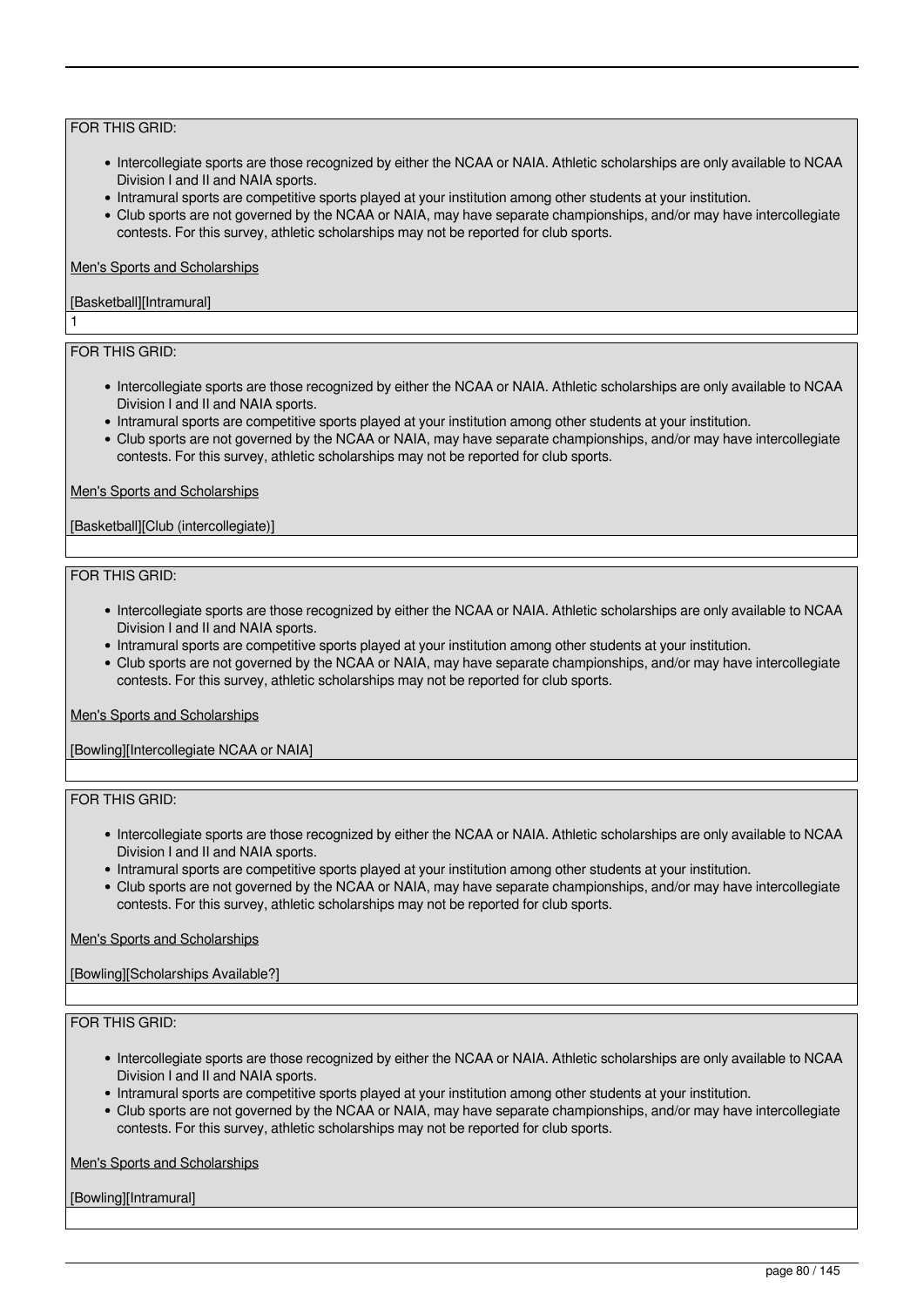FOR THIS GRID:

- Intercollegiate sports are those recognized by either the NCAA or NAIA. Athletic scholarships are only available to NCAA Division I and II and NAIA sports.
- Intramural sports are competitive sports played at your institution among other students at your institution.
- Club sports are not governed by the NCAA or NAIA, may have separate championships, and/or may have intercollegiate contests. For this survey, athletic scholarships may not be reported for club sports.

Men's Sports and Scholarships

[Basketball][Intramural]

1

FOR THIS GRID:

- Intercollegiate sports are those recognized by either the NCAA or NAIA. Athletic scholarships are only available to NCAA Division I and II and NAIA sports.
- Intramural sports are competitive sports played at your institution among other students at your institution.
- Club sports are not governed by the NCAA or NAIA, may have separate championships, and/or may have intercollegiate contests. For this survey, athletic scholarships may not be reported for club sports.

Men's Sports and Scholarships

[Basketball][Club (intercollegiate)]

FOR THIS GRID:

- Intercollegiate sports are those recognized by either the NCAA or NAIA. Athletic scholarships are only available to NCAA Division I and II and NAIA sports.
- Intramural sports are competitive sports played at your institution among other students at your institution.
- Club sports are not governed by the NCAA or NAIA, may have separate championships, and/or may have intercollegiate contests. For this survey, athletic scholarships may not be reported for club sports.

Men's Sports and Scholarships

[Bowling][Intercollegiate NCAA or NAIA]

FOR THIS GRID:

- Intercollegiate sports are those recognized by either the NCAA or NAIA. Athletic scholarships are only available to NCAA Division I and II and NAIA sports.
- Intramural sports are competitive sports played at your institution among other students at your institution.
- Club sports are not governed by the NCAA or NAIA, may have separate championships, and/or may have intercollegiate contests. For this survey, athletic scholarships may not be reported for club sports.

Men's Sports and Scholarships

[Bowling][Scholarships Available?]

FOR THIS GRID:

- Intercollegiate sports are those recognized by either the NCAA or NAIA. Athletic scholarships are only available to NCAA Division I and II and NAIA sports.
- Intramural sports are competitive sports played at your institution among other students at your institution.
- Club sports are not governed by the NCAA or NAIA, may have separate championships, and/or may have intercollegiate contests. For this survey, athletic scholarships may not be reported for club sports.

Men's Sports and Scholarships

[Bowling][Intramural]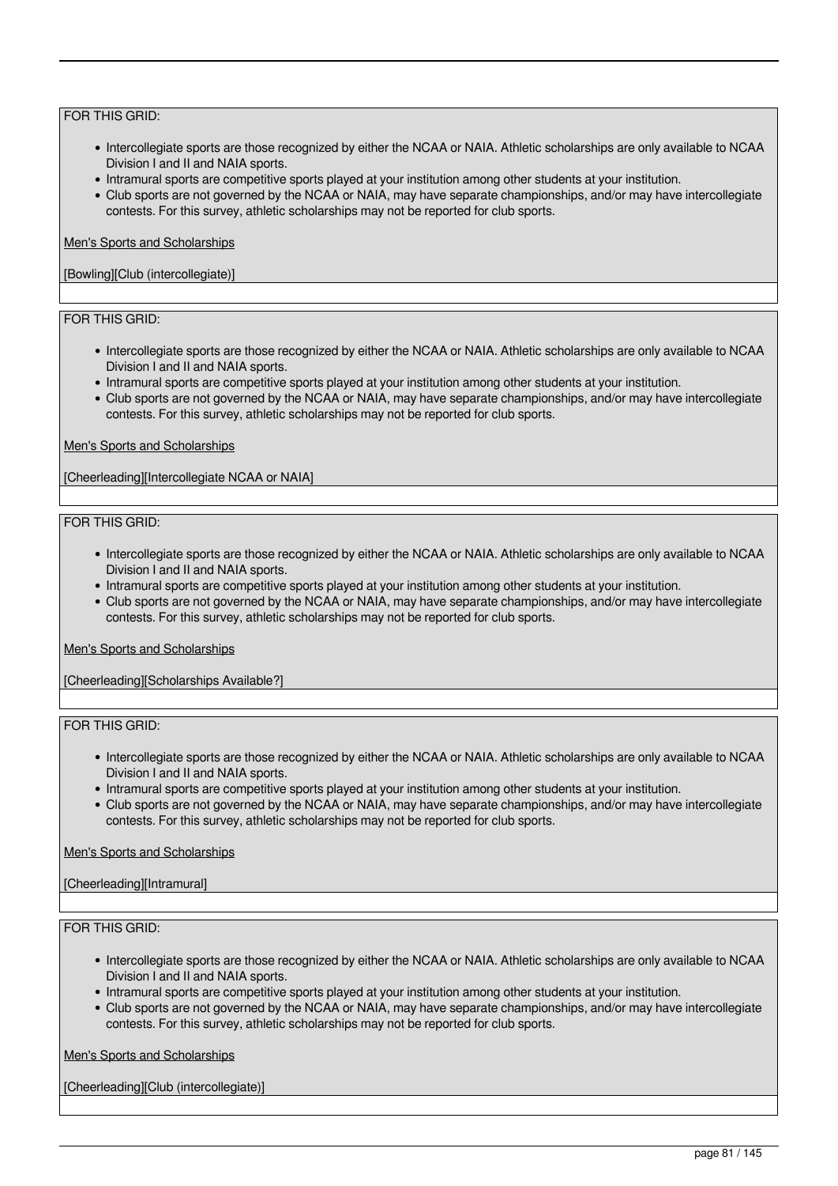FOR THIS GRID:

- Intercollegiate sports are those recognized by either the NCAA or NAIA. Athletic scholarships are only available to NCAA Division I and II and NAIA sports.
- Intramural sports are competitive sports played at your institution among other students at your institution.
- Club sports are not governed by the NCAA or NAIA, may have separate championships, and/or may have intercollegiate contests. For this survey, athletic scholarships may not be reported for club sports.

Men's Sports and Scholarships

[Bowling][Club (intercollegiate)]

FOR THIS GRID:

- Intercollegiate sports are those recognized by either the NCAA or NAIA. Athletic scholarships are only available to NCAA Division I and II and NAIA sports.
- Intramural sports are competitive sports played at your institution among other students at your institution.
- Club sports are not governed by the NCAA or NAIA, may have separate championships, and/or may have intercollegiate contests. For this survey, athletic scholarships may not be reported for club sports.

Men's Sports and Scholarships

[Cheerleading][Intercollegiate NCAA or NAIA]

FOR THIS GRID:

- Intercollegiate sports are those recognized by either the NCAA or NAIA. Athletic scholarships are only available to NCAA Division I and II and NAIA sports.
- Intramural sports are competitive sports played at your institution among other students at your institution.
- Club sports are not governed by the NCAA or NAIA, may have separate championships, and/or may have intercollegiate contests. For this survey, athletic scholarships may not be reported for club sports.

Men's Sports and Scholarships

[Cheerleading][Scholarships Available?]

FOR THIS GRID:

- Intercollegiate sports are those recognized by either the NCAA or NAIA. Athletic scholarships are only available to NCAA Division I and II and NAIA sports.
- Intramural sports are competitive sports played at your institution among other students at your institution.
- Club sports are not governed by the NCAA or NAIA, may have separate championships, and/or may have intercollegiate contests. For this survey, athletic scholarships may not be reported for club sports.

Men's Sports and Scholarships

[Cheerleading][Intramural]

FOR THIS GRID:

- Intercollegiate sports are those recognized by either the NCAA or NAIA. Athletic scholarships are only available to NCAA Division I and II and NAIA sports.
- Intramural sports are competitive sports played at your institution among other students at your institution.
- Club sports are not governed by the NCAA or NAIA, may have separate championships, and/or may have intercollegiate contests. For this survey, athletic scholarships may not be reported for club sports.

Men's Sports and Scholarships

[Cheerleading][Club (intercollegiate)]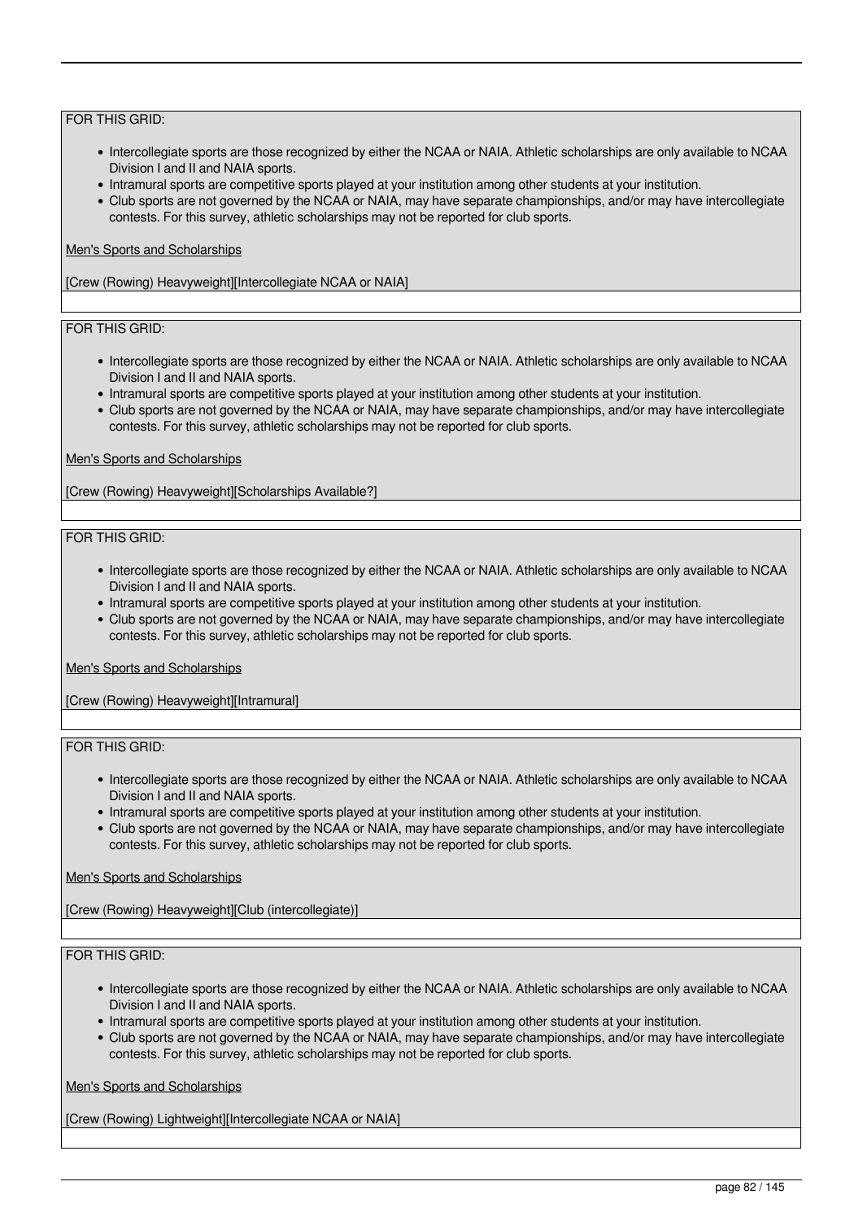FOR THIS GRID:

- Intercollegiate sports are those recognized by either the NCAA or NAIA. Athletic scholarships are only available to NCAA Division I and II and NAIA sports.
- Intramural sports are competitive sports played at your institution among other students at your institution.
- Club sports are not governed by the NCAA or NAIA, may have separate championships, and/or may have intercollegiate contests. For this survey, athletic scholarships may not be reported for club sports.

Men's Sports and Scholarships

[Crew (Rowing) Heavyweight][Intercollegiate NCAA or NAIA]

FOR THIS GRID:

- Intercollegiate sports are those recognized by either the NCAA or NAIA. Athletic scholarships are only available to NCAA Division I and II and NAIA sports.
- Intramural sports are competitive sports played at your institution among other students at your institution.
- Club sports are not governed by the NCAA or NAIA, may have separate championships, and/or may have intercollegiate contests. For this survey, athletic scholarships may not be reported for club sports.

Men's Sports and Scholarships

[Crew (Rowing) Heavyweight][Scholarships Available?]

FOR THIS GRID:

- Intercollegiate sports are those recognized by either the NCAA or NAIA. Athletic scholarships are only available to NCAA Division I and II and NAIA sports.
- Intramural sports are competitive sports played at your institution among other students at your institution.
- Club sports are not governed by the NCAA or NAIA, may have separate championships, and/or may have intercollegiate contests. For this survey, athletic scholarships may not be reported for club sports.

Men's Sports and Scholarships

[Crew (Rowing) Heavyweight][Intramural]

FOR THIS GRID:

- Intercollegiate sports are those recognized by either the NCAA or NAIA. Athletic scholarships are only available to NCAA Division I and II and NAIA sports.
- Intramural sports are competitive sports played at your institution among other students at your institution.
- Club sports are not governed by the NCAA or NAIA, may have separate championships, and/or may have intercollegiate contests. For this survey, athletic scholarships may not be reported for club sports.

Men's Sports and Scholarships

[Crew (Rowing) Heavyweight][Club (intercollegiate)]

FOR THIS GRID:

- Intercollegiate sports are those recognized by either the NCAA or NAIA. Athletic scholarships are only available to NCAA Division I and II and NAIA sports.
- Intramural sports are competitive sports played at your institution among other students at your institution.
- Club sports are not governed by the NCAA or NAIA, may have separate championships, and/or may have intercollegiate contests. For this survey, athletic scholarships may not be reported for club sports.

Men's Sports and Scholarships

[Crew (Rowing) Lightweight][Intercollegiate NCAA or NAIA]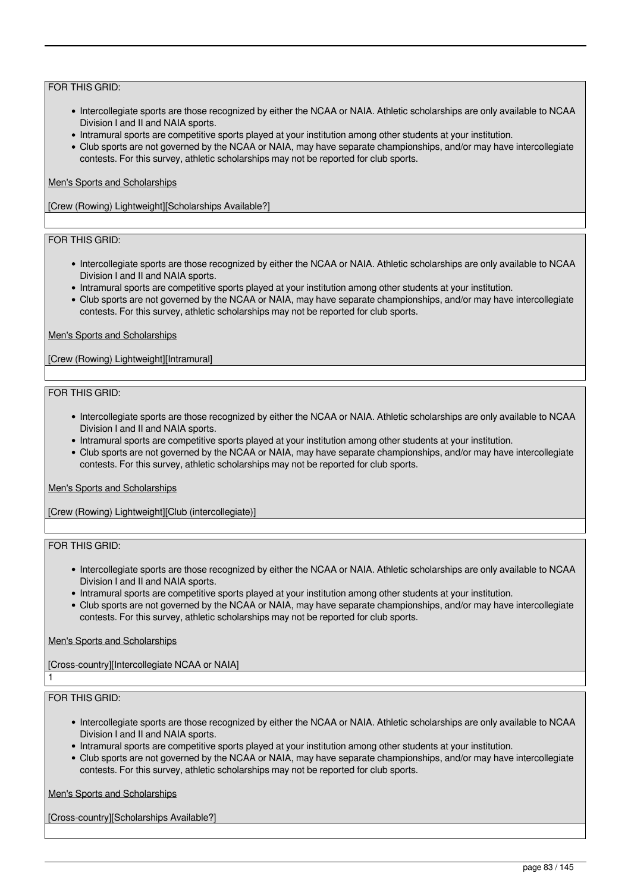FOR THIS GRID:

- Intercollegiate sports are those recognized by either the NCAA or NAIA. Athletic scholarships are only available to NCAA Division I and II and NAIA sports.
- Intramural sports are competitive sports played at your institution among other students at your institution.
- Club sports are not governed by the NCAA or NAIA, may have separate championships, and/or may have intercollegiate contests. For this survey, athletic scholarships may not be reported for club sports.

Men's Sports and Scholarships

[Crew (Rowing) Lightweight][Scholarships Available?]

FOR THIS GRID:

- Intercollegiate sports are those recognized by either the NCAA or NAIA. Athletic scholarships are only available to NCAA Division I and II and NAIA sports.
- Intramural sports are competitive sports played at your institution among other students at your institution.
- Club sports are not governed by the NCAA or NAIA, may have separate championships, and/or may have intercollegiate contests. For this survey, athletic scholarships may not be reported for club sports.

Men's Sports and Scholarships

[Crew (Rowing) Lightweight][Intramural]

FOR THIS GRID:

- Intercollegiate sports are those recognized by either the NCAA or NAIA. Athletic scholarships are only available to NCAA Division I and II and NAIA sports.
- Intramural sports are competitive sports played at your institution among other students at your institution.
- Club sports are not governed by the NCAA or NAIA, may have separate championships, and/or may have intercollegiate contests. For this survey, athletic scholarships may not be reported for club sports.

Men's Sports and Scholarships

[Crew (Rowing) Lightweight][Club (intercollegiate)]

FOR THIS GRID:

- Intercollegiate sports are those recognized by either the NCAA or NAIA. Athletic scholarships are only available to NCAA Division I and II and NAIA sports.
- Intramural sports are competitive sports played at your institution among other students at your institution.
- Club sports are not governed by the NCAA or NAIA, may have separate championships, and/or may have intercollegiate contests. For this survey, athletic scholarships may not be reported for club sports.

Men's Sports and Scholarships

[Cross-country][Intercollegiate NCAA or NAIA]

1

FOR THIS GRID:

- Intercollegiate sports are those recognized by either the NCAA or NAIA. Athletic scholarships are only available to NCAA Division I and II and NAIA sports.
- Intramural sports are competitive sports played at your institution among other students at your institution.
- Club sports are not governed by the NCAA or NAIA, may have separate championships, and/or may have intercollegiate contests. For this survey, athletic scholarships may not be reported for club sports.

Men's Sports and Scholarships

[Cross-country][Scholarships Available?]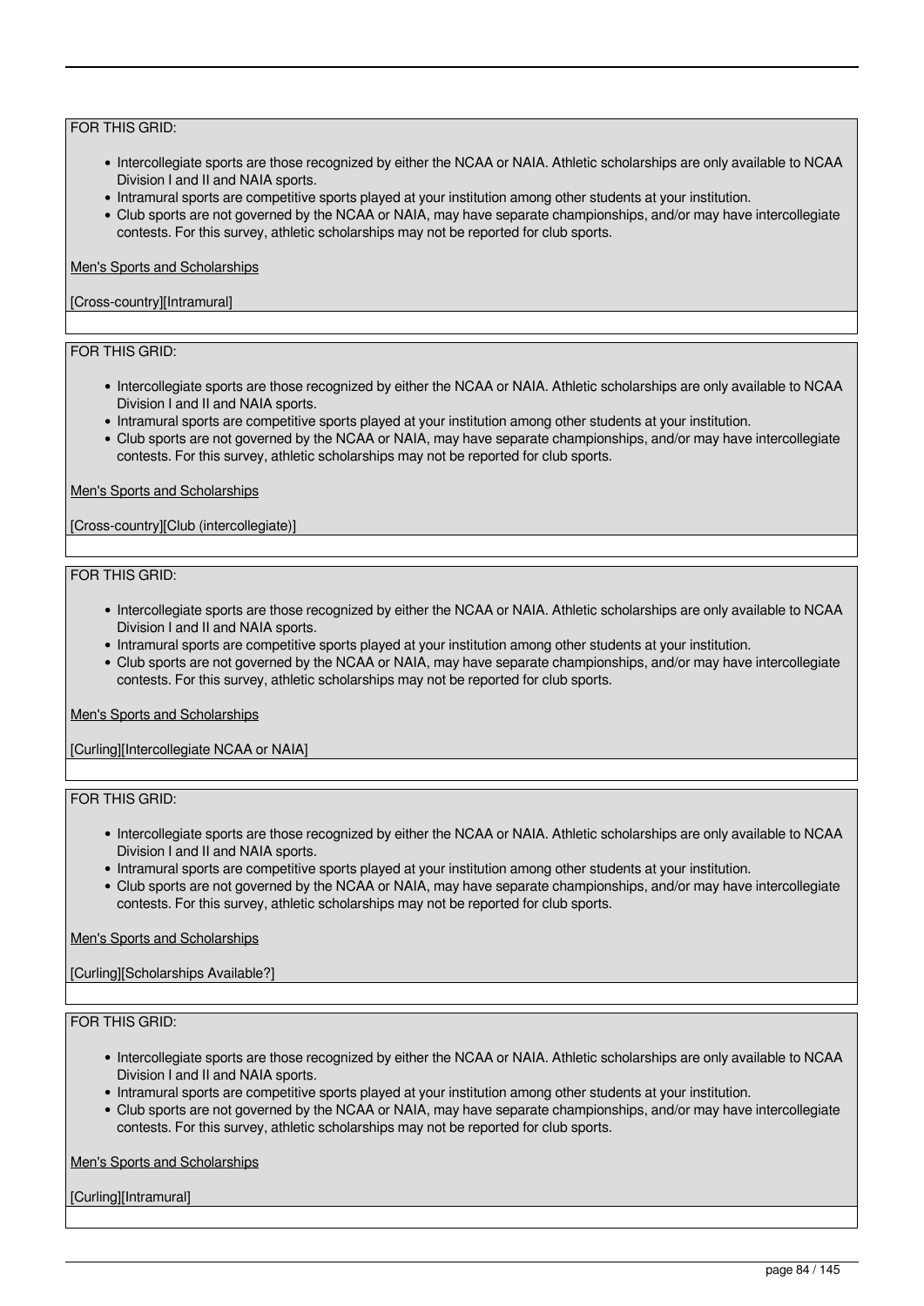FOR THIS GRID:

- Intercollegiate sports are those recognized by either the NCAA or NAIA. Athletic scholarships are only available to NCAA Division I and II and NAIA sports.
- Intramural sports are competitive sports played at your institution among other students at your institution.
- Club sports are not governed by the NCAA or NAIA, may have separate championships, and/or may have intercollegiate contests. For this survey, athletic scholarships may not be reported for club sports.

Men's Sports and Scholarships

[Cross-country][Intramural]

FOR THIS GRID:

- Intercollegiate sports are those recognized by either the NCAA or NAIA. Athletic scholarships are only available to NCAA Division I and II and NAIA sports.
- Intramural sports are competitive sports played at your institution among other students at your institution.
- Club sports are not governed by the NCAA or NAIA, may have separate championships, and/or may have intercollegiate contests. For this survey, athletic scholarships may not be reported for club sports.

Men's Sports and Scholarships

[Cross-country][Club (intercollegiate)]

FOR THIS GRID:

- Intercollegiate sports are those recognized by either the NCAA or NAIA. Athletic scholarships are only available to NCAA Division I and II and NAIA sports.
- Intramural sports are competitive sports played at your institution among other students at your institution.
- Club sports are not governed by the NCAA or NAIA, may have separate championships, and/or may have intercollegiate contests. For this survey, athletic scholarships may not be reported for club sports.

Men's Sports and Scholarships

[Curling][Intercollegiate NCAA or NAIA]

FOR THIS GRID:

- Intercollegiate sports are those recognized by either the NCAA or NAIA. Athletic scholarships are only available to NCAA Division I and II and NAIA sports.
- Intramural sports are competitive sports played at your institution among other students at your institution.
- Club sports are not governed by the NCAA or NAIA, may have separate championships, and/or may have intercollegiate contests. For this survey, athletic scholarships may not be reported for club sports.

Men's Sports and Scholarships

[Curling][Scholarships Available?]

FOR THIS GRID:

- Intercollegiate sports are those recognized by either the NCAA or NAIA. Athletic scholarships are only available to NCAA Division I and II and NAIA sports.
- Intramural sports are competitive sports played at your institution among other students at your institution.
- Club sports are not governed by the NCAA or NAIA, may have separate championships, and/or may have intercollegiate contests. For this survey, athletic scholarships may not be reported for club sports.

Men's Sports and Scholarships

[Curling][Intramural]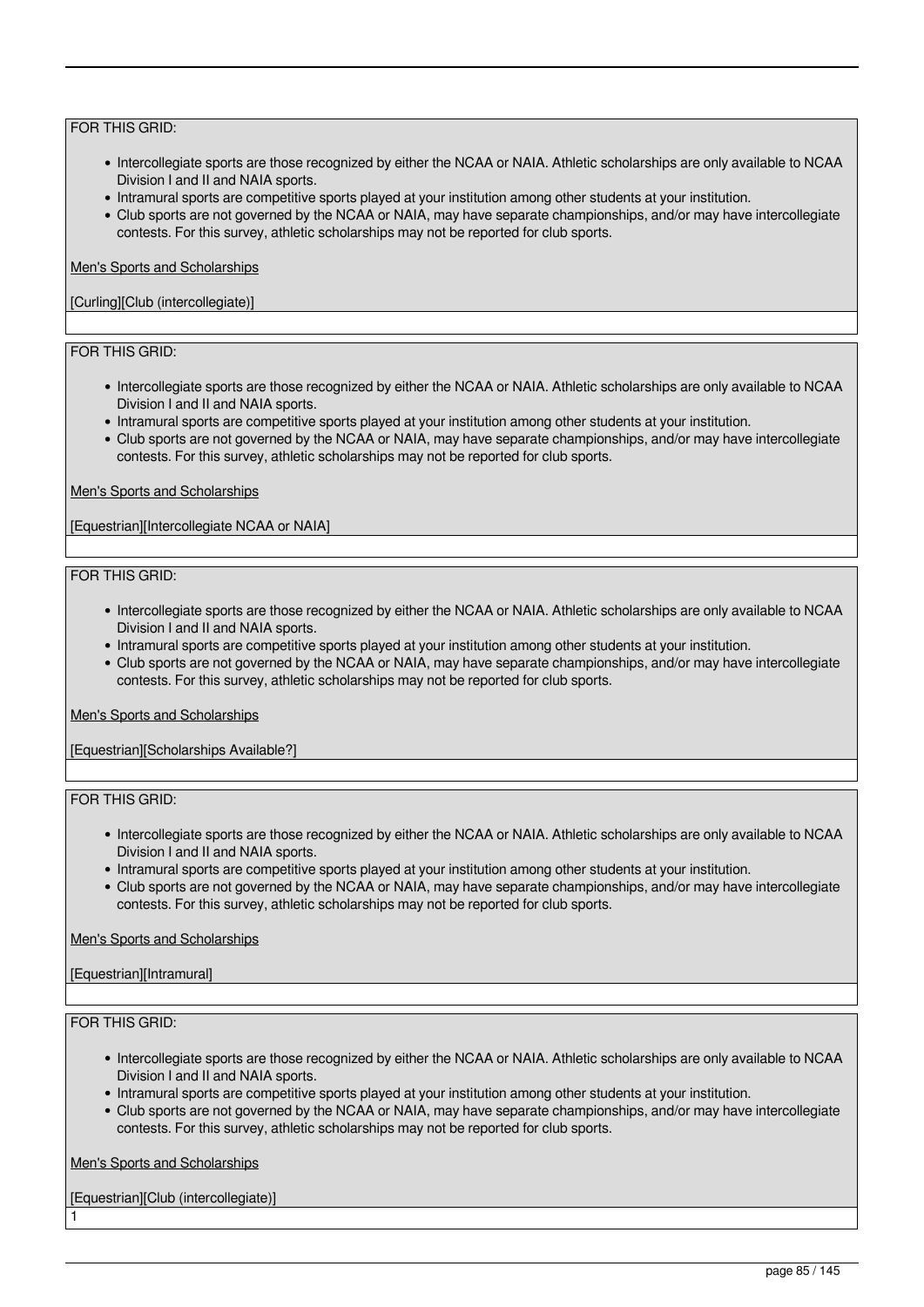FOR THIS GRID:

- Intercollegiate sports are those recognized by either the NCAA or NAIA. Athletic scholarships are only available to NCAA Division I and II and NAIA sports.
- Intramural sports are competitive sports played at your institution among other students at your institution.
- Club sports are not governed by the NCAA or NAIA, may have separate championships, and/or may have intercollegiate contests. For this survey, athletic scholarships may not be reported for club sports.

Men's Sports and Scholarships

[Curling][Club (intercollegiate)]

FOR THIS GRID:

- Intercollegiate sports are those recognized by either the NCAA or NAIA. Athletic scholarships are only available to NCAA Division I and II and NAIA sports.
- Intramural sports are competitive sports played at your institution among other students at your institution.
- Club sports are not governed by the NCAA or NAIA, may have separate championships, and/or may have intercollegiate contests. For this survey, athletic scholarships may not be reported for club sports.

Men's Sports and Scholarships

[Equestrian][Intercollegiate NCAA or NAIA]

FOR THIS GRID:

- Intercollegiate sports are those recognized by either the NCAA or NAIA. Athletic scholarships are only available to NCAA Division I and II and NAIA sports.
- Intramural sports are competitive sports played at your institution among other students at your institution.
- Club sports are not governed by the NCAA or NAIA, may have separate championships, and/or may have intercollegiate contests. For this survey, athletic scholarships may not be reported for club sports.

Men's Sports and Scholarships

[Equestrian][Scholarships Available?]

FOR THIS GRID:

- Intercollegiate sports are those recognized by either the NCAA or NAIA. Athletic scholarships are only available to NCAA Division I and II and NAIA sports.
- Intramural sports are competitive sports played at your institution among other students at your institution.
- Club sports are not governed by the NCAA or NAIA, may have separate championships, and/or may have intercollegiate contests. For this survey, athletic scholarships may not be reported for club sports.

Men's Sports and Scholarships

[Equestrian][Intramural]

FOR THIS GRID:

- Intercollegiate sports are those recognized by either the NCAA or NAIA. Athletic scholarships are only available to NCAA Division I and II and NAIA sports.
- Intramural sports are competitive sports played at your institution among other students at your institution.
- Club sports are not governed by the NCAA or NAIA, may have separate championships, and/or may have intercollegiate contests. For this survey, athletic scholarships may not be reported for club sports.

Men's Sports and Scholarships

[Equestrian][Club (intercollegiate)]

1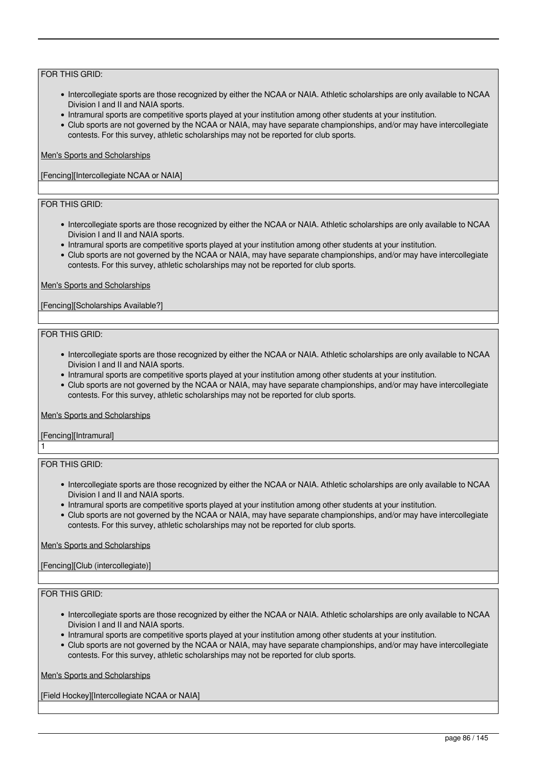FOR THIS GRID:

- Intercollegiate sports are those recognized by either the NCAA or NAIA. Athletic scholarships are only available to NCAA Division I and II and NAIA sports.
- Intramural sports are competitive sports played at your institution among other students at your institution.
- Club sports are not governed by the NCAA or NAIA, may have separate championships, and/or may have intercollegiate contests. For this survey, athletic scholarships may not be reported for club sports.

Men's Sports and Scholarships

[Fencing][Intercollegiate NCAA or NAIA]

FOR THIS GRID:

- Intercollegiate sports are those recognized by either the NCAA or NAIA. Athletic scholarships are only available to NCAA Division I and II and NAIA sports.
- Intramural sports are competitive sports played at your institution among other students at your institution.
- Club sports are not governed by the NCAA or NAIA, may have separate championships, and/or may have intercollegiate contests. For this survey, athletic scholarships may not be reported for club sports.

Men's Sports and Scholarships

[Fencing][Scholarships Available?]

FOR THIS GRID:

- Intercollegiate sports are those recognized by either the NCAA or NAIA. Athletic scholarships are only available to NCAA Division I and II and NAIA sports.
- Intramural sports are competitive sports played at your institution among other students at your institution.
- Club sports are not governed by the NCAA or NAIA, may have separate championships, and/or may have intercollegiate contests. For this survey, athletic scholarships may not be reported for club sports.

Men's Sports and Scholarships

[Fencing][Intramural]

1

FOR THIS GRID:

- Intercollegiate sports are those recognized by either the NCAA or NAIA. Athletic scholarships are only available to NCAA Division I and II and NAIA sports.
- Intramural sports are competitive sports played at your institution among other students at your institution.
- Club sports are not governed by the NCAA or NAIA, may have separate championships, and/or may have intercollegiate contests. For this survey, athletic scholarships may not be reported for club sports.

Men's Sports and Scholarships

[Fencing][Club (intercollegiate)]

FOR THIS GRID:

- Intercollegiate sports are those recognized by either the NCAA or NAIA. Athletic scholarships are only available to NCAA Division I and II and NAIA sports.
- Intramural sports are competitive sports played at your institution among other students at your institution.
- Club sports are not governed by the NCAA or NAIA, may have separate championships, and/or may have intercollegiate contests. For this survey, athletic scholarships may not be reported for club sports.

Men's Sports and Scholarships

[Field Hockey][Intercollegiate NCAA or NAIA]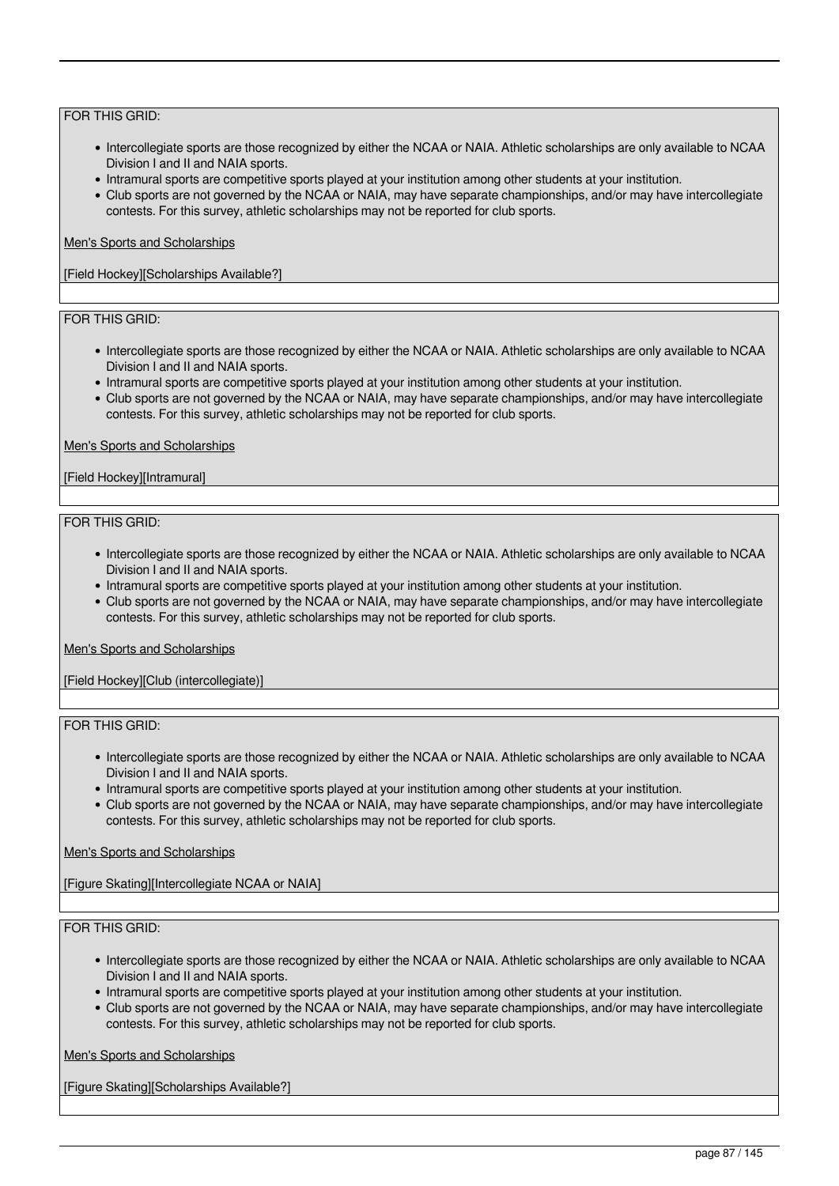FOR THIS GRID:

- Intercollegiate sports are those recognized by either the NCAA or NAIA. Athletic scholarships are only available to NCAA Division I and II and NAIA sports.
- Intramural sports are competitive sports played at your institution among other students at your institution.
- Club sports are not governed by the NCAA or NAIA, may have separate championships, and/or may have intercollegiate contests. For this survey, athletic scholarships may not be reported for club sports.

Men's Sports and Scholarships

[Field Hockey][Scholarships Available?]

FOR THIS GRID:

- Intercollegiate sports are those recognized by either the NCAA or NAIA. Athletic scholarships are only available to NCAA Division I and II and NAIA sports.
- Intramural sports are competitive sports played at your institution among other students at your institution.
- Club sports are not governed by the NCAA or NAIA, may have separate championships, and/or may have intercollegiate contests. For this survey, athletic scholarships may not be reported for club sports.

Men's Sports and Scholarships

[Field Hockey][Intramural]

FOR THIS GRID:

- Intercollegiate sports are those recognized by either the NCAA or NAIA. Athletic scholarships are only available to NCAA Division I and II and NAIA sports.
- Intramural sports are competitive sports played at your institution among other students at your institution.
- Club sports are not governed by the NCAA or NAIA, may have separate championships, and/or may have intercollegiate contests. For this survey, athletic scholarships may not be reported for club sports.

Men's Sports and Scholarships

[Field Hockey][Club (intercollegiate)]

FOR THIS GRID:

- Intercollegiate sports are those recognized by either the NCAA or NAIA. Athletic scholarships are only available to NCAA Division I and II and NAIA sports.
- Intramural sports are competitive sports played at your institution among other students at your institution.
- Club sports are not governed by the NCAA or NAIA, may have separate championships, and/or may have intercollegiate contests. For this survey, athletic scholarships may not be reported for club sports.

Men's Sports and Scholarships

[Figure Skating][Intercollegiate NCAA or NAIA]

FOR THIS GRID:

- Intercollegiate sports are those recognized by either the NCAA or NAIA. Athletic scholarships are only available to NCAA Division I and II and NAIA sports.
- Intramural sports are competitive sports played at your institution among other students at your institution.
- Club sports are not governed by the NCAA or NAIA, may have separate championships, and/or may have intercollegiate contests. For this survey, athletic scholarships may not be reported for club sports.

Men's Sports and Scholarships

[Figure Skating][Scholarships Available?]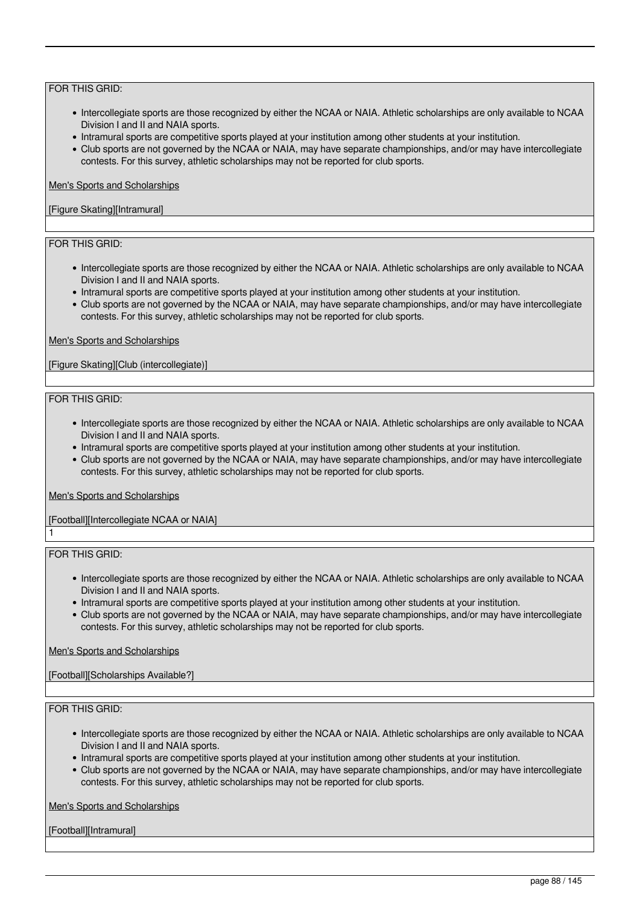FOR THIS GRID:

- Intercollegiate sports are those recognized by either the NCAA or NAIA. Athletic scholarships are only available to NCAA Division I and II and NAIA sports.
- Intramural sports are competitive sports played at your institution among other students at your institution.
- Club sports are not governed by the NCAA or NAIA, may have separate championships, and/or may have intercollegiate contests. For this survey, athletic scholarships may not be reported for club sports.

Men's Sports and Scholarships

[Figure Skating][Intramural]

FOR THIS GRID:

- Intercollegiate sports are those recognized by either the NCAA or NAIA. Athletic scholarships are only available to NCAA Division I and II and NAIA sports.
- Intramural sports are competitive sports played at your institution among other students at your institution.
- Club sports are not governed by the NCAA or NAIA, may have separate championships, and/or may have intercollegiate contests. For this survey, athletic scholarships may not be reported for club sports.

Men's Sports and Scholarships

[Figure Skating][Club (intercollegiate)]

FOR THIS GRID:

- Intercollegiate sports are those recognized by either the NCAA or NAIA. Athletic scholarships are only available to NCAA Division I and II and NAIA sports.
- Intramural sports are competitive sports played at your institution among other students at your institution.
- Club sports are not governed by the NCAA or NAIA, may have separate championships, and/or may have intercollegiate contests. For this survey, athletic scholarships may not be reported for club sports.

Men's Sports and Scholarships

[Football][Intercollegiate NCAA or NAIA]

1

FOR THIS GRID:

- Intercollegiate sports are those recognized by either the NCAA or NAIA. Athletic scholarships are only available to NCAA Division I and II and NAIA sports.
- Intramural sports are competitive sports played at your institution among other students at your institution.
- Club sports are not governed by the NCAA or NAIA, may have separate championships, and/or may have intercollegiate contests. For this survey, athletic scholarships may not be reported for club sports.

Men's Sports and Scholarships

[Football][Scholarships Available?]

FOR THIS GRID:

- Intercollegiate sports are those recognized by either the NCAA or NAIA. Athletic scholarships are only available to NCAA Division I and II and NAIA sports.
- Intramural sports are competitive sports played at your institution among other students at your institution.
- Club sports are not governed by the NCAA or NAIA, may have separate championships, and/or may have intercollegiate contests. For this survey, athletic scholarships may not be reported for club sports.

Men's Sports and Scholarships

[Football][Intramural]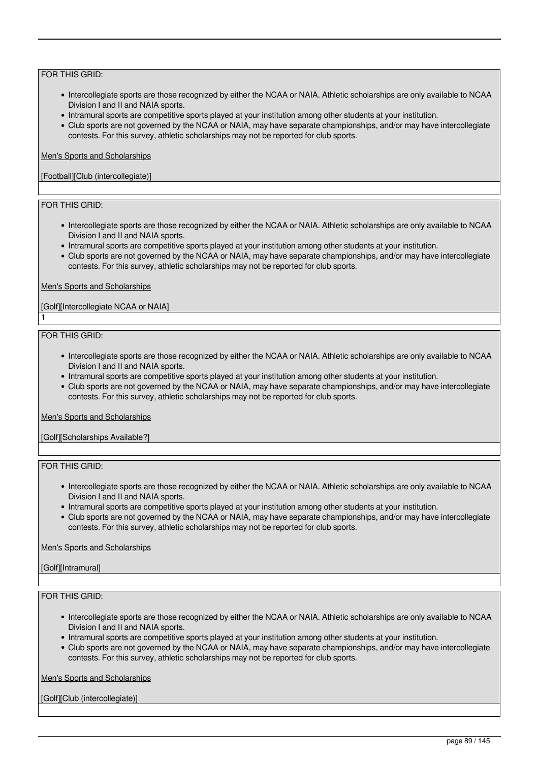FOR THIS GRID:

- Intercollegiate sports are those recognized by either the NCAA or NAIA. Athletic scholarships are only available to NCAA Division I and II and NAIA sports.
- Intramural sports are competitive sports played at your institution among other students at your institution.
- Club sports are not governed by the NCAA or NAIA, may have separate championships, and/or may have intercollegiate contests. For this survey, athletic scholarships may not be reported for club sports.

Men's Sports and Scholarships

[Football][Club (intercollegiate)]

FOR THIS GRID:

- Intercollegiate sports are those recognized by either the NCAA or NAIA. Athletic scholarships are only available to NCAA Division I and II and NAIA sports.
- Intramural sports are competitive sports played at your institution among other students at your institution.
- Club sports are not governed by the NCAA or NAIA, may have separate championships, and/or may have intercollegiate contests. For this survey, athletic scholarships may not be reported for club sports.

Men's Sports and Scholarships

[Golf][Intercollegiate NCAA or NAIA]

1

FOR THIS GRID:

- Intercollegiate sports are those recognized by either the NCAA or NAIA. Athletic scholarships are only available to NCAA Division I and II and NAIA sports.
- Intramural sports are competitive sports played at your institution among other students at your institution.
- Club sports are not governed by the NCAA or NAIA, may have separate championships, and/or may have intercollegiate contests. For this survey, athletic scholarships may not be reported for club sports.

Men's Sports and Scholarships

[Golf][Scholarships Available?]

FOR THIS GRID:

- Intercollegiate sports are those recognized by either the NCAA or NAIA. Athletic scholarships are only available to NCAA Division I and II and NAIA sports.
- Intramural sports are competitive sports played at your institution among other students at your institution.
- Club sports are not governed by the NCAA or NAIA, may have separate championships, and/or may have intercollegiate contests. For this survey, athletic scholarships may not be reported for club sports.

Men's Sports and Scholarships

[Golf][Intramural]

FOR THIS GRID:

- Intercollegiate sports are those recognized by either the NCAA or NAIA. Athletic scholarships are only available to NCAA Division I and II and NAIA sports.
- Intramural sports are competitive sports played at your institution among other students at your institution.
- Club sports are not governed by the NCAA or NAIA, may have separate championships, and/or may have intercollegiate contests. For this survey, athletic scholarships may not be reported for club sports.

Men's Sports and Scholarships

[Golf][Club (intercollegiate)]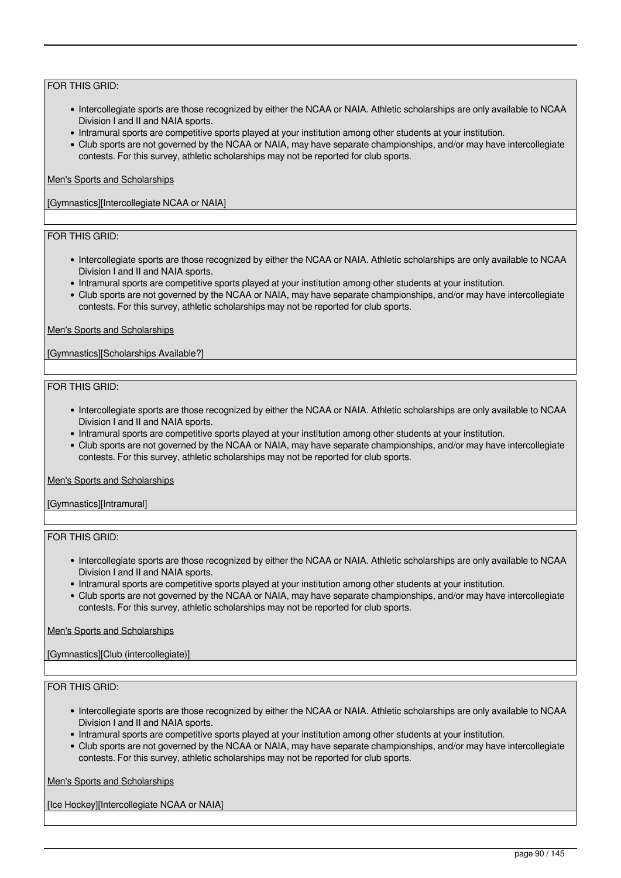FOR THIS GRID:

- Intercollegiate sports are those recognized by either the NCAA or NAIA. Athletic scholarships are only available to NCAA Division I and II and NAIA sports.
- Intramural sports are competitive sports played at your institution among other students at your institution.
- Club sports are not governed by the NCAA or NAIA, may have separate championships, and/or may have intercollegiate contests. For this survey, athletic scholarships may not be reported for club sports.

Men's Sports and Scholarships

[Gymnastics][Intercollegiate NCAA or NAIA]

FOR THIS GRID:

- Intercollegiate sports are those recognized by either the NCAA or NAIA. Athletic scholarships are only available to NCAA Division I and II and NAIA sports.
- Intramural sports are competitive sports played at your institution among other students at your institution.
- Club sports are not governed by the NCAA or NAIA, may have separate championships, and/or may have intercollegiate contests. For this survey, athletic scholarships may not be reported for club sports.

Men's Sports and Scholarships

[Gymnastics][Scholarships Available?]

FOR THIS GRID:

- Intercollegiate sports are those recognized by either the NCAA or NAIA. Athletic scholarships are only available to NCAA Division I and II and NAIA sports.
- Intramural sports are competitive sports played at your institution among other students at your institution.
- Club sports are not governed by the NCAA or NAIA, may have separate championships, and/or may have intercollegiate contests. For this survey, athletic scholarships may not be reported for club sports.

Men's Sports and Scholarships

[Gymnastics][Intramural]

FOR THIS GRID:

- Intercollegiate sports are those recognized by either the NCAA or NAIA. Athletic scholarships are only available to NCAA Division I and II and NAIA sports.
- Intramural sports are competitive sports played at your institution among other students at your institution.
- Club sports are not governed by the NCAA or NAIA, may have separate championships, and/or may have intercollegiate contests. For this survey, athletic scholarships may not be reported for club sports.

Men's Sports and Scholarships

[Gymnastics][Club (intercollegiate)]

FOR THIS GRID:

- Intercollegiate sports are those recognized by either the NCAA or NAIA. Athletic scholarships are only available to NCAA Division I and II and NAIA sports.
- Intramural sports are competitive sports played at your institution among other students at your institution.
- Club sports are not governed by the NCAA or NAIA, may have separate championships, and/or may have intercollegiate contests. For this survey, athletic scholarships may not be reported for club sports.

Men's Sports and Scholarships

[Ice Hockey][Intercollegiate NCAA or NAIA]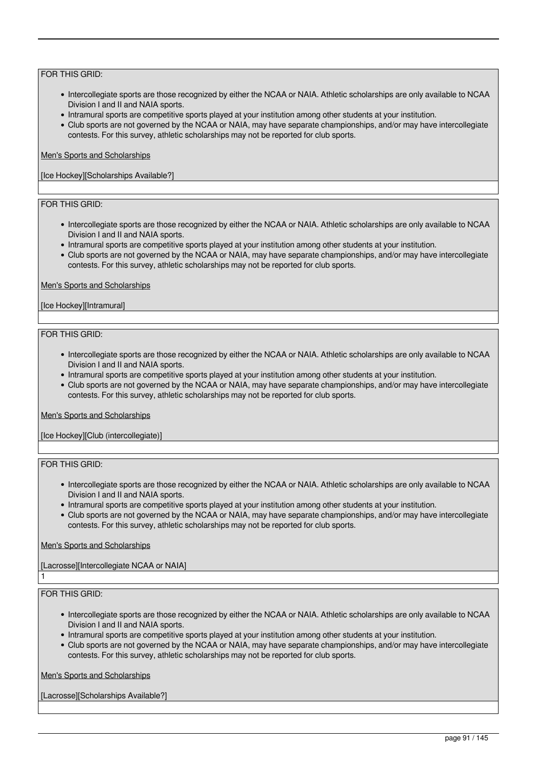FOR THIS GRID:

- Intercollegiate sports are those recognized by either the NCAA or NAIA. Athletic scholarships are only available to NCAA Division I and II and NAIA sports.
- Intramural sports are competitive sports played at your institution among other students at your institution.
- Club sports are not governed by the NCAA or NAIA, may have separate championships, and/or may have intercollegiate contests. For this survey, athletic scholarships may not be reported for club sports.

Men's Sports and Scholarships

[Ice Hockey][Scholarships Available?]

FOR THIS GRID:

- Intercollegiate sports are those recognized by either the NCAA or NAIA. Athletic scholarships are only available to NCAA Division I and II and NAIA sports.
- Intramural sports are competitive sports played at your institution among other students at your institution.
- Club sports are not governed by the NCAA or NAIA, may have separate championships, and/or may have intercollegiate contests. For this survey, athletic scholarships may not be reported for club sports.

Men's Sports and Scholarships

[Ice Hockey][Intramural]

FOR THIS GRID:

- Intercollegiate sports are those recognized by either the NCAA or NAIA. Athletic scholarships are only available to NCAA Division I and II and NAIA sports.
- Intramural sports are competitive sports played at your institution among other students at your institution.
- Club sports are not governed by the NCAA or NAIA, may have separate championships, and/or may have intercollegiate contests. For this survey, athletic scholarships may not be reported for club sports.

Men's Sports and Scholarships

[Ice Hockey][Club (intercollegiate)]

FOR THIS GRID:

- Intercollegiate sports are those recognized by either the NCAA or NAIA. Athletic scholarships are only available to NCAA Division I and II and NAIA sports.
- Intramural sports are competitive sports played at your institution among other students at your institution.
- Club sports are not governed by the NCAA or NAIA, may have separate championships, and/or may have intercollegiate contests. For this survey, athletic scholarships may not be reported for club sports.

Men's Sports and Scholarships

[Lacrosse][Intercollegiate NCAA or NAIA]

1

FOR THIS GRID:

- Intercollegiate sports are those recognized by either the NCAA or NAIA. Athletic scholarships are only available to NCAA Division I and II and NAIA sports.
- Intramural sports are competitive sports played at your institution among other students at your institution.
- Club sports are not governed by the NCAA or NAIA, may have separate championships, and/or may have intercollegiate contests. For this survey, athletic scholarships may not be reported for club sports.

Men's Sports and Scholarships

[Lacrosse][Scholarships Available?]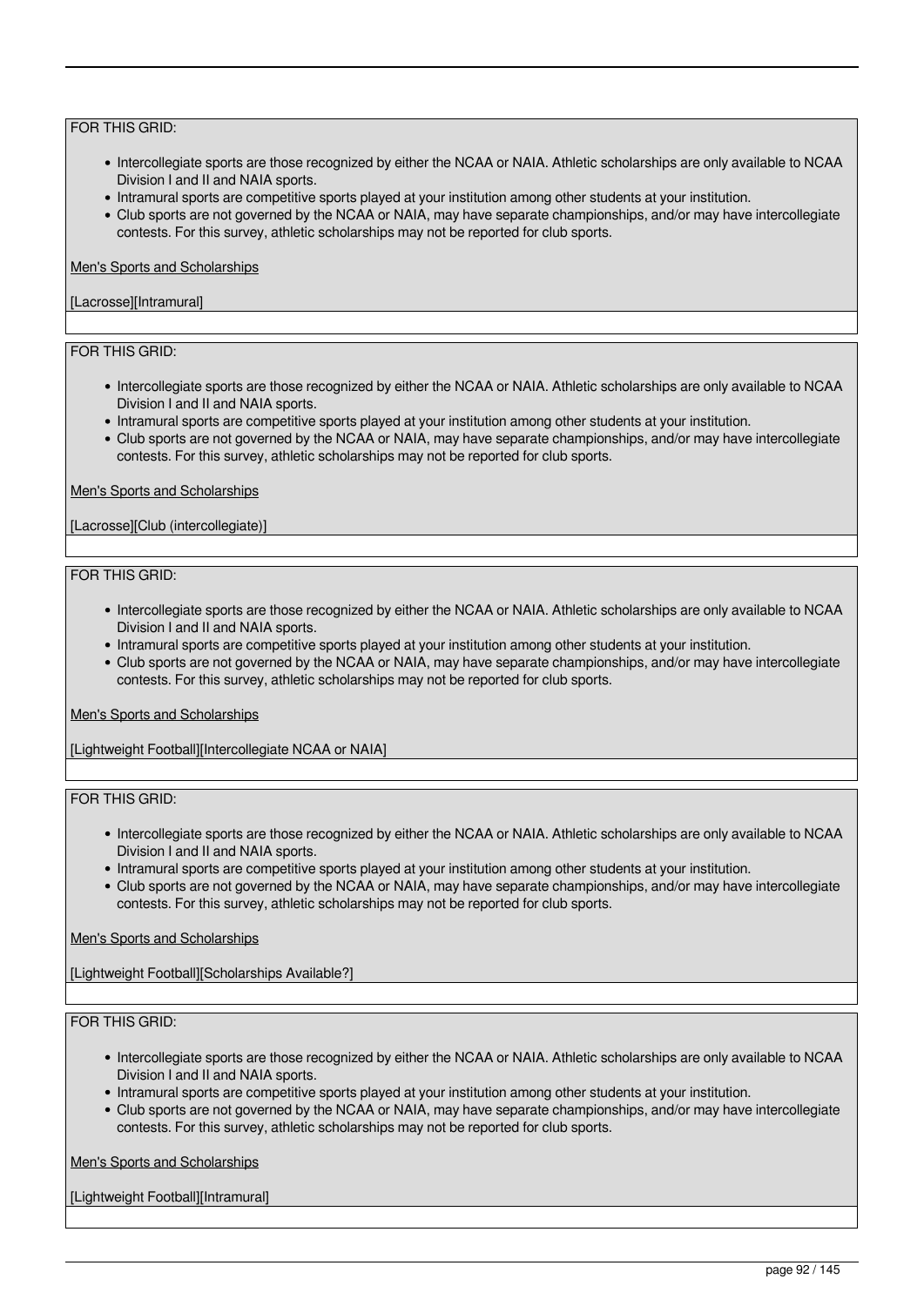FOR THIS GRID:

- Intercollegiate sports are those recognized by either the NCAA or NAIA. Athletic scholarships are only available to NCAA Division I and II and NAIA sports.
- Intramural sports are competitive sports played at your institution among other students at your institution.
- Club sports are not governed by the NCAA or NAIA, may have separate championships, and/or may have intercollegiate contests. For this survey, athletic scholarships may not be reported for club sports.

Men's Sports and Scholarships

[Lacrosse][Intramural]

FOR THIS GRID:

- Intercollegiate sports are those recognized by either the NCAA or NAIA. Athletic scholarships are only available to NCAA Division I and II and NAIA sports.
- Intramural sports are competitive sports played at your institution among other students at your institution.
- Club sports are not governed by the NCAA or NAIA, may have separate championships, and/or may have intercollegiate contests. For this survey, athletic scholarships may not be reported for club sports.

Men's Sports and Scholarships

[Lacrosse][Club (intercollegiate)]

FOR THIS GRID:

- Intercollegiate sports are those recognized by either the NCAA or NAIA. Athletic scholarships are only available to NCAA Division I and II and NAIA sports.
- Intramural sports are competitive sports played at your institution among other students at your institution.
- Club sports are not governed by the NCAA or NAIA, may have separate championships, and/or may have intercollegiate contests. For this survey, athletic scholarships may not be reported for club sports.

Men's Sports and Scholarships

[Lightweight Football][Intercollegiate NCAA or NAIA]

FOR THIS GRID:

- Intercollegiate sports are those recognized by either the NCAA or NAIA. Athletic scholarships are only available to NCAA Division I and II and NAIA sports.
- Intramural sports are competitive sports played at your institution among other students at your institution.
- Club sports are not governed by the NCAA or NAIA, may have separate championships, and/or may have intercollegiate contests. For this survey, athletic scholarships may not be reported for club sports.

Men's Sports and Scholarships

[Lightweight Football][Scholarships Available?]

FOR THIS GRID:

- Intercollegiate sports are those recognized by either the NCAA or NAIA. Athletic scholarships are only available to NCAA Division I and II and NAIA sports.
- Intramural sports are competitive sports played at your institution among other students at your institution.
- Club sports are not governed by the NCAA or NAIA, may have separate championships, and/or may have intercollegiate contests. For this survey, athletic scholarships may not be reported for club sports.

Men's Sports and Scholarships

[Lightweight Football][Intramural]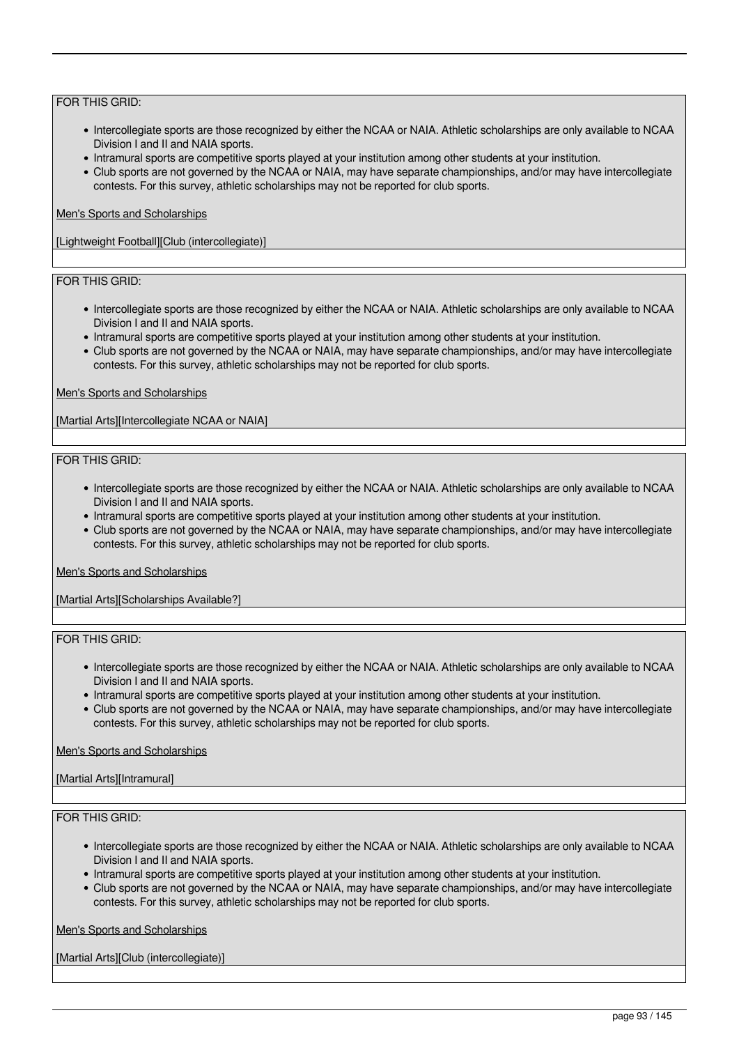FOR THIS GRID:

- Intercollegiate sports are those recognized by either the NCAA or NAIA. Athletic scholarships are only available to NCAA Division I and II and NAIA sports.
- Intramural sports are competitive sports played at your institution among other students at your institution.
- Club sports are not governed by the NCAA or NAIA, may have separate championships, and/or may have intercollegiate contests. For this survey, athletic scholarships may not be reported for club sports.

Men's Sports and Scholarships

[Lightweight Football][Club (intercollegiate)]

FOR THIS GRID:

- Intercollegiate sports are those recognized by either the NCAA or NAIA. Athletic scholarships are only available to NCAA Division I and II and NAIA sports.
- Intramural sports are competitive sports played at your institution among other students at your institution.
- Club sports are not governed by the NCAA or NAIA, may have separate championships, and/or may have intercollegiate contests. For this survey, athletic scholarships may not be reported for club sports.

Men's Sports and Scholarships

[Martial Arts][Intercollegiate NCAA or NAIA]

FOR THIS GRID:

- Intercollegiate sports are those recognized by either the NCAA or NAIA. Athletic scholarships are only available to NCAA Division I and II and NAIA sports.
- Intramural sports are competitive sports played at your institution among other students at your institution.
- Club sports are not governed by the NCAA or NAIA, may have separate championships, and/or may have intercollegiate contests. For this survey, athletic scholarships may not be reported for club sports.

Men's Sports and Scholarships

[Martial Arts][Scholarships Available?]

FOR THIS GRID:

- Intercollegiate sports are those recognized by either the NCAA or NAIA. Athletic scholarships are only available to NCAA Division I and II and NAIA sports.
- Intramural sports are competitive sports played at your institution among other students at your institution.
- Club sports are not governed by the NCAA or NAIA, may have separate championships, and/or may have intercollegiate contests. For this survey, athletic scholarships may not be reported for club sports.

Men's Sports and Scholarships

[Martial Arts][Intramural]

FOR THIS GRID:

- Intercollegiate sports are those recognized by either the NCAA or NAIA. Athletic scholarships are only available to NCAA Division I and II and NAIA sports.
- Intramural sports are competitive sports played at your institution among other students at your institution.
- Club sports are not governed by the NCAA or NAIA, may have separate championships, and/or may have intercollegiate contests. For this survey, athletic scholarships may not be reported for club sports.

Men's Sports and Scholarships

[Martial Arts][Club (intercollegiate)]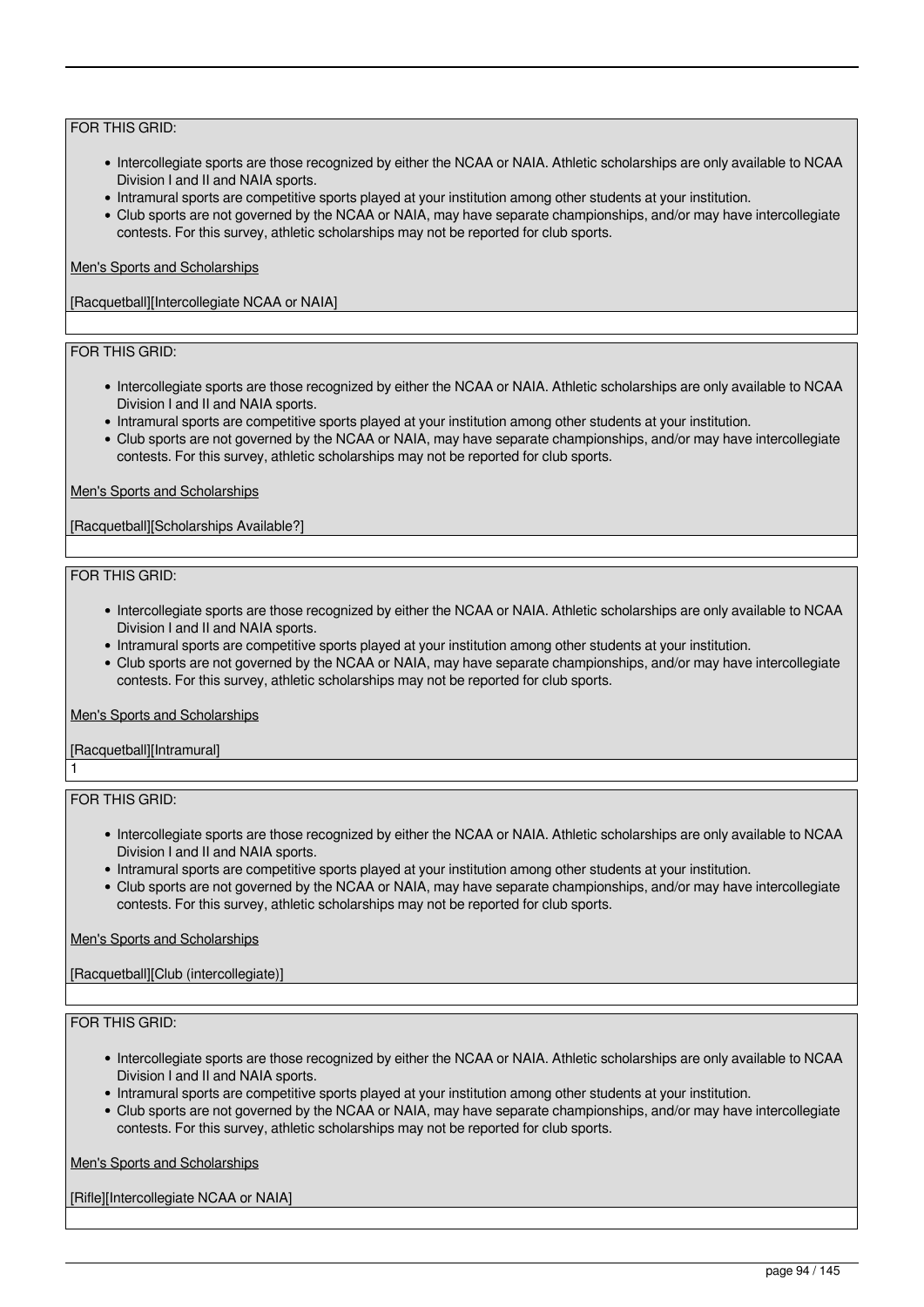FOR THIS GRID:

- Intercollegiate sports are those recognized by either the NCAA or NAIA. Athletic scholarships are only available to NCAA Division I and II and NAIA sports.
- Intramural sports are competitive sports played at your institution among other students at your institution.
- Club sports are not governed by the NCAA or NAIA, may have separate championships, and/or may have intercollegiate contests. For this survey, athletic scholarships may not be reported for club sports.

Men's Sports and Scholarships

[Racquetball][Intercollegiate NCAA or NAIA]

FOR THIS GRID:

- Intercollegiate sports are those recognized by either the NCAA or NAIA. Athletic scholarships are only available to NCAA Division I and II and NAIA sports.
- Intramural sports are competitive sports played at your institution among other students at your institution.
- Club sports are not governed by the NCAA or NAIA, may have separate championships, and/or may have intercollegiate contests. For this survey, athletic scholarships may not be reported for club sports.

Men's Sports and Scholarships

[Racquetball][Scholarships Available?]

FOR THIS GRID:

- Intercollegiate sports are those recognized by either the NCAA or NAIA. Athletic scholarships are only available to NCAA Division I and II and NAIA sports.
- Intramural sports are competitive sports played at your institution among other students at your institution.
- Club sports are not governed by the NCAA or NAIA, may have separate championships, and/or may have intercollegiate contests. For this survey, athletic scholarships may not be reported for club sports.

Men's Sports and Scholarships

[Racquetball][Intramural]

1

FOR THIS GRID:

- Intercollegiate sports are those recognized by either the NCAA or NAIA. Athletic scholarships are only available to NCAA Division I and II and NAIA sports.
- Intramural sports are competitive sports played at your institution among other students at your institution.
- Club sports are not governed by the NCAA or NAIA, may have separate championships, and/or may have intercollegiate contests. For this survey, athletic scholarships may not be reported for club sports.

Men's Sports and Scholarships

[Racquetball][Club (intercollegiate)]

FOR THIS GRID:

- Intercollegiate sports are those recognized by either the NCAA or NAIA. Athletic scholarships are only available to NCAA Division I and II and NAIA sports.
- Intramural sports are competitive sports played at your institution among other students at your institution.
- Club sports are not governed by the NCAA or NAIA, may have separate championships, and/or may have intercollegiate contests. For this survey, athletic scholarships may not be reported for club sports.

Men's Sports and Scholarships

[Rifle][Intercollegiate NCAA or NAIA]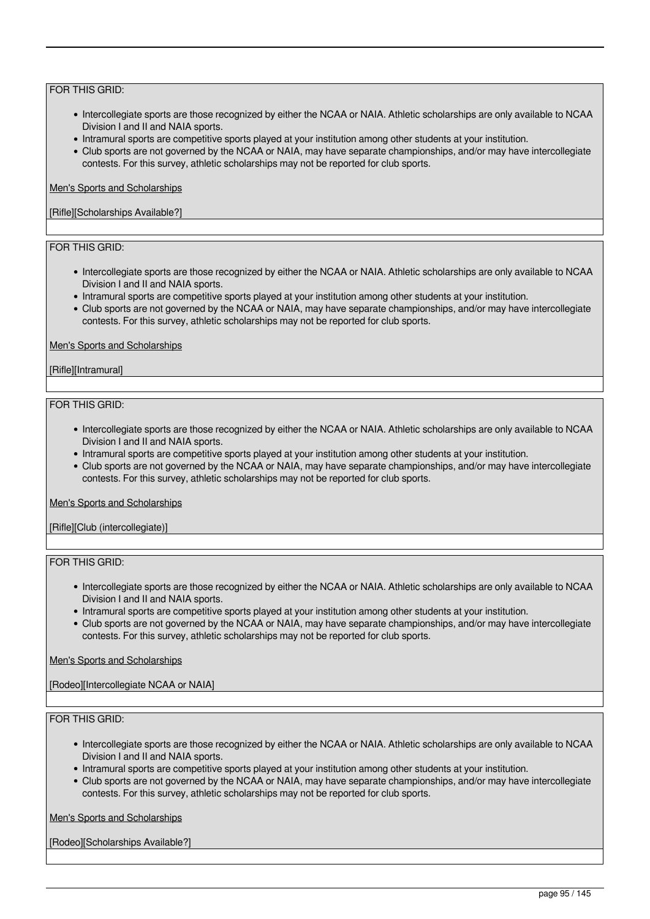FOR THIS GRID:

- Intercollegiate sports are those recognized by either the NCAA or NAIA. Athletic scholarships are only available to NCAA Division I and II and NAIA sports.
- Intramural sports are competitive sports played at your institution among other students at your institution.
- Club sports are not governed by the NCAA or NAIA, may have separate championships, and/or may have intercollegiate contests. For this survey, athletic scholarships may not be reported for club sports.

Men's Sports and Scholarships

[Rifle][Scholarships Available?]

FOR THIS GRID:

- Intercollegiate sports are those recognized by either the NCAA or NAIA. Athletic scholarships are only available to NCAA Division I and II and NAIA sports.
- Intramural sports are competitive sports played at your institution among other students at your institution.
- Club sports are not governed by the NCAA or NAIA, may have separate championships, and/or may have intercollegiate contests. For this survey, athletic scholarships may not be reported for club sports.

Men's Sports and Scholarships

[Rifle][Intramural]

FOR THIS GRID:

- Intercollegiate sports are those recognized by either the NCAA or NAIA. Athletic scholarships are only available to NCAA Division I and II and NAIA sports.
- Intramural sports are competitive sports played at your institution among other students at your institution.
- Club sports are not governed by the NCAA or NAIA, may have separate championships, and/or may have intercollegiate contests. For this survey, athletic scholarships may not be reported for club sports.

Men's Sports and Scholarships

[Rifle][Club (intercollegiate)]

FOR THIS GRID:

- Intercollegiate sports are those recognized by either the NCAA or NAIA. Athletic scholarships are only available to NCAA Division I and II and NAIA sports.
- Intramural sports are competitive sports played at your institution among other students at your institution.
- Club sports are not governed by the NCAA or NAIA, may have separate championships, and/or may have intercollegiate contests. For this survey, athletic scholarships may not be reported for club sports.

Men's Sports and Scholarships

[Rodeo][Intercollegiate NCAA or NAIA]

FOR THIS GRID:

- Intercollegiate sports are those recognized by either the NCAA or NAIA. Athletic scholarships are only available to NCAA Division I and II and NAIA sports.
- Intramural sports are competitive sports played at your institution among other students at your institution.
- Club sports are not governed by the NCAA or NAIA, may have separate championships, and/or may have intercollegiate contests. For this survey, athletic scholarships may not be reported for club sports.

Men's Sports and Scholarships

[Rodeo][Scholarships Available?]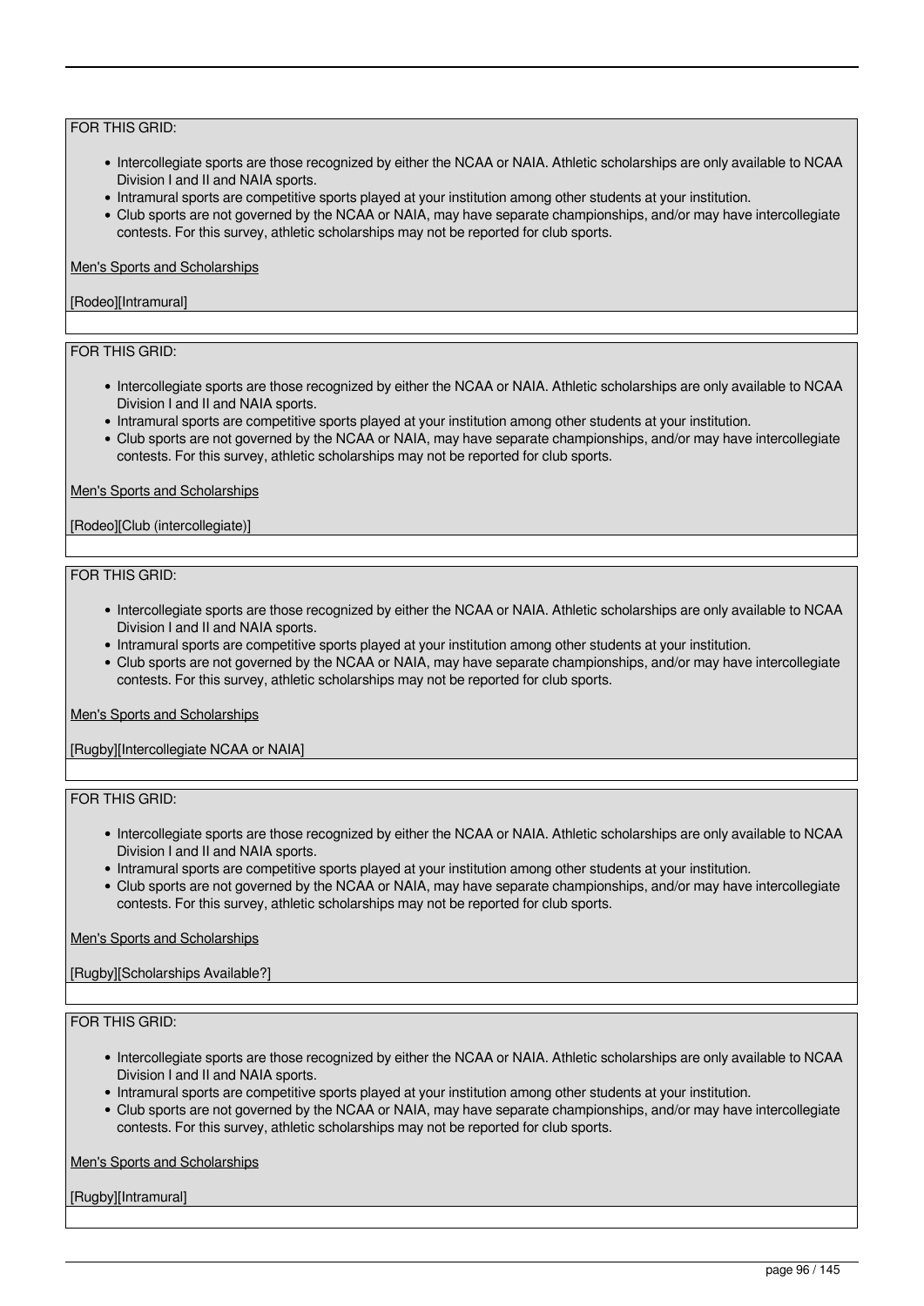FOR THIS GRID:

- Intercollegiate sports are those recognized by either the NCAA or NAIA. Athletic scholarships are only available to NCAA Division I and II and NAIA sports.
- Intramural sports are competitive sports played at your institution among other students at your institution.
- Club sports are not governed by the NCAA or NAIA, may have separate championships, and/or may have intercollegiate contests. For this survey, athletic scholarships may not be reported for club sports.

Men's Sports and Scholarships

[Rodeo][Intramural]

FOR THIS GRID:

- Intercollegiate sports are those recognized by either the NCAA or NAIA. Athletic scholarships are only available to NCAA Division I and II and NAIA sports.
- Intramural sports are competitive sports played at your institution among other students at your institution.
- Club sports are not governed by the NCAA or NAIA, may have separate championships, and/or may have intercollegiate contests. For this survey, athletic scholarships may not be reported for club sports.

Men's Sports and Scholarships

[Rodeo][Club (intercollegiate)]

FOR THIS GRID:

- Intercollegiate sports are those recognized by either the NCAA or NAIA. Athletic scholarships are only available to NCAA Division I and II and NAIA sports.
- Intramural sports are competitive sports played at your institution among other students at your institution.
- Club sports are not governed by the NCAA or NAIA, may have separate championships, and/or may have intercollegiate contests. For this survey, athletic scholarships may not be reported for club sports.

Men's Sports and Scholarships

[Rugby][Intercollegiate NCAA or NAIA]

FOR THIS GRID:

- Intercollegiate sports are those recognized by either the NCAA or NAIA. Athletic scholarships are only available to NCAA Division I and II and NAIA sports.
- Intramural sports are competitive sports played at your institution among other students at your institution.
- Club sports are not governed by the NCAA or NAIA, may have separate championships, and/or may have intercollegiate contests. For this survey, athletic scholarships may not be reported for club sports.

Men's Sports and Scholarships

[Rugby][Scholarships Available?]

FOR THIS GRID:

- Intercollegiate sports are those recognized by either the NCAA or NAIA. Athletic scholarships are only available to NCAA Division I and II and NAIA sports.
- Intramural sports are competitive sports played at your institution among other students at your institution.
- Club sports are not governed by the NCAA or NAIA, may have separate championships, and/or may have intercollegiate contests. For this survey, athletic scholarships may not be reported for club sports.

Men's Sports and Scholarships

[Rugby][Intramural]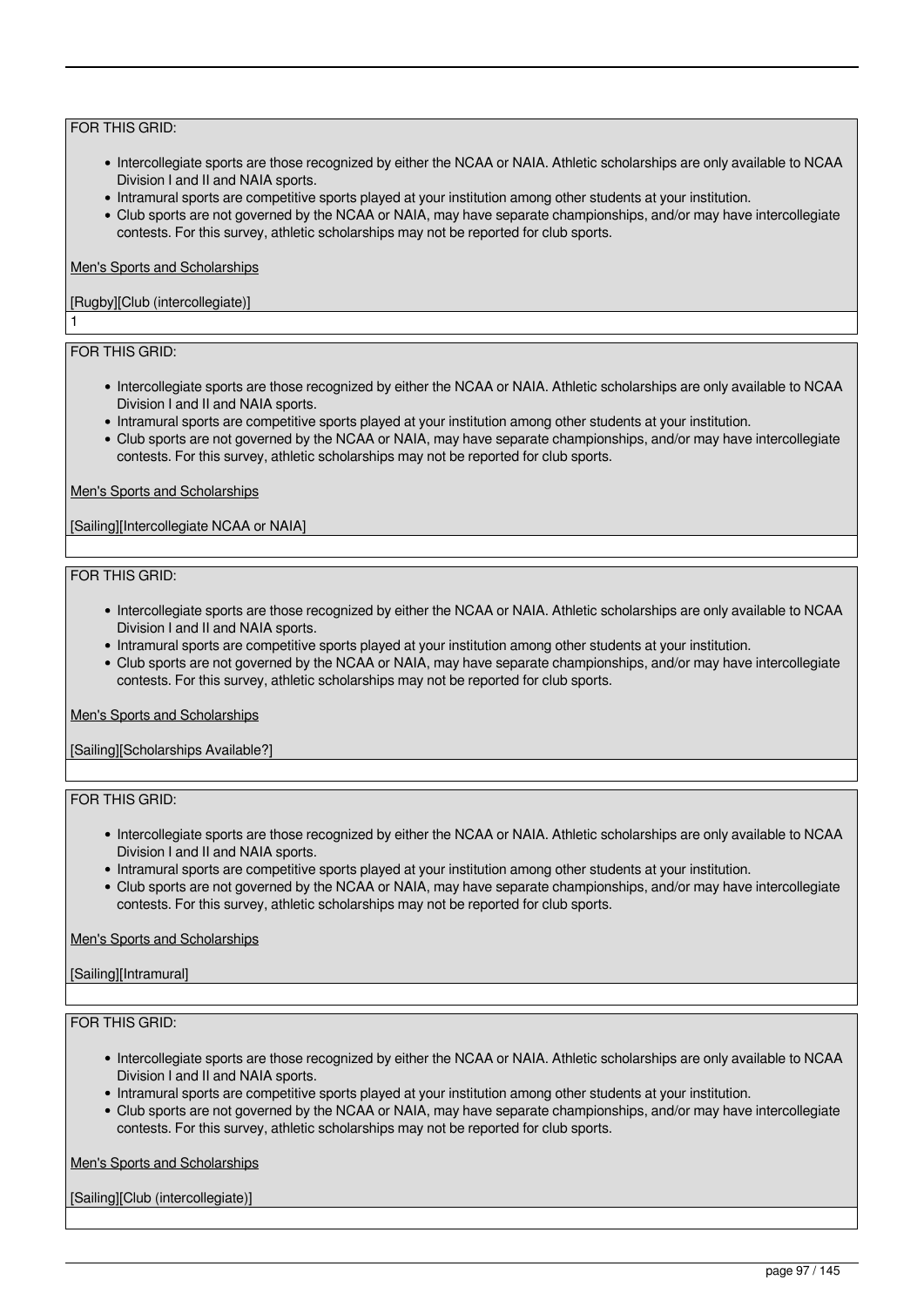FOR THIS GRID:

- Intercollegiate sports are those recognized by either the NCAA or NAIA. Athletic scholarships are only available to NCAA Division I and II and NAIA sports.
- Intramural sports are competitive sports played at your institution among other students at your institution.
- Club sports are not governed by the NCAA or NAIA, may have separate championships, and/or may have intercollegiate contests. For this survey, athletic scholarships may not be reported for club sports.

Men's Sports and Scholarships

[Rugby][Club (intercollegiate)]

1

FOR THIS GRID:

- Intercollegiate sports are those recognized by either the NCAA or NAIA. Athletic scholarships are only available to NCAA Division I and II and NAIA sports.
- Intramural sports are competitive sports played at your institution among other students at your institution.
- Club sports are not governed by the NCAA or NAIA, may have separate championships, and/or may have intercollegiate contests. For this survey, athletic scholarships may not be reported for club sports.

Men's Sports and Scholarships

[Sailing][Intercollegiate NCAA or NAIA]

FOR THIS GRID:

- Intercollegiate sports are those recognized by either the NCAA or NAIA. Athletic scholarships are only available to NCAA Division I and II and NAIA sports.
- Intramural sports are competitive sports played at your institution among other students at your institution.
- Club sports are not governed by the NCAA or NAIA, may have separate championships, and/or may have intercollegiate contests. For this survey, athletic scholarships may not be reported for club sports.

Men's Sports and Scholarships

[Sailing][Scholarships Available?]

FOR THIS GRID:

- Intercollegiate sports are those recognized by either the NCAA or NAIA. Athletic scholarships are only available to NCAA Division I and II and NAIA sports.
- Intramural sports are competitive sports played at your institution among other students at your institution.
- Club sports are not governed by the NCAA or NAIA, may have separate championships, and/or may have intercollegiate contests. For this survey, athletic scholarships may not be reported for club sports.

Men's Sports and Scholarships

[Sailing][Intramural]

FOR THIS GRID:

- Intercollegiate sports are those recognized by either the NCAA or NAIA. Athletic scholarships are only available to NCAA Division I and II and NAIA sports.
- Intramural sports are competitive sports played at your institution among other students at your institution.
- Club sports are not governed by the NCAA or NAIA, may have separate championships, and/or may have intercollegiate contests. For this survey, athletic scholarships may not be reported for club sports.

Men's Sports and Scholarships

[Sailing][Club (intercollegiate)]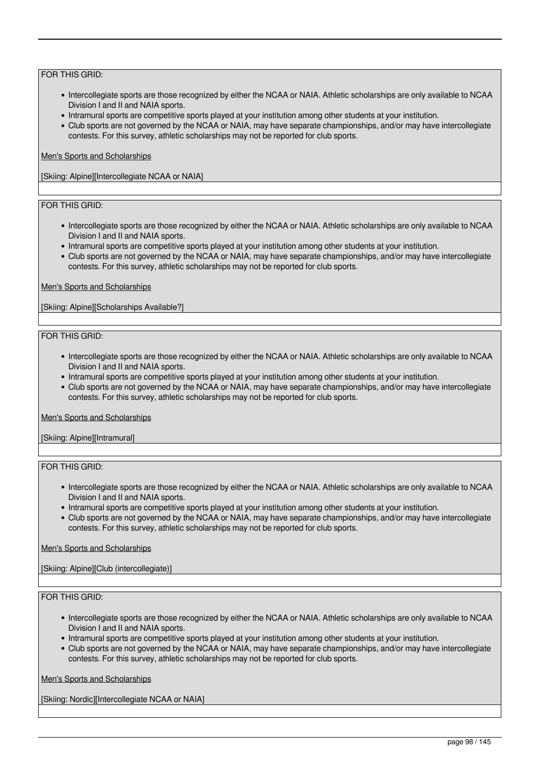FOR THIS GRID:

- Intercollegiate sports are those recognized by either the NCAA or NAIA. Athletic scholarships are only available to NCAA Division I and II and NAIA sports.
- Intramural sports are competitive sports played at your institution among other students at your institution.
- Club sports are not governed by the NCAA or NAIA, may have separate championships, and/or may have intercollegiate contests. For this survey, athletic scholarships may not be reported for club sports.

Men's Sports and Scholarships

[Skiing: Alpine][Intercollegiate NCAA or NAIA]

FOR THIS GRID:

- Intercollegiate sports are those recognized by either the NCAA or NAIA. Athletic scholarships are only available to NCAA Division I and II and NAIA sports.
- Intramural sports are competitive sports played at your institution among other students at your institution.
- Club sports are not governed by the NCAA or NAIA, may have separate championships, and/or may have intercollegiate contests. For this survey, athletic scholarships may not be reported for club sports.

Men's Sports and Scholarships

[Skiing: Alpine][Scholarships Available?]

FOR THIS GRID:

- Intercollegiate sports are those recognized by either the NCAA or NAIA. Athletic scholarships are only available to NCAA Division I and II and NAIA sports.
- Intramural sports are competitive sports played at your institution among other students at your institution.
- Club sports are not governed by the NCAA or NAIA, may have separate championships, and/or may have intercollegiate contests. For this survey, athletic scholarships may not be reported for club sports.

Men's Sports and Scholarships

[Skiing: Alpine][Intramural]

FOR THIS GRID:

- Intercollegiate sports are those recognized by either the NCAA or NAIA. Athletic scholarships are only available to NCAA Division I and II and NAIA sports.
- Intramural sports are competitive sports played at your institution among other students at your institution.
- Club sports are not governed by the NCAA or NAIA, may have separate championships, and/or may have intercollegiate contests. For this survey, athletic scholarships may not be reported for club sports.

Men's Sports and Scholarships

[Skiing: Alpine][Club (intercollegiate)]

FOR THIS GRID:

- Intercollegiate sports are those recognized by either the NCAA or NAIA. Athletic scholarships are only available to NCAA Division I and II and NAIA sports.
- Intramural sports are competitive sports played at your institution among other students at your institution.
- Club sports are not governed by the NCAA or NAIA, may have separate championships, and/or may have intercollegiate contests. For this survey, athletic scholarships may not be reported for club sports.

Men's Sports and Scholarships

[Skiing: Nordic][Intercollegiate NCAA or NAIA]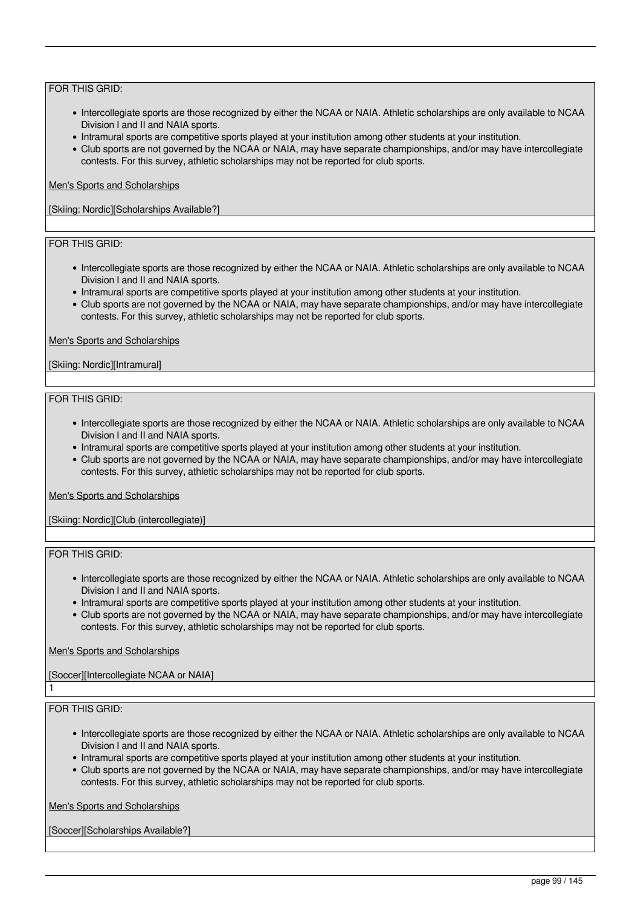FOR THIS GRID:

- Intercollegiate sports are those recognized by either the NCAA or NAIA. Athletic scholarships are only available to NCAA Division I and II and NAIA sports.
- Intramural sports are competitive sports played at your institution among other students at your institution.
- Club sports are not governed by the NCAA or NAIA, may have separate championships, and/or may have intercollegiate contests. For this survey, athletic scholarships may not be reported for club sports.

Men's Sports and Scholarships

[Skiing: Nordic][Scholarships Available?]

FOR THIS GRID:

- Intercollegiate sports are those recognized by either the NCAA or NAIA. Athletic scholarships are only available to NCAA Division I and II and NAIA sports.
- Intramural sports are competitive sports played at your institution among other students at your institution.
- Club sports are not governed by the NCAA or NAIA, may have separate championships, and/or may have intercollegiate contests. For this survey, athletic scholarships may not be reported for club sports.

Men's Sports and Scholarships

[Skiing: Nordic][Intramural]

FOR THIS GRID:

- Intercollegiate sports are those recognized by either the NCAA or NAIA. Athletic scholarships are only available to NCAA Division I and II and NAIA sports.
- Intramural sports are competitive sports played at your institution among other students at your institution.
- Club sports are not governed by the NCAA or NAIA, may have separate championships, and/or may have intercollegiate contests. For this survey, athletic scholarships may not be reported for club sports.

Men's Sports and Scholarships

[Skiing: Nordic][Club (intercollegiate)]

FOR THIS GRID:

- Intercollegiate sports are those recognized by either the NCAA or NAIA. Athletic scholarships are only available to NCAA Division I and II and NAIA sports.
- Intramural sports are competitive sports played at your institution among other students at your institution.
- Club sports are not governed by the NCAA or NAIA, may have separate championships, and/or may have intercollegiate contests. For this survey, athletic scholarships may not be reported for club sports.

Men's Sports and Scholarships

[Soccer][Intercollegiate NCAA or NAIA]

1

FOR THIS GRID:

- Intercollegiate sports are those recognized by either the NCAA or NAIA. Athletic scholarships are only available to NCAA Division I and II and NAIA sports.
- Intramural sports are competitive sports played at your institution among other students at your institution.
- Club sports are not governed by the NCAA or NAIA, may have separate championships, and/or may have intercollegiate contests. For this survey, athletic scholarships may not be reported for club sports.

Men's Sports and Scholarships

[Soccer][Scholarships Available?]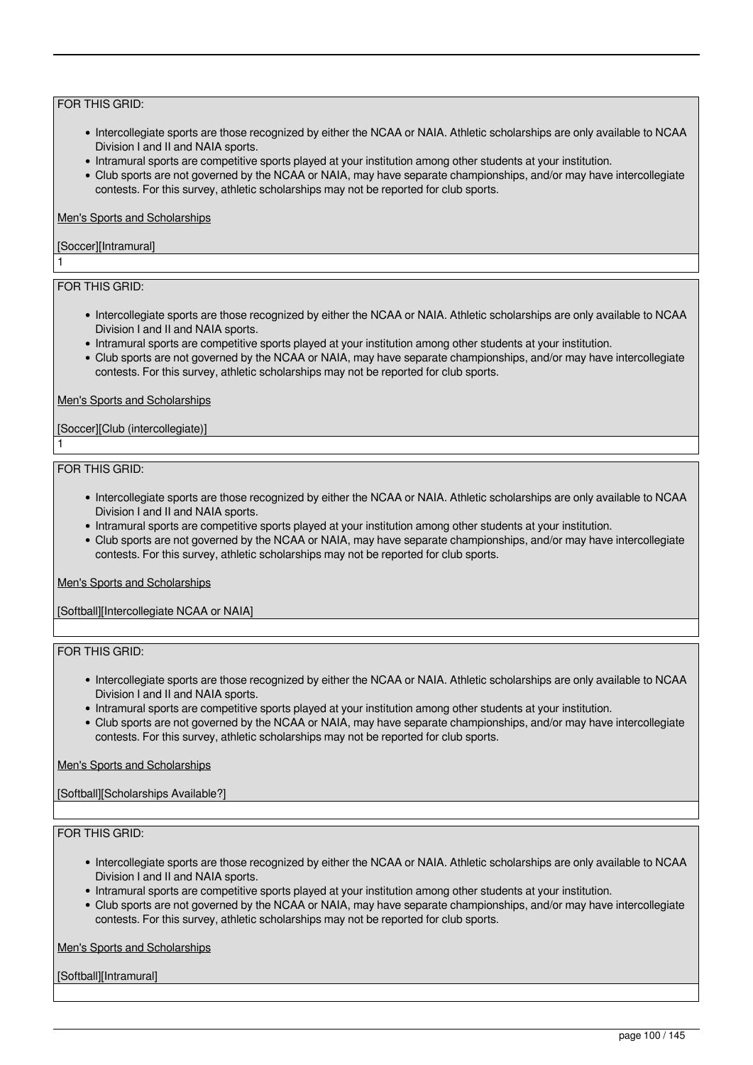FOR THIS GRID:

- Intercollegiate sports are those recognized by either the NCAA or NAIA. Athletic scholarships are only available to NCAA Division I and II and NAIA sports.
- Intramural sports are competitive sports played at your institution among other students at your institution.
- Club sports are not governed by the NCAA or NAIA, may have separate championships, and/or may have intercollegiate contests. For this survey, athletic scholarships may not be reported for club sports.

Men's Sports and Scholarships

[Soccer][Intramural]

1

FOR THIS GRID:

- Intercollegiate sports are those recognized by either the NCAA or NAIA. Athletic scholarships are only available to NCAA Division I and II and NAIA sports.
- Intramural sports are competitive sports played at your institution among other students at your institution.
- Club sports are not governed by the NCAA or NAIA, may have separate championships, and/or may have intercollegiate contests. For this survey, athletic scholarships may not be reported for club sports.

Men's Sports and Scholarships

[Soccer][Club (intercollegiate)]

1

FOR THIS GRID:

- Intercollegiate sports are those recognized by either the NCAA or NAIA. Athletic scholarships are only available to NCAA Division I and II and NAIA sports.
- Intramural sports are competitive sports played at your institution among other students at your institution.
- Club sports are not governed by the NCAA or NAIA, may have separate championships, and/or may have intercollegiate contests. For this survey, athletic scholarships may not be reported for club sports.

Men's Sports and Scholarships

[Softball][Intercollegiate NCAA or NAIA]

FOR THIS GRID:

- Intercollegiate sports are those recognized by either the NCAA or NAIA. Athletic scholarships are only available to NCAA Division I and II and NAIA sports.
- Intramural sports are competitive sports played at your institution among other students at your institution.
- Club sports are not governed by the NCAA or NAIA, may have separate championships, and/or may have intercollegiate contests. For this survey, athletic scholarships may not be reported for club sports.

Men's Sports and Scholarships

[Softball][Scholarships Available?]

FOR THIS GRID:

- Intercollegiate sports are those recognized by either the NCAA or NAIA. Athletic scholarships are only available to NCAA Division I and II and NAIA sports.
- Intramural sports are competitive sports played at your institution among other students at your institution.
- Club sports are not governed by the NCAA or NAIA, may have separate championships, and/or may have intercollegiate contests. For this survey, athletic scholarships may not be reported for club sports.

Men's Sports and Scholarships

[Softball][Intramural]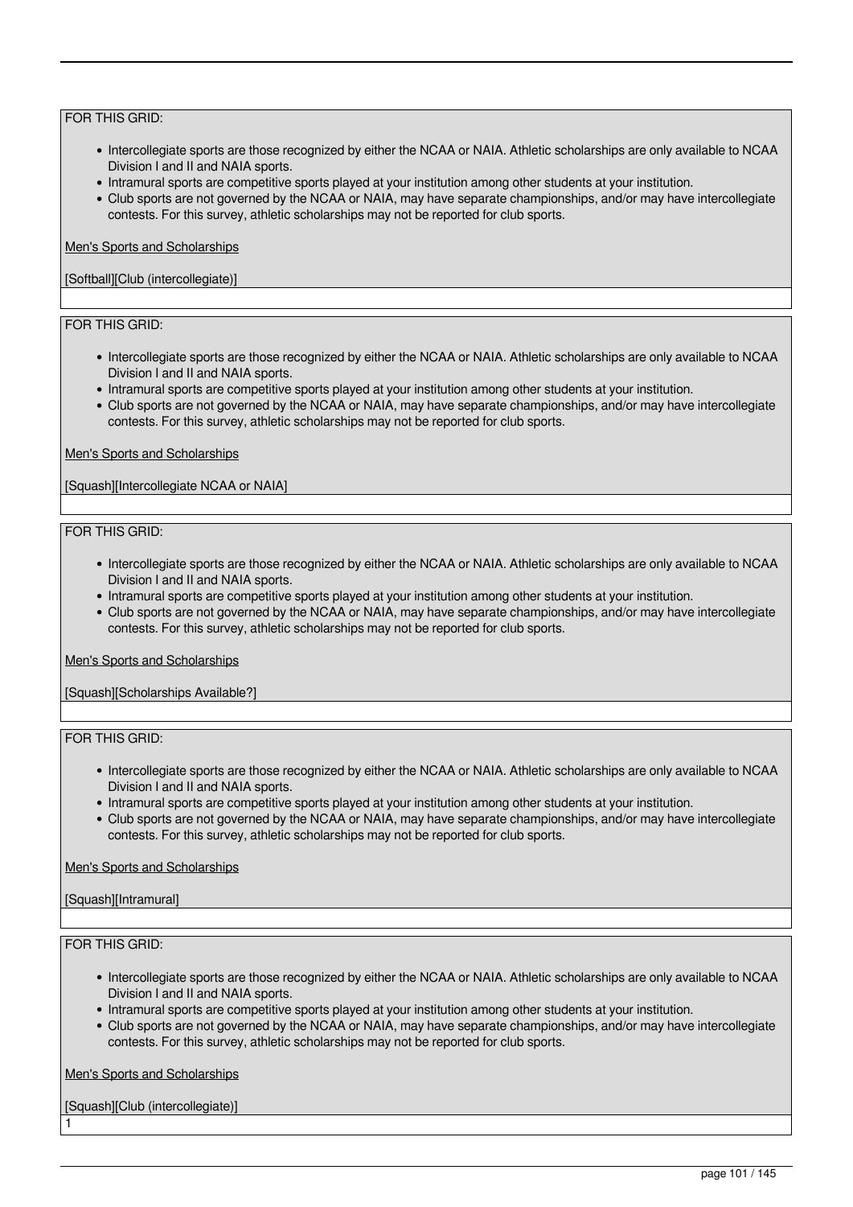FOR THIS GRID:

- Intercollegiate sports are those recognized by either the NCAA or NAIA. Athletic scholarships are only available to NCAA Division I and II and NAIA sports.
- Intramural sports are competitive sports played at your institution among other students at your institution.
- Club sports are not governed by the NCAA or NAIA, may have separate championships, and/or may have intercollegiate contests. For this survey, athletic scholarships may not be reported for club sports.

Men's Sports and Scholarships

[Softball][Club (intercollegiate)]

FOR THIS GRID:

- Intercollegiate sports are those recognized by either the NCAA or NAIA. Athletic scholarships are only available to NCAA Division I and II and NAIA sports.
- Intramural sports are competitive sports played at your institution among other students at your institution.
- Club sports are not governed by the NCAA or NAIA, may have separate championships, and/or may have intercollegiate contests. For this survey, athletic scholarships may not be reported for club sports.

Men's Sports and Scholarships

[Squash][Intercollegiate NCAA or NAIA]

FOR THIS GRID:

- Intercollegiate sports are those recognized by either the NCAA or NAIA. Athletic scholarships are only available to NCAA Division I and II and NAIA sports.
- Intramural sports are competitive sports played at your institution among other students at your institution.
- Club sports are not governed by the NCAA or NAIA, may have separate championships, and/or may have intercollegiate contests. For this survey, athletic scholarships may not be reported for club sports.

Men's Sports and Scholarships

[Squash][Scholarships Available?]

FOR THIS GRID:

- Intercollegiate sports are those recognized by either the NCAA or NAIA. Athletic scholarships are only available to NCAA Division I and II and NAIA sports.
- Intramural sports are competitive sports played at your institution among other students at your institution.
- Club sports are not governed by the NCAA or NAIA, may have separate championships, and/or may have intercollegiate contests. For this survey, athletic scholarships may not be reported for club sports.

Men's Sports and Scholarships

[Squash][Intramural]

FOR THIS GRID:

- Intercollegiate sports are those recognized by either the NCAA or NAIA. Athletic scholarships are only available to NCAA Division I and II and NAIA sports.
- Intramural sports are competitive sports played at your institution among other students at your institution.
- Club sports are not governed by the NCAA or NAIA, may have separate championships, and/or may have intercollegiate contests. For this survey, athletic scholarships may not be reported for club sports.

Men's Sports and Scholarships

[Squash][Club (intercollegiate)]

1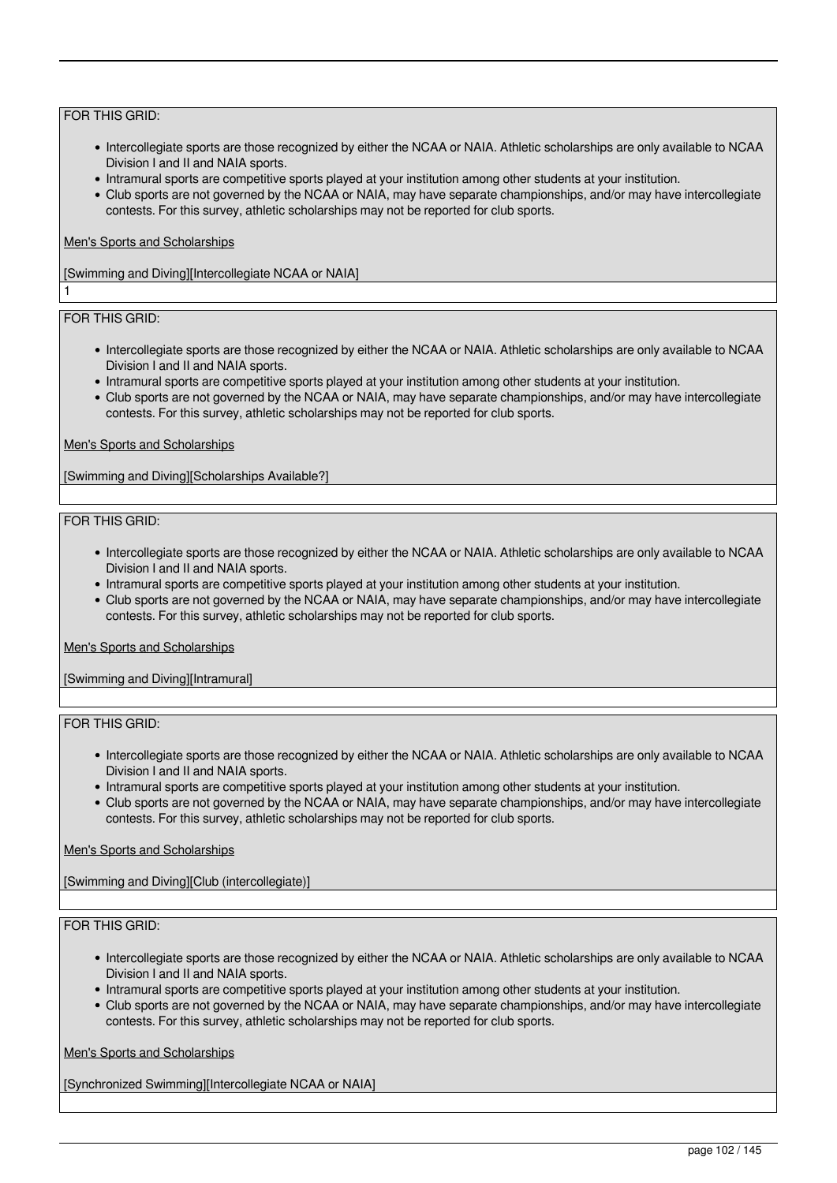FOR THIS GRID:

- Intercollegiate sports are those recognized by either the NCAA or NAIA. Athletic scholarships are only available to NCAA Division I and II and NAIA sports.
- Intramural sports are competitive sports played at your institution among other students at your institution.
- Club sports are not governed by the NCAA or NAIA, may have separate championships, and/or may have intercollegiate contests. For this survey, athletic scholarships may not be reported for club sports.

Men's Sports and Scholarships

[Swimming and Diving][Intercollegiate NCAA or NAIA]

1

FOR THIS GRID:

- Intercollegiate sports are those recognized by either the NCAA or NAIA. Athletic scholarships are only available to NCAA Division I and II and NAIA sports.
- Intramural sports are competitive sports played at your institution among other students at your institution.
- Club sports are not governed by the NCAA or NAIA, may have separate championships, and/or may have intercollegiate contests. For this survey, athletic scholarships may not be reported for club sports.

Men's Sports and Scholarships

[Swimming and Diving][Scholarships Available?]

FOR THIS GRID:

- Intercollegiate sports are those recognized by either the NCAA or NAIA. Athletic scholarships are only available to NCAA Division I and II and NAIA sports.
- Intramural sports are competitive sports played at your institution among other students at your institution.
- Club sports are not governed by the NCAA or NAIA, may have separate championships, and/or may have intercollegiate contests. For this survey, athletic scholarships may not be reported for club sports.

Men's Sports and Scholarships

[Swimming and Diving][Intramural]

FOR THIS GRID:

- Intercollegiate sports are those recognized by either the NCAA or NAIA. Athletic scholarships are only available to NCAA Division I and II and NAIA sports.
- Intramural sports are competitive sports played at your institution among other students at your institution.
- Club sports are not governed by the NCAA or NAIA, may have separate championships, and/or may have intercollegiate contests. For this survey, athletic scholarships may not be reported for club sports.

Men's Sports and Scholarships

[Swimming and Diving][Club (intercollegiate)]

FOR THIS GRID:

- Intercollegiate sports are those recognized by either the NCAA or NAIA. Athletic scholarships are only available to NCAA Division I and II and NAIA sports.
- Intramural sports are competitive sports played at your institution among other students at your institution.
- Club sports are not governed by the NCAA or NAIA, may have separate championships, and/or may have intercollegiate contests. For this survey, athletic scholarships may not be reported for club sports.

Men's Sports and Scholarships

[Synchronized Swimming][Intercollegiate NCAA or NAIA]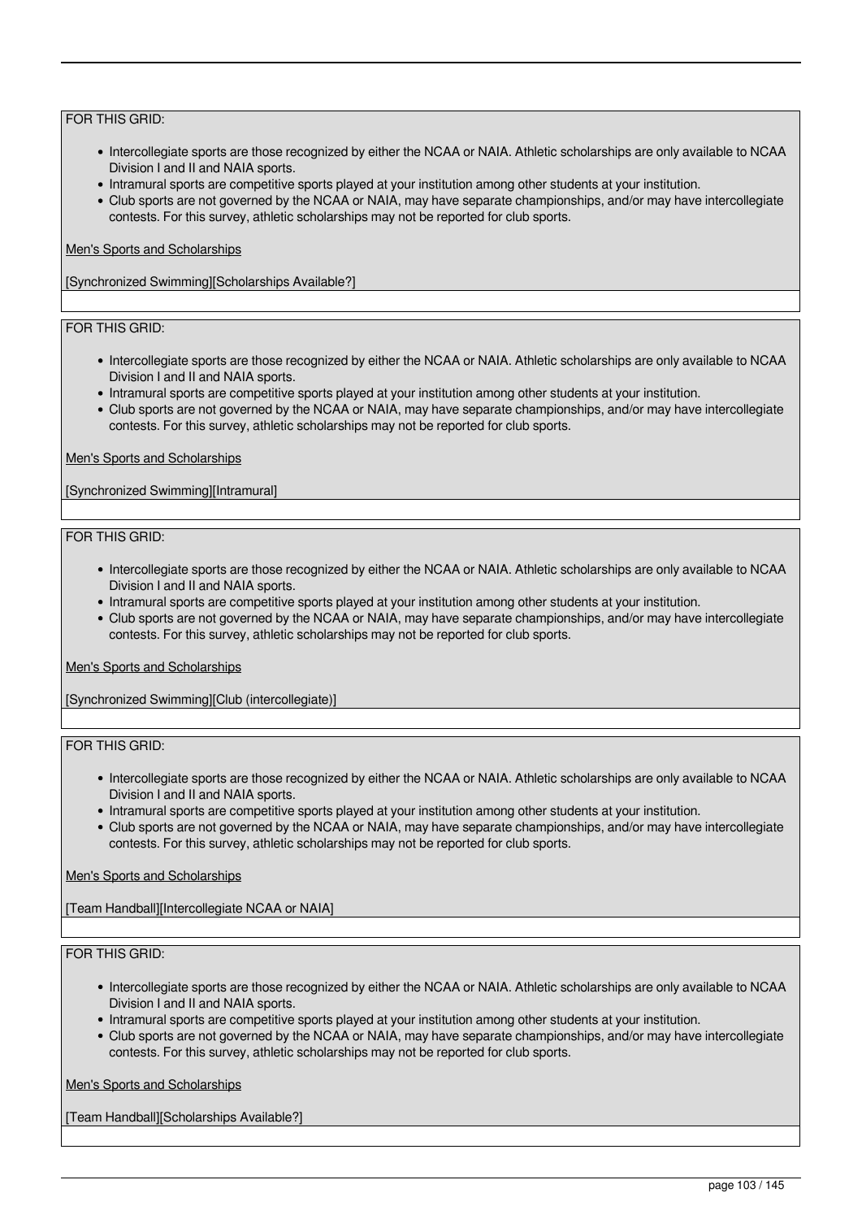FOR THIS GRID:

- Intercollegiate sports are those recognized by either the NCAA or NAIA. Athletic scholarships are only available to NCAA Division I and II and NAIA sports.
- Intramural sports are competitive sports played at your institution among other students at your institution.
- Club sports are not governed by the NCAA or NAIA, may have separate championships, and/or may have intercollegiate contests. For this survey, athletic scholarships may not be reported for club sports.

Men's Sports and Scholarships

[Synchronized Swimming][Scholarships Available?]

FOR THIS GRID:

- Intercollegiate sports are those recognized by either the NCAA or NAIA. Athletic scholarships are only available to NCAA Division I and II and NAIA sports.
- Intramural sports are competitive sports played at your institution among other students at your institution.
- Club sports are not governed by the NCAA or NAIA, may have separate championships, and/or may have intercollegiate contests. For this survey, athletic scholarships may not be reported for club sports.

Men's Sports and Scholarships

[Synchronized Swimming][Intramural]

FOR THIS GRID:

- Intercollegiate sports are those recognized by either the NCAA or NAIA. Athletic scholarships are only available to NCAA Division I and II and NAIA sports.
- Intramural sports are competitive sports played at your institution among other students at your institution.
- Club sports are not governed by the NCAA or NAIA, may have separate championships, and/or may have intercollegiate contests. For this survey, athletic scholarships may not be reported for club sports.

Men's Sports and Scholarships

[Synchronized Swimming][Club (intercollegiate)]

FOR THIS GRID:

- Intercollegiate sports are those recognized by either the NCAA or NAIA. Athletic scholarships are only available to NCAA Division I and II and NAIA sports.
- Intramural sports are competitive sports played at your institution among other students at your institution.
- Club sports are not governed by the NCAA or NAIA, may have separate championships, and/or may have intercollegiate contests. For this survey, athletic scholarships may not be reported for club sports.

Men's Sports and Scholarships

[Team Handball][Intercollegiate NCAA or NAIA]

FOR THIS GRID:

- Intercollegiate sports are those recognized by either the NCAA or NAIA. Athletic scholarships are only available to NCAA Division I and II and NAIA sports.
- Intramural sports are competitive sports played at your institution among other students at your institution.
- Club sports are not governed by the NCAA or NAIA, may have separate championships, and/or may have intercollegiate contests. For this survey, athletic scholarships may not be reported for club sports.

Men's Sports and Scholarships

[Team Handball][Scholarships Available?]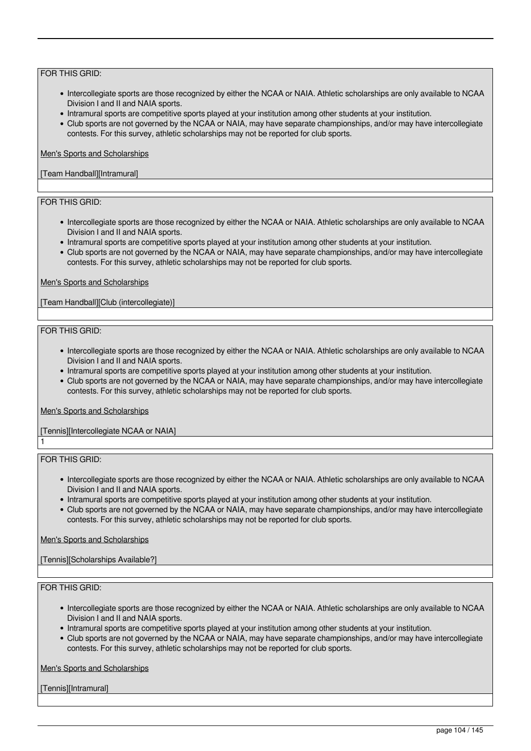FOR THIS GRID:

- Intercollegiate sports are those recognized by either the NCAA or NAIA. Athletic scholarships are only available to NCAA Division I and II and NAIA sports.
- Intramural sports are competitive sports played at your institution among other students at your institution.
- Club sports are not governed by the NCAA or NAIA, may have separate championships, and/or may have intercollegiate contests. For this survey, athletic scholarships may not be reported for club sports.

Men's Sports and Scholarships

[Team Handball][Intramural]

FOR THIS GRID:

- Intercollegiate sports are those recognized by either the NCAA or NAIA. Athletic scholarships are only available to NCAA Division I and II and NAIA sports.
- Intramural sports are competitive sports played at your institution among other students at your institution.
- Club sports are not governed by the NCAA or NAIA, may have separate championships, and/or may have intercollegiate contests. For this survey, athletic scholarships may not be reported for club sports.

Men's Sports and Scholarships

[Team Handball][Club (intercollegiate)]

FOR THIS GRID:

- Intercollegiate sports are those recognized by either the NCAA or NAIA. Athletic scholarships are only available to NCAA Division I and II and NAIA sports.
- Intramural sports are competitive sports played at your institution among other students at your institution.
- Club sports are not governed by the NCAA or NAIA, may have separate championships, and/or may have intercollegiate contests. For this survey, athletic scholarships may not be reported for club sports.

Men's Sports and Scholarships

[Tennis][Intercollegiate NCAA or NAIA]

1

FOR THIS GRID:

- Intercollegiate sports are those recognized by either the NCAA or NAIA. Athletic scholarships are only available to NCAA Division I and II and NAIA sports.
- Intramural sports are competitive sports played at your institution among other students at your institution.
- Club sports are not governed by the NCAA or NAIA, may have separate championships, and/or may have intercollegiate contests. For this survey, athletic scholarships may not be reported for club sports.

Men's Sports and Scholarships

[Tennis][Scholarships Available?]

FOR THIS GRID:

- Intercollegiate sports are those recognized by either the NCAA or NAIA. Athletic scholarships are only available to NCAA Division I and II and NAIA sports.
- Intramural sports are competitive sports played at your institution among other students at your institution.
- Club sports are not governed by the NCAA or NAIA, may have separate championships, and/or may have intercollegiate contests. For this survey, athletic scholarships may not be reported for club sports.

Men's Sports and Scholarships

[Tennis][Intramural]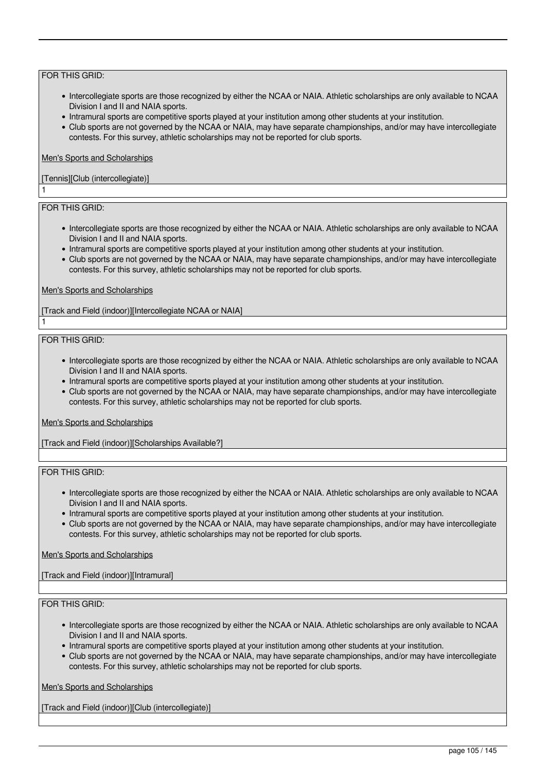FOR THIS GRID:

- Intercollegiate sports are those recognized by either the NCAA or NAIA. Athletic scholarships are only available to NCAA Division I and II and NAIA sports.
- Intramural sports are competitive sports played at your institution among other students at your institution.
- Club sports are not governed by the NCAA or NAIA, may have separate championships, and/or may have intercollegiate contests. For this survey, athletic scholarships may not be reported for club sports.

Men's Sports and Scholarships

[Tennis][Club (intercollegiate)]

1

FOR THIS GRID:

- Intercollegiate sports are those recognized by either the NCAA or NAIA. Athletic scholarships are only available to NCAA Division I and II and NAIA sports.
- Intramural sports are competitive sports played at your institution among other students at your institution.
- Club sports are not governed by the NCAA or NAIA, may have separate championships, and/or may have intercollegiate contests. For this survey, athletic scholarships may not be reported for club sports.

Men's Sports and Scholarships

[Track and Field (indoor)][Intercollegiate NCAA or NAIA]

1

FOR THIS GRID:

- Intercollegiate sports are those recognized by either the NCAA or NAIA. Athletic scholarships are only available to NCAA Division I and II and NAIA sports.
- Intramural sports are competitive sports played at your institution among other students at your institution.
- Club sports are not governed by the NCAA or NAIA, may have separate championships, and/or may have intercollegiate contests. For this survey, athletic scholarships may not be reported for club sports.

Men's Sports and Scholarships

[Track and Field (indoor)][Scholarships Available?]

FOR THIS GRID:

- Intercollegiate sports are those recognized by either the NCAA or NAIA. Athletic scholarships are only available to NCAA Division I and II and NAIA sports.
- Intramural sports are competitive sports played at your institution among other students at your institution.
- Club sports are not governed by the NCAA or NAIA, may have separate championships, and/or may have intercollegiate contests. For this survey, athletic scholarships may not be reported for club sports.

Men's Sports and Scholarships

[Track and Field (indoor)][Intramural]

FOR THIS GRID:

- Intercollegiate sports are those recognized by either the NCAA or NAIA. Athletic scholarships are only available to NCAA Division I and II and NAIA sports.
- Intramural sports are competitive sports played at your institution among other students at your institution.
- Club sports are not governed by the NCAA or NAIA, may have separate championships, and/or may have intercollegiate contests. For this survey, athletic scholarships may not be reported for club sports.

Men's Sports and Scholarships

[Track and Field (indoor)][Club (intercollegiate)]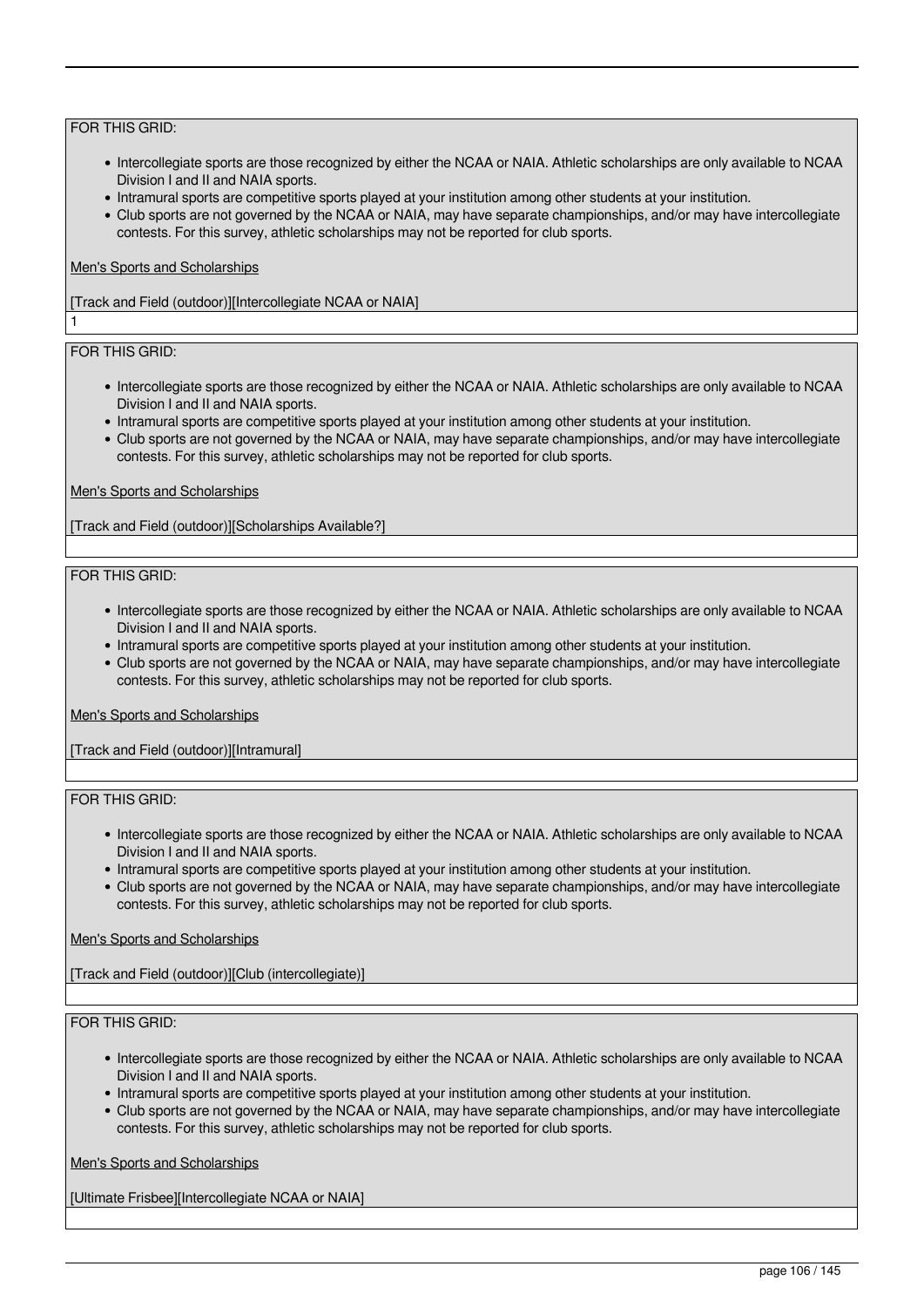FOR THIS GRID:

- Intercollegiate sports are those recognized by either the NCAA or NAIA. Athletic scholarships are only available to NCAA Division I and II and NAIA sports.
- Intramural sports are competitive sports played at your institution among other students at your institution.
- Club sports are not governed by the NCAA or NAIA, may have separate championships, and/or may have intercollegiate contests. For this survey, athletic scholarships may not be reported for club sports.

Men's Sports and Scholarships

[Track and Field (outdoor)][Intercollegiate NCAA or NAIA]

1

FOR THIS GRID:

- Intercollegiate sports are those recognized by either the NCAA or NAIA. Athletic scholarships are only available to NCAA Division I and II and NAIA sports.
- Intramural sports are competitive sports played at your institution among other students at your institution.
- Club sports are not governed by the NCAA or NAIA, may have separate championships, and/or may have intercollegiate contests. For this survey, athletic scholarships may not be reported for club sports.

Men's Sports and Scholarships

[Track and Field (outdoor)][Scholarships Available?]

FOR THIS GRID:

- Intercollegiate sports are those recognized by either the NCAA or NAIA. Athletic scholarships are only available to NCAA Division I and II and NAIA sports.
- Intramural sports are competitive sports played at your institution among other students at your institution.
- Club sports are not governed by the NCAA or NAIA, may have separate championships, and/or may have intercollegiate contests. For this survey, athletic scholarships may not be reported for club sports.

Men's Sports and Scholarships

[Track and Field (outdoor)][Intramural]

FOR THIS GRID:

- Intercollegiate sports are those recognized by either the NCAA or NAIA. Athletic scholarships are only available to NCAA Division I and II and NAIA sports.
- Intramural sports are competitive sports played at your institution among other students at your institution.
- Club sports are not governed by the NCAA or NAIA, may have separate championships, and/or may have intercollegiate contests. For this survey, athletic scholarships may not be reported for club sports.

Men's Sports and Scholarships

[Track and Field (outdoor)][Club (intercollegiate)]

FOR THIS GRID:

- Intercollegiate sports are those recognized by either the NCAA or NAIA. Athletic scholarships are only available to NCAA Division I and II and NAIA sports.
- Intramural sports are competitive sports played at your institution among other students at your institution.
- Club sports are not governed by the NCAA or NAIA, may have separate championships, and/or may have intercollegiate contests. For this survey, athletic scholarships may not be reported for club sports.

Men's Sports and Scholarships

[Ultimate Frisbee][Intercollegiate NCAA or NAIA]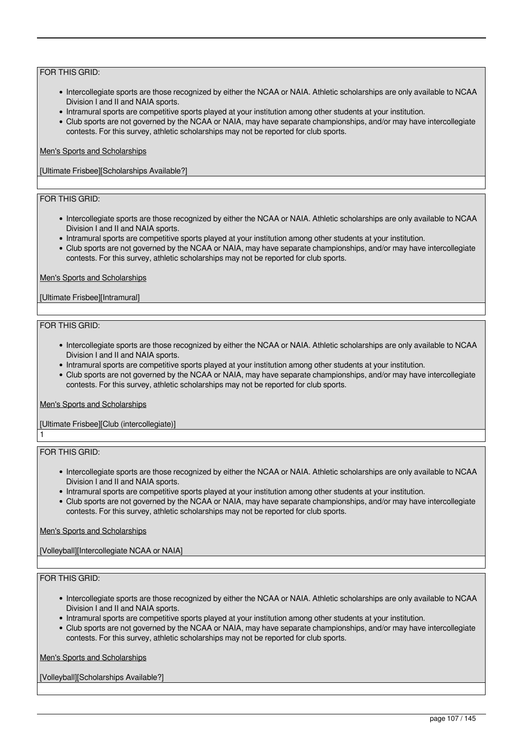FOR THIS GRID:

- Intercollegiate sports are those recognized by either the NCAA or NAIA. Athletic scholarships are only available to NCAA Division I and II and NAIA sports.
- Intramural sports are competitive sports played at your institution among other students at your institution.
- Club sports are not governed by the NCAA or NAIA, may have separate championships, and/or may have intercollegiate contests. For this survey, athletic scholarships may not be reported for club sports.

Men's Sports and Scholarships

[Ultimate Frisbee][Scholarships Available?]

FOR THIS GRID:

- Intercollegiate sports are those recognized by either the NCAA or NAIA. Athletic scholarships are only available to NCAA Division I and II and NAIA sports.
- Intramural sports are competitive sports played at your institution among other students at your institution.
- Club sports are not governed by the NCAA or NAIA, may have separate championships, and/or may have intercollegiate contests. For this survey, athletic scholarships may not be reported for club sports.

Men's Sports and Scholarships

[Ultimate Frisbee][Intramural]

FOR THIS GRID:

- Intercollegiate sports are those recognized by either the NCAA or NAIA. Athletic scholarships are only available to NCAA Division I and II and NAIA sports.
- Intramural sports are competitive sports played at your institution among other students at your institution.
- Club sports are not governed by the NCAA or NAIA, may have separate championships, and/or may have intercollegiate contests. For this survey, athletic scholarships may not be reported for club sports.

Men's Sports and Scholarships

[Ultimate Frisbee][Club (intercollegiate)]

1

FOR THIS GRID:

- Intercollegiate sports are those recognized by either the NCAA or NAIA. Athletic scholarships are only available to NCAA Division I and II and NAIA sports.
- Intramural sports are competitive sports played at your institution among other students at your institution.
- Club sports are not governed by the NCAA or NAIA, may have separate championships, and/or may have intercollegiate contests. For this survey, athletic scholarships may not be reported for club sports.

Men's Sports and Scholarships

[Volleyball][Intercollegiate NCAA or NAIA]

FOR THIS GRID:

- Intercollegiate sports are those recognized by either the NCAA or NAIA. Athletic scholarships are only available to NCAA Division I and II and NAIA sports.
- Intramural sports are competitive sports played at your institution among other students at your institution.
- Club sports are not governed by the NCAA or NAIA, may have separate championships, and/or may have intercollegiate contests. For this survey, athletic scholarships may not be reported for club sports.

Men's Sports and Scholarships

[Volleyball][Scholarships Available?]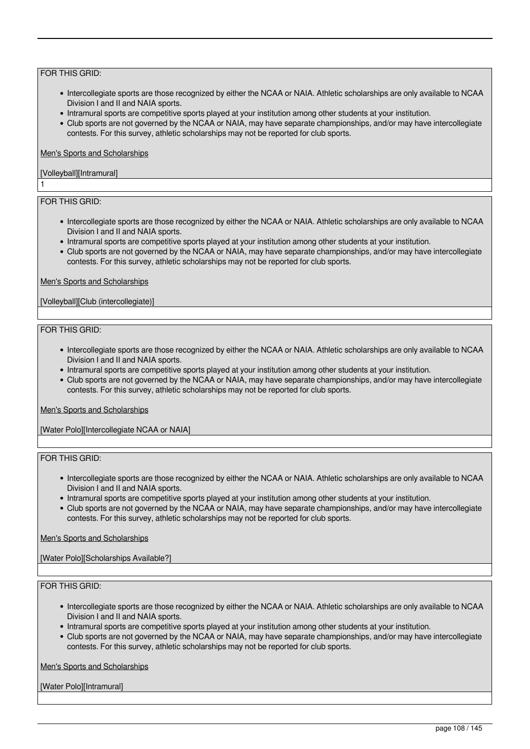FOR THIS GRID:

- Intercollegiate sports are those recognized by either the NCAA or NAIA. Athletic scholarships are only available to NCAA Division I and II and NAIA sports.
- Intramural sports are competitive sports played at your institution among other students at your institution.
- Club sports are not governed by the NCAA or NAIA, may have separate championships, and/or may have intercollegiate contests. For this survey, athletic scholarships may not be reported for club sports.

Men's Sports and Scholarships

[Volleyball][Intramural]

1

FOR THIS GRID:

- Intercollegiate sports are those recognized by either the NCAA or NAIA. Athletic scholarships are only available to NCAA Division I and II and NAIA sports.
- Intramural sports are competitive sports played at your institution among other students at your institution.
- Club sports are not governed by the NCAA or NAIA, may have separate championships, and/or may have intercollegiate contests. For this survey, athletic scholarships may not be reported for club sports.

Men's Sports and Scholarships

[Volleyball][Club (intercollegiate)]

FOR THIS GRID:

- Intercollegiate sports are those recognized by either the NCAA or NAIA. Athletic scholarships are only available to NCAA Division I and II and NAIA sports.
- Intramural sports are competitive sports played at your institution among other students at your institution.
- Club sports are not governed by the NCAA or NAIA, may have separate championships, and/or may have intercollegiate contests. For this survey, athletic scholarships may not be reported for club sports.

Men's Sports and Scholarships

[Water Polo][Intercollegiate NCAA or NAIA]

FOR THIS GRID:

- Intercollegiate sports are those recognized by either the NCAA or NAIA. Athletic scholarships are only available to NCAA Division I and II and NAIA sports.
- Intramural sports are competitive sports played at your institution among other students at your institution.
- Club sports are not governed by the NCAA or NAIA, may have separate championships, and/or may have intercollegiate contests. For this survey, athletic scholarships may not be reported for club sports.

Men's Sports and Scholarships

[Water Polo][Scholarships Available?]

FOR THIS GRID:

- Intercollegiate sports are those recognized by either the NCAA or NAIA. Athletic scholarships are only available to NCAA Division I and II and NAIA sports.
- Intramural sports are competitive sports played at your institution among other students at your institution.
- Club sports are not governed by the NCAA or NAIA, may have separate championships, and/or may have intercollegiate contests. For this survey, athletic scholarships may not be reported for club sports.

Men's Sports and Scholarships

[Water Polo][Intramural]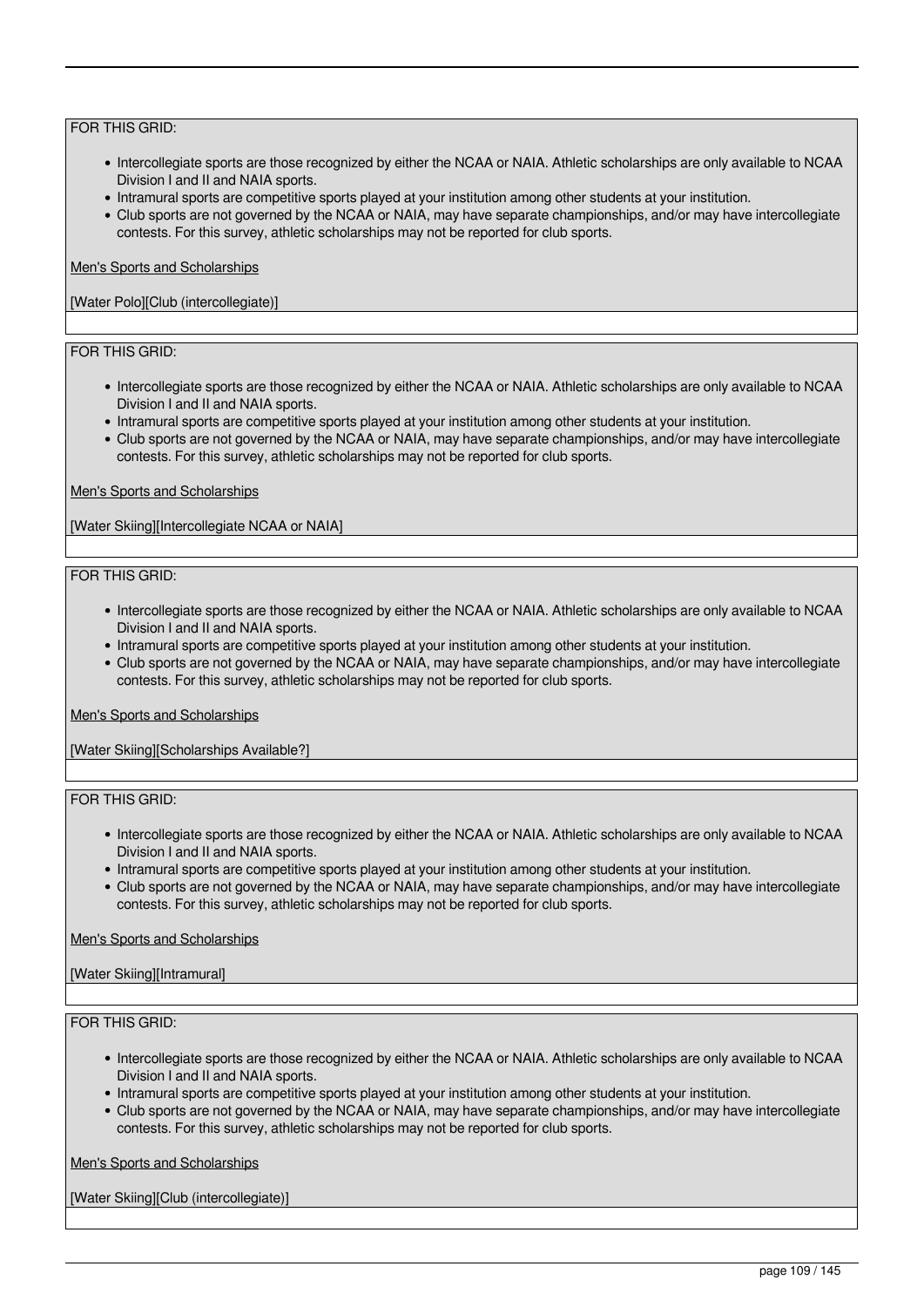FOR THIS GRID:

- Intercollegiate sports are those recognized by either the NCAA or NAIA. Athletic scholarships are only available to NCAA Division I and II and NAIA sports.
- Intramural sports are competitive sports played at your institution among other students at your institution.
- Club sports are not governed by the NCAA or NAIA, may have separate championships, and/or may have intercollegiate contests. For this survey, athletic scholarships may not be reported for club sports.

Men's Sports and Scholarships

[Water Polo][Club (intercollegiate)]

FOR THIS GRID:

- Intercollegiate sports are those recognized by either the NCAA or NAIA. Athletic scholarships are only available to NCAA Division I and II and NAIA sports.
- Intramural sports are competitive sports played at your institution among other students at your institution.
- Club sports are not governed by the NCAA or NAIA, may have separate championships, and/or may have intercollegiate contests. For this survey, athletic scholarships may not be reported for club sports.

Men's Sports and Scholarships

[Water Skiing][Intercollegiate NCAA or NAIA]

FOR THIS GRID:

- Intercollegiate sports are those recognized by either the NCAA or NAIA. Athletic scholarships are only available to NCAA Division I and II and NAIA sports.
- Intramural sports are competitive sports played at your institution among other students at your institution.
- Club sports are not governed by the NCAA or NAIA, may have separate championships, and/or may have intercollegiate contests. For this survey, athletic scholarships may not be reported for club sports.

Men's Sports and Scholarships

[Water Skiing][Scholarships Available?]

FOR THIS GRID:

- Intercollegiate sports are those recognized by either the NCAA or NAIA. Athletic scholarships are only available to NCAA Division I and II and NAIA sports.
- Intramural sports are competitive sports played at your institution among other students at your institution.
- Club sports are not governed by the NCAA or NAIA, may have separate championships, and/or may have intercollegiate contests. For this survey, athletic scholarships may not be reported for club sports.

Men's Sports and Scholarships

[Water Skiing][Intramural]

FOR THIS GRID:

- Intercollegiate sports are those recognized by either the NCAA or NAIA. Athletic scholarships are only available to NCAA Division I and II and NAIA sports.
- Intramural sports are competitive sports played at your institution among other students at your institution.
- Club sports are not governed by the NCAA or NAIA, may have separate championships, and/or may have intercollegiate contests. For this survey, athletic scholarships may not be reported for club sports.

Men's Sports and Scholarships

[Water Skiing][Club (intercollegiate)]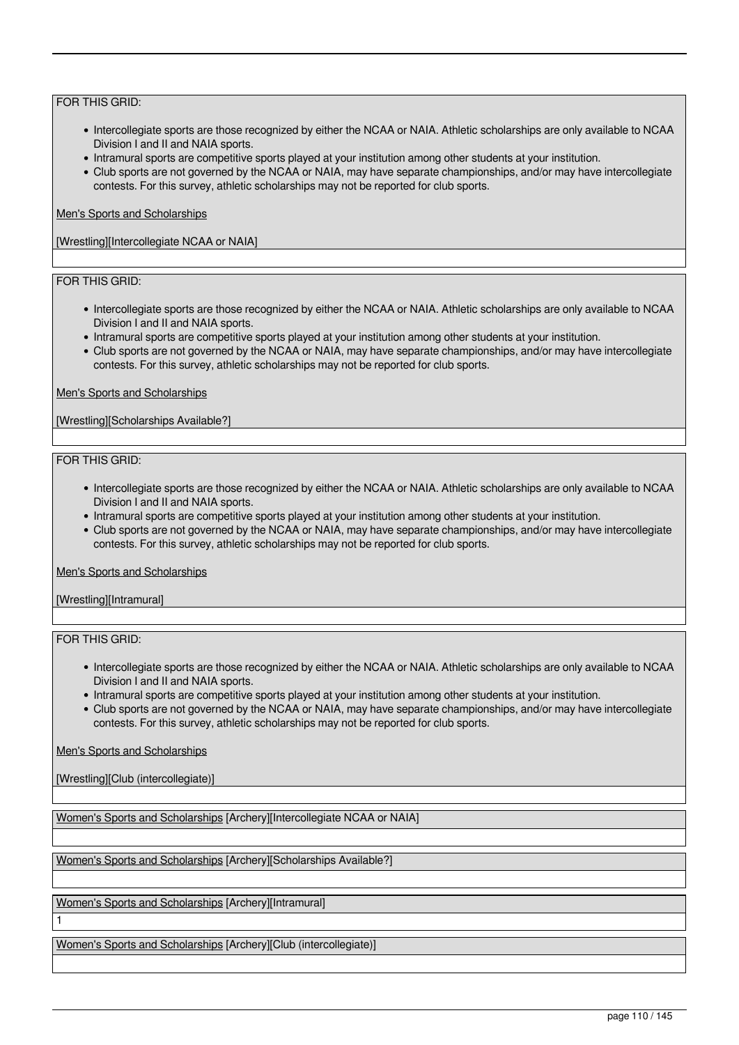FOR THIS GRID:

- Intercollegiate sports are those recognized by either the NCAA or NAIA. Athletic scholarships are only available to NCAA Division I and II and NAIA sports.
- Intramural sports are competitive sports played at your institution among other students at your institution.
- Club sports are not governed by the NCAA or NAIA, may have separate championships, and/or may have intercollegiate contests. For this survey, athletic scholarships may not be reported for club sports.

Men's Sports and Scholarships

[Wrestling][Intercollegiate NCAA or NAIA]

FOR THIS GRID:

- Intercollegiate sports are those recognized by either the NCAA or NAIA. Athletic scholarships are only available to NCAA Division I and II and NAIA sports.
- Intramural sports are competitive sports played at your institution among other students at your institution.
- Club sports are not governed by the NCAA or NAIA, may have separate championships, and/or may have intercollegiate contests. For this survey, athletic scholarships may not be reported for club sports.

Men's Sports and Scholarships

[Wrestling][Scholarships Available?]

FOR THIS GRID:

- Intercollegiate sports are those recognized by either the NCAA or NAIA. Athletic scholarships are only available to NCAA Division I and II and NAIA sports.
- Intramural sports are competitive sports played at your institution among other students at your institution.
- Club sports are not governed by the NCAA or NAIA, may have separate championships, and/or may have intercollegiate contests. For this survey, athletic scholarships may not be reported for club sports.

Men's Sports and Scholarships

[Wrestling][Intramural]

FOR THIS GRID:

- Intercollegiate sports are those recognized by either the NCAA or NAIA. Athletic scholarships are only available to NCAA Division I and II and NAIA sports.
- Intramural sports are competitive sports played at your institution among other students at your institution.
- Club sports are not governed by the NCAA or NAIA, may have separate championships, and/or may have intercollegiate contests. For this survey, athletic scholarships may not be reported for club sports.

Men's Sports and Scholarships

[Wrestling][Club (intercollegiate)]

Women's Sports and Scholarships [Archery][Intercollegiate NCAA or NAIA]

Women's Sports and Scholarships [Archery][Scholarships Available?]

Women's Sports and Scholarships [Archery][Intramural]

1

Women's Sports and Scholarships [Archery][Club (intercollegiate)]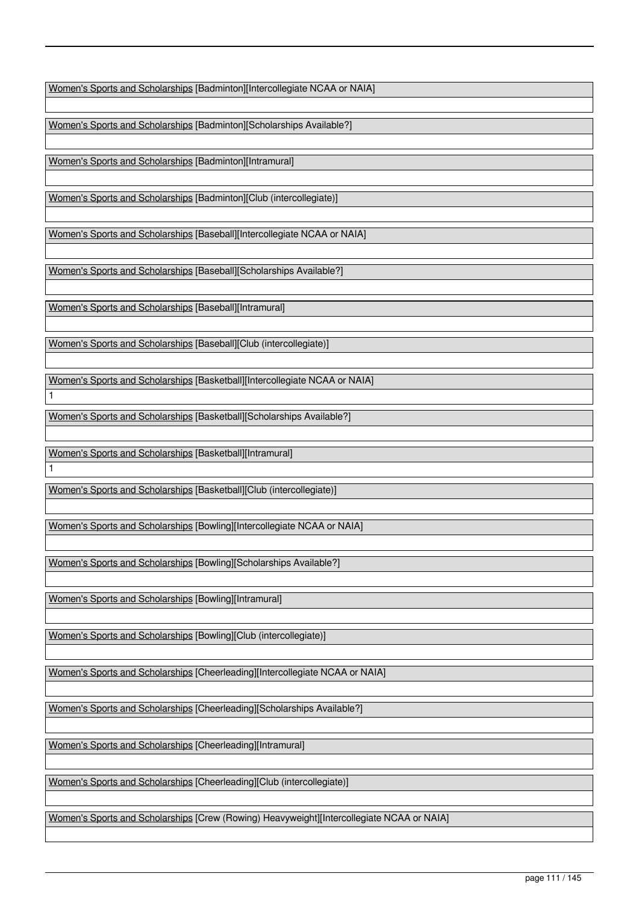Women's Sports and Scholarships [Badminton][Intercollegiate NCAA or NAIA]

Women's Sports and Scholarships [Badminton][Scholarships Available?]

Women's Sports and Scholarships [Badminton][Intramural]

Women's Sports and Scholarships [Badminton][Club (intercollegiate)]

Women's Sports and Scholarships [Baseball][Intercollegiate NCAA or NAIA]

Women's Sports and Scholarships [Baseball][Scholarships Available?]

Women's Sports and Scholarships [Baseball][Intramural]

Women's Sports and Scholarships [Baseball][Club (intercollegiate)]

Women's Sports and Scholarships [Basketball][Intercollegiate NCAA or NAIA]

1

Women's Sports and Scholarships [Basketball][Scholarships Available?]

Women's Sports and Scholarships [Basketball][Intramural]

1

Women's Sports and Scholarships [Basketball][Club (intercollegiate)]

Women's Sports and Scholarships [Bowling][Intercollegiate NCAA or NAIA]

Women's Sports and Scholarships [Bowling][Scholarships Available?]

Women's Sports and Scholarships [Bowling][Intramural]

Women's Sports and Scholarships [Bowling][Club (intercollegiate)]

Women's Sports and Scholarships [Cheerleading][Intercollegiate NCAA or NAIA]

Women's Sports and Scholarships [Cheerleading][Scholarships Available?]

Women's Sports and Scholarships [Cheerleading][Intramural]

Women's Sports and Scholarships [Cheerleading][Club (intercollegiate)]

Women's Sports and Scholarships [Crew (Rowing) Heavyweight][Intercollegiate NCAA or NAIA]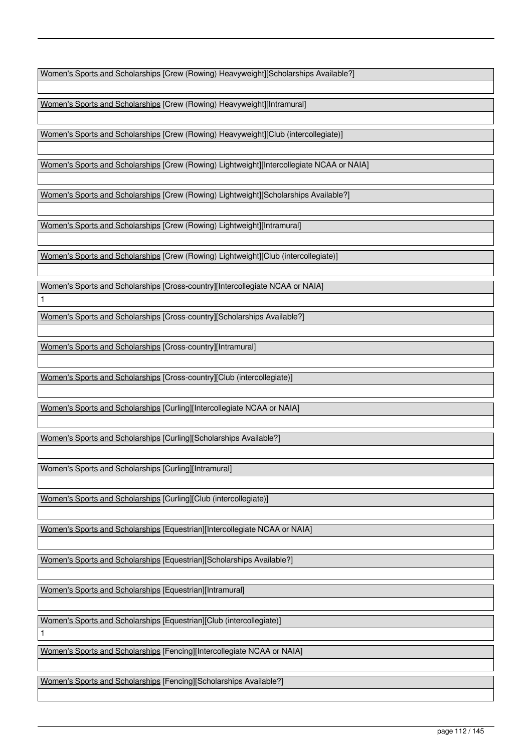| Women's Sports and Scholarships [Crew (Rowing) Heavyweight][Scholarships Available?] |
| --- |
| |

| Women's Sports and Scholarships [Crew (Rowing) Heavyweight][Intramural] |
| --- |
| |

| Women's Sports and Scholarships [Crew (Rowing) Heavyweight][Club (intercollegiate)] |
| --- |
| |

| Women's Sports and Scholarships [Crew (Rowing) Lightweight][Intercollegiate NCAA or NAIA] |
| --- |
| |

| Women's Sports and Scholarships [Crew (Rowing) Lightweight][Scholarships Available?] |
| --- |
| |

| Women's Sports and Scholarships [Crew (Rowing) Lightweight][Intramural] |
| --- |
| |

| Women's Sports and Scholarships [Crew (Rowing) Lightweight][Club (intercollegiate)] |
| --- |
| |

| Women's Sports and Scholarships [Cross-country][Intercollegiate NCAA or NAIA] |
| --- |
| 1 |

| Women's Sports and Scholarships [Cross-country][Scholarships Available?] |
| --- |
| |

| Women's Sports and Scholarships [Cross-country][Intramural] |
| --- |
| |

| Women's Sports and Scholarships [Cross-country][Club (intercollegiate)] |
| --- |
| |

| Women's Sports and Scholarships [Curling][Intercollegiate NCAA or NAIA] |
| --- |
| |

| Women's Sports and Scholarships [Curling][Scholarships Available?] |
| --- |
| |

| Women's Sports and Scholarships [Curling][Intramural] |
| --- |
| |

| Women's Sports and Scholarships [Curling][Club (intercollegiate)] |
| --- |
| |

| Women's Sports and Scholarships [Equestrian][Intercollegiate NCAA or NAIA] |
| --- |
| |

| Women's Sports and Scholarships [Equestrian][Scholarships Available?] |
| --- |
| |

| Women's Sports and Scholarships [Equestrian][Intramural] |
| --- |
| |

| Women's Sports and Scholarships [Equestrian][Club (intercollegiate)] |
| --- |
| 1 |

| Women's Sports and Scholarships [Fencing][Intercollegiate NCAA or NAIA] |
| --- |
| |

| Women's Sports and Scholarships [Fencing][Scholarships Available?] |
| --- |
| |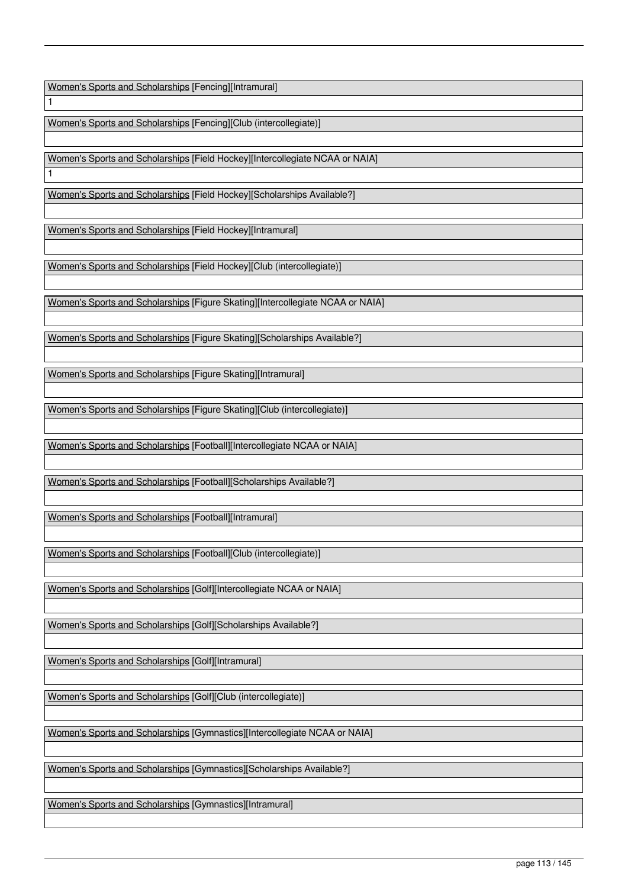| Women's Sports and Scholarships [Fencing][Intramural] |
|---|
| 1 |

| Women's Sports and Scholarships [Fencing][Club (intercollegiate)] |
|---|
| |

| Women's Sports and Scholarships [Field Hockey][Intercollegiate NCAA or NAIA] |
|---|
| 1 |

| Women's Sports and Scholarships [Field Hockey][Scholarships Available?] |
|---|
| |

| Women's Sports and Scholarships [Field Hockey][Intramural] |
|---|
| |

| Women's Sports and Scholarships [Field Hockey][Club (intercollegiate)] |
|---|
| |

| Women's Sports and Scholarships [Figure Skating][Intercollegiate NCAA or NAIA] |
|---|
| |

| Women's Sports and Scholarships [Figure Skating][Scholarships Available?] |
|---|
| |

| Women's Sports and Scholarships [Figure Skating][Intramural] |
|---|
| |

| Women's Sports and Scholarships [Figure Skating][Club (intercollegiate)] |
|---|
| |

| Women's Sports and Scholarships [Football][Intercollegiate NCAA or NAIA] |
|---|
| |

| Women's Sports and Scholarships [Football][Scholarships Available?] |
|---|
| |

| Women's Sports and Scholarships [Football][Intramural] |
|---|
| |

| Women's Sports and Scholarships [Football][Club (intercollegiate)] |
|---|
| |

| Women's Sports and Scholarships [Golf][Intercollegiate NCAA or NAIA] |
|---|
| |

| Women's Sports and Scholarships [Golf][Scholarships Available?] |
|---|
| |

| Women's Sports and Scholarships [Golf][Intramural] |
|---|
| |

| Women's Sports and Scholarships [Golf][Club (intercollegiate)] |
|---|
| |

| Women's Sports and Scholarships [Gymnastics][Intercollegiate NCAA or NAIA] |
|---|
| |

| Women's Sports and Scholarships [Gymnastics][Scholarships Available?] |
|---|
| |

| Women's Sports and Scholarships [Gymnastics][Intramural] |
|---|
| |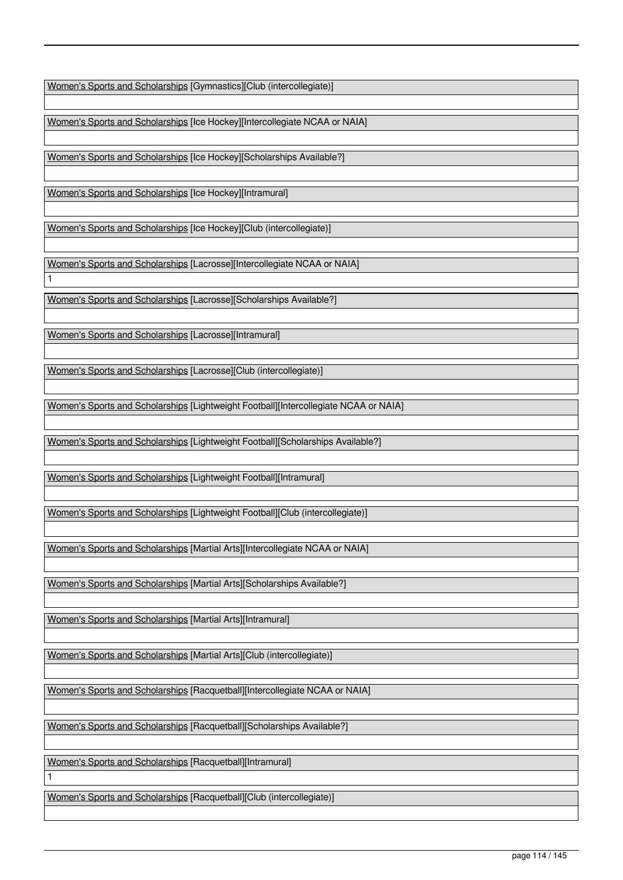Women's Sports and Scholarships [Gymnastics][Club (intercollegiate)]

Women's Sports and Scholarships [Ice Hockey][Intercollegiate NCAA or NAIA]

Women's Sports and Scholarships [Ice Hockey][Scholarships Available?]

Women's Sports and Scholarships [Ice Hockey][Intramural]

Women's Sports and Scholarships [Ice Hockey][Club (intercollegiate)]

Women's Sports and Scholarships [Lacrosse][Intercollegiate NCAA or NAIA]

1

Women's Sports and Scholarships [Lacrosse][Scholarships Available?]

Women's Sports and Scholarships [Lacrosse][Intramural]

Women's Sports and Scholarships [Lacrosse][Club (intercollegiate)]

Women's Sports and Scholarships [Lightweight Football][Intercollegiate NCAA or NAIA]

Women's Sports and Scholarships [Lightweight Football][Scholarships Available?]

Women's Sports and Scholarships [Lightweight Football][Intramural]

Women's Sports and Scholarships [Lightweight Football][Club (intercollegiate)]

Women's Sports and Scholarships [Martial Arts][Intercollegiate NCAA or NAIA]

Women's Sports and Scholarships [Martial Arts][Scholarships Available?]

Women's Sports and Scholarships [Martial Arts][Intramural]

Women's Sports and Scholarships [Martial Arts][Club (intercollegiate)]

Women's Sports and Scholarships [Racquetball][Intercollegiate NCAA or NAIA]

Women's Sports and Scholarships [Racquetball][Scholarships Available?]

Women's Sports and Scholarships [Racquetball][Intramural]

1

Women's Sports and Scholarships [Racquetball][Club (intercollegiate)]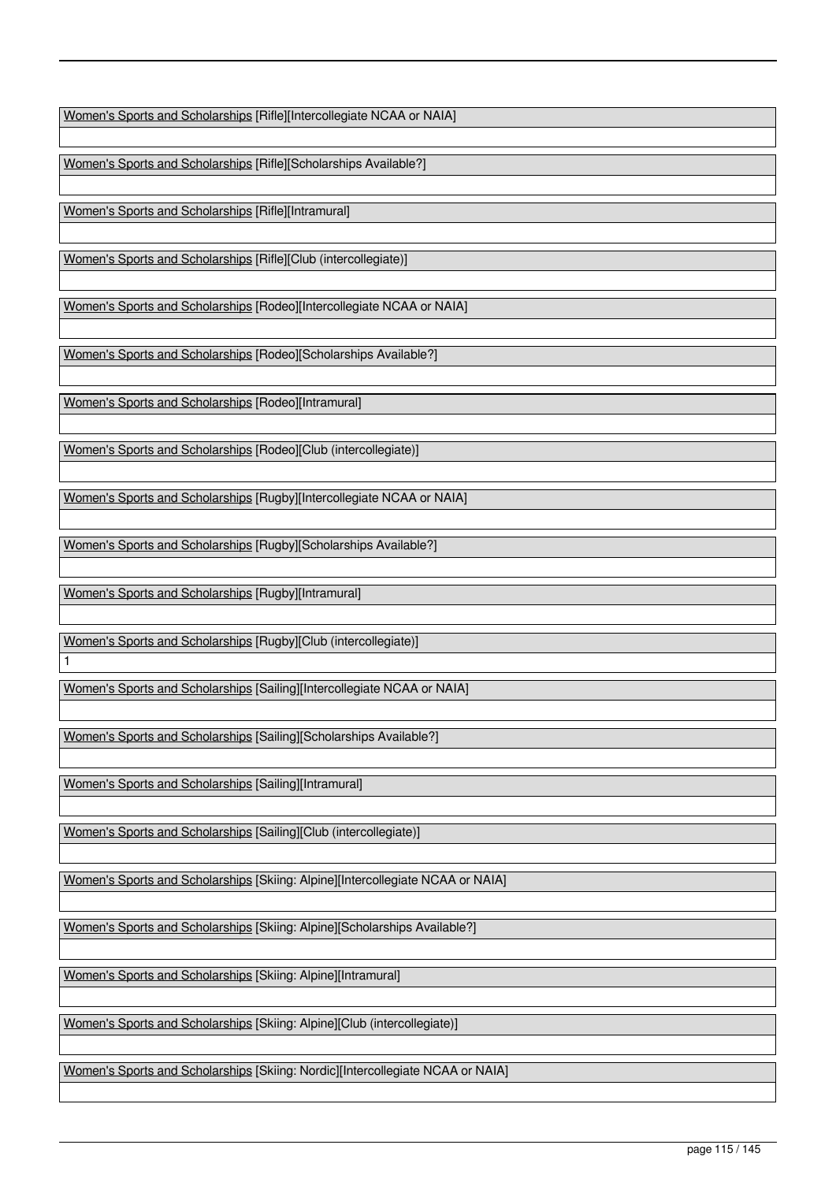Women's Sports and Scholarships [Rifle][Intercollegiate NCAA or NAIA]

Women's Sports and Scholarships [Rifle][Scholarships Available?]

Women's Sports and Scholarships [Rifle][Intramural]

Women's Sports and Scholarships [Rifle][Club (intercollegiate)]

Women's Sports and Scholarships [Rodeo][Intercollegiate NCAA or NAIA]

Women's Sports and Scholarships [Rodeo][Scholarships Available?]

Women's Sports and Scholarships [Rodeo][Intramural]

Women's Sports and Scholarships [Rodeo][Club (intercollegiate)]

Women's Sports and Scholarships [Rugby][Intercollegiate NCAA or NAIA]

Women's Sports and Scholarships [Rugby][Scholarships Available?]

Women's Sports and Scholarships [Rugby][Intramural]

Women's Sports and Scholarships [Rugby][Club (intercollegiate)]

1

Women's Sports and Scholarships [Sailing][Intercollegiate NCAA or NAIA]

Women's Sports and Scholarships [Sailing][Scholarships Available?]

Women's Sports and Scholarships [Sailing][Intramural]

Women's Sports and Scholarships [Sailing][Club (intercollegiate)]

Women's Sports and Scholarships [Skiing: Alpine][Intercollegiate NCAA or NAIA]

Women's Sports and Scholarships [Skiing: Alpine][Scholarships Available?]

Women's Sports and Scholarships [Skiing: Alpine][Intramural]

Women's Sports and Scholarships [Skiing: Alpine][Club (intercollegiate)]

Women's Sports and Scholarships [Skiing: Nordic][Intercollegiate NCAA or NAIA]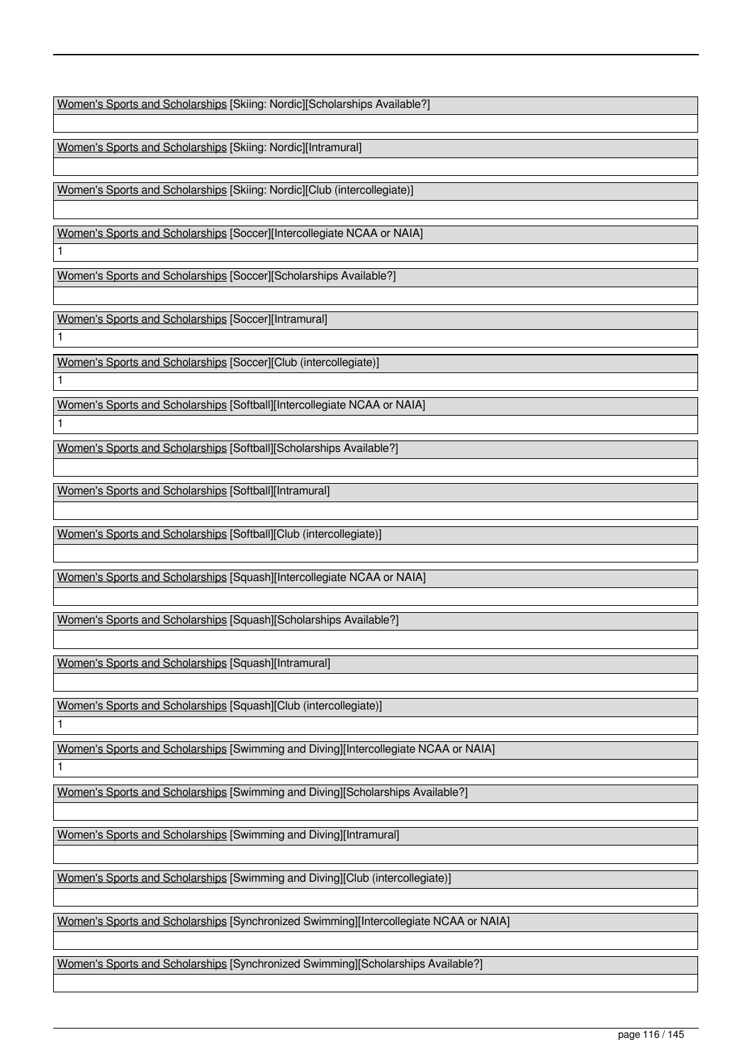Women's Sports and Scholarships [Skiing: Nordic][Scholarships Available?]

Women's Sports and Scholarships [Skiing: Nordic][Intramural]

Women's Sports and Scholarships [Skiing: Nordic][Club (intercollegiate)]

Women's Sports and Scholarships [Soccer][Intercollegiate NCAA or NAIA]

1

Women's Sports and Scholarships [Soccer][Scholarships Available?]

Women's Sports and Scholarships [Soccer][Intramural]

1

Women's Sports and Scholarships [Soccer][Club (intercollegiate)]

1

Women's Sports and Scholarships [Softball][Intercollegiate NCAA or NAIA]

1

Women's Sports and Scholarships [Softball][Scholarships Available?]

Women's Sports and Scholarships [Softball][Intramural]

Women's Sports and Scholarships [Softball][Club (intercollegiate)]

Women's Sports and Scholarships [Squash][Intercollegiate NCAA or NAIA]

Women's Sports and Scholarships [Squash][Scholarships Available?]

Women's Sports and Scholarships [Squash][Intramural]

Women's Sports and Scholarships [Squash][Club (intercollegiate)]

1

Women's Sports and Scholarships [Swimming and Diving][Intercollegiate NCAA or NAIA]

1

Women's Sports and Scholarships [Swimming and Diving][Scholarships Available?]

Women's Sports and Scholarships [Swimming and Diving][Intramural]

Women's Sports and Scholarships [Swimming and Diving][Club (intercollegiate)]

Women's Sports and Scholarships [Synchronized Swimming][Intercollegiate NCAA or NAIA]

Women's Sports and Scholarships [Synchronized Swimming][Scholarships Available?]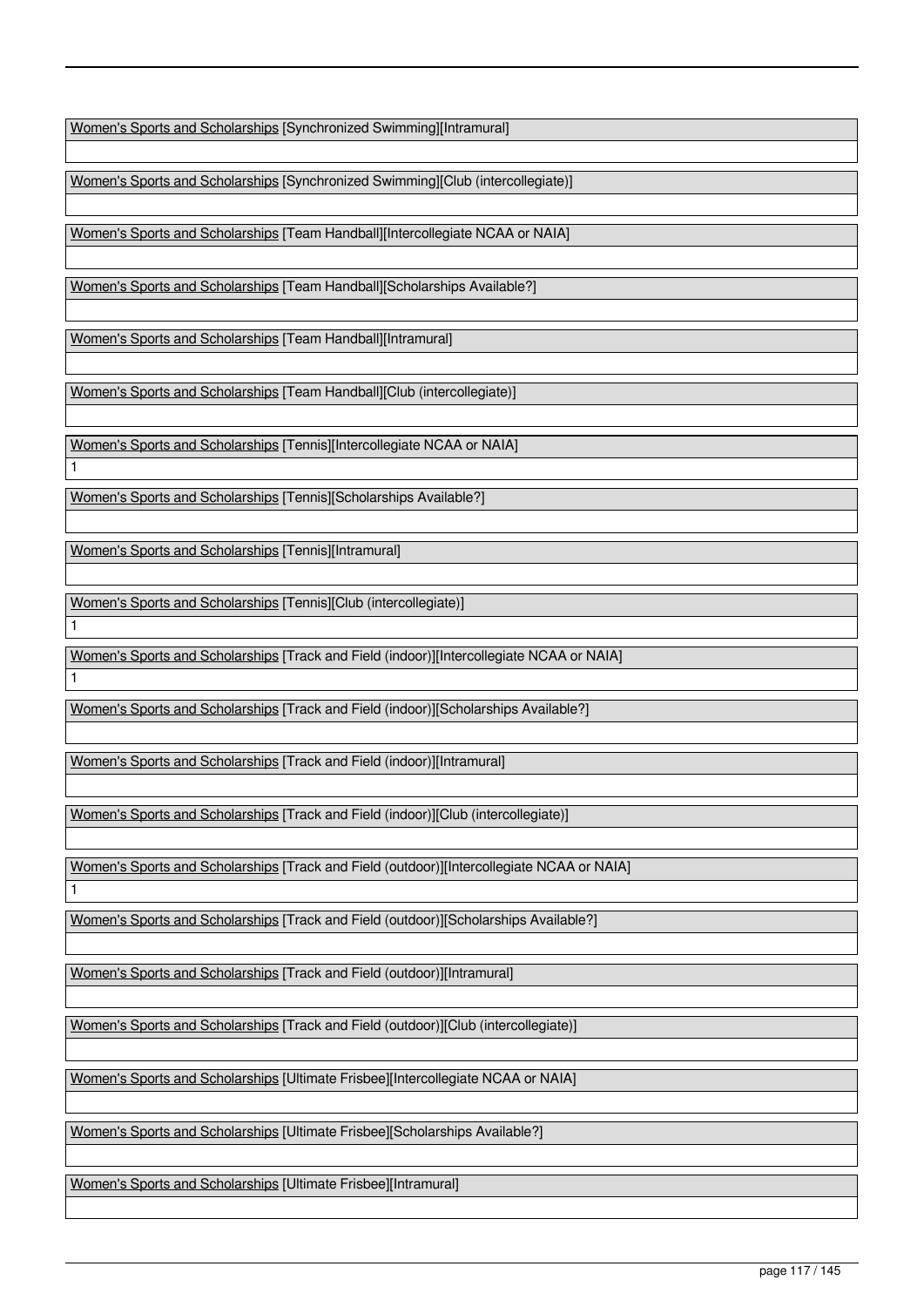Women's Sports and Scholarships [Synchronized Swimming][Intramural]

Women's Sports and Scholarships [Synchronized Swimming][Club (intercollegiate)]

Women's Sports and Scholarships [Team Handball][Intercollegiate NCAA or NAIA]

Women's Sports and Scholarships [Team Handball][Scholarships Available?]

Women's Sports and Scholarships [Team Handball][Intramural]

Women's Sports and Scholarships [Team Handball][Club (intercollegiate)]

Women's Sports and Scholarships [Tennis][Intercollegiate NCAA or NAIA]

1

Women's Sports and Scholarships [Tennis][Scholarships Available?]

Women's Sports and Scholarships [Tennis][Intramural]

Women's Sports and Scholarships [Tennis][Club (intercollegiate)]

1

Women's Sports and Scholarships [Track and Field (indoor)][Intercollegiate NCAA or NAIA]

1

Women's Sports and Scholarships [Track and Field (indoor)][Scholarships Available?]

Women's Sports and Scholarships [Track and Field (indoor)][Intramural]

Women's Sports and Scholarships [Track and Field (indoor)][Club (intercollegiate)]

Women's Sports and Scholarships [Track and Field (outdoor)][Intercollegiate NCAA or NAIA]

1

Women's Sports and Scholarships [Track and Field (outdoor)][Scholarships Available?]

Women's Sports and Scholarships [Track and Field (outdoor)][Intramural]

Women's Sports and Scholarships [Track and Field (outdoor)][Club (intercollegiate)]

Women's Sports and Scholarships [Ultimate Frisbee][Intercollegiate NCAA or NAIA]

Women's Sports and Scholarships [Ultimate Frisbee][Scholarships Available?]

Women's Sports and Scholarships [Ultimate Frisbee][Intramural]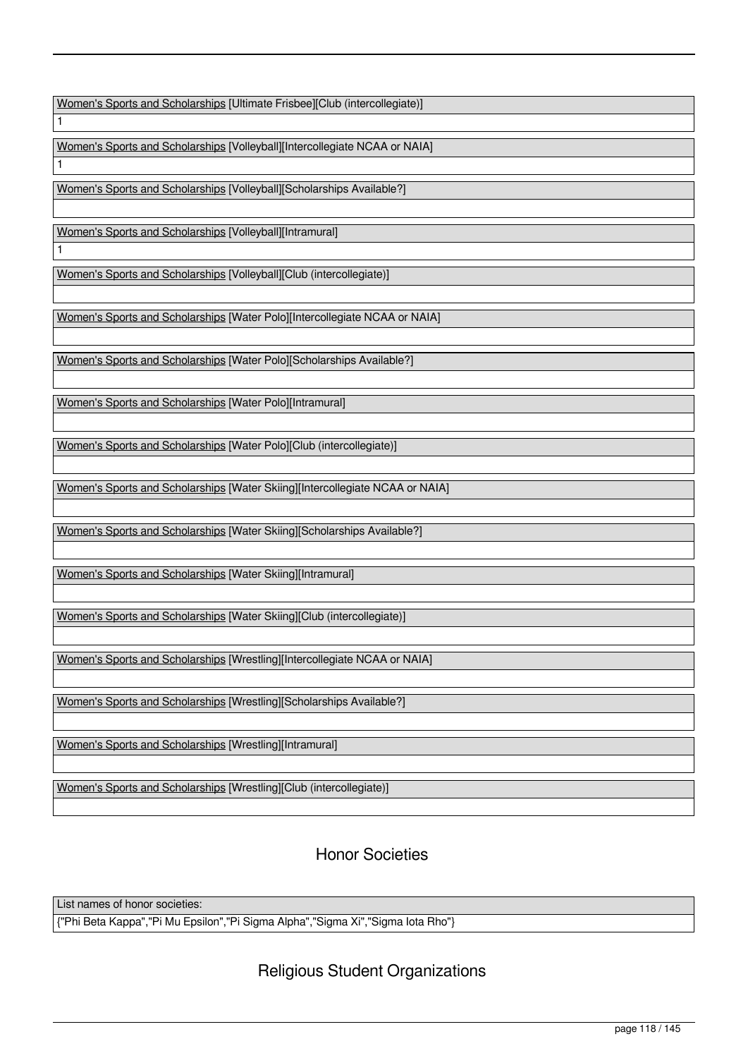| Women's Sports and Scholarships [Ultimate Frisbee][Club (intercollegiate)] |
| --- |
| 1 |

| Women's Sports and Scholarships [Volleyball][Intercollegiate NCAA or NAIA] |
| --- |
| 1 |

| Women's Sports and Scholarships [Volleyball][Scholarships Available?] |
| --- |
| |

| Women's Sports and Scholarships [Volleyball][Intramural] |
| --- |
| 1 |

| Women's Sports and Scholarships [Volleyball][Club (intercollegiate)] |
| --- |
| |

| Women's Sports and Scholarships [Water Polo][Intercollegiate NCAA or NAIA] |
| --- |
| |

| Women's Sports and Scholarships [Water Polo][Scholarships Available?] |
| --- |
| |

| Women's Sports and Scholarships [Water Polo][Intramural] |
| --- |
| |

| Women's Sports and Scholarships [Water Polo][Club (intercollegiate)] |
| --- |
| |

| Women's Sports and Scholarships [Water Skiing][Intercollegiate NCAA or NAIA] |
| --- |
| |

| Women's Sports and Scholarships [Water Skiing][Scholarships Available?] |
| --- |
| |

| Women's Sports and Scholarships [Water Skiing][Intramural] |
| --- |
| |

| Women's Sports and Scholarships [Water Skiing][Club (intercollegiate)] |
| --- |
| |

| Women's Sports and Scholarships [Wrestling][Intercollegiate NCAA or NAIA] |
| --- |
| |

| Women's Sports and Scholarships [Wrestling][Scholarships Available?] |
| --- |
| |

| Women's Sports and Scholarships [Wrestling][Intramural] |
| --- |
| |

| Women's Sports and Scholarships [Wrestling][Club (intercollegiate)] |
| --- |
| |

## Honor Societies

| List names of honor societies: |
| --- |
| {"Phi Beta Kappa","Pi Mu Epsilon","Pi Sigma Alpha","Sigma Xi","Sigma Iota Rho"} |

## Religious Student Organizations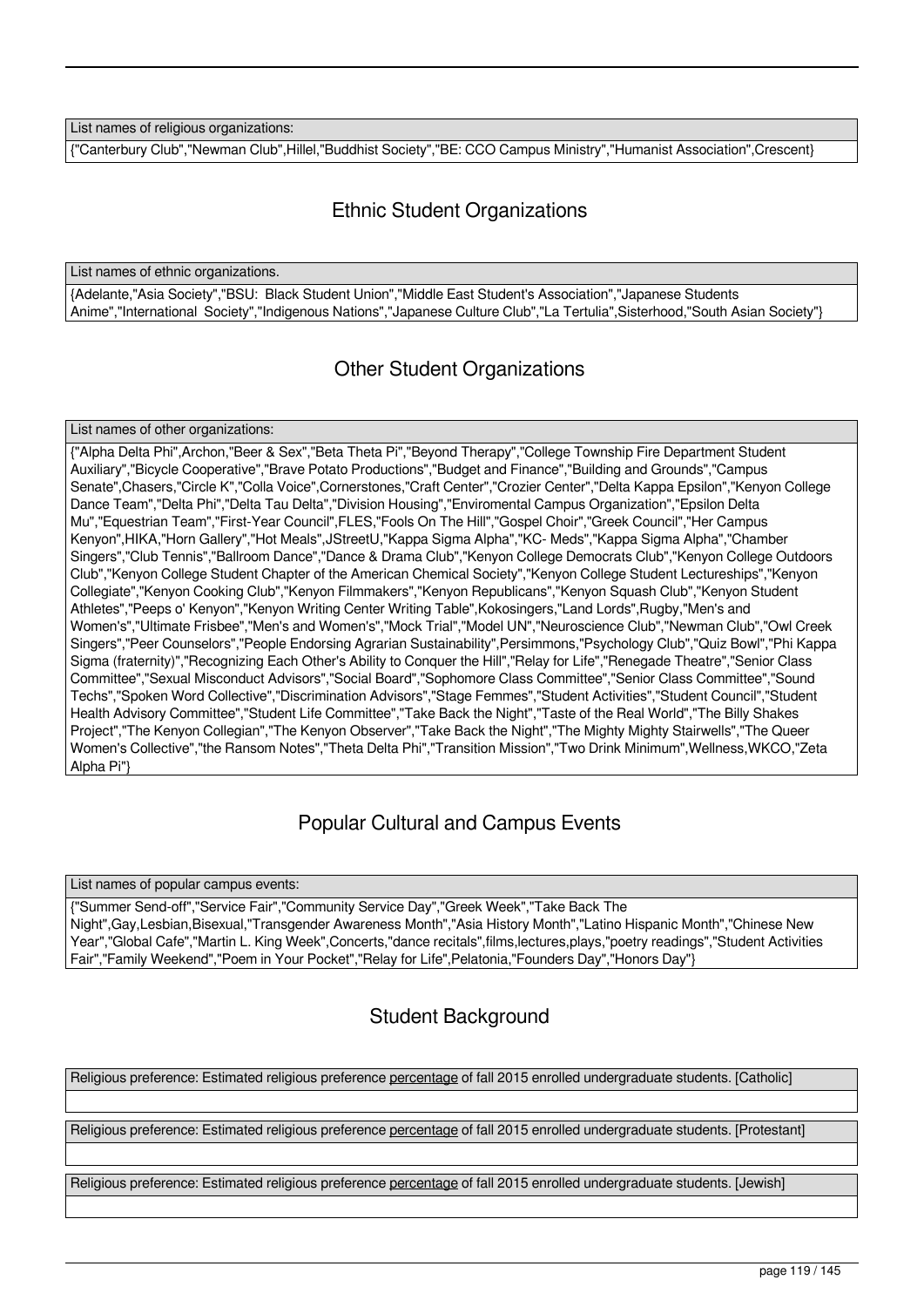| List names of religious organizations: |
| --- |
| {"Canterbury Club","Newman Club",Hillel,"Buddhist Society","BE: CCO Campus Ministry","Humanist Association",Crescent} |

## Ethnic Student Organizations

| List names of ethnic organizations. |
| --- |
| {Adelante,"Asia Society","BSU: Black Student Union","Middle East Student's Association","Japanese Students Anime","International Society","Indigenous Nations","Japanese Culture Club","La Tertulia",Sisterhood,"South Asian Society"} |

## Other Student Organizations

| List names of other organizations: |
| --- |
| {"Alpha Delta Phi",Archon,"Beer & Sex","Beta Theta Pi","Beyond Therapy","College Township Fire Department Student Auxiliary","Bicycle Cooperative","Brave Potato Productions","Budget and Finance","Building and Grounds","Campus Senate",Chasers,"Circle K","Colla Voice",Cornerstones,"Craft Center","Crozier Center","Delta Kappa Epsilon","Kenyon College Dance Team","Delta Phi","Delta Tau Delta","Division Housing","Enviromental Campus Organization","Epsilon Delta Mu","Equestrian Team","First-Year Council",FLES,"Fools On The Hill","Gospel Choir","Greek Council","Her Campus Kenyon",HIKA,"Horn Gallery","Hot Meals",JStreetU,"Kappa Sigma Alpha","KC- Meds","Kappa Sigma Alpha","Chamber Singers","Club Tennis","Ballroom Dance","Dance & Drama Club","Kenyon College Democrats Club","Kenyon College Outdoors Club","Kenyon College Student Chapter of the American Chemical Society","Kenyon College Student Lectureships","Kenyon Collegiate","Kenyon Cooking Club","Kenyon Filmmakers","Kenyon Republicans","Kenyon Squash Club","Kenyon Student Athletes","Peeps o' Kenyon","Kenyon Writing Center Writing Table",Kokosingers,"Land Lords",Rugby,"Men's and Women's","Ultimate Frisbee","Men's and Women's","Mock Trial","Model UN","Neuroscience Club","Newman Club","Owl Creek Singers","Peer Counselors","People Endorsing Agrarian Sustainability",Persimmons,"Psychology Club","Quiz Bowl","Phi Kappa Sigma (fraternity)","Recognizing Each Other's Ability to Conquer the Hill","Relay for Life","Renegade Theatre","Senior Class Committee","Sexual Misconduct Advisors","Social Board","Sophomore Class Committee","Senior Class Committee","Sound Techs","Spoken Word Collective","Discrimination Advisors","Stage Femmes","Student Activities","Student Council","Student Health Advisory Committee","Student Life Committee","Take Back the Night","Taste of the Real World","The Billy Shakes Project","The Kenyon Collegian","The Kenyon Observer","Take Back the Night","The Mighty Mighty Stairwells","The Queer Women's Collective","the Ransom Notes","Theta Delta Phi","Transition Mission","Two Drink Minimum",Wellness,WKCO,"Zeta Alpha Pi"} |

## Popular Cultural and Campus Events

| List names of popular campus events: |
| --- |
| {"Summer Send-off","Service Fair","Community Service Day","Greek Week","Take Back The Night",Gay,Lesbian,Bisexual,"Transgender Awareness Month","Asia History Month","Latino Hispanic Month","Chinese New Year","Global Cafe","Martin L. King Week",Concerts,"dance recitals",films,lectures,plays,"poetry readings","Student Activities Fair","Family Weekend","Poem in Your Pocket","Relay for Life",Pelatonia,"Founders Day","Honors Day"} |

## Student Background

| Religious preference: Estimated religious preference percentage of fall 2015 enrolled undergraduate students. [Catholic] |
| --- |
| |

| Religious preference: Estimated religious preference percentage of fall 2015 enrolled undergraduate students. [Protestant] |
| --- |
| |

| Religious preference: Estimated religious preference percentage of fall 2015 enrolled undergraduate students. [Jewish] |
| --- |
| |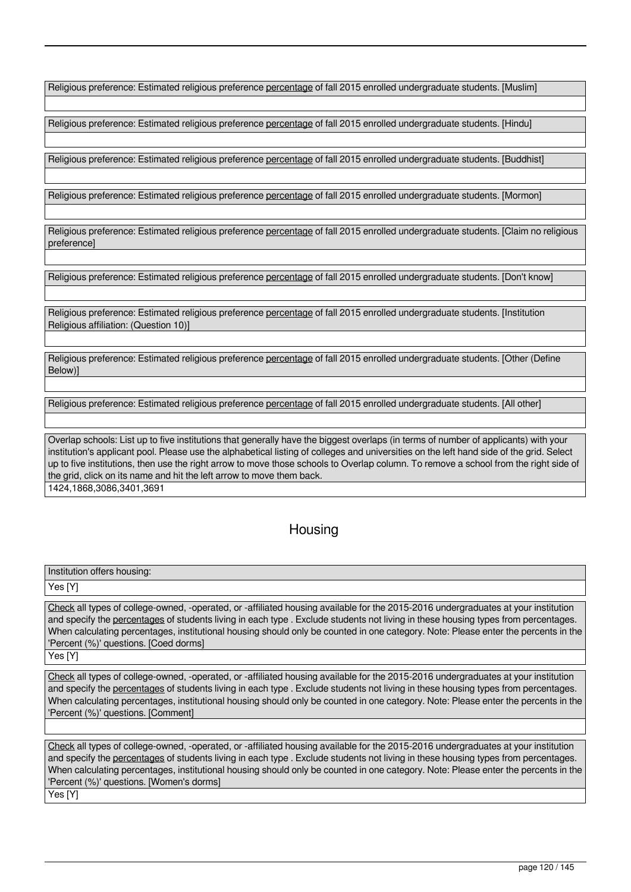| Religious preference: Estimated religious preference percentage of fall 2015 enrolled undergraduate students. [Muslim] |
| --- |
| |

| Religious preference: Estimated religious preference percentage of fall 2015 enrolled undergraduate students. [Hindu] |
| --- |
| |

| Religious preference: Estimated religious preference percentage of fall 2015 enrolled undergraduate students. [Buddhist] |
| --- |
| |

| Religious preference: Estimated religious preference percentage of fall 2015 enrolled undergraduate students. [Mormon] |
| --- |
| |

| Religious preference: Estimated religious preference percentage of fall 2015 enrolled undergraduate students. [Claim no religious preference] |
| --- |
| |

| Religious preference: Estimated religious preference percentage of fall 2015 enrolled undergraduate students. [Don't know] |
| --- |
| |

| Religious preference: Estimated religious preference percentage of fall 2015 enrolled undergraduate students. [Institution Religious affiliation: (Question 10)] |
| --- |
| |

| Religious preference: Estimated religious preference percentage of fall 2015 enrolled undergraduate students. [Other (Define Below)] |
| --- |
| |

| Religious preference: Estimated religious preference percentage of fall 2015 enrolled undergraduate students. [All other] |
| --- |
| |

| Overlap schools: List up to five institutions that generally have the biggest overlaps (in terms of number of applicants) with your institution's applicant pool. Please use the alphabetical listing of colleges and universities on the left hand side of the grid. Select up to five institutions, then use the right arrow to move those schools to Overlap column. To remove a school from the right side of the grid, click on its name and hit the left arrow to move them back. |
| --- |
| 1424,1868,3086,3401,3691 |

## Housing

| Institution offers housing: |
| --- |
| Yes [Y] |

| Check all types of college-owned, -operated, or -affiliated housing available for the 2015-2016 undergraduates at your institution and specify the percentages of students living in each type . Exclude students not living in these housing types from percentages. When calculating percentages, institutional housing should only be counted in one category. Note: Please enter the percents in the 'Percent (%)' questions. [Coed dorms] |
| --- |
| Yes [Y] |

| Check all types of college-owned, -operated, or -affiliated housing available for the 2015-2016 undergraduates at your institution and specify the percentages of students living in each type . Exclude students not living in these housing types from percentages. When calculating percentages, institutional housing should only be counted in one category. Note: Please enter the percents in the 'Percent (%)' questions. [Comment] |
| --- |
| |

| Check all types of college-owned, -operated, or -affiliated housing available for the 2015-2016 undergraduates at your institution and specify the percentages of students living in each type . Exclude students not living in these housing types from percentages. When calculating percentages, institutional housing should only be counted in one category. Note: Please enter the percents in the 'Percent (%)' questions. [Women's dorms] |
| --- |
| Yes [Y] |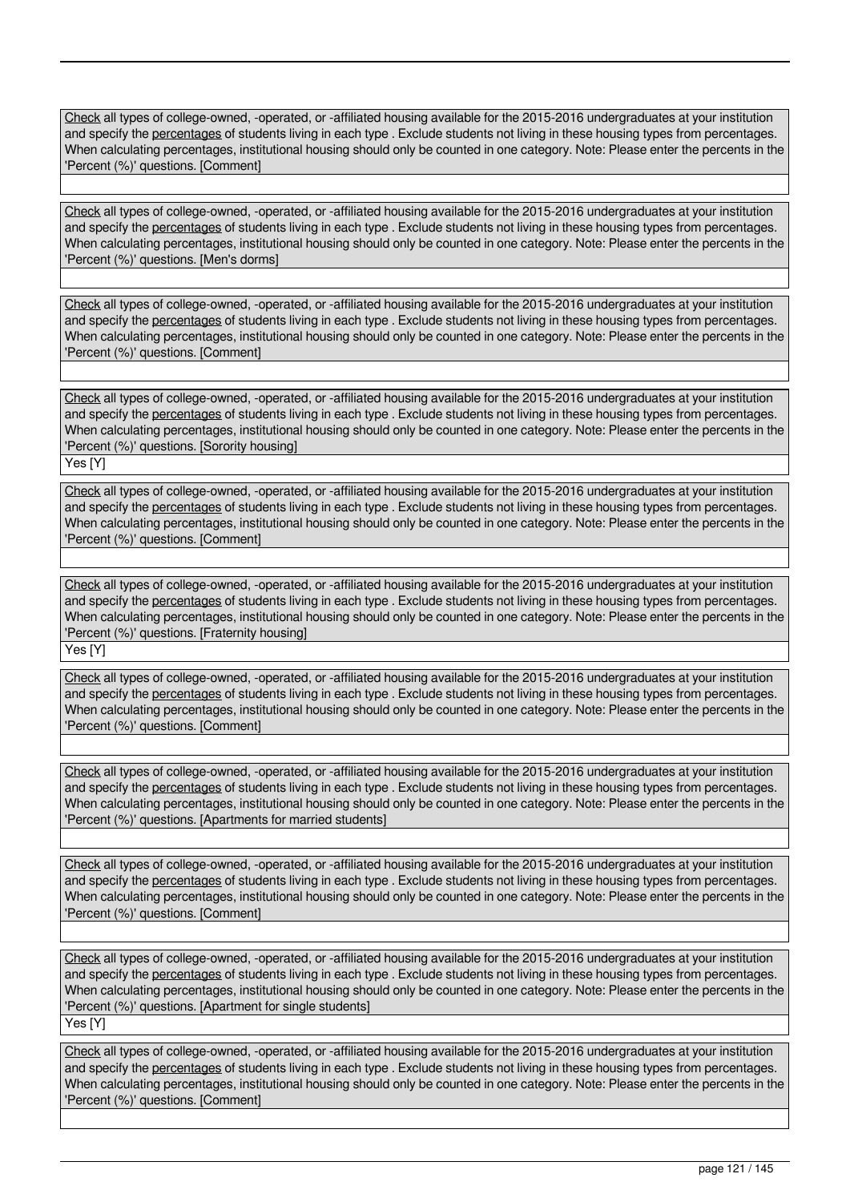Check all types of college-owned, -operated, or -affiliated housing available for the 2015-2016 undergraduates at your institution and specify the percentages of students living in each type . Exclude students not living in these housing types from percentages. When calculating percentages, institutional housing should only be counted in one category. Note: Please enter the percents in the 'Percent (%)' questions. [Comment]

Check all types of college-owned, -operated, or -affiliated housing available for the 2015-2016 undergraduates at your institution and specify the percentages of students living in each type . Exclude students not living in these housing types from percentages. When calculating percentages, institutional housing should only be counted in one category. Note: Please enter the percents in the 'Percent (%)' questions. [Men's dorms]

Check all types of college-owned, -operated, or -affiliated housing available for the 2015-2016 undergraduates at your institution and specify the percentages of students living in each type . Exclude students not living in these housing types from percentages. When calculating percentages, institutional housing should only be counted in one category. Note: Please enter the percents in the 'Percent (%)' questions. [Comment]

Check all types of college-owned, -operated, or -affiliated housing available for the 2015-2016 undergraduates at your institution and specify the percentages of students living in each type . Exclude students not living in these housing types from percentages. When calculating percentages, institutional housing should only be counted in one category. Note: Please enter the percents in the 'Percent (%)' questions. [Sorority housing]

Yes [Y]

Check all types of college-owned, -operated, or -affiliated housing available for the 2015-2016 undergraduates at your institution and specify the percentages of students living in each type . Exclude students not living in these housing types from percentages. When calculating percentages, institutional housing should only be counted in one category. Note: Please enter the percents in the 'Percent (%)' questions. [Comment]

Check all types of college-owned, -operated, or -affiliated housing available for the 2015-2016 undergraduates at your institution and specify the percentages of students living in each type . Exclude students not living in these housing types from percentages. When calculating percentages, institutional housing should only be counted in one category. Note: Please enter the percents in the 'Percent (%)' questions. [Fraternity housing]

Yes [Y]

Check all types of college-owned, -operated, or -affiliated housing available for the 2015-2016 undergraduates at your institution and specify the percentages of students living in each type . Exclude students not living in these housing types from percentages. When calculating percentages, institutional housing should only be counted in one category. Note: Please enter the percents in the 'Percent (%)' questions. [Comment]

Check all types of college-owned, -operated, or -affiliated housing available for the 2015-2016 undergraduates at your institution and specify the percentages of students living in each type . Exclude students not living in these housing types from percentages. When calculating percentages, institutional housing should only be counted in one category. Note: Please enter the percents in the 'Percent (%)' questions. [Apartments for married students]

Check all types of college-owned, -operated, or -affiliated housing available for the 2015-2016 undergraduates at your institution and specify the percentages of students living in each type . Exclude students not living in these housing types from percentages. When calculating percentages, institutional housing should only be counted in one category. Note: Please enter the percents in the 'Percent (%)' questions. [Comment]

Check all types of college-owned, -operated, or -affiliated housing available for the 2015-2016 undergraduates at your institution and specify the percentages of students living in each type . Exclude students not living in these housing types from percentages. When calculating percentages, institutional housing should only be counted in one category. Note: Please enter the percents in the 'Percent (%)' questions. [Apartment for single students]

Yes [Y]

Check all types of college-owned, -operated, or -affiliated housing available for the 2015-2016 undergraduates at your institution and specify the percentages of students living in each type . Exclude students not living in these housing types from percentages. When calculating percentages, institutional housing should only be counted in one category. Note: Please enter the percents in the 'Percent (%)' questions. [Comment]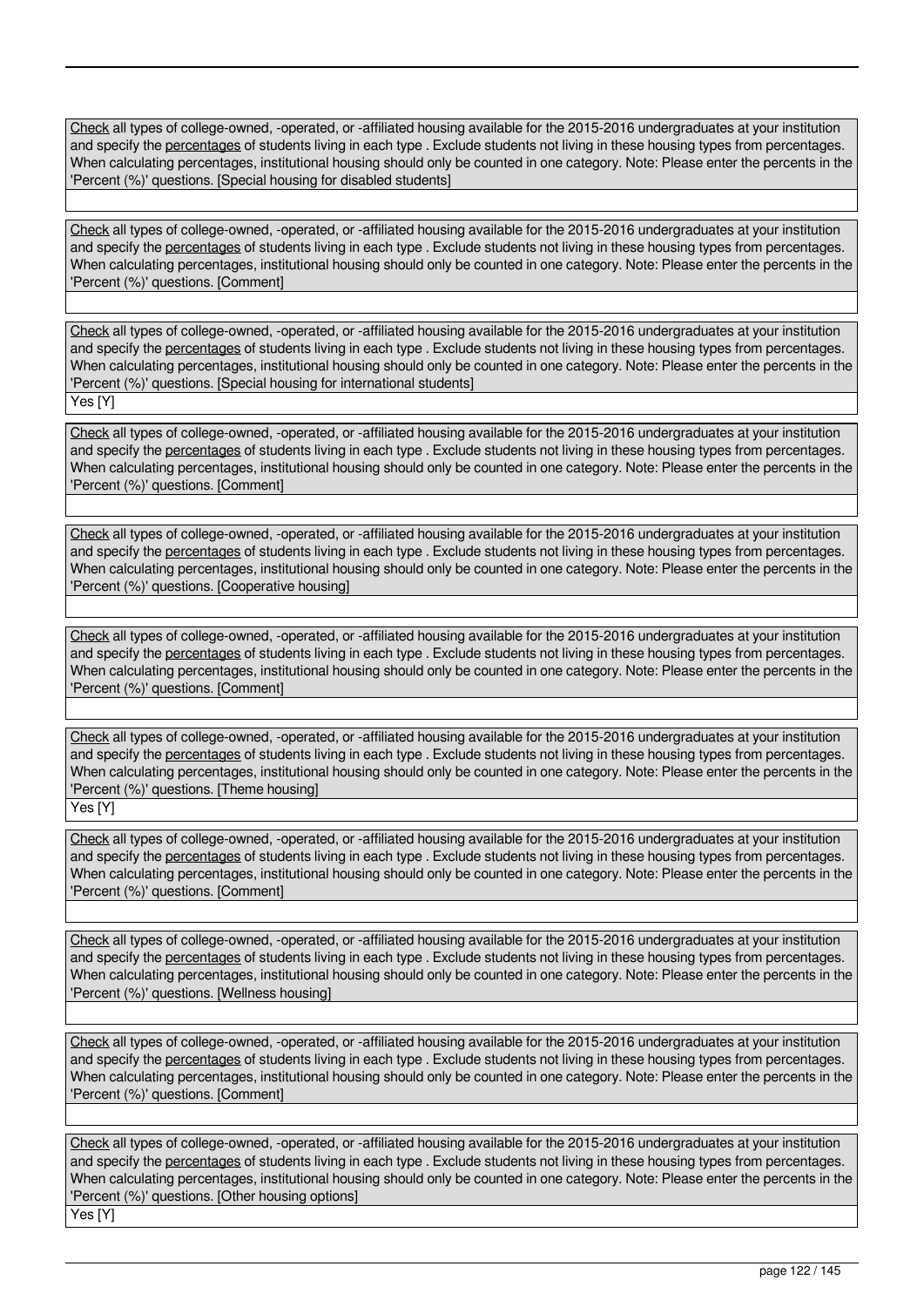Check all types of college-owned, -operated, or -affiliated housing available for the 2015-2016 undergraduates at your institution and specify the percentages of students living in each type . Exclude students not living in these housing types from percentages. When calculating percentages, institutional housing should only be counted in one category. Note: Please enter the percents in the 'Percent (%)' questions. [Special housing for disabled students]

Check all types of college-owned, -operated, or -affiliated housing available for the 2015-2016 undergraduates at your institution and specify the percentages of students living in each type . Exclude students not living in these housing types from percentages. When calculating percentages, institutional housing should only be counted in one category. Note: Please enter the percents in the 'Percent (%)' questions. [Comment]

Check all types of college-owned, -operated, or -affiliated housing available for the 2015-2016 undergraduates at your institution and specify the percentages of students living in each type . Exclude students not living in these housing types from percentages. When calculating percentages, institutional housing should only be counted in one category. Note: Please enter the percents in the 'Percent (%)' questions. [Special housing for international students]

Yes [Y]

Check all types of college-owned, -operated, or -affiliated housing available for the 2015-2016 undergraduates at your institution and specify the percentages of students living in each type . Exclude students not living in these housing types from percentages. When calculating percentages, institutional housing should only be counted in one category. Note: Please enter the percents in the 'Percent (%)' questions. [Comment]

Check all types of college-owned, -operated, or -affiliated housing available for the 2015-2016 undergraduates at your institution and specify the percentages of students living in each type . Exclude students not living in these housing types from percentages. When calculating percentages, institutional housing should only be counted in one category. Note: Please enter the percents in the 'Percent (%)' questions. [Cooperative housing]

Check all types of college-owned, -operated, or -affiliated housing available for the 2015-2016 undergraduates at your institution and specify the percentages of students living in each type . Exclude students not living in these housing types from percentages. When calculating percentages, institutional housing should only be counted in one category. Note: Please enter the percents in the 'Percent (%)' questions. [Comment]

Check all types of college-owned, -operated, or -affiliated housing available for the 2015-2016 undergraduates at your institution and specify the percentages of students living in each type . Exclude students not living in these housing types from percentages. When calculating percentages, institutional housing should only be counted in one category. Note: Please enter the percents in the 'Percent (%)' questions. [Theme housing]

Yes [Y]

Check all types of college-owned, -operated, or -affiliated housing available for the 2015-2016 undergraduates at your institution and specify the percentages of students living in each type . Exclude students not living in these housing types from percentages. When calculating percentages, institutional housing should only be counted in one category. Note: Please enter the percents in the 'Percent (%)' questions. [Comment]

Check all types of college-owned, -operated, or -affiliated housing available for the 2015-2016 undergraduates at your institution and specify the percentages of students living in each type . Exclude students not living in these housing types from percentages. When calculating percentages, institutional housing should only be counted in one category. Note: Please enter the percents in the 'Percent (%)' questions. [Wellness housing]

Check all types of college-owned, -operated, or -affiliated housing available for the 2015-2016 undergraduates at your institution and specify the percentages of students living in each type . Exclude students not living in these housing types from percentages. When calculating percentages, institutional housing should only be counted in one category. Note: Please enter the percents in the 'Percent (%)' questions. [Comment]

Check all types of college-owned, -operated, or -affiliated housing available for the 2015-2016 undergraduates at your institution and specify the percentages of students living in each type . Exclude students not living in these housing types from percentages. When calculating percentages, institutional housing should only be counted in one category. Note: Please enter the percents in the 'Percent (%)' questions. [Other housing options]

Yes [Y]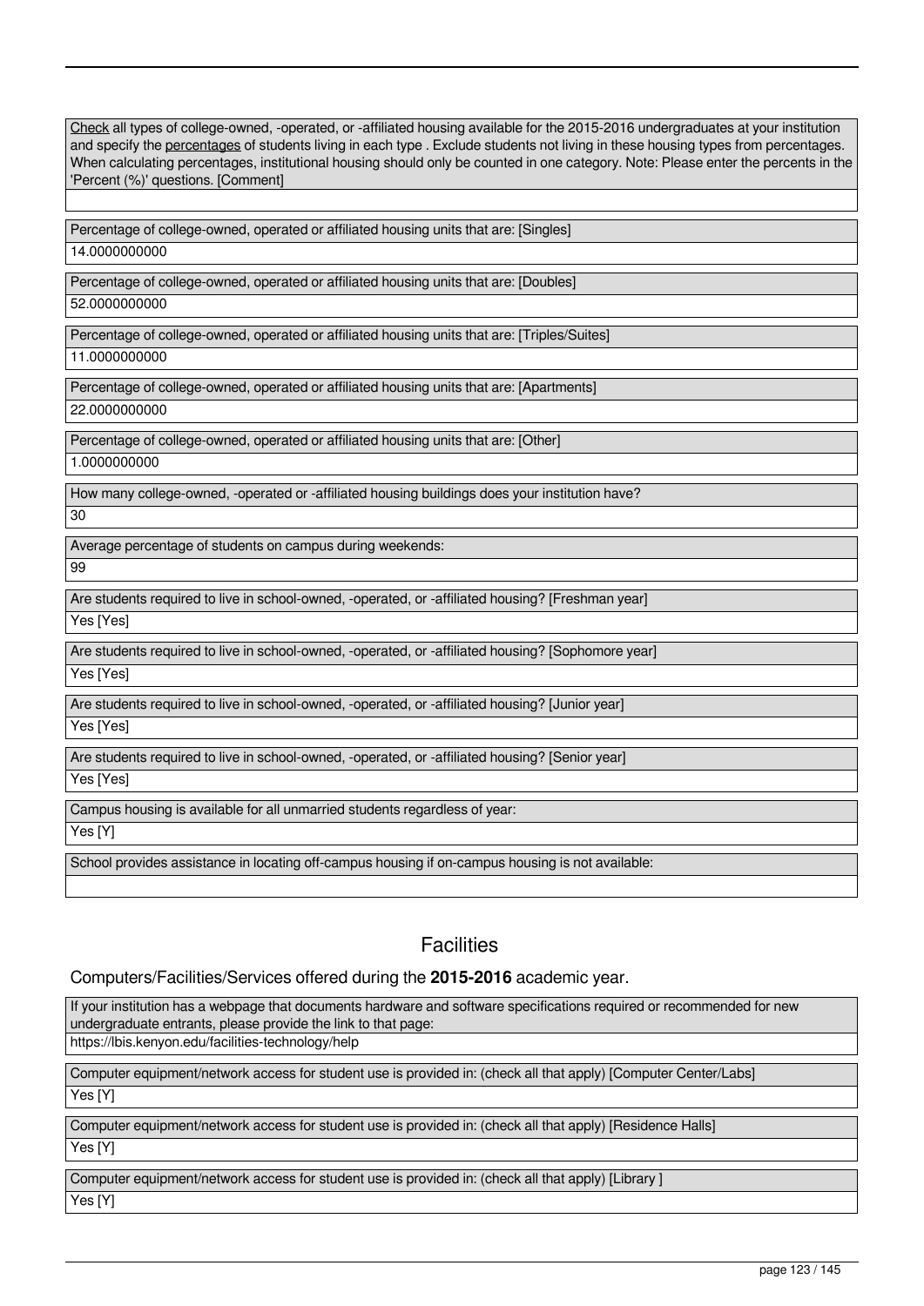| Check all types of college-owned, -operated, or -affiliated housing available for the 2015-2016 undergraduates at your institution and specify the percentages of students living in each type . Exclude students not living in these housing types from percentages. When calculating percentages, institutional housing should only be counted in one category. Note: Please enter the percents in the 'Percent (%)' questions. [Comment] |
|---|
| |

| Percentage of college-owned, operated or affiliated housing units that are: [Singles] |
|---|
| 14.0000000000 |

| Percentage of college-owned, operated or affiliated housing units that are: [Doubles] |
|---|
| 52.0000000000 |

| Percentage of college-owned, operated or affiliated housing units that are: [Triples/Suites] |
|---|
| 11.0000000000 |

| Percentage of college-owned, operated or affiliated housing units that are: [Apartments] |
|---|
| 22.0000000000 |

| Percentage of college-owned, operated or affiliated housing units that are: [Other] |
|---|
| 1.0000000000 |

| How many college-owned, -operated or -affiliated housing buildings does your institution have? |
|---|
| 30 |

| Average percentage of students on campus during weekends: |
|---|
| 99 |

| Are students required to live in school-owned, -operated, or -affiliated housing? [Freshman year] |
|---|
| Yes [Yes] |

| Are students required to live in school-owned, -operated, or -affiliated housing? [Sophomore year] |
|---|
| Yes [Yes] |

| Are students required to live in school-owned, -operated, or -affiliated housing? [Junior year] |
|---|
| Yes [Yes] |

| Are students required to live in school-owned, -operated, or -affiliated housing? [Senior year] |
|---|
| Yes [Yes] |

| Campus housing is available for all unmarried students regardless of year: |
|---|
| Yes [Y] |

| School provides assistance in locating off-campus housing if on-campus housing is not available: |
|---|
| |

## Facilities

### Computers/Facilities/Services offered during the **2015-2016** academic year.

| If your institution has a webpage that documents hardware and software specifications required or recommended for new undergraduate entrants, please provide the link to that page: |
|---|
| https://lbis.kenyon.edu/facilities-technology/help |

| Computer equipment/network access for student use is provided in: (check all that apply) [Computer Center/Labs] |
|---|
| Yes [Y] |

| Computer equipment/network access for student use is provided in: (check all that apply) [Residence Halls] |
|---|
| Yes [Y] |

| Computer equipment/network access for student use is provided in: (check all that apply) [Library ] |
|---|
| Yes [Y] |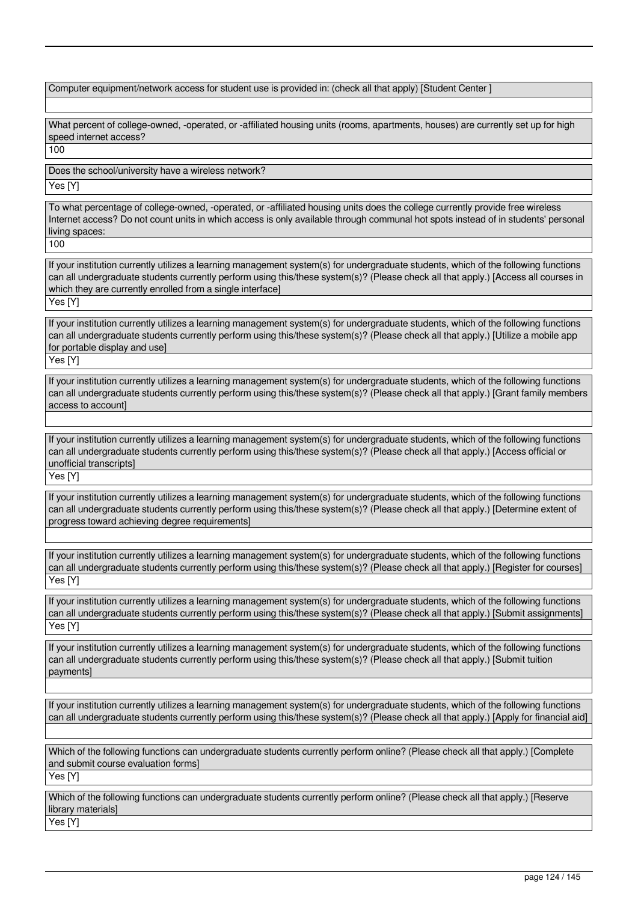Computer equipment/network access for student use is provided in: (check all that apply) [Student Center ]

What percent of college-owned, -operated, or -affiliated housing units (rooms, apartments, houses) are currently set up for high speed internet access?

100

Does the school/university have a wireless network?

Yes [Y]

To what percentage of college-owned, -operated, or -affiliated housing units does the college currently provide free wireless Internet access? Do not count units in which access is only available through communal hot spots instead of in students' personal living spaces:

100

If your institution currently utilizes a learning management system(s) for undergraduate students, which of the following functions can all undergraduate students currently perform using this/these system(s)? (Please check all that apply.) [Access all courses in which they are currently enrolled from a single interface]

Yes [Y]

If your institution currently utilizes a learning management system(s) for undergraduate students, which of the following functions can all undergraduate students currently perform using this/these system(s)? (Please check all that apply.) [Utilize a mobile app for portable display and use]

Yes [Y]

If your institution currently utilizes a learning management system(s) for undergraduate students, which of the following functions can all undergraduate students currently perform using this/these system(s)? (Please check all that apply.) [Grant family members access to account]

If your institution currently utilizes a learning management system(s) for undergraduate students, which of the following functions can all undergraduate students currently perform using this/these system(s)? (Please check all that apply.) [Access official or unofficial transcripts]

Yes [Y]

If your institution currently utilizes a learning management system(s) for undergraduate students, which of the following functions can all undergraduate students currently perform using this/these system(s)? (Please check all that apply.) [Determine extent of progress toward achieving degree requirements]

If your institution currently utilizes a learning management system(s) for undergraduate students, which of the following functions can all undergraduate students currently perform using this/these system(s)? (Please check all that apply.) [Register for courses]

Yes [Y]

If your institution currently utilizes a learning management system(s) for undergraduate students, which of the following functions can all undergraduate students currently perform using this/these system(s)? (Please check all that apply.) [Submit assignments]

Yes [Y]

If your institution currently utilizes a learning management system(s) for undergraduate students, which of the following functions can all undergraduate students currently perform using this/these system(s)? (Please check all that apply.) [Submit tuition payments]

If your institution currently utilizes a learning management system(s) for undergraduate students, which of the following functions can all undergraduate students currently perform using this/these system(s)? (Please check all that apply.) [Apply for financial aid]

Which of the following functions can undergraduate students currently perform online? (Please check all that apply.) [Complete and submit course evaluation forms]

Yes [Y]

Which of the following functions can undergraduate students currently perform online? (Please check all that apply.) [Reserve library materials]

Yes [Y]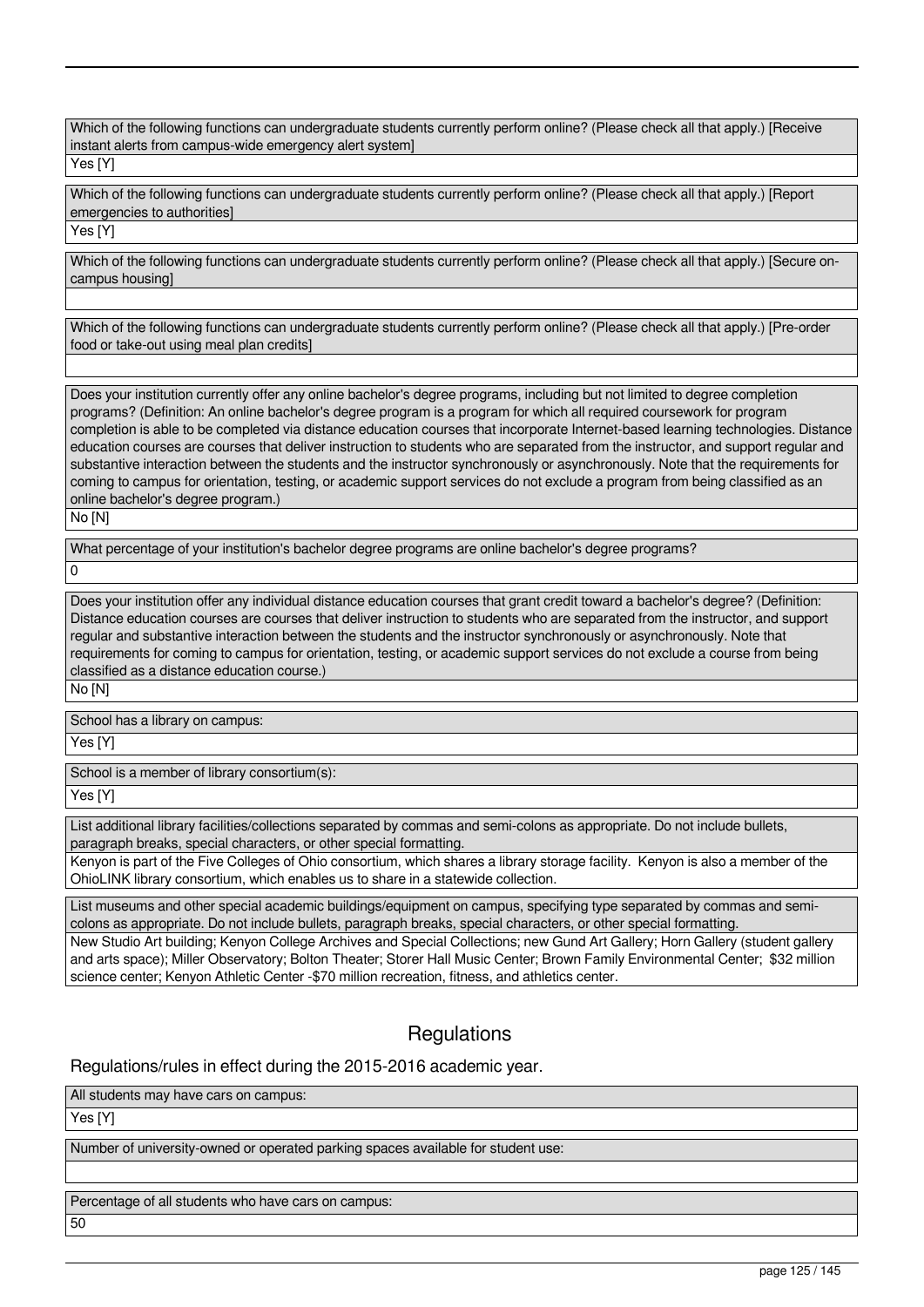Which of the following functions can undergraduate students currently perform online? (Please check all that apply.) [Receive instant alerts from campus-wide emergency alert system]

Yes [Y]

Which of the following functions can undergraduate students currently perform online? (Please check all that apply.) [Report emergencies to authorities]

Yes [Y]

Which of the following functions can undergraduate students currently perform online? (Please check all that apply.) [Secure on-campus housing]

Which of the following functions can undergraduate students currently perform online? (Please check all that apply.) [Pre-order food or take-out using meal plan credits]

Does your institution currently offer any online bachelor's degree programs, including but not limited to degree completion programs? (Definition: An online bachelor's degree program is a program for which all required coursework for program completion is able to be completed via distance education courses that incorporate Internet-based learning technologies. Distance education courses are courses that deliver instruction to students who are separated from the instructor, and support regular and substantive interaction between the students and the instructor synchronously or asynchronously. Note that the requirements for coming to campus for orientation, testing, or academic support services do not exclude a program from being classified as an online bachelor's degree program.)

No [N]

What percentage of your institution's bachelor degree programs are online bachelor's degree programs?

0

Does your institution offer any individual distance education courses that grant credit toward a bachelor's degree? (Definition: Distance education courses are courses that deliver instruction to students who are separated from the instructor, and support regular and substantive interaction between the students and the instructor synchronously or asynchronously. Note that requirements for coming to campus for orientation, testing, or academic support services do not exclude a course from being classified as a distance education course.)

No [N]

School has a library on campus:

Yes [Y]

School is a member of library consortium(s):

Yes [Y]

List additional library facilities/collections separated by commas and semi-colons as appropriate. Do not include bullets, paragraph breaks, special characters, or other special formatting.

Kenyon is part of the Five Colleges of Ohio consortium, which shares a library storage facility. Kenyon is also a member of the OhioLINK library consortium, which enables us to share in a statewide collection.

List museums and other special academic buildings/equipment on campus, specifying type separated by commas and semi-colons as appropriate. Do not include bullets, paragraph breaks, special characters, or other special formatting.

New Studio Art building; Kenyon College Archives and Special Collections; new Gund Art Gallery; Horn Gallery (student gallery and arts space); Miller Observatory; Bolton Theater; Storer Hall Music Center; Brown Family Environmental Center; $32 million science center; Kenyon Athletic Center -$70 million recreation, fitness, and athletics center.

## Regulations

Regulations/rules in effect during the 2015-2016 academic year.

All students may have cars on campus:

Yes [Y]

Number of university-owned or operated parking spaces available for student use:

Percentage of all students who have cars on campus:

50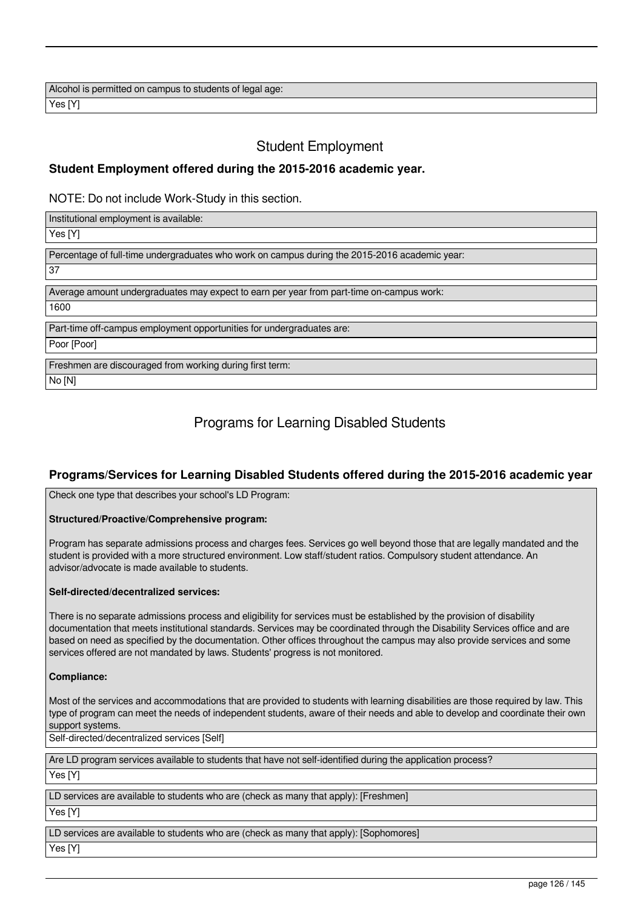| Alcohol is permitted on campus to students of legal age: |
| --- |
| Yes [Y] |

## Student Employment

### Student Employment offered during the 2015-2016 academic year.

NOTE: Do not include Work-Study in this section.

| Institutional employment is available: |
| --- |
| Yes [Y] |

| Percentage of full-time undergraduates who work on campus during the 2015-2016 academic year: |
| --- |
| 37 |

| Average amount undergraduates may expect to earn per year from part-time on-campus work: |
| --- |
| 1600 |

| Part-time off-campus employment opportunities for undergraduates are: |
| --- |
| Poor [Poor] |

| Freshmen are discouraged from working during first term: |
| --- |
| No [N] |

## Programs for Learning Disabled Students

### Programs/Services for Learning Disabled Students offered during the 2015-2016 academic year

Check one type that describes your school's LD Program:

**Structured/Proactive/Comprehensive program:**

Program has separate admissions process and charges fees. Services go well beyond those that are legally mandated and the student is provided with a more structured environment. Low staff/student ratios. Compulsory student attendance. An advisor/advocate is made available to students.

**Self-directed/decentralized services:**

There is no separate admissions process and eligibility for services must be established by the provision of disability documentation that meets institutional standards. Services may be coordinated through the Disability Services office and are based on need as specified by the documentation. Other offices throughout the campus may also provide services and some services offered are not mandated by laws. Students' progress is not monitored.

**Compliance:**

Most of the services and accommodations that are provided to students with learning disabilities are those required by law. This type of program can meet the needs of independent students, aware of their needs and able to develop and coordinate their own support systems.

Self-directed/decentralized services [Self]

| Are LD program services available to students that have not self-identified during the application process? |
| --- |
| Yes [Y] |

| LD services are available to students who are (check as many that apply): [Freshmen] |
| --- |
| Yes [Y] |

| LD services are available to students who are (check as many that apply): [Sophomores] |
| --- |
| Yes [Y] |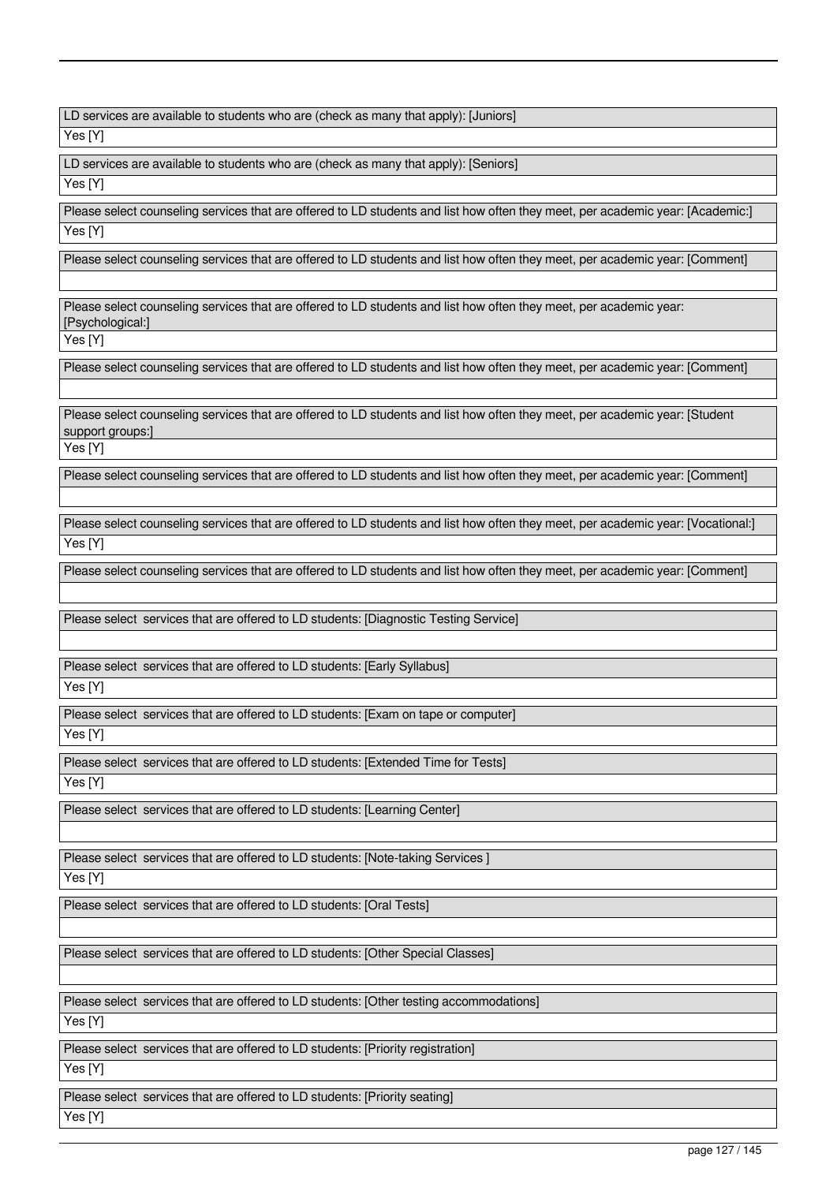| LD services are available to students who are (check as many that apply): [Juniors] |
| --- |
| Yes [Y] |

| LD services are available to students who are (check as many that apply): [Seniors] |
| --- |
| Yes [Y] |

| Please select counseling services that are offered to LD students and list how often they meet, per academic year: [Academic:] |
| --- |
| Yes [Y] |

| Please select counseling services that are offered to LD students and list how often they meet, per academic year: [Comment] |
| --- |
| |

| Please select counseling services that are offered to LD students and list how often they meet, per academic year: [Psychological:] |
| --- |
| Yes [Y] |

| Please select counseling services that are offered to LD students and list how often they meet, per academic year: [Comment] |
| --- |
| |

| Please select counseling services that are offered to LD students and list how often they meet, per academic year: [Student support groups:] |
| --- |
| Yes [Y] |

| Please select counseling services that are offered to LD students and list how often they meet, per academic year: [Comment] |
| --- |
| |

| Please select counseling services that are offered to LD students and list how often they meet, per academic year: [Vocational:] |
| --- |
| Yes [Y] |

| Please select counseling services that are offered to LD students and list how often they meet, per academic year: [Comment] |
| --- |
| |

| Please select services that are offered to LD students: [Diagnostic Testing Service] |
| --- |
| |

| Please select services that are offered to LD students: [Early Syllabus] |
| --- |
| Yes [Y] |

| Please select services that are offered to LD students: [Exam on tape or computer] |
| --- |
| Yes [Y] |

| Please select services that are offered to LD students: [Extended Time for Tests] |
| --- |
| Yes [Y] |

| Please select services that are offered to LD students: [Learning Center] |
| --- |
| |

| Please select services that are offered to LD students: [Note-taking Services ] |
| --- |
| Yes [Y] |

| Please select services that are offered to LD students: [Oral Tests] |
| --- |
| |

| Please select services that are offered to LD students: [Other Special Classes] |
| --- |
| |

| Please select services that are offered to LD students: [Other testing accommodations] |
| --- |
| Yes [Y] |

| Please select services that are offered to LD students: [Priority registration] |
| --- |
| Yes [Y] |

| Please select services that are offered to LD students: [Priority seating] |
| --- |
| Yes [Y] |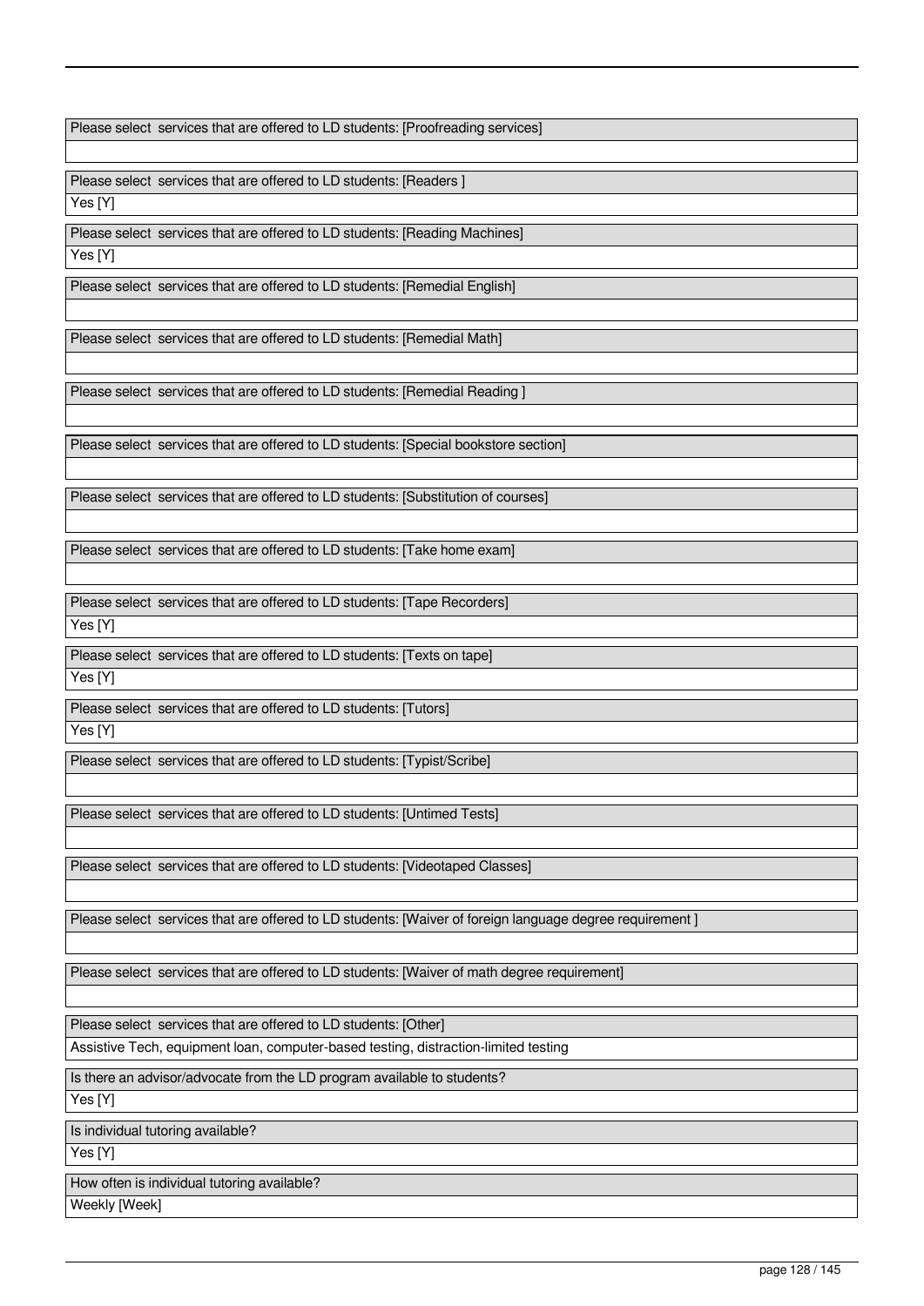| Please select services that are offered to LD students: [Proofreading services] |
|---|
| |

| Please select services that are offered to LD students: [Readers ] |
|---|
| Yes [Y] |

| Please select services that are offered to LD students: [Reading Machines] |
|---|
| Yes [Y] |

| Please select services that are offered to LD students: [Remedial English] |
|---|
| |

| Please select services that are offered to LD students: [Remedial Math] |
|---|
| |

| Please select services that are offered to LD students: [Remedial Reading ] |
|---|
| |

| Please select services that are offered to LD students: [Special bookstore section] |
|---|
| |

| Please select services that are offered to LD students: [Substitution of courses] |
|---|
| |

| Please select services that are offered to LD students: [Take home exam] |
|---|
| |

| Please select services that are offered to LD students: [Tape Recorders] |
|---|
| Yes [Y] |

| Please select services that are offered to LD students: [Texts on tape] |
|---|
| Yes [Y] |

| Please select services that are offered to LD students: [Tutors] |
|---|
| Yes [Y] |

| Please select services that are offered to LD students: [Typist/Scribe] |
|---|
| |

| Please select services that are offered to LD students: [Untimed Tests] |
|---|
| |

| Please select services that are offered to LD students: [Videotaped Classes] |
|---|
| |

| Please select services that are offered to LD students: [Waiver of foreign language degree requirement ] |
|---|
| |

| Please select services that are offered to LD students: [Waiver of math degree requirement] |
|---|
| |

| Please select services that are offered to LD students: [Other] |
|---|
| Assistive Tech, equipment loan, computer-based testing, distraction-limited testing |

| Is there an advisor/advocate from the LD program available to students? |
|---|
| Yes [Y] |

| Is individual tutoring available? |
|---|
| Yes [Y] |

| How often is individual tutoring available? |
|---|
| Weekly [Week] |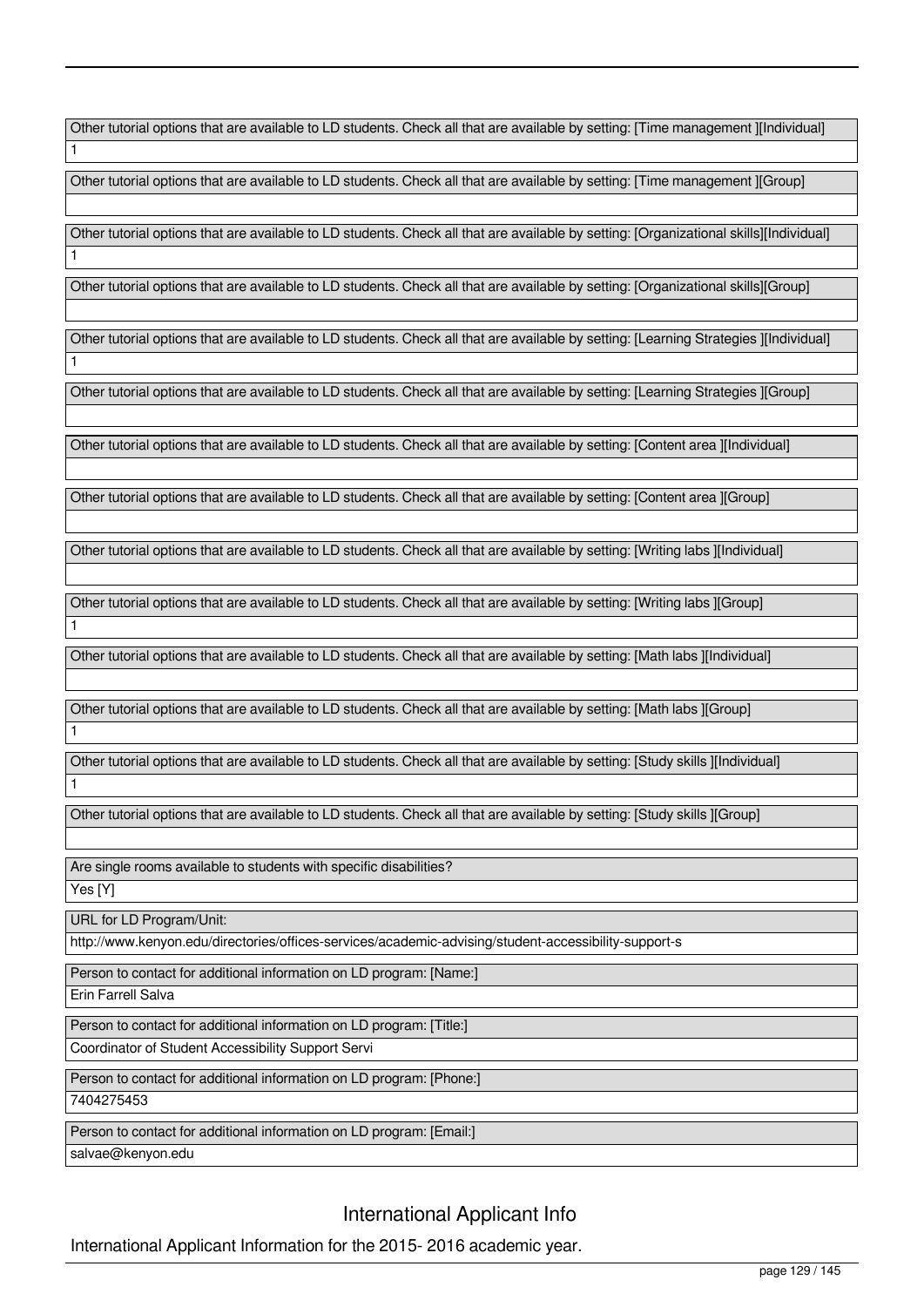| Other tutorial options that are available to LD students. Check all that are available by setting: [Time management ][Individual] |
|---|
| 1 |

| Other tutorial options that are available to LD students. Check all that are available by setting: [Time management ][Group] |
|---|
| |

| Other tutorial options that are available to LD students. Check all that are available by setting: [Organizational skills][Individual] |
|---|
| 1 |

| Other tutorial options that are available to LD students. Check all that are available by setting: [Organizational skills][Group] |
|---|
| |

| Other tutorial options that are available to LD students. Check all that are available by setting: [Learning Strategies ][Individual] |
|---|
| 1 |

| Other tutorial options that are available to LD students. Check all that are available by setting: [Learning Strategies ][Group] |
|---|
| |

| Other tutorial options that are available to LD students. Check all that are available by setting: [Content area ][Individual] |
|---|
| |

| Other tutorial options that are available to LD students. Check all that are available by setting: [Content area ][Group] |
|---|
| |

| Other tutorial options that are available to LD students. Check all that are available by setting: [Writing labs ][Individual] |
|---|
| |

| Other tutorial options that are available to LD students. Check all that are available by setting: [Writing labs ][Group] |
|---|
| 1 |

| Other tutorial options that are available to LD students. Check all that are available by setting: [Math labs ][Individual] |
|---|
| |

| Other tutorial options that are available to LD students. Check all that are available by setting: [Math labs ][Group] |
|---|
| 1 |

| Other tutorial options that are available to LD students. Check all that are available by setting: [Study skills ][Individual] |
|---|
| 1 |

| Other tutorial options that are available to LD students. Check all that are available by setting: [Study skills ][Group] |
|---|
| |

| Are single rooms available to students with specific disabilities? |
|---|
| Yes [Y] |

| URL for LD Program/Unit: |
|---|
| http://www.kenyon.edu/directories/offices-services/academic-advising/student-accessibility-support-s |

| Person to contact for additional information on LD program: [Name:] |
|---|
| Erin Farrell Salva |

| Person to contact for additional information on LD program: [Title:] |
|---|
| Coordinator of Student Accessibility Support Servi |

| Person to contact for additional information on LD program: [Phone:] |
|---|
| 7404275453 |

| Person to contact for additional information on LD program: [Email:] |
|---|
| salvae@kenyon.edu |

## International Applicant Info

International Applicant Information for the 2015- 2016 academic year.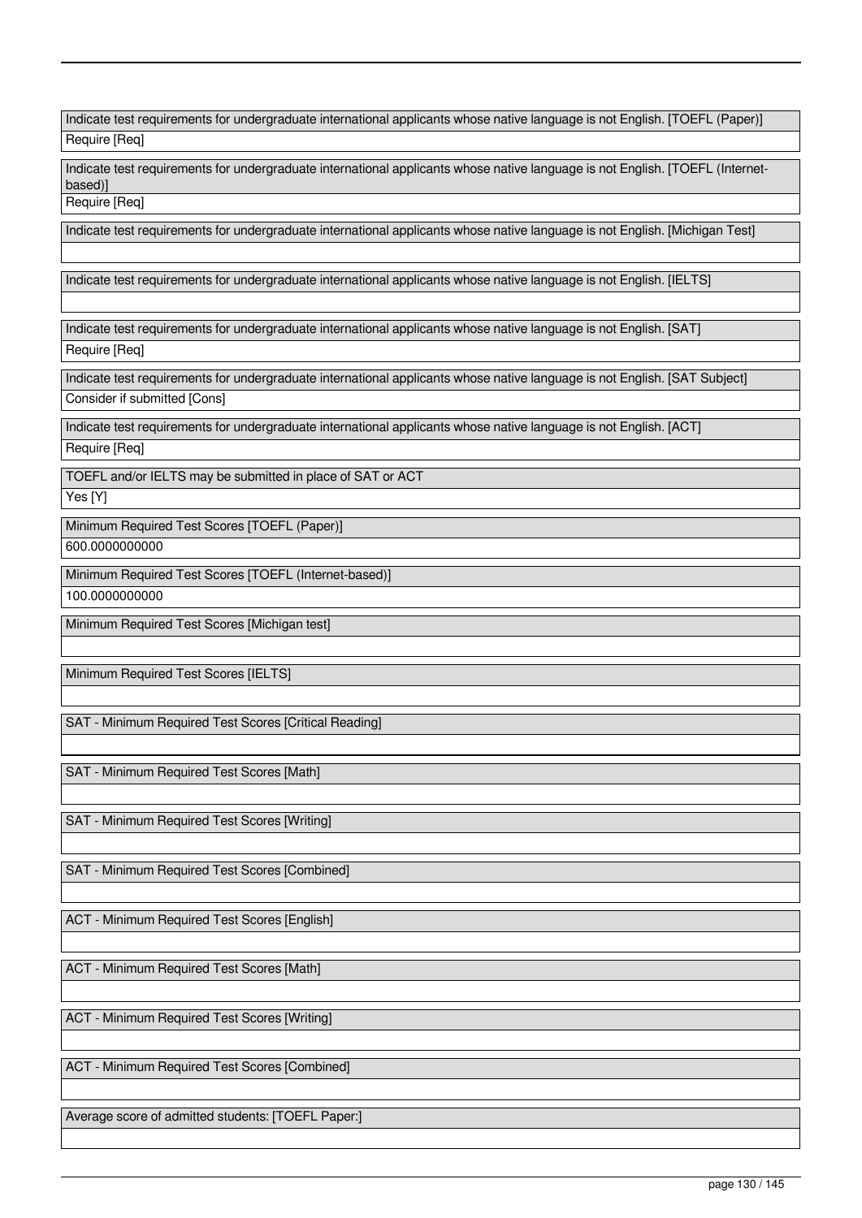| Indicate test requirements for undergraduate international applicants whose native language is not English. [TOEFL (Paper)] |
| --- |
| Require [Req] |

| Indicate test requirements for undergraduate international applicants whose native language is not English. [TOEFL (Internet-based)] |
| --- |
| Require [Req] |

| Indicate test requirements for undergraduate international applicants whose native language is not English. [Michigan Test] |
| --- |
| |

| Indicate test requirements for undergraduate international applicants whose native language is not English. [IELTS] |
| --- |
| |

| Indicate test requirements for undergraduate international applicants whose native language is not English. [SAT] |
| --- |
| Require [Req] |

| Indicate test requirements for undergraduate international applicants whose native language is not English. [SAT Subject] |
| --- |
| Consider if submitted [Cons] |

| Indicate test requirements for undergraduate international applicants whose native language is not English. [ACT] |
| --- |
| Require [Req] |

| TOEFL and/or IELTS may be submitted in place of SAT or ACT |
| --- |
| Yes [Y] |

| Minimum Required Test Scores [TOEFL (Paper)] |
| --- |
| 600.0000000000 |

| Minimum Required Test Scores [TOEFL (Internet-based)] |
| --- |
| 100.0000000000 |

| Minimum Required Test Scores [Michigan test] |
| --- |
| |

| Minimum Required Test Scores [IELTS] |
| --- |
| |

| SAT - Minimum Required Test Scores [Critical Reading] |
| --- |
| |

| SAT - Minimum Required Test Scores [Math] |
| --- |
| |

| SAT - Minimum Required Test Scores [Writing] |
| --- |
| |

| SAT - Minimum Required Test Scores [Combined] |
| --- |
| |

| ACT - Minimum Required Test Scores [English] |
| --- |
| |

| ACT - Minimum Required Test Scores [Math] |
| --- |
| |

| ACT - Minimum Required Test Scores [Writing] |
| --- |
| |

| ACT - Minimum Required Test Scores [Combined] |
| --- |
| |

| Average score of admitted students: [TOEFL Paper:] |
| --- |
| |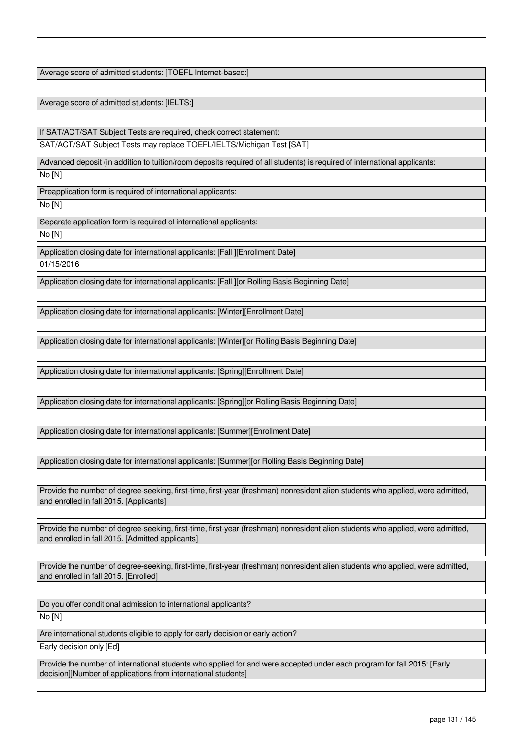Average score of admitted students: [TOEFL Internet-based:]

Average score of admitted students: [IELTS:]

If SAT/ACT/SAT Subject Tests are required, check correct statement:

SAT/ACT/SAT Subject Tests may replace TOEFL/IELTS/Michigan Test [SAT]

Advanced deposit (in addition to tuition/room deposits required of all students) is required of international applicants:

No [N]

Preapplication form is required of international applicants:

No [N]

Separate application form is required of international applicants:

No [N]

Application closing date for international applicants: [Fall ][Enrollment Date]

01/15/2016

Application closing date for international applicants: [Fall ][or Rolling Basis Beginning Date]

Application closing date for international applicants: [Winter][Enrollment Date]

Application closing date for international applicants: [Winter][or Rolling Basis Beginning Date]

Application closing date for international applicants: [Spring][Enrollment Date]

Application closing date for international applicants: [Spring][or Rolling Basis Beginning Date]

Application closing date for international applicants: [Summer][Enrollment Date]

Application closing date for international applicants: [Summer][or Rolling Basis Beginning Date]

Provide the number of degree-seeking, first-time, first-year (freshman) nonresident alien students who applied, were admitted, and enrolled in fall 2015. [Applicants]

Provide the number of degree-seeking, first-time, first-year (freshman) nonresident alien students who applied, were admitted, and enrolled in fall 2015. [Admitted applicants]

Provide the number of degree-seeking, first-time, first-year (freshman) nonresident alien students who applied, were admitted, and enrolled in fall 2015. [Enrolled]

Do you offer conditional admission to international applicants?

No [N]

Are international students eligible to apply for early decision or early action?

Early decision only [Ed]

Provide the number of international students who applied for and were accepted under each program for fall 2015: [Early decision][Number of applications from international students]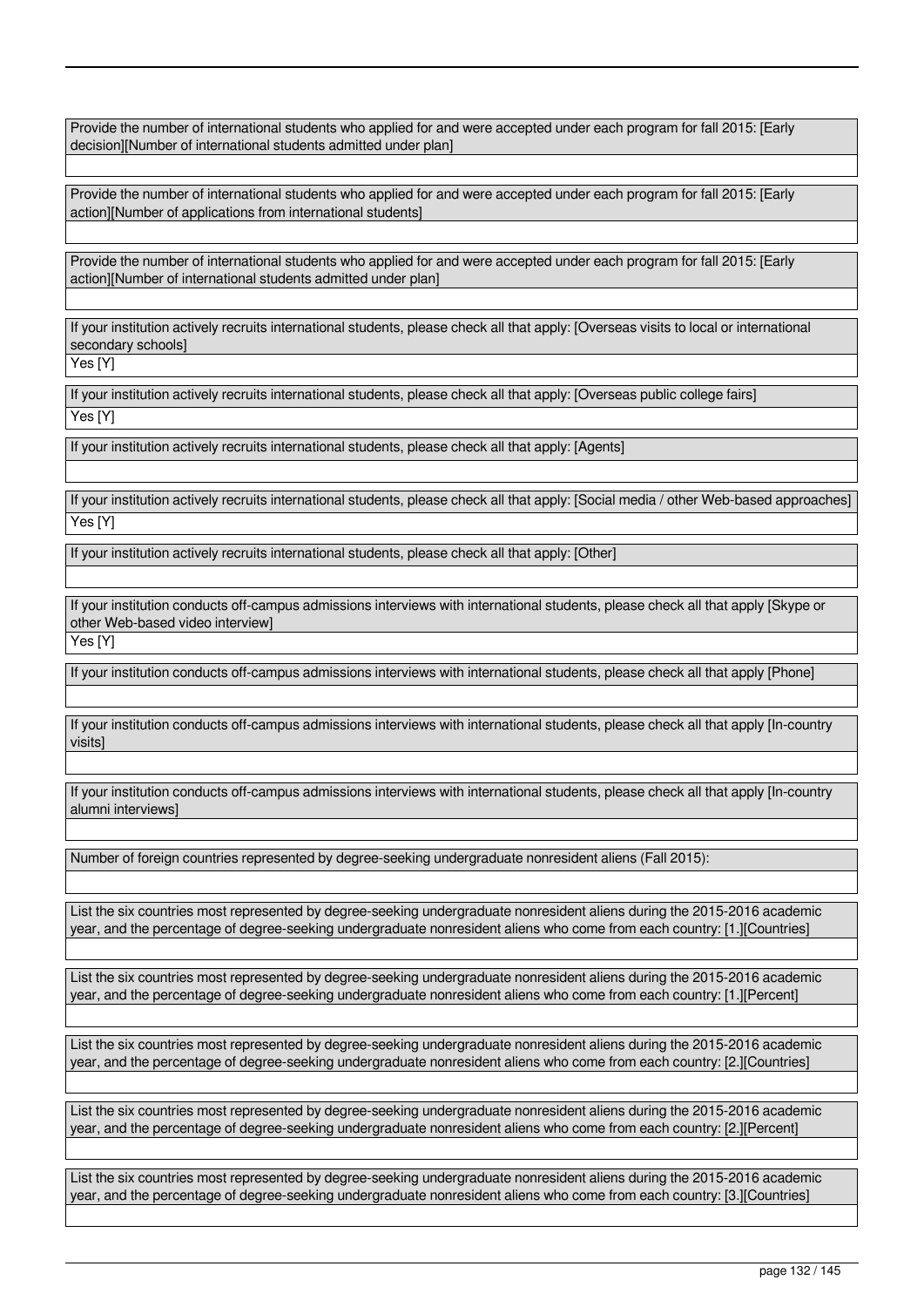| Provide the number of international students who applied for and were accepted under each program for fall 2015: [Early decision][Number of international students admitted under plan] |
| --- |
| |

| Provide the number of international students who applied for and were accepted under each program for fall 2015: [Early action][Number of applications from international students] |
| --- |
| |

| Provide the number of international students who applied for and were accepted under each program for fall 2015: [Early action][Number of international students admitted under plan] |
| --- |
| |

| If your institution actively recruits international students, please check all that apply: [Overseas visits to local or international secondary schools] |
| --- |
| Yes [Y] |

| If your institution actively recruits international students, please check all that apply: [Overseas public college fairs] |
| --- |
| Yes [Y] |

| If your institution actively recruits international students, please check all that apply: [Agents] |
| --- |
| |

| If your institution actively recruits international students, please check all that apply: [Social media / other Web-based approaches] |
| --- |
| Yes [Y] |

| If your institution actively recruits international students, please check all that apply: [Other] |
| --- |
| |

| If your institution conducts off-campus admissions interviews with international students, please check all that apply [Skype or other Web-based video interview] |
| --- |
| Yes [Y] |

| If your institution conducts off-campus admissions interviews with international students, please check all that apply [Phone] |
| --- |
| |

| If your institution conducts off-campus admissions interviews with international students, please check all that apply [In-country visits] |
| --- |
| |

| If your institution conducts off-campus admissions interviews with international students, please check all that apply [In-country alumni interviews] |
| --- |
| |

| Number of foreign countries represented by degree-seeking undergraduate nonresident aliens (Fall 2015): |
| --- |
| |

| List the six countries most represented by degree-seeking undergraduate nonresident aliens during the 2015-2016 academic year, and the percentage of degree-seeking undergraduate nonresident aliens who come from each country: [1.][Countries] |
| --- |
| |

| List the six countries most represented by degree-seeking undergraduate nonresident aliens during the 2015-2016 academic year, and the percentage of degree-seeking undergraduate nonresident aliens who come from each country: [1.][Percent] |
| --- |
| |

| List the six countries most represented by degree-seeking undergraduate nonresident aliens during the 2015-2016 academic year, and the percentage of degree-seeking undergraduate nonresident aliens who come from each country: [2.][Countries] |
| --- |
| |

| List the six countries most represented by degree-seeking undergraduate nonresident aliens during the 2015-2016 academic year, and the percentage of degree-seeking undergraduate nonresident aliens who come from each country: [2.][Percent] |
| --- |
| |

| List the six countries most represented by degree-seeking undergraduate nonresident aliens during the 2015-2016 academic year, and the percentage of degree-seeking undergraduate nonresident aliens who come from each country: [3.][Countries] |
| --- |
| |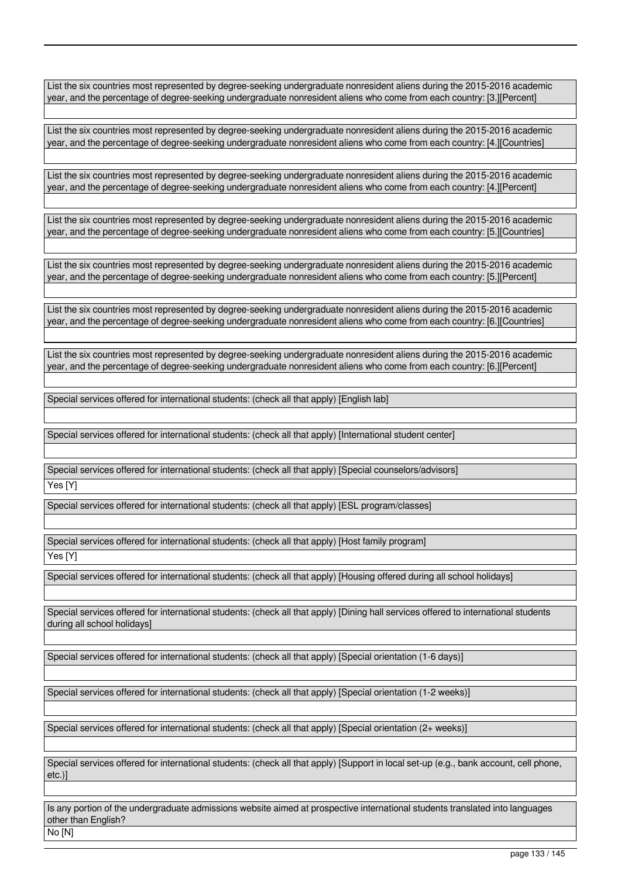List the six countries most represented by degree-seeking undergraduate nonresident aliens during the 2015-2016 academic year, and the percentage of degree-seeking undergraduate nonresident aliens who come from each country: [3.][Percent]

List the six countries most represented by degree-seeking undergraduate nonresident aliens during the 2015-2016 academic year, and the percentage of degree-seeking undergraduate nonresident aliens who come from each country: [4.][Countries]

List the six countries most represented by degree-seeking undergraduate nonresident aliens during the 2015-2016 academic year, and the percentage of degree-seeking undergraduate nonresident aliens who come from each country: [4.][Percent]

List the six countries most represented by degree-seeking undergraduate nonresident aliens during the 2015-2016 academic year, and the percentage of degree-seeking undergraduate nonresident aliens who come from each country: [5.][Countries]

List the six countries most represented by degree-seeking undergraduate nonresident aliens during the 2015-2016 academic year, and the percentage of degree-seeking undergraduate nonresident aliens who come from each country: [5.][Percent]

List the six countries most represented by degree-seeking undergraduate nonresident aliens during the 2015-2016 academic year, and the percentage of degree-seeking undergraduate nonresident aliens who come from each country: [6.][Countries]

List the six countries most represented by degree-seeking undergraduate nonresident aliens during the 2015-2016 academic year, and the percentage of degree-seeking undergraduate nonresident aliens who come from each country: [6.][Percent]

Special services offered for international students: (check all that apply) [English lab]

Special services offered for international students: (check all that apply) [International student center]

Special services offered for international students: (check all that apply) [Special counselors/advisors]

Yes [Y]

Special services offered for international students: (check all that apply) [ESL program/classes]

Special services offered for international students: (check all that apply) [Host family program]

Yes [Y]

Special services offered for international students: (check all that apply) [Housing offered during all school holidays]

Special services offered for international students: (check all that apply) [Dining hall services offered to international students during all school holidays]

Special services offered for international students: (check all that apply) [Special orientation (1-6 days)]

Special services offered for international students: (check all that apply) [Special orientation (1-2 weeks)]

Special services offered for international students: (check all that apply) [Special orientation (2+ weeks)]

Special services offered for international students: (check all that apply) [Support in local set-up (e.g., bank account, cell phone, etc.)]

Is any portion of the undergraduate admissions website aimed at prospective international students translated into languages other than English?

No [N]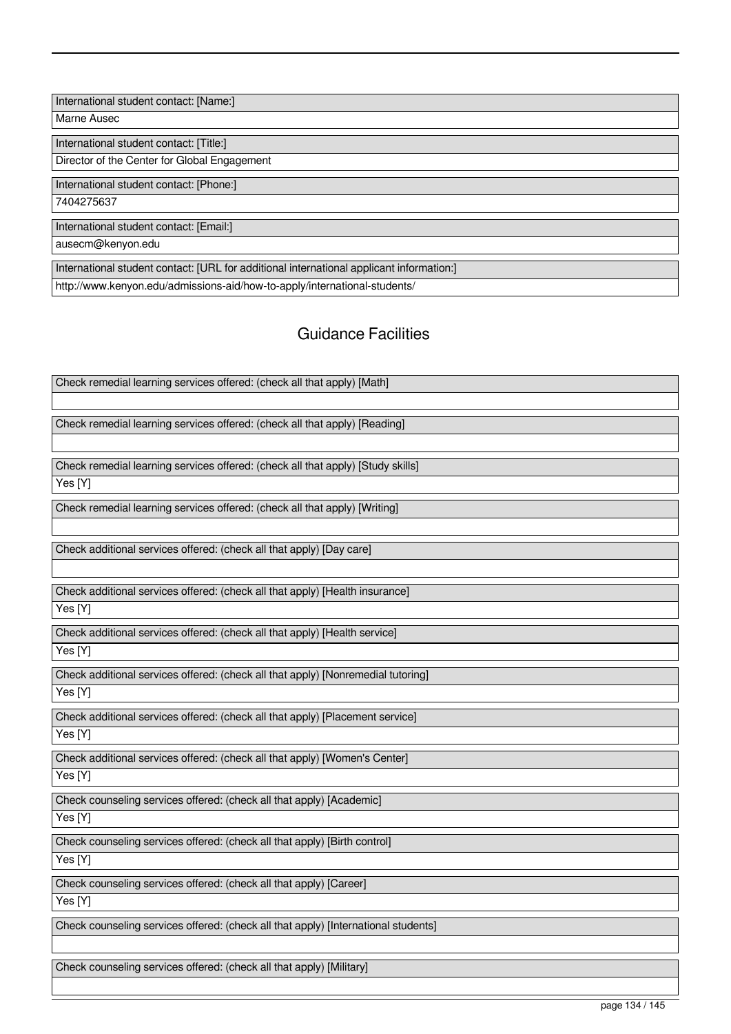| International student contact: [Name:] |
| --- |
| Marne Ausec |

| International student contact: [Title:] |
| --- |
| Director of the Center for Global Engagement |

| International student contact: [Phone:] |
| --- |
| 7404275637 |

| International student contact: [Email:] |
| --- |
| ausecm@kenyon.edu |

| International student contact: [URL for additional international applicant information:] |
| --- |
| http://www.kenyon.edu/admissions-aid/how-to-apply/international-students/ |

## Guidance Facilities

| Check remedial learning services offered: (check all that apply) [Math] |
| --- |
| |

| Check remedial learning services offered: (check all that apply) [Reading] |
| --- |
| |

| Check remedial learning services offered: (check all that apply) [Study skills] |
| --- |
| Yes [Y] |

| Check remedial learning services offered: (check all that apply) [Writing] |
| --- |
| |

| Check additional services offered: (check all that apply) [Day care] |
| --- |
| |

| Check additional services offered: (check all that apply) [Health insurance] |
| --- |
| Yes [Y] |

| Check additional services offered: (check all that apply) [Health service] |
| --- |
| Yes [Y] |

| Check additional services offered: (check all that apply) [Nonremedial tutoring] |
| --- |
| Yes [Y] |

| Check additional services offered: (check all that apply) [Placement service] |
| --- |
| Yes [Y] |

| Check additional services offered: (check all that apply) [Women's Center] |
| --- |
| Yes [Y] |

| Check counseling services offered: (check all that apply) [Academic] |
| --- |
| Yes [Y] |

| Check counseling services offered: (check all that apply) [Birth control] |
| --- |
| Yes [Y] |

| Check counseling services offered: (check all that apply) [Career] |
| --- |
| Yes [Y] |

| Check counseling services offered: (check all that apply) [International students] |
| --- |
| |

| Check counseling services offered: (check all that apply) [Military] |
| --- |
| |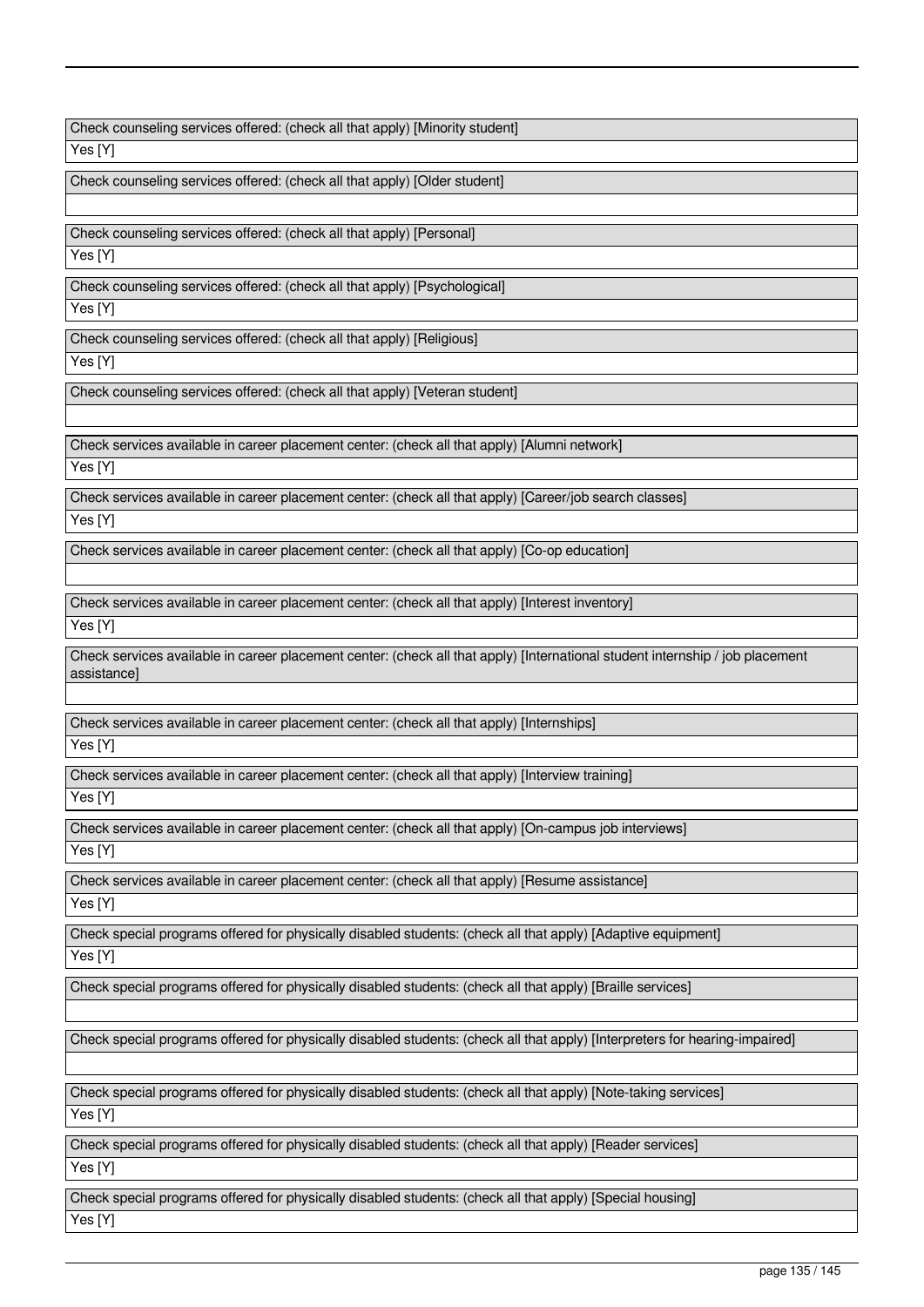| Check counseling services offered: (check all that apply) [Minority student] |
| --- |
| Yes [Y] |

| Check counseling services offered: (check all that apply) [Older student] |
| --- |
| |

| Check counseling services offered: (check all that apply) [Personal] |
| --- |
| Yes [Y] |

| Check counseling services offered: (check all that apply) [Psychological] |
| --- |
| Yes [Y] |

| Check counseling services offered: (check all that apply) [Religious] |
| --- |
| Yes [Y] |

| Check counseling services offered: (check all that apply) [Veteran student] |
| --- |
| |

| Check services available in career placement center: (check all that apply) [Alumni network] |
| --- |
| Yes [Y] |

| Check services available in career placement center: (check all that apply) [Career/job search classes] |
| --- |
| Yes [Y] |

| Check services available in career placement center: (check all that apply) [Co-op education] |
| --- |
| |

| Check services available in career placement center: (check all that apply) [Interest inventory] |
| --- |
| Yes [Y] |

| Check services available in career placement center: (check all that apply) [International student internship / job placement assistance] |
| --- |
| |

| Check services available in career placement center: (check all that apply) [Internships] |
| --- |
| Yes [Y] |

| Check services available in career placement center: (check all that apply) [Interview training] |
| --- |
| Yes [Y] |

| Check services available in career placement center: (check all that apply) [On-campus job interviews] |
| --- |
| Yes [Y] |

| Check services available in career placement center: (check all that apply) [Resume assistance] |
| --- |
| Yes [Y] |

| Check special programs offered for physically disabled students: (check all that apply) [Adaptive equipment] |
| --- |
| Yes [Y] |

| Check special programs offered for physically disabled students: (check all that apply) [Braille services] |
| --- |
| |

| Check special programs offered for physically disabled students: (check all that apply) [Interpreters for hearing-impaired] |
| --- |
| |

| Check special programs offered for physically disabled students: (check all that apply) [Note-taking services] |
| --- |
| Yes [Y] |

| Check special programs offered for physically disabled students: (check all that apply) [Reader services] |
| --- |
| Yes [Y] |

| Check special programs offered for physically disabled students: (check all that apply) [Special housing] |
| --- |
| Yes [Y] |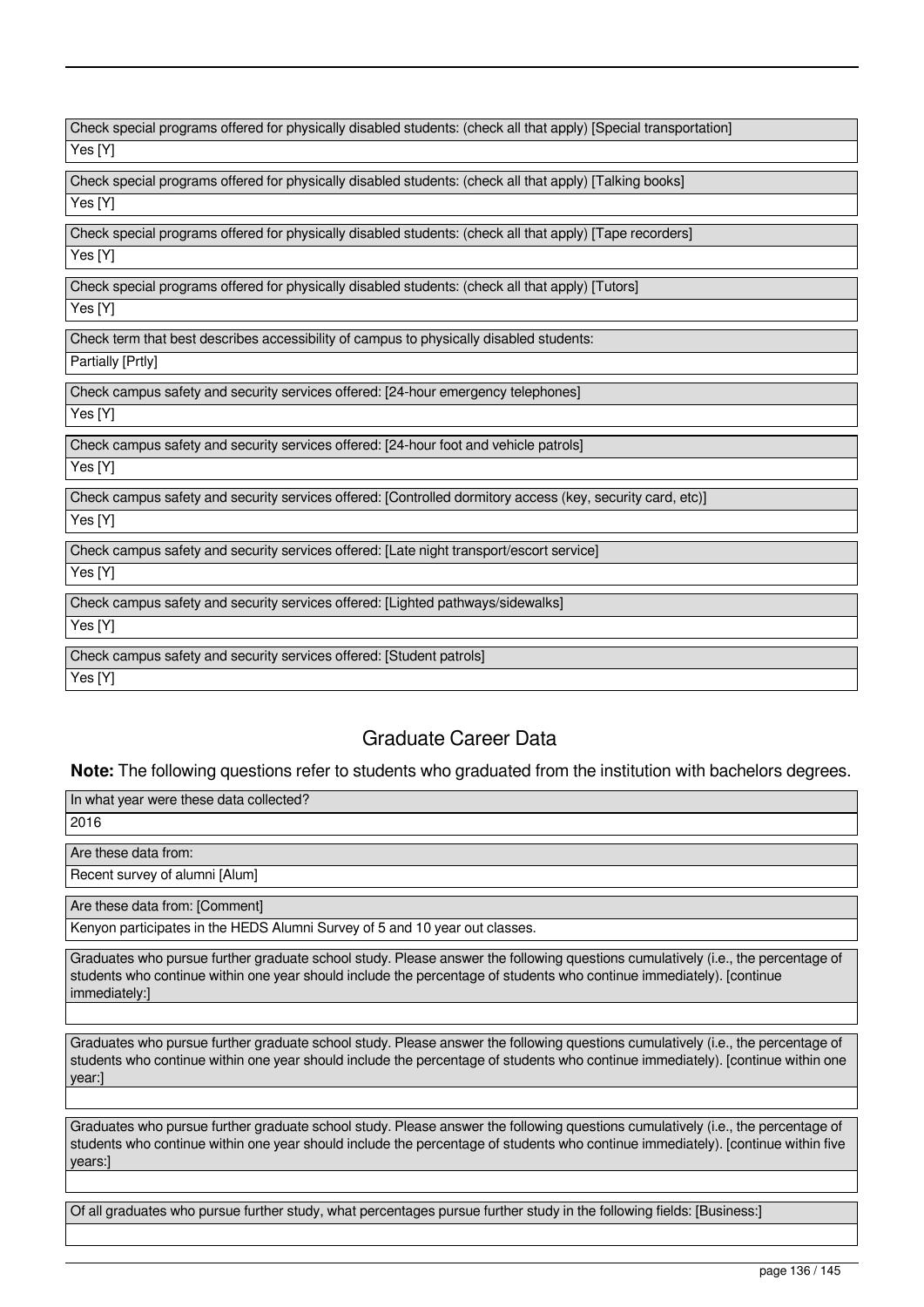| Check special programs offered for physically disabled students: (check all that apply) [Special transportation] |
| --- |
| Yes [Y] |

| Check special programs offered for physically disabled students: (check all that apply) [Talking books] |
| --- |
| Yes [Y] |

| Check special programs offered for physically disabled students: (check all that apply) [Tape recorders] |
| --- |
| Yes [Y] |

| Check special programs offered for physically disabled students: (check all that apply) [Tutors] |
| --- |
| Yes [Y] |

| Check term that best describes accessibility of campus to physically disabled students: |
| --- |
| Partially [Prtly] |

| Check campus safety and security services offered: [24-hour emergency telephones] |
| --- |
| Yes [Y] |

| Check campus safety and security services offered: [24-hour foot and vehicle patrols] |
| --- |
| Yes [Y] |

| Check campus safety and security services offered: [Controlled dormitory access (key, security card, etc)] |
| --- |
| Yes [Y] |

| Check campus safety and security services offered: [Late night transport/escort service] |
| --- |
| Yes [Y] |

| Check campus safety and security services offered: [Lighted pathways/sidewalks] |
| --- |
| Yes [Y] |

| Check campus safety and security services offered: [Student patrols] |
| --- |
| Yes [Y] |

## Graduate Career Data

**Note:** The following questions refer to students who graduated from the institution with bachelors degrees.

| In what year were these data collected? |
| --- |
| 2016 |

| Are these data from: |
| --- |
| Recent survey of alumni [Alum] |

| Are these data from: [Comment] |
| --- |
| Kenyon participates in the HEDS Alumni Survey of 5 and 10 year out classes. |

| Graduates who pursue further graduate school study. Please answer the following questions cumulatively (i.e., the percentage of students who continue within one year should include the percentage of students who continue immediately). [continue immediately:] |
| --- |
| |

| Graduates who pursue further graduate school study. Please answer the following questions cumulatively (i.e., the percentage of students who continue within one year should include the percentage of students who continue immediately). [continue within one year:] |
| --- |
| |

| Graduates who pursue further graduate school study. Please answer the following questions cumulatively (i.e., the percentage of students who continue within one year should include the percentage of students who continue immediately). [continue within five years:] |
| --- |
| |

| Of all graduates who pursue further study, what percentages pursue further study in the following fields: [Business:] |
| --- |
| |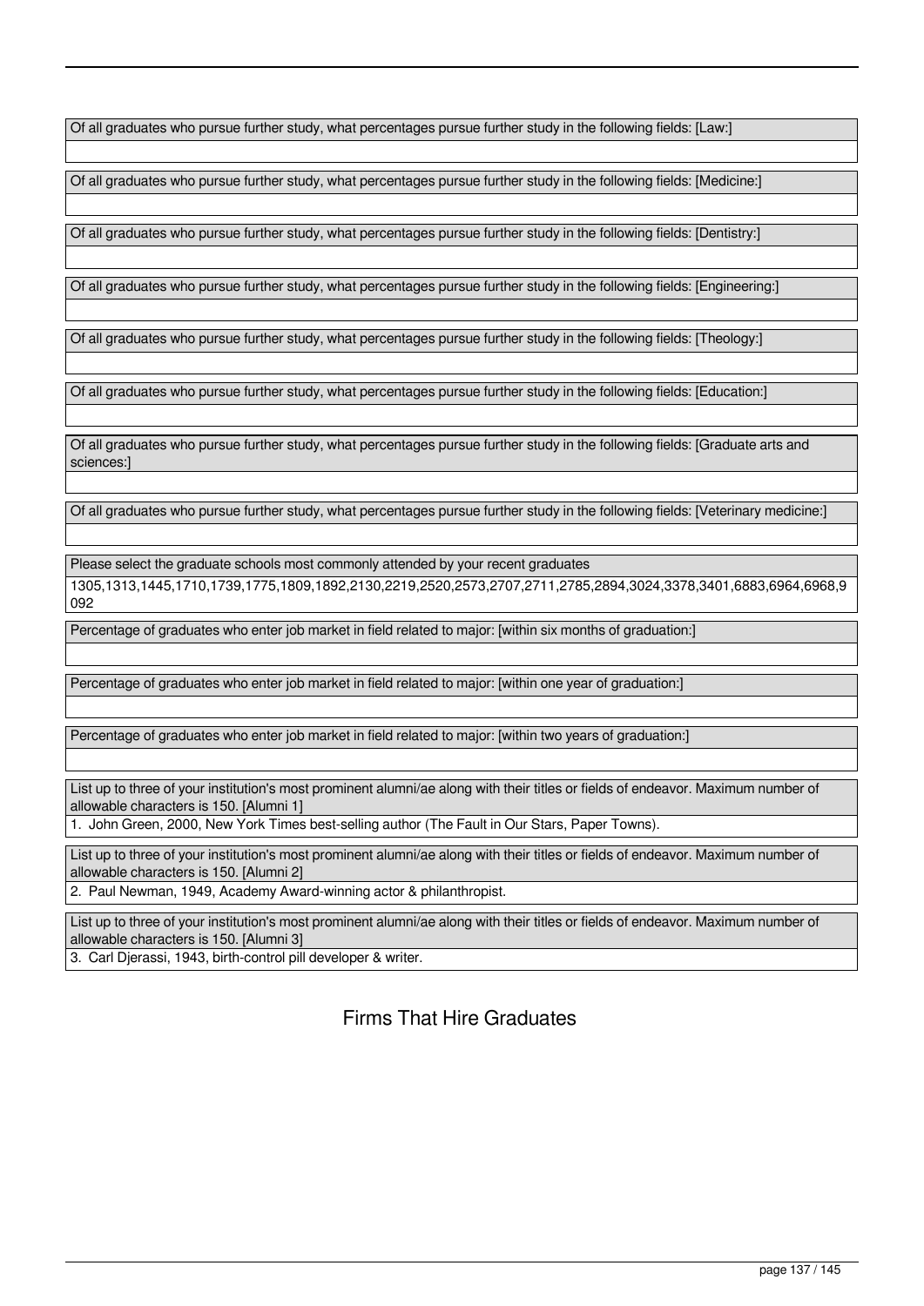Of all graduates who pursue further study, what percentages pursue further study in the following fields: [Law:]

Of all graduates who pursue further study, what percentages pursue further study in the following fields: [Medicine:]

Of all graduates who pursue further study, what percentages pursue further study in the following fields: [Dentistry:]

Of all graduates who pursue further study, what percentages pursue further study in the following fields: [Engineering:]

Of all graduates who pursue further study, what percentages pursue further study in the following fields: [Theology:]

Of all graduates who pursue further study, what percentages pursue further study in the following fields: [Education:]

Of all graduates who pursue further study, what percentages pursue further study in the following fields: [Graduate arts and sciences:]

Of all graduates who pursue further study, what percentages pursue further study in the following fields: [Veterinary medicine:]

Please select the graduate schools most commonly attended by your recent graduates

1305,1313,1445,1710,1739,1775,1809,1892,2130,2219,2520,2573,2707,2711,2785,2894,3024,3378,3401,6883,6964,6968,9092

Percentage of graduates who enter job market in field related to major: [within six months of graduation:]

Percentage of graduates who enter job market in field related to major: [within one year of graduation:]

Percentage of graduates who enter job market in field related to major: [within two years of graduation:]

List up to three of your institution's most prominent alumni/ae along with their titles or fields of endeavor. Maximum number of allowable characters is 150. [Alumni 1]

1. John Green, 2000, New York Times best-selling author (The Fault in Our Stars, Paper Towns).

List up to three of your institution's most prominent alumni/ae along with their titles or fields of endeavor. Maximum number of allowable characters is 150. [Alumni 2]

2. Paul Newman, 1949, Academy Award-winning actor & philanthropist.

List up to three of your institution's most prominent alumni/ae along with their titles or fields of endeavor. Maximum number of allowable characters is 150. [Alumni 3]

3. Carl Djerassi, 1943, birth-control pill developer & writer.

## Firms That Hire Graduates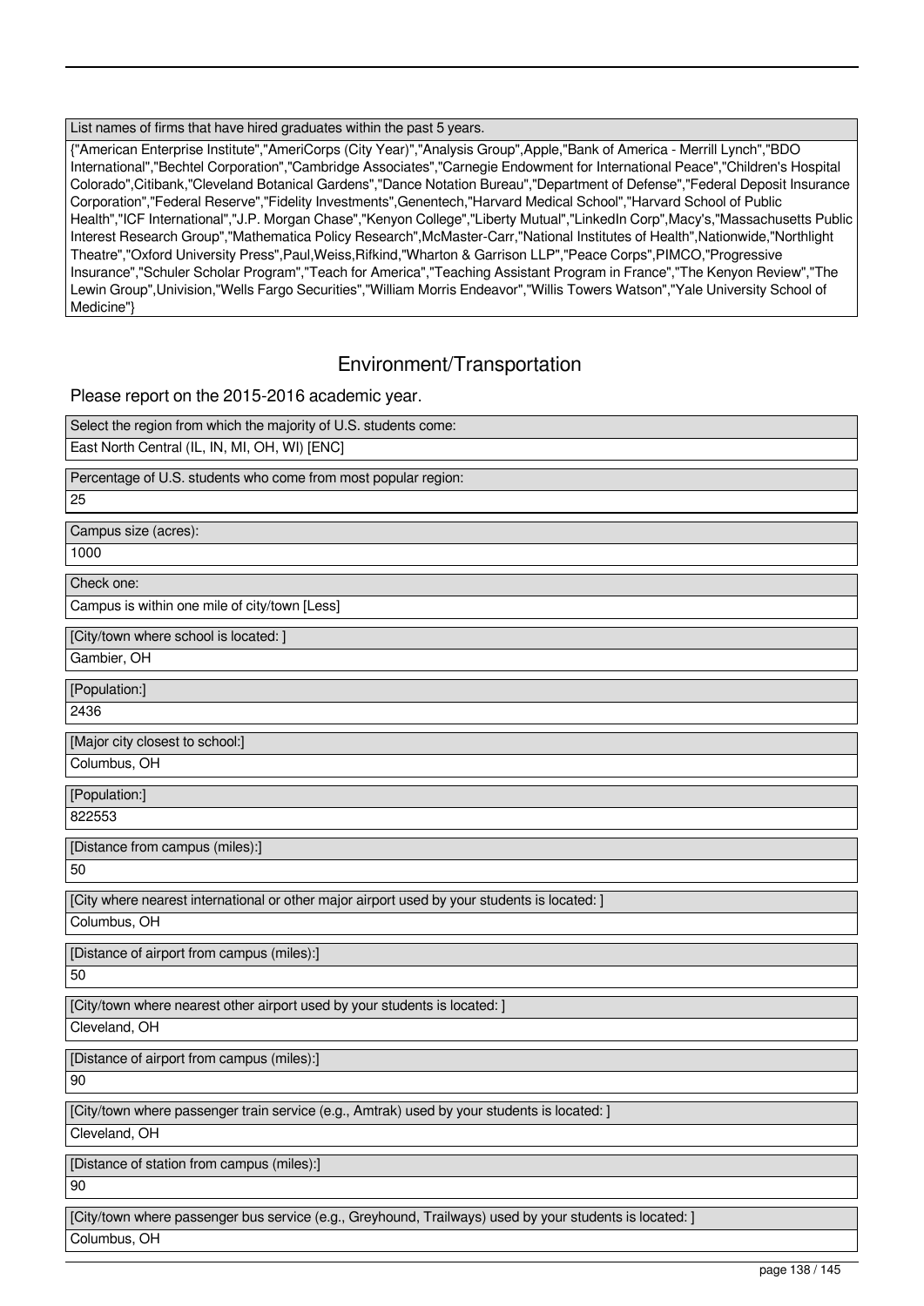| List names of firms that have hired graduates within the past 5 years. |
| --- |
| {"American Enterprise Institute","AmeriCorps (City Year)","Analysis Group",Apple,"Bank of America - Merrill Lynch","BDO International","Bechtel Corporation","Cambridge Associates","Carnegie Endowment for International Peace","Children's Hospital Colorado",Citibank,"Cleveland Botanical Gardens","Dance Notation Bureau","Department of Defense","Federal Deposit Insurance Corporation","Federal Reserve","Fidelity Investments",Genentech,"Harvard Medical School","Harvard School of Public Health","ICF International","J.P. Morgan Chase","Kenyon College","Liberty Mutual","LinkedIn Corp",Macy's,"Massachusetts Public Interest Research Group","Mathematica Policy Research",McMaster-Carr,"National Institutes of Health",Nationwide,"Northlight Theatre","Oxford University Press",Paul,Weiss,Rifkind,"Wharton & Garrison LLP","Peace Corps",PIMCO,"Progressive Insurance","Schuler Scholar Program","Teach for America","Teaching Assistant Program in France","The Kenyon Review","The Lewin Group",Univision,"Wells Fargo Securities","William Morris Endeavor","Willis Towers Watson","Yale University School of Medicine"} |

## Environment/Transportation

Please report on the 2015-2016 academic year.

| Select the region from which the majority of U.S. students come: |
| --- |
| East North Central (IL, IN, MI, OH, WI) [ENC] |

| Percentage of U.S. students who come from most popular region: |
| --- |
| 25 |

| Campus size (acres): |
| --- |
| 1000 |

| Check one: |
| --- |
| Campus is within one mile of city/town [Less] |

| [City/town where school is located: ] |
| --- |
| Gambier, OH |

| [Population:] |
| --- |
| 2436 |

| [Major city closest to school:] |
| --- |
| Columbus, OH |

| [Population:] |
| --- |
| 822553 |

| [Distance from campus (miles):] |
| --- |
| 50 |

| [City where nearest international or other major airport used by your students is located: ] |
| --- |
| Columbus, OH |

| [Distance of airport from campus (miles):] |
| --- |
| 50 |

| [City/town where nearest other airport used by your students is located: ] |
| --- |
| Cleveland, OH |

| [Distance of airport from campus (miles):] |
| --- |
| 90 |

| [City/town where passenger train service (e.g., Amtrak) used by your students is located: ] |
| --- |
| Cleveland, OH |

| [Distance of station from campus (miles):] |
| --- |
| 90 |

| [City/town where passenger bus service (e.g., Greyhound, Trailways) used by your students is located: ] |
| --- |
| Columbus, OH |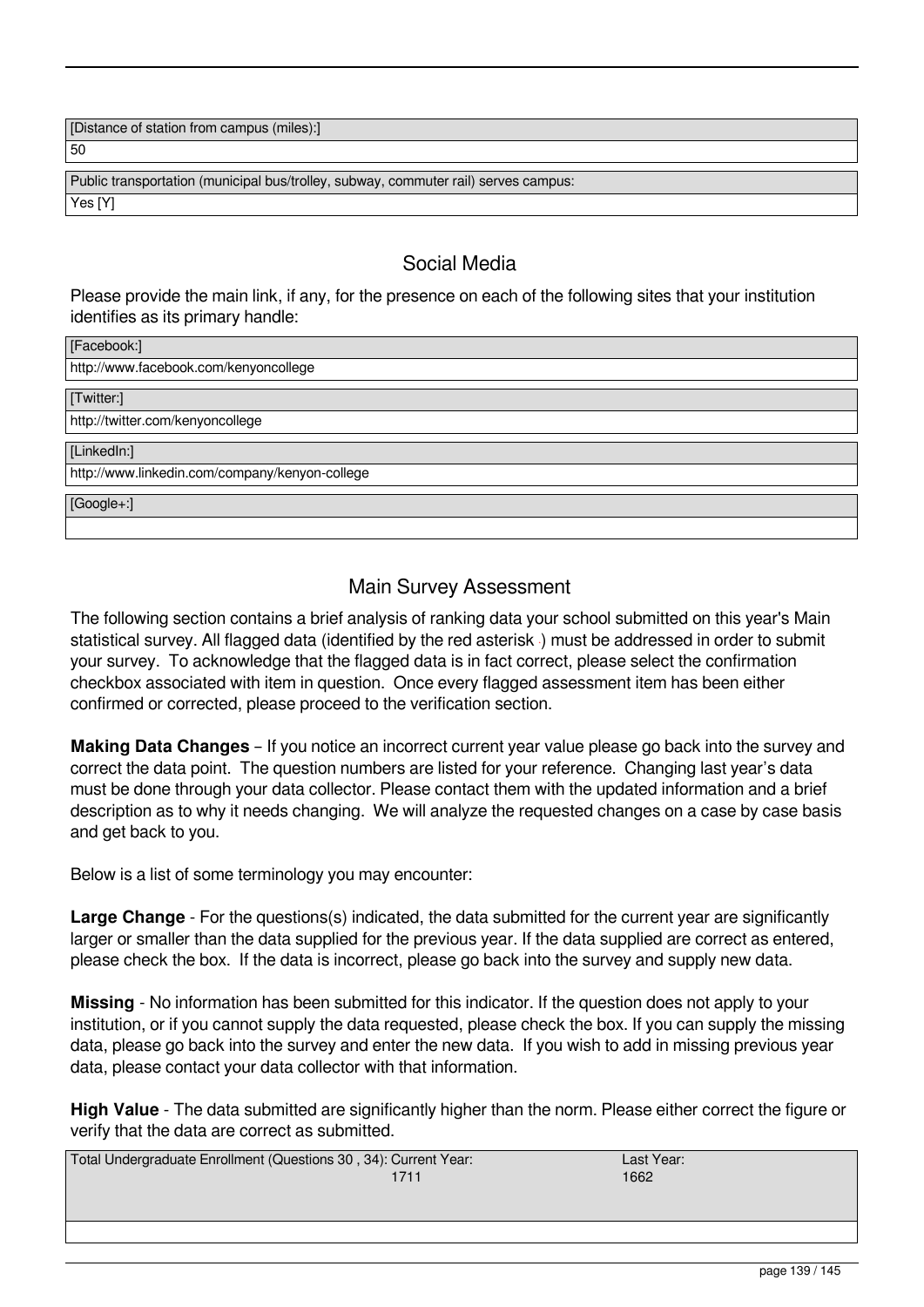| [Distance of station from campus (miles):] |
| --- |
| 50 |

| Public transportation (municipal bus/trolley, subway, commuter rail) serves campus: |
| --- |
| Yes [Y] |

## Social Media

Please provide the main link, if any, for the presence on each of the following sites that your institution identifies as its primary handle:

| [Facebook:] |
| --- |
| http://www.facebook.com/kenyoncollege |

| [Twitter:] |
| --- |
| http://twitter.com/kenyoncollege |

| [LinkedIn:] |
| --- |
| http://www.linkedin.com/company/kenyon-college |

| [Google+:] |
| --- |
| |

## Main Survey Assessment

The following section contains a brief analysis of ranking data your school submitted on this year's Main statistical survey. All flagged data (identified by the red asterisk ) must be addressed in order to submit your survey. To acknowledge that the flagged data is in fact correct, please select the confirmation checkbox associated with item in question. Once every flagged assessment item has been either confirmed or corrected, please proceed to the verification section.

**Making Data Changes** – If you notice an incorrect current year value please go back into the survey and correct the data point. The question numbers are listed for your reference. Changing last year's data must be done through your data collector. Please contact them with the updated information and a brief description as to why it needs changing. We will analyze the requested changes on a case by case basis and get back to you.

Below is a list of some terminology you may encounter:

**Large Change** - For the questions(s) indicated, the data submitted for the current year are significantly larger or smaller than the data supplied for the previous year. If the data supplied are correct as entered, please check the box. If the data is incorrect, please go back into the survey and supply new data.

**Missing** - No information has been submitted for this indicator. If the question does not apply to your institution, or if you cannot supply the data requested, please check the box. If you can supply the missing data, please go back into the survey and enter the new data. If you wish to add in missing previous year data, please contact your data collector with that information.

**High Value** - The data submitted are significantly higher than the norm. Please either correct the figure or verify that the data are correct as submitted.

| Total Undergraduate Enrollment (Questions 30 , 34): Current Year: | Last Year: |
| --- | --- |
| 1711 | 1662 |
| | |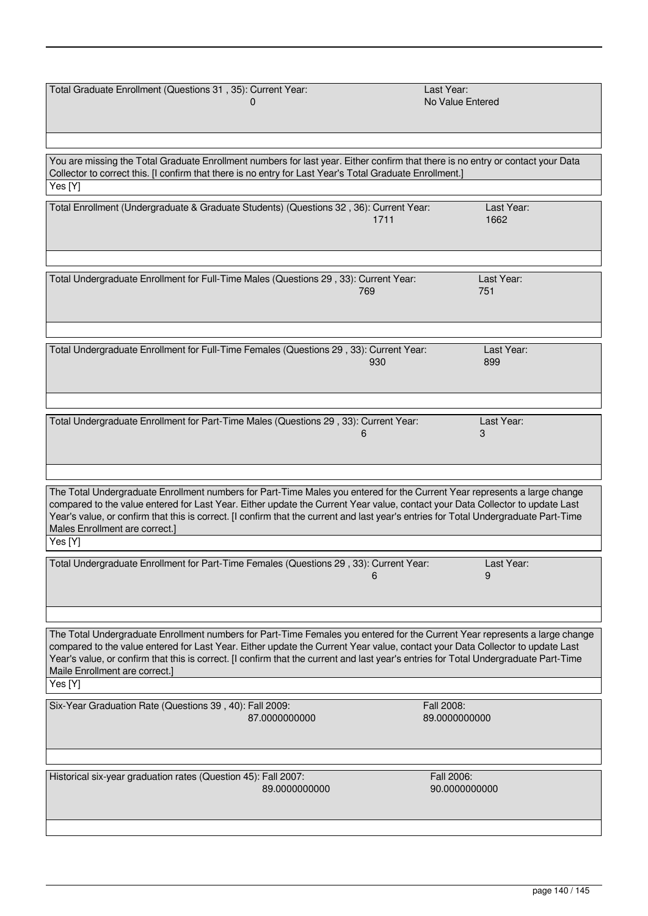| Total Graduate Enrollment (Questions 31 , 35): Current Year: | Last Year: |
| --- | --- |
| 0 | No Value Entered |

You are missing the Total Graduate Enrollment numbers for last year. Either confirm that there is no entry or contact your Data Collector to correct this. [I confirm that there is no entry for Last Year's Total Graduate Enrollment.]

Yes [Y]

| Total Enrollment (Undergraduate & Graduate Students) (Questions 32 , 36): Current Year: | Last Year: |
| --- | --- |
| 1711 | 1662 |

| Total Undergraduate Enrollment for Full-Time Males (Questions 29 , 33): Current Year: | Last Year: |
| --- | --- |
| 769 | 751 |

| Total Undergraduate Enrollment for Full-Time Females (Questions 29 , 33): Current Year: | Last Year: |
| --- | --- |
| 930 | 899 |

| Total Undergraduate Enrollment for Part-Time Males (Questions 29 , 33): Current Year: | Last Year: |
| --- | --- |
| 6 | 3 |

The Total Undergraduate Enrollment numbers for Part-Time Males you entered for the Current Year represents a large change compared to the value entered for Last Year. Either update the Current Year value, contact your Data Collector to update Last Year's value, or confirm that this is correct. [I confirm that the current and last year's entries for Total Undergraduate Part-Time Males Enrollment are correct.]

Yes [Y]

| Total Undergraduate Enrollment for Part-Time Females (Questions 29 , 33): Current Year: | Last Year: |
| --- | --- |
| 6 | 9 |

The Total Undergraduate Enrollment numbers for Part-Time Females you entered for the Current Year represents a large change compared to the value entered for Last Year. Either update the Current Year value, contact your Data Collector to update Last Year's value, or confirm that this is correct. [I confirm that the current and last year's entries for Total Undergraduate Part-Time Maile Enrollment are correct.]

Yes [Y]

| Six-Year Graduation Rate (Questions 39 , 40): Fall 2009: | Fall 2008: |
| --- | --- |
| 87.0000000000 | 89.0000000000 |

| Historical six-year graduation rates (Question 45): Fall 2007: | Fall 2006: |
| --- | --- |
| 89.0000000000 | 90.0000000000 |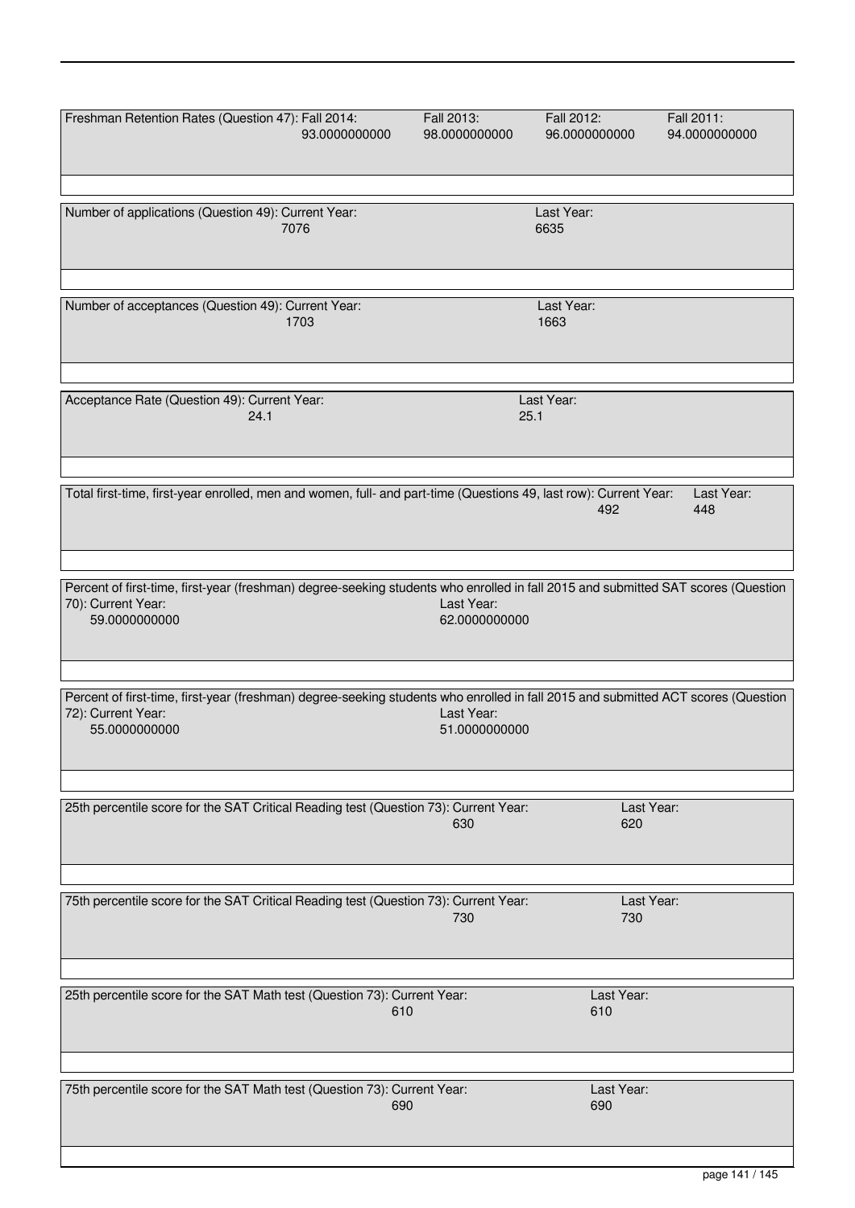Freshman Retention Rates (Question 47): Fall 2014: 93.0000000000 Fall 2013: 98.0000000000 Fall 2012: 96.0000000000 Fall 2011: 94.0000000000

Number of applications (Question 49): Current Year: 7076 Last Year: 6635

Number of acceptances (Question 49): Current Year: 1703 Last Year: 1663

Acceptance Rate (Question 49): Current Year: 24.1 Last Year: 25.1

Total first-time, first-year enrolled, men and women, full- and part-time (Questions 49, last row): Current Year: 492 Last Year: 448

Percent of first-time, first-year (freshman) degree-seeking students who enrolled in fall 2015 and submitted SAT scores (Question 70): Current Year: 59.0000000000 Last Year: 62.0000000000

Percent of first-time, first-year (freshman) degree-seeking students who enrolled in fall 2015 and submitted ACT scores (Question 72): Current Year: 55.0000000000 Last Year: 51.0000000000

25th percentile score for the SAT Critical Reading test (Question 73): Current Year: 630 Last Year: 620

75th percentile score for the SAT Critical Reading test (Question 73): Current Year: 730 Last Year: 730

25th percentile score for the SAT Math test (Question 73): Current Year: 610 Last Year: 610

75th percentile score for the SAT Math test (Question 73): Current Year: 690 Last Year: 690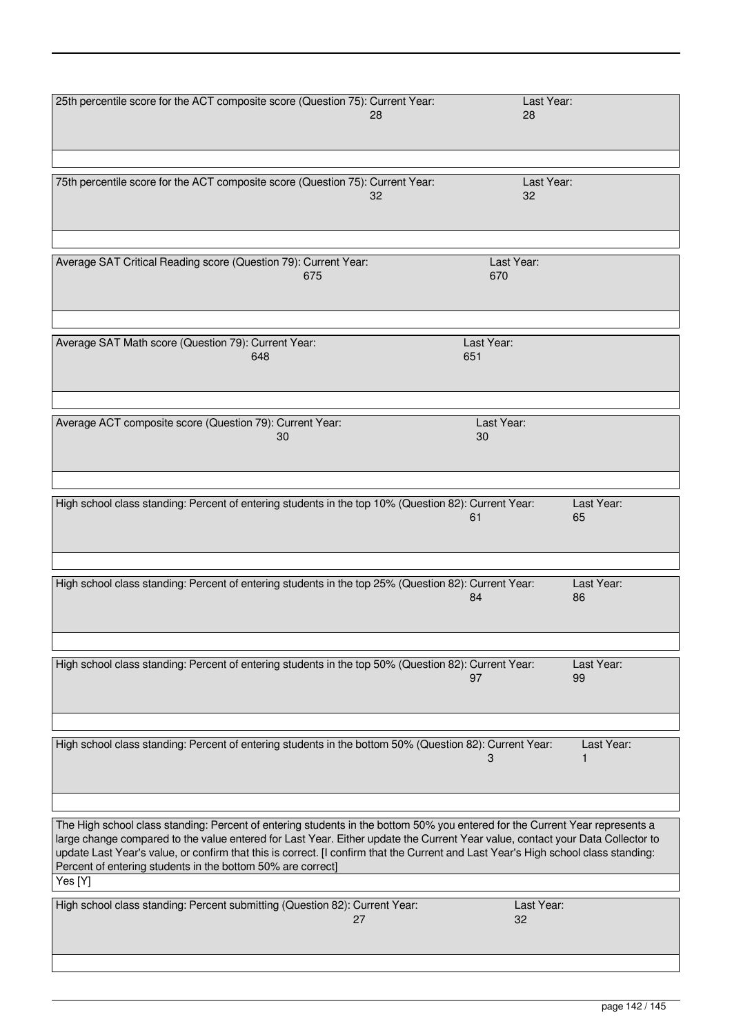| 25th percentile score for the ACT composite score (Question 75): Current Year: | Last Year: |
| --- | --- |
| 28 | 28 |

| 75th percentile score for the ACT composite score (Question 75): Current Year: | Last Year: |
| --- | --- |
| 32 | 32 |

| Average SAT Critical Reading score (Question 79): Current Year: | Last Year: |
| --- | --- |
| 675 | 670 |

| Average SAT Math score (Question 79): Current Year: | Last Year: |
| --- | --- |
| 648 | 651 |

| Average ACT composite score (Question 79): Current Year: | Last Year: |
| --- | --- |
| 30 | 30 |

| High school class standing: Percent of entering students in the top 10% (Question 82): Current Year: | Last Year: |
| --- | --- |
| 61 | 65 |

| High school class standing: Percent of entering students in the top 25% (Question 82): Current Year: | Last Year: |
| --- | --- |
| 84 | 86 |

| High school class standing: Percent of entering students in the top 50% (Question 82): Current Year: | Last Year: |
| --- | --- |
| 97 | 99 |

| High school class standing: Percent of entering students in the bottom 50% (Question 82): Current Year: | Last Year: |
| --- | --- |
| 3 | 1 |

The High school class standing: Percent of entering students in the bottom 50% you entered for the Current Year represents a large change compared to the value entered for Last Year. Either update the Current Year value, contact your Data Collector to update Last Year's value, or confirm that this is correct. [I confirm that the Current and Last Year's High school class standing: Percent of entering students in the bottom 50% are correct]

Yes [Y]

| High school class standing: Percent submitting (Question 82): Current Year: | Last Year: |
| --- | --- |
| 27 | 32 |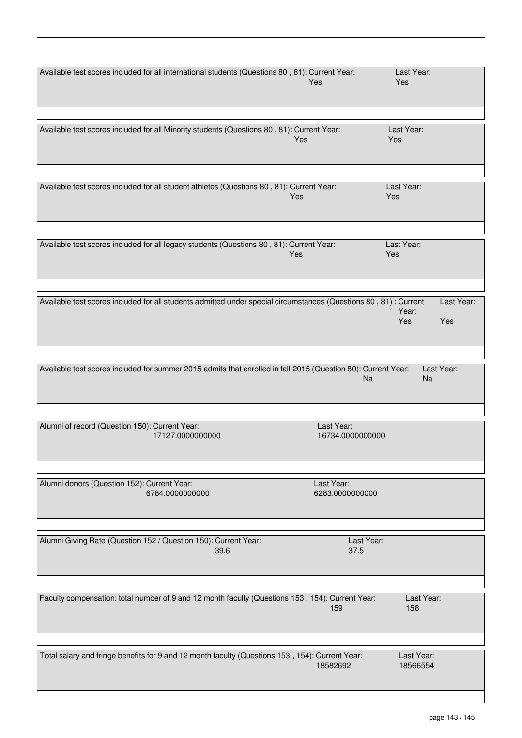Available test scores included for all international students (Questions 80 , 81): Current Year: Yes Last Year: Yes

Available test scores included for all Minority students (Questions 80 , 81): Current Year: Yes Last Year: Yes

Available test scores included for all student athletes (Questions 80 , 81): Current Year: Yes Last Year: Yes

Available test scores included for all legacy students (Questions 80 , 81): Current Year: Yes Last Year: Yes

Available test scores included for all students admitted under special circumstances (Questions 80 , 81) : Current Year: Yes Last Year: Yes

Available test scores included for summer 2015 admits that enrolled in fall 2015 (Question 80): Current Year: Na Last Year: Na

Alumni of record (Question 150): Current Year: 17127.0000000000 Last Year: 16734.0000000000

Alumni donors (Question 152): Current Year: 6784.0000000000 Last Year: 6283.0000000000

Alumni Giving Rate (Question 152 / Question 150): Current Year: 39.6 Last Year: 37.5

Faculty compensation: total number of 9 and 12 month faculty (Questions 153 , 154): Current Year: 159 Last Year: 158

Total salary and fringe benefits for 9 and 12 month faculty (Questions 153 , 154): Current Year: 18582692 Last Year: 18566554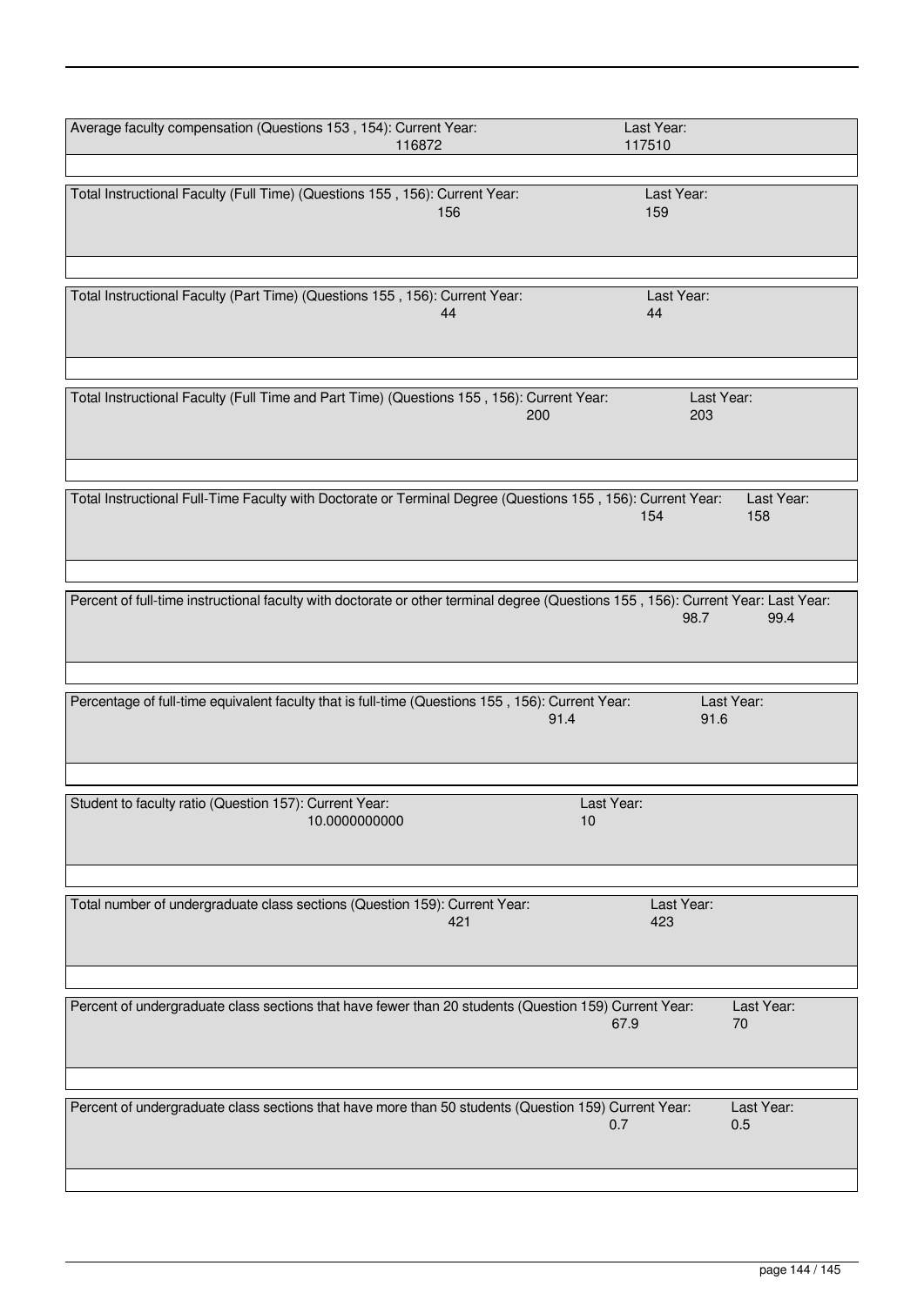Average faculty compensation (Questions 153 , 154): Current Year: 116872 Last Year: 117510

Total Instructional Faculty (Full Time) (Questions 155 , 156): Current Year: 156 Last Year: 159

Total Instructional Faculty (Part Time) (Questions 155 , 156): Current Year: 44 Last Year: 44

Total Instructional Faculty (Full Time and Part Time) (Questions 155 , 156): Current Year: 200 Last Year: 203

Total Instructional Full-Time Faculty with Doctorate or Terminal Degree (Questions 155 , 156): Current Year: 154 Last Year: 158

Percent of full-time instructional faculty with doctorate or other terminal degree (Questions 155 , 156): Current Year: 98.7 Last Year: 99.4

Percentage of full-time equivalent faculty that is full-time (Questions 155 , 156): Current Year: 91.4 Last Year: 91.6

Student to faculty ratio (Question 157): Current Year: 10.0000000000 Last Year: 10

Total number of undergraduate class sections (Question 159): Current Year: 421 Last Year: 423

Percent of undergraduate class sections that have fewer than 20 students (Question 159) Current Year: 67.9 Last Year: 70

Percent of undergraduate class sections that have more than 50 students (Question 159) Current Year: 0.7 Last Year: 0.5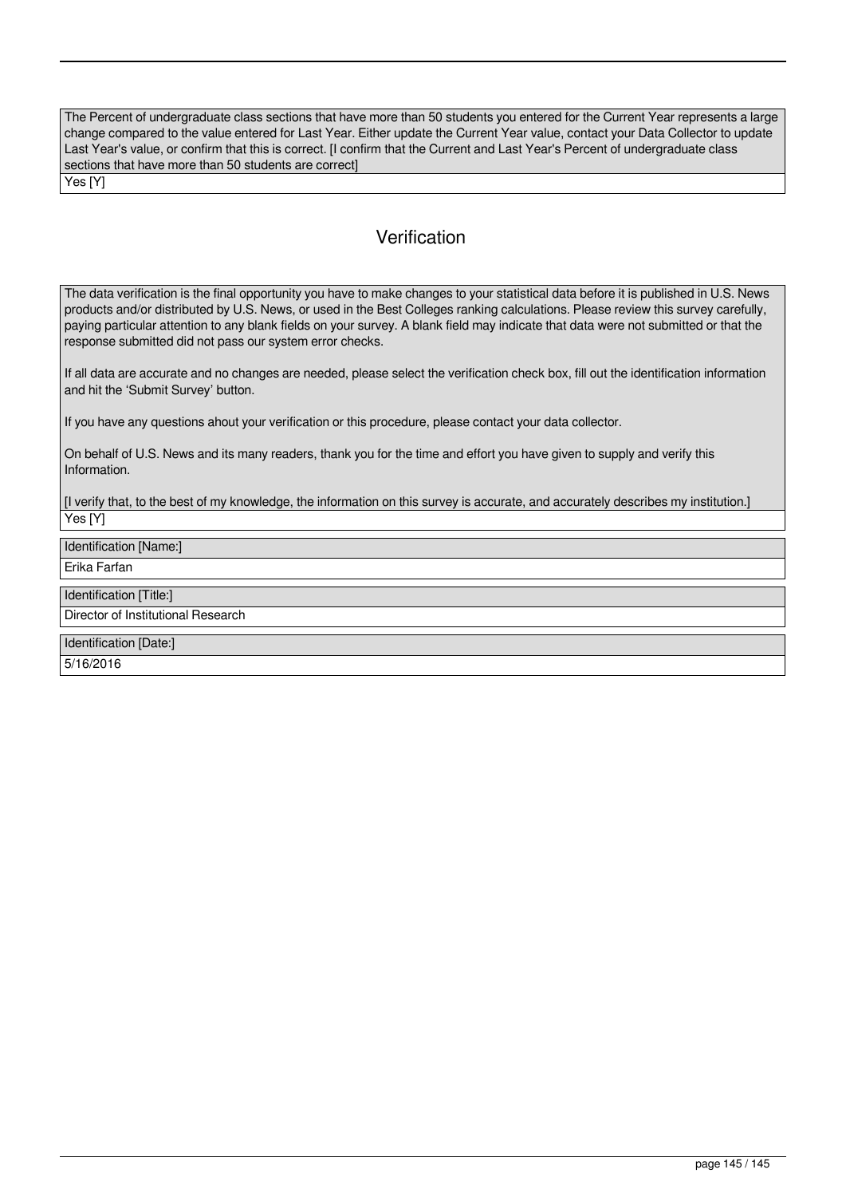The Percent of undergraduate class sections that have more than 50 students you entered for the Current Year represents a large change compared to the value entered for Last Year. Either update the Current Year value, contact your Data Collector to update Last Year's value, or confirm that this is correct. [I confirm that the Current and Last Year's Percent of undergraduate class sections that have more than 50 students are correct]

Yes [Y]

## Verification

The data verification is the final opportunity you have to make changes to your statistical data before it is published in U.S. News products and/or distributed by U.S. News, or used in the Best Colleges ranking calculations. Please review this survey carefully, paying particular attention to any blank fields on your survey. A blank field may indicate that data were not submitted or that the response submitted did not pass our system error checks.

If all data are accurate and no changes are needed, please select the verification check box, fill out the identification information and hit the ‘Submit Survey’ button.

If you have any questions ahout your verification or this procedure, please contact your data collector.

On behalf of U.S. News and its many readers, thank you for the time and effort you have given to supply and verify this Information.

[I verify that, to the best of my knowledge, the information on this survey is accurate, and accurately describes my institution.]

Yes [Y]

Identification [Name:]

Erika Farfan

Identification [Title:]

Director of Institutional Research

Identification [Date:]

5/16/2016